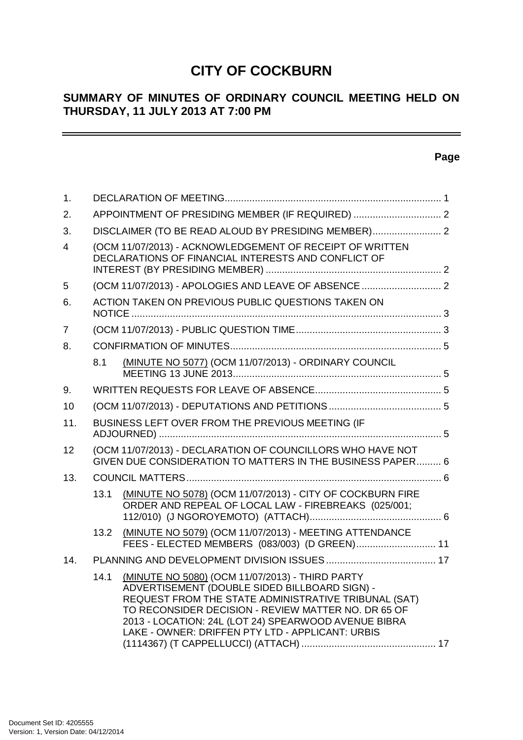# CITY OF COCKBURN

## SUMMARY OF MINUTES OF ORDINARY COUNCIL MEETING HELD ON THURSDAY, 11 JULY 2013 AT 7:00 PM

**Page**

| | | | |
|---|---|---|---|
| 1. | DECLARATION OF MEETING | | 1 |
| 2. | APPOINTMENT OF PRESIDING MEMBER (IF REQUIRED) | | 2 |
| 3. | DISCLAIMER (TO BE READ ALOUD BY PRESIDING MEMBER) | | 2 |
| 4 | (OCM 11/07/2013) - ACKNOWLEDGEMENT OF RECEIPT OF WRITTEN DECLARATIONS OF FINANCIAL INTERESTS AND CONFLICT OF INTEREST (BY PRESIDING MEMBER) | | 2 |
| 5 | (OCM 11/07/2013) - APOLOGIES AND LEAVE OF ABSENCE | | 2 |
| 6. | ACTION TAKEN ON PREVIOUS PUBLIC QUESTIONS TAKEN ON NOTICE | | 3 |
| 7 | (OCM 11/07/2013) - PUBLIC QUESTION TIME | | 3 |
| 8. | CONFIRMATION OF MINUTES | | 5 |
| | 8.1 | (MINUTE NO 5077) (OCM 11/07/2013) - ORDINARY COUNCIL MEETING 13 JUNE 2013 | 5 |
| 9. | WRITTEN REQUESTS FOR LEAVE OF ABSENCE | | 5 |
| 10 | (OCM 11/07/2013) - DEPUTATIONS AND PETITIONS | | 5 |
| 11. | BUSINESS LEFT OVER FROM THE PREVIOUS MEETING (IF ADJOURNED) | | 5 |
| 12 | (OCM 11/07/2013) - DECLARATION OF COUNCILLORS WHO HAVE NOT GIVEN DUE CONSIDERATION TO MATTERS IN THE BUSINESS PAPER | | 6 |
| 13. | COUNCIL MATTERS | | 6 |
| | 13.1 | (MINUTE NO 5078) (OCM 11/07/2013) - CITY OF COCKBURN FIRE ORDER AND REPEAL OF LOCAL LAW - FIREBREAKS (025/001; 112/010) (J NGOROYEMOTO) (ATTACH) | 6 |
| | 13.2 | (MINUTE NO 5079) (OCM 11/07/2013) - MEETING ATTENDANCE FEES - ELECTED MEMBERS (083/003) (D GREEN) | 11 |
| 14. | PLANNING AND DEVELOPMENT DIVISION ISSUES | | 17 |
| | 14.1 | (MINUTE NO 5080) (OCM 11/07/2013) - THIRD PARTY ADVERTISEMENT (DOUBLE SIDED BILLBOARD SIGN) - REQUEST FROM THE STATE ADMINISTRATIVE TRIBUNAL (SAT) TO RECONSIDER DECISION - REVIEW MATTER NO. DR 65 OF 2013 - LOCATION: 24L (LOT 24) SPEARWOOD AVENUE BIBRA LAKE - OWNER: DRIFFEN PTY LTD - APPLICANT: URBIS (1114367) (T CAPPELLUCCI) (ATTACH) | 17 |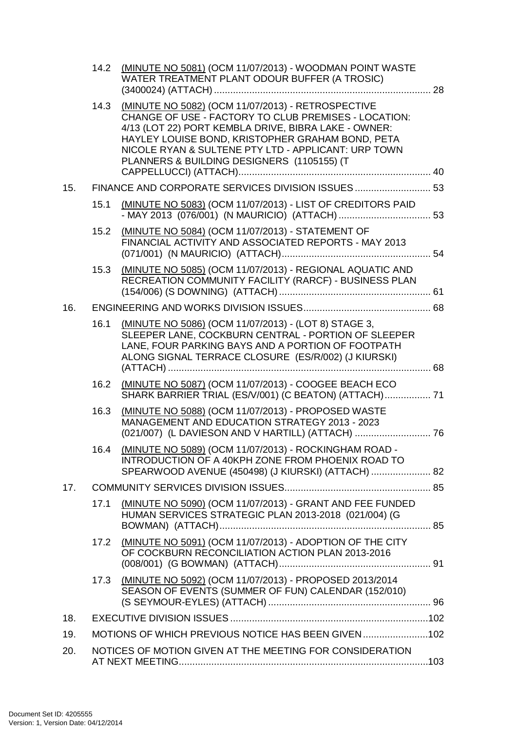14.2 (MINUTE NO 5081) (OCM 11/07/2013) - WOODMAN POINT WASTE WATER TREATMENT PLANT ODOUR BUFFER (A TROSIC) (3400024) (ATTACH) ..... 28

14.3 (MINUTE NO 5082) (OCM 11/07/2013) - RETROSPECTIVE CHANGE OF USE - FACTORY TO CLUB PREMISES - LOCATION: 4/13 (LOT 22) PORT KEMBLA DRIVE, BIBRA LAKE - OWNER: HAYLEY LOUISE BOND, KRISTOPHER GRAHAM BOND, PETA NICOLE RYAN & SULTENE PTY LTD - APPLICANT: URP TOWN PLANNERS & BUILDING DESIGNERS (1105155) (T CAPPELLUCCI) (ATTACH) ..... 40

15. FINANCE AND CORPORATE SERVICES DIVISION ISSUES ..... 53

15.1 (MINUTE NO 5083) (OCM 11/07/2013) - LIST OF CREDITORS PAID - MAY 2013 (076/001) (N MAURICIO) (ATTACH) ..... 53

15.2 (MINUTE NO 5084) (OCM 11/07/2013) - STATEMENT OF FINANCIAL ACTIVITY AND ASSOCIATED REPORTS - MAY 2013 (071/001) (N MAURICIO) (ATTACH) ..... 54

15.3 (MINUTE NO 5085) (OCM 11/07/2013) - REGIONAL AQUATIC AND RECREATION COMMUNITY FACILITY (RARCF) - BUSINESS PLAN (154/006) (S DOWNING) (ATTACH) ..... 61

16. ENGINEERING AND WORKS DIVISION ISSUES ..... 68

16.1 (MINUTE NO 5086) (OCM 11/07/2013) - (LOT 8) STAGE 3, SLEEPER LANE, COCKBURN CENTRAL - PORTION OF SLEEPER LANE, FOUR PARKING BAYS AND A PORTION OF FOOTPATH ALONG SIGNAL TERRACE CLOSURE (ES/R/002) (J KIURSKI) (ATTACH) ..... 68

16.2 (MINUTE NO 5087) (OCM 11/07/2013) - COOGEE BEACH ECO SHARK BARRIER TRIAL (ES/V/001) (C BEATON) (ATTACH) ..... 71

16.3 (MINUTE NO 5088) (OCM 11/07/2013) - PROPOSED WASTE MANAGEMENT AND EDUCATION STRATEGY 2013 - 2023 (021/007) (L DAVIESON AND V HARTILL) (ATTACH) ..... 76

16.4 (MINUTE NO 5089) (OCM 11/07/2013) - ROCKINGHAM ROAD - INTRODUCTION OF A 40KPH ZONE FROM PHOENIX ROAD TO SPEARWOOD AVENUE (450498) (J KIURSKI) (ATTACH) ..... 82

17. COMMUNITY SERVICES DIVISION ISSUES ..... 85

17.1 (MINUTE NO 5090) (OCM 11/07/2013) - GRANT AND FEE FUNDED HUMAN SERVICES STRATEGIC PLAN 2013-2018 (021/004) (G BOWMAN) (ATTACH) ..... 85

17.2 (MINUTE NO 5091) (OCM 11/07/2013) - ADOPTION OF THE CITY OF COCKBURN RECONCILIATION ACTION PLAN 2013-2016 (008/001) (G BOWMAN) (ATTACH) ..... 91

17.3 (MINUTE NO 5092) (OCM 11/07/2013) - PROPOSED 2013/2014 SEASON OF EVENTS (SUMMER OF FUN) CALENDAR (152/010) (S SEYMOUR-EYLES) (ATTACH) ..... 96

18. EXECUTIVE DIVISION ISSUES ..... 102

19. MOTIONS OF WHICH PREVIOUS NOTICE HAS BEEN GIVEN ..... 102

20. NOTICES OF MOTION GIVEN AT THE MEETING FOR CONSIDERATION AT NEXT MEETING ..... 103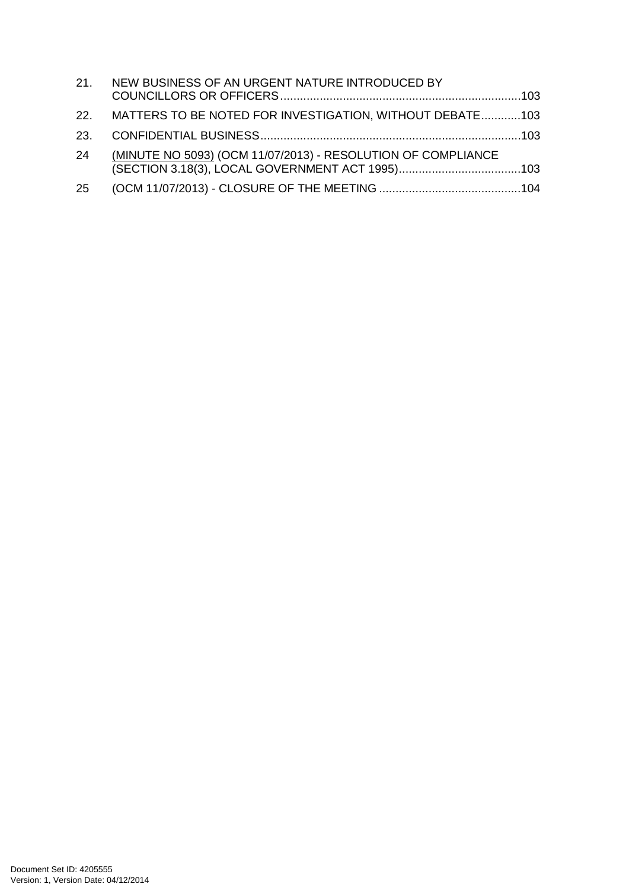21. NEW BUSINESS OF AN URGENT NATURE INTRODUCED BY COUNCILLORS OR OFFICERS........................................................................103

22. MATTERS TO BE NOTED FOR INVESTIGATION, WITHOUT DEBATE............103

23. CONFIDENTIAL BUSINESS..............................................................................103

24 (MINUTE NO 5093) (OCM 11/07/2013) - RESOLUTION OF COMPLIANCE (SECTION 3.18(3), LOCAL GOVERNMENT ACT 1995).....................................103

25 (OCM 11/07/2013) - CLOSURE OF THE MEETING ...........................................104

Document Set ID: 4205555
Version: 1, Version Date: 04/12/2014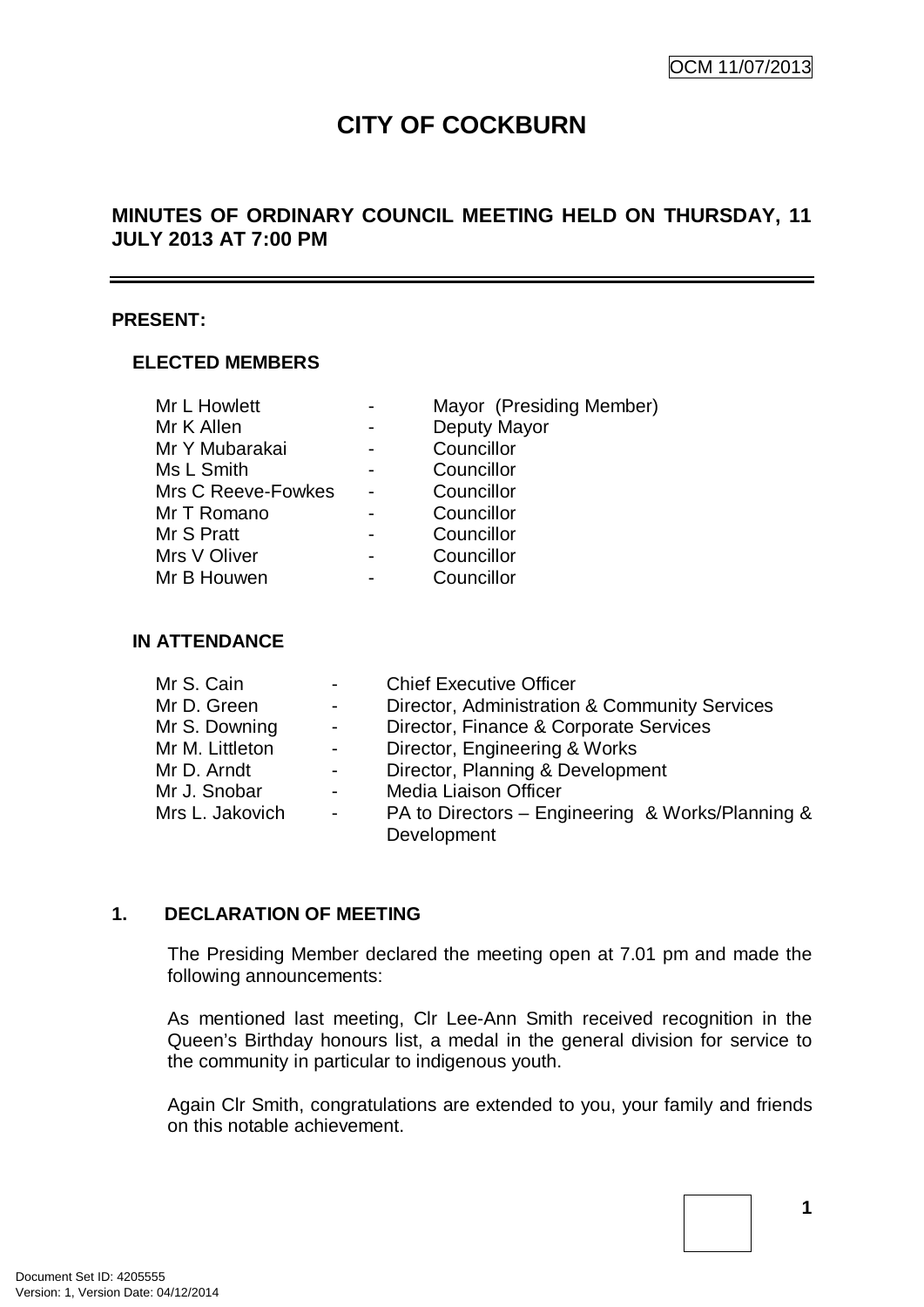OCM 11/07/2013

# CITY OF COCKBURN

## MINUTES OF ORDINARY COUNCIL MEETING HELD ON THURSDAY, 11 JULY 2013 AT 7:00 PM

---

**PRESENT:**

### ELECTED MEMBERS

| | | |
|---|---|---|
| Mr L Howlett | - | Mayor (Presiding Member) |
| Mr K Allen | - | Deputy Mayor |
| Mr Y Mubarakai | - | Councillor |
| Ms L Smith | - | Councillor |
| Mrs C Reeve-Fowkes | - | Councillor |
| Mr T Romano | - | Councillor |
| Mr S Pratt | - | Councillor |
| Mrs V Oliver | - | Councillor |
| Mr B Houwen | - | Councillor |

### IN ATTENDANCE

| | | |
|---|---|---|
| Mr S. Cain | - | Chief Executive Officer |
| Mr D. Green | - | Director, Administration & Community Services |
| Mr S. Downing | - | Director, Finance & Corporate Services |
| Mr M. Littleton | - | Director, Engineering & Works |
| Mr D. Arndt | - | Director, Planning & Development |
| Mr J. Snobar | - | Media Liaison Officer |
| Mrs L. Jakovich | - | PA to Directors – Engineering & Works/Planning & Development |

**1. DECLARATION OF MEETING**

The Presiding Member declared the meeting open at 7.01 pm and made the following announcements:

As mentioned last meeting, Clr Lee-Ann Smith received recognition in the Queen's Birthday honours list, a medal in the general division for service to the community in particular to indigenous youth.

Again Clr Smith, congratulations are extended to you, your family and friends on this notable achievement.

Document Set ID: 4205555
Version: 1, Version Date: 04/12/2014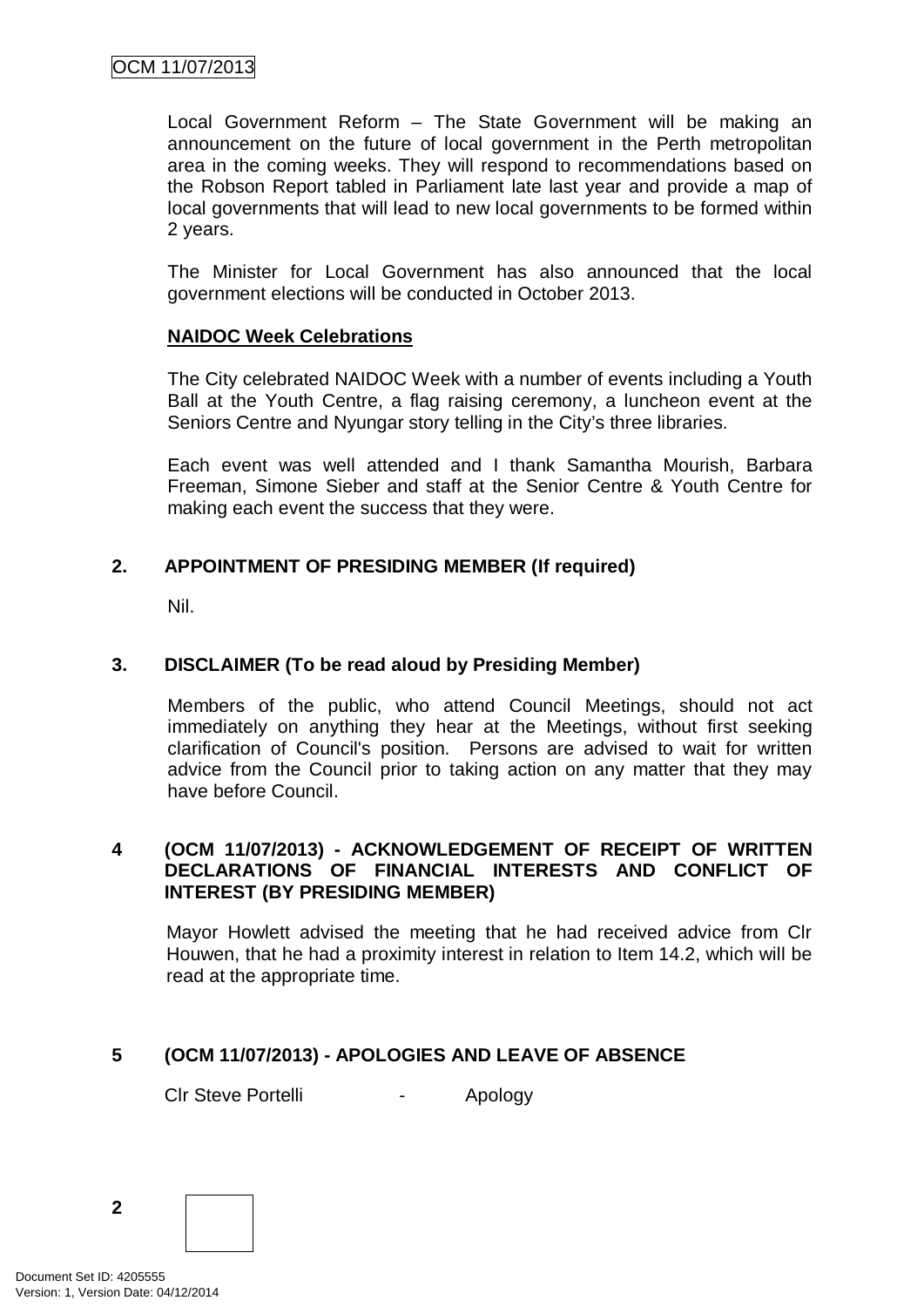Local Government Reform – The State Government will be making an announcement on the future of local government in the Perth metropolitan area in the coming weeks. They will respond to recommendations based on the Robson Report tabled in Parliament late last year and provide a map of local governments that will lead to new local governments to be formed within 2 years.

The Minister for Local Government has also announced that the local government elections will be conducted in October 2013.

**NAIDOC Week Celebrations**

The City celebrated NAIDOC Week with a number of events including a Youth Ball at the Youth Centre, a flag raising ceremony, a luncheon event at the Seniors Centre and Nyungar story telling in the City's three libraries.

Each event was well attended and I thank Samantha Mourish, Barbara Freeman, Simone Sieber and staff at the Senior Centre & Youth Centre for making each event the success that they were.

## 2. APPOINTMENT OF PRESIDING MEMBER (If required)

Nil.

## 3. DISCLAIMER (To be read aloud by Presiding Member)

Members of the public, who attend Council Meetings, should not act immediately on anything they hear at the Meetings, without first seeking clarification of Council's position. Persons are advised to wait for written advice from the Council prior to taking action on any matter that they may have before Council.

## 4 (OCM 11/07/2013) - ACKNOWLEDGEMENT OF RECEIPT OF WRITTEN DECLARATIONS OF FINANCIAL INTERESTS AND CONFLICT OF INTEREST (BY PRESIDING MEMBER)

Mayor Howlett advised the meeting that he had received advice from Clr Houwen, that he had a proximity interest in relation to Item 14.2, which will be read at the appropriate time.

## 5 (OCM 11/07/2013) - APOLOGIES AND LEAVE OF ABSENCE

Clr Steve Portelli - Apology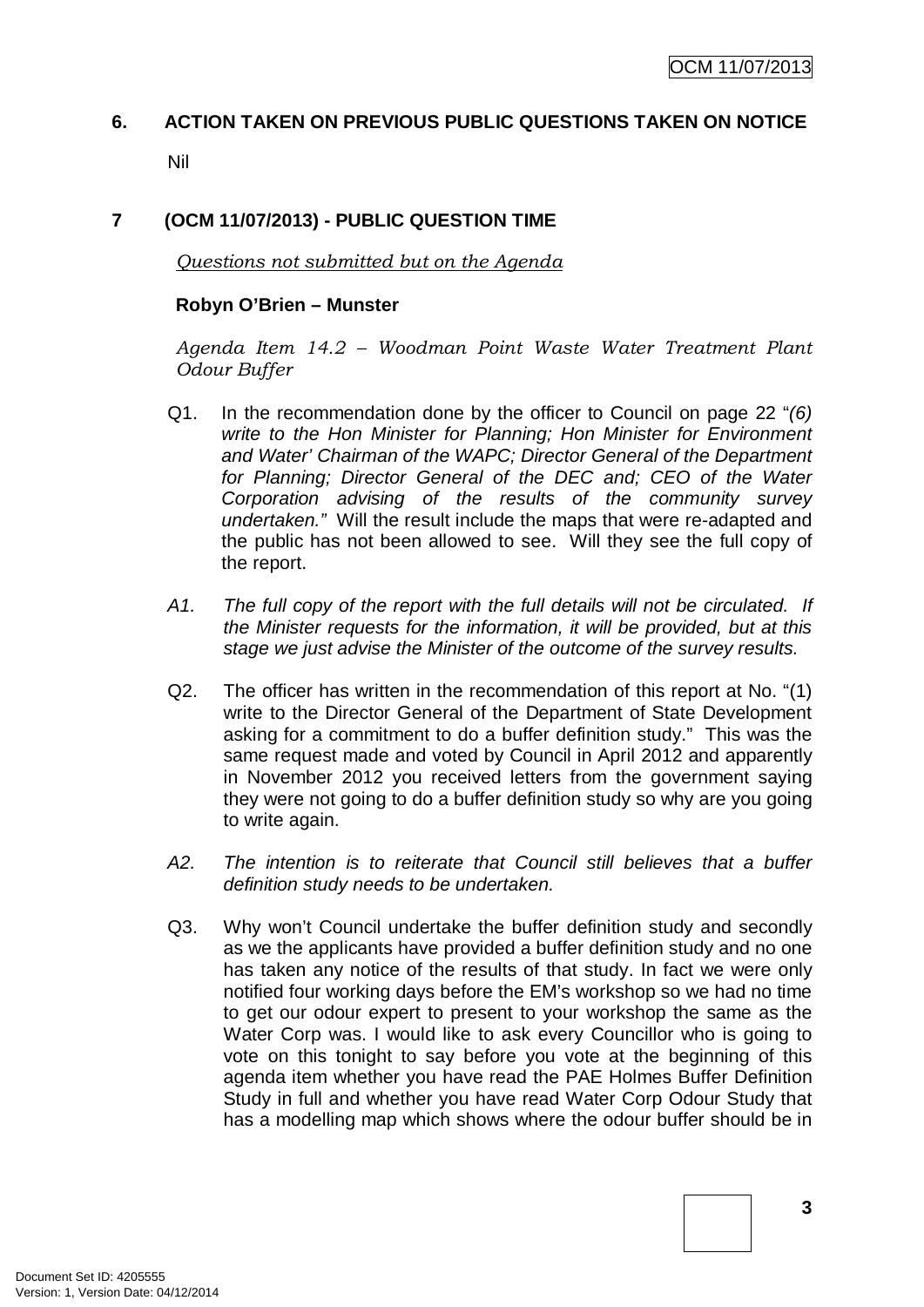## 6. ACTION TAKEN ON PREVIOUS PUBLIC QUESTIONS TAKEN ON NOTICE

Nil

## 7 (OCM 11/07/2013) - PUBLIC QUESTION TIME

*Questions not submitted but on the Agenda*

**Robyn O'Brien – Munster**

*Agenda Item 14.2 – Woodman Point Waste Water Treatment Plant Odour Buffer*

Q1. In the recommendation done by the officer to Council on page 22 "*(6) write to the Hon Minister for Planning; Hon Minister for Environment and Water' Chairman of the WAPC; Director General of the Department for Planning; Director General of the DEC and; CEO of the Water Corporation advising of the results of the community survey undertaken."* Will the result include the maps that were re-adapted and the public has not been allowed to see. Will they see the full copy of the report.

*A1. The full copy of the report with the full details will not be circulated. If the Minister requests for the information, it will be provided, but at this stage we just advise the Minister of the outcome of the survey results.*

Q2. The officer has written in the recommendation of this report at No. "(1) write to the Director General of the Department of State Development asking for a commitment to do a buffer definition study." This was the same request made and voted by Council in April 2012 and apparently in November 2012 you received letters from the government saying they were not going to do a buffer definition study so why are you going to write again.

*A2. The intention is to reiterate that Council still believes that a buffer definition study needs to be undertaken.*

Q3. Why won't Council undertake the buffer definition study and secondly as we the applicants have provided a buffer definition study and no one has taken any notice of the results of that study. In fact we were only notified four working days before the EM's workshop so we had no time to get our odour expert to present to your workshop the same as the Water Corp was. I would like to ask every Councillor who is going to vote on this tonight to say before you vote at the beginning of this agenda item whether you have read the PAE Holmes Buffer Definition Study in full and whether you have read Water Corp Odour Study that has a modelling map which shows where the odour buffer should be in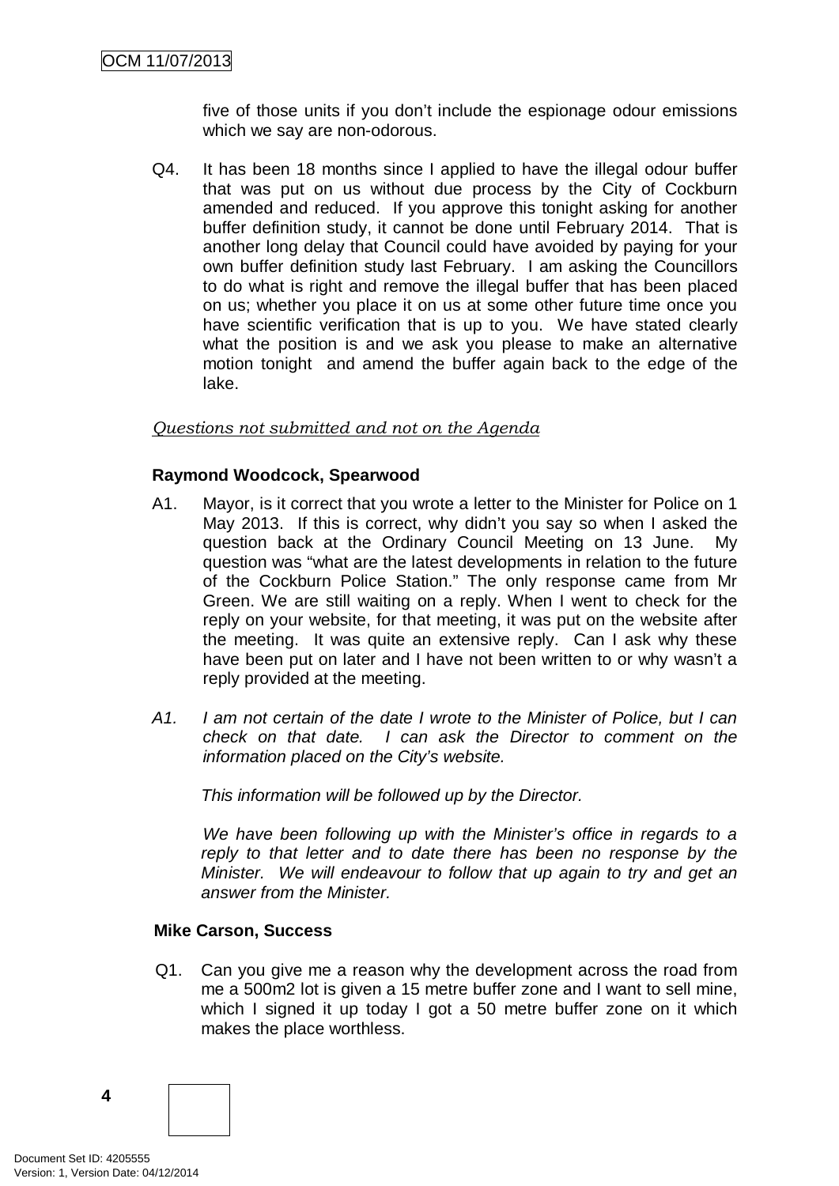five of those units if you don't include the espionage odour emissions which we say are non-odorous.

Q4. It has been 18 months since I applied to have the illegal odour buffer that was put on us without due process by the City of Cockburn amended and reduced. If you approve this tonight asking for another buffer definition study, it cannot be done until February 2014. That is another long delay that Council could have avoided by paying for your own buffer definition study last February. I am asking the Councillors to do what is right and remove the illegal buffer that has been placed on us; whether you place it on us at some other future time once you have scientific verification that is up to you. We have stated clearly what the position is and we ask you please to make an alternative motion tonight and amend the buffer again back to the edge of the lake.

*Questions not submitted and not on the Agenda*

**Raymond Woodcock, Spearwood**

A1. Mayor, is it correct that you wrote a letter to the Minister for Police on 1 May 2013. If this is correct, why didn't you say so when I asked the question back at the Ordinary Council Meeting on 13 June. My question was "what are the latest developments in relation to the future of the Cockburn Police Station." The only response came from Mr Green. We are still waiting on a reply. When I went to check for the reply on your website, for that meeting, it was put on the website after the meeting. It was quite an extensive reply. Can I ask why these have been put on later and I have not been written to or why wasn't a reply provided at the meeting.

*A1. I am not certain of the date I wrote to the Minister of Police, but I can check on that date. I can ask the Director to comment on the information placed on the City's website.*

*This information will be followed up by the Director.*

*We have been following up with the Minister's office in regards to a reply to that letter and to date there has been no response by the Minister. We will endeavour to follow that up again to try and get an answer from the Minister.*

**Mike Carson, Success**

Q1. Can you give me a reason why the development across the road from me a 500m2 lot is given a 15 metre buffer zone and I want to sell mine, which I signed it up today I got a 50 metre buffer zone on it which makes the place worthless.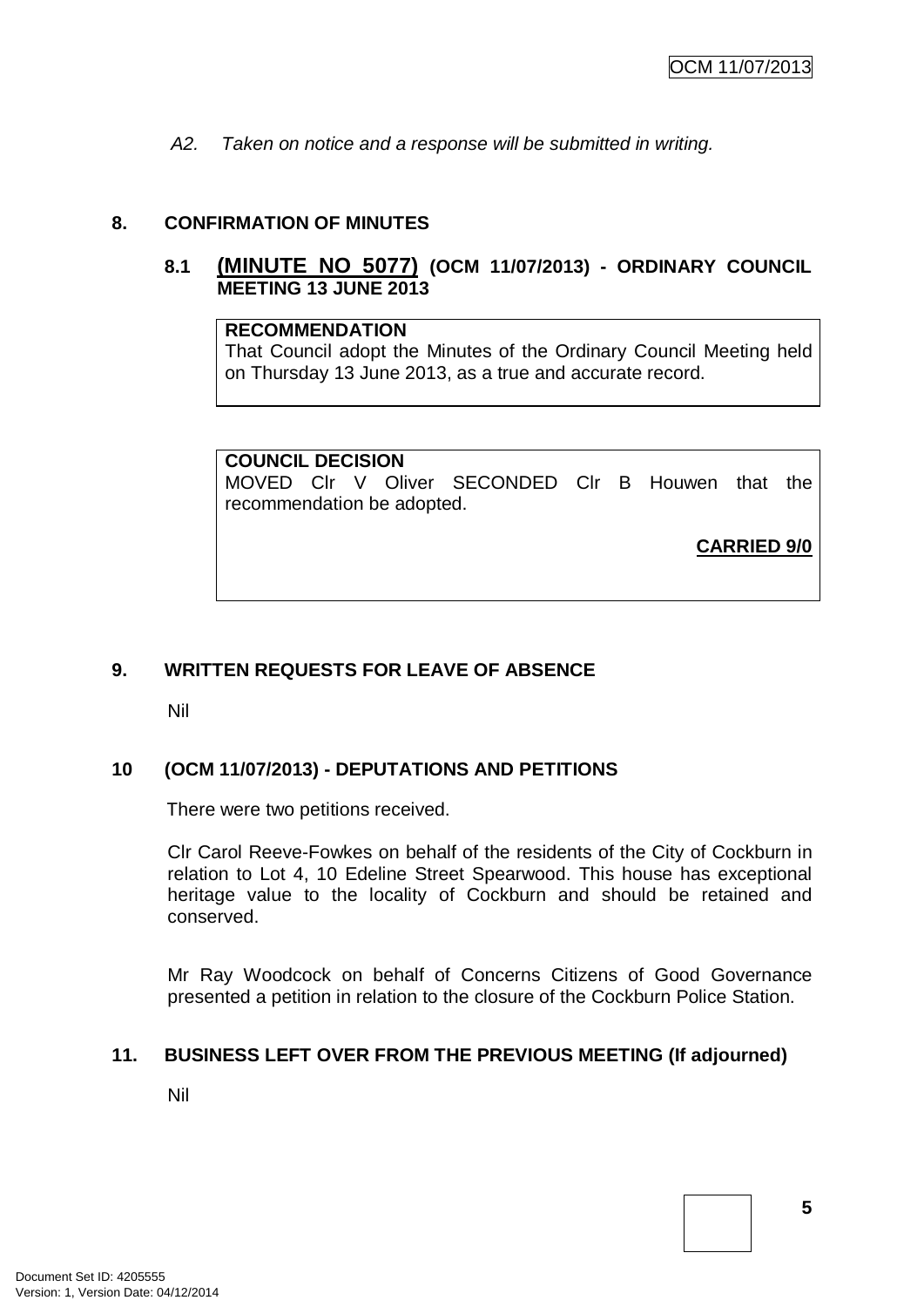*A2. Taken on notice and a response will be submitted in writing.*

## 8. CONFIRMATION OF MINUTES

### 8.1 (MINUTE NO 5077) (OCM 11/07/2013) - ORDINARY COUNCIL MEETING 13 JUNE 2013

**RECOMMENDATION**
That Council adopt the Minutes of the Ordinary Council Meeting held on Thursday 13 June 2013, as a true and accurate record.

**COUNCIL DECISION**
MOVED Clr V Oliver SECONDED Clr B Houwen that the recommendation be adopted.

**CARRIED 9/0**

## 9. WRITTEN REQUESTS FOR LEAVE OF ABSENCE

Nil

## 10 (OCM 11/07/2013) - DEPUTATIONS AND PETITIONS

There were two petitions received.

Clr Carol Reeve-Fowkes on behalf of the residents of the City of Cockburn in relation to Lot 4, 10 Edeline Street Spearwood. This house has exceptional heritage value to the locality of Cockburn and should be retained and conserved.

Mr Ray Woodcock on behalf of Concerns Citizens of Good Governance presented a petition in relation to the closure of the Cockburn Police Station.

## 11. BUSINESS LEFT OVER FROM THE PREVIOUS MEETING (If adjourned)

Nil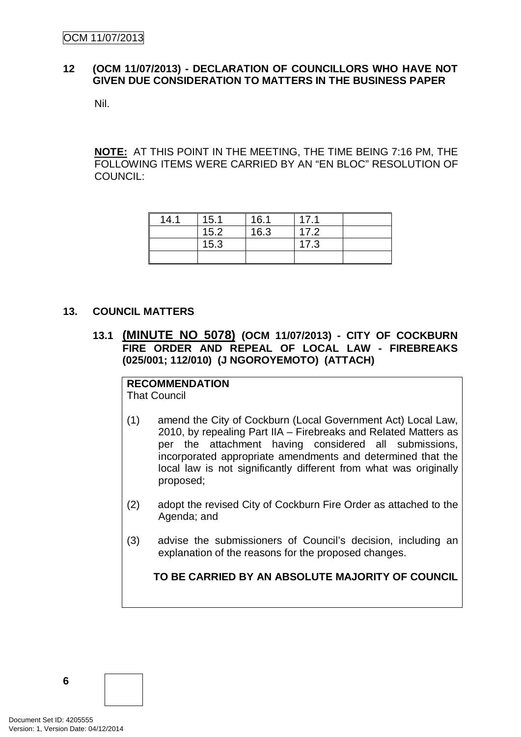## 12 (OCM 11/07/2013) - DECLARATION OF COUNCILLORS WHO HAVE NOT GIVEN DUE CONSIDERATION TO MATTERS IN THE BUSINESS PAPER

Nil.

**NOTE:** AT THIS POINT IN THE MEETING, THE TIME BEING 7:16 PM, THE FOLLOWING ITEMS WERE CARRIED BY AN "EN BLOC" RESOLUTION OF COUNCIL:

| | | | | |
|---|---|---|---|---|
| 14.1 | 15.1 | 16.1 | 17.1 | |
| | 15.2 | 16.3 | 17.2 | |
| | 15.3 | | 17.3 | |
| | | | | |

## 13. COUNCIL MATTERS

### 13.1 (MINUTE NO 5078) (OCM 11/07/2013) - CITY OF COCKBURN FIRE ORDER AND REPEAL OF LOCAL LAW - FIREBREAKS (025/001; 112/010) (J NGOROYEMOTO) (ATTACH)

**RECOMMENDATION**
That Council

(1) amend the City of Cockburn (Local Government Act) Local Law, 2010, by repealing Part IIA – Firebreaks and Related Matters as per the attachment having considered all submissions, incorporated appropriate amendments and determined that the local law is not significantly different from what was originally proposed;

(2) adopt the revised City of Cockburn Fire Order as attached to the Agenda; and

(3) advise the submissioners of Council's decision, including an explanation of the reasons for the proposed changes.

**TO BE CARRIED BY AN ABSOLUTE MAJORITY OF COUNCIL**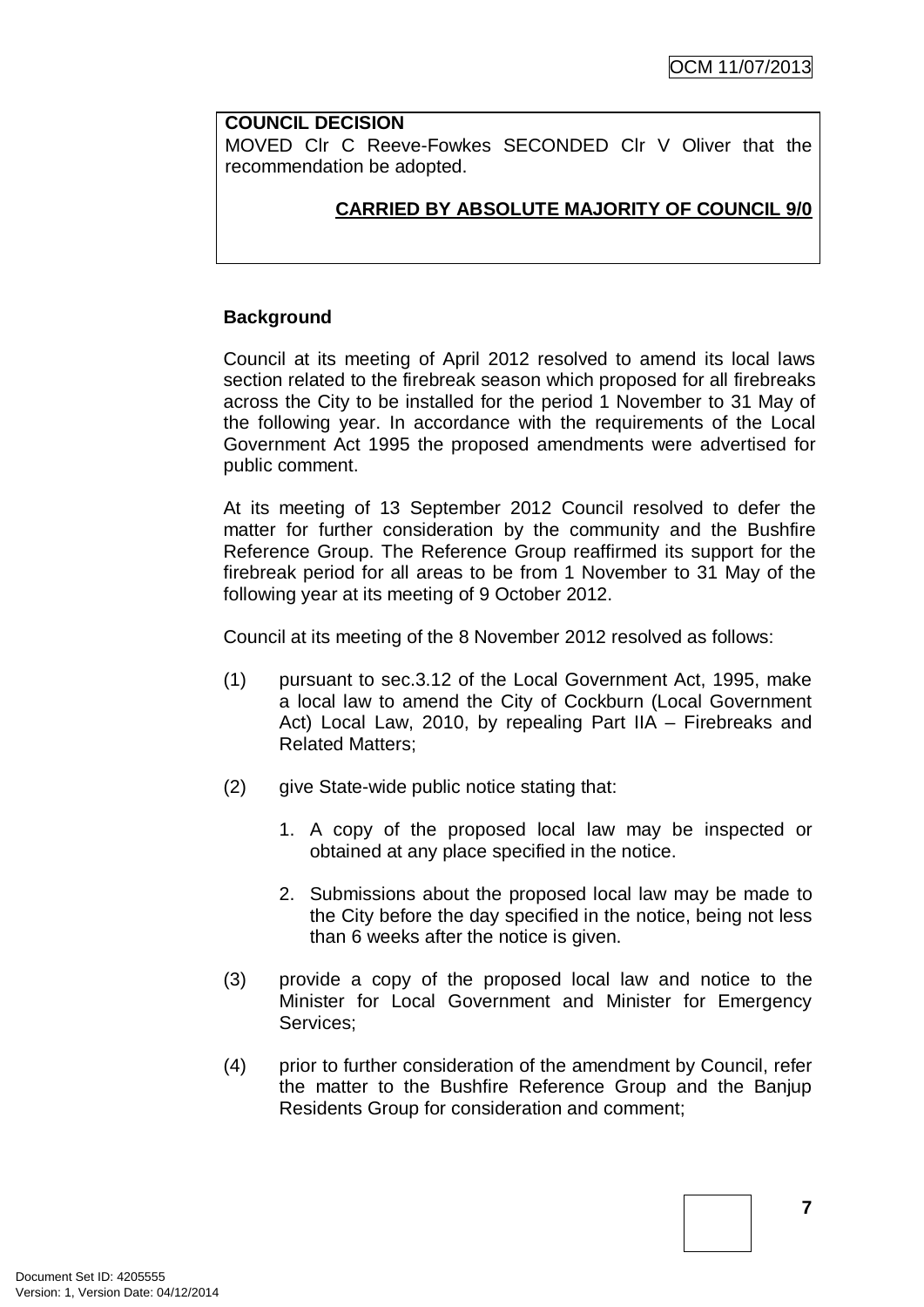**COUNCIL DECISION**

MOVED Clr C Reeve-Fowkes SECONDED Clr V Oliver that the recommendation be adopted.

**CARRIED BY ABSOLUTE MAJORITY OF COUNCIL 9/0**

**Background**

Council at its meeting of April 2012 resolved to amend its local laws section related to the firebreak season which proposed for all firebreaks across the City to be installed for the period 1 November to 31 May of the following year. In accordance with the requirements of the Local Government Act 1995 the proposed amendments were advertised for public comment.

At its meeting of 13 September 2012 Council resolved to defer the matter for further consideration by the community and the Bushfire Reference Group. The Reference Group reaffirmed its support for the firebreak period for all areas to be from 1 November to 31 May of the following year at its meeting of 9 October 2012.

Council at its meeting of the 8 November 2012 resolved as follows:

(1) pursuant to sec.3.12 of the Local Government Act, 1995, make a local law to amend the City of Cockburn (Local Government Act) Local Law, 2010, by repealing Part IIA – Firebreaks and Related Matters;

(2) give State-wide public notice stating that:

   1. A copy of the proposed local law may be inspected or obtained at any place specified in the notice.

   2. Submissions about the proposed local law may be made to the City before the day specified in the notice, being not less than 6 weeks after the notice is given.

(3) provide a copy of the proposed local law and notice to the Minister for Local Government and Minister for Emergency Services;

(4) prior to further consideration of the amendment by Council, refer the matter to the Bushfire Reference Group and the Banjup Residents Group for consideration and comment;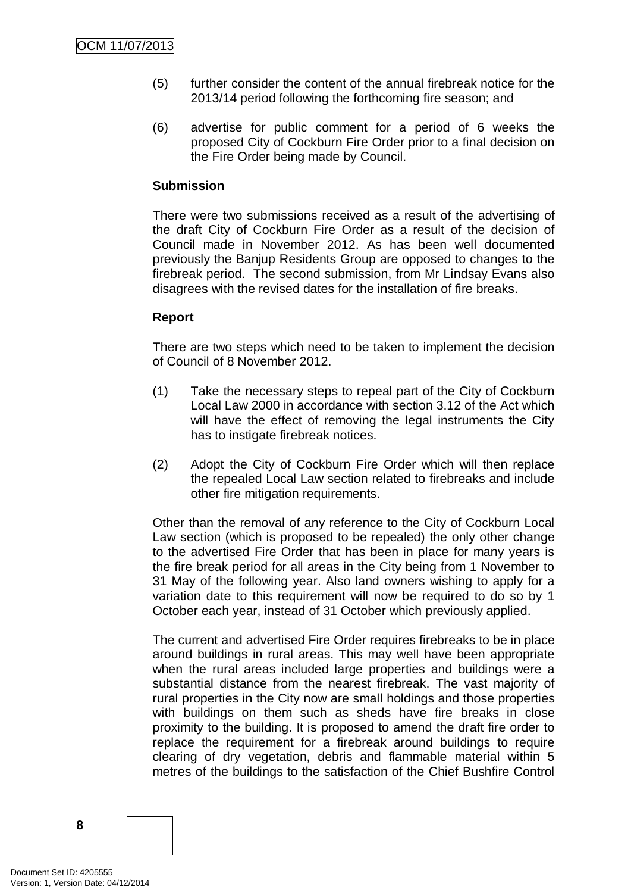(5) further consider the content of the annual firebreak notice for the 2013/14 period following the forthcoming fire season; and

(6) advertise for public comment for a period of 6 weeks the proposed City of Cockburn Fire Order prior to a final decision on the Fire Order being made by Council.

**Submission**

There were two submissions received as a result of the advertising of the draft City of Cockburn Fire Order as a result of the decision of Council made in November 2012. As has been well documented previously the Banjup Residents Group are opposed to changes to the firebreak period. The second submission, from Mr Lindsay Evans also disagrees with the revised dates for the installation of fire breaks.

**Report**

There are two steps which need to be taken to implement the decision of Council of 8 November 2012.

(1) Take the necessary steps to repeal part of the City of Cockburn Local Law 2000 in accordance with section 3.12 of the Act which will have the effect of removing the legal instruments the City has to instigate firebreak notices.

(2) Adopt the City of Cockburn Fire Order which will then replace the repealed Local Law section related to firebreaks and include other fire mitigation requirements.

Other than the removal of any reference to the City of Cockburn Local Law section (which is proposed to be repealed) the only other change to the advertised Fire Order that has been in place for many years is the fire break period for all areas in the City being from 1 November to 31 May of the following year. Also land owners wishing to apply for a variation date to this requirement will now be required to do so by 1 October each year, instead of 31 October which previously applied.

The current and advertised Fire Order requires firebreaks to be in place around buildings in rural areas. This may well have been appropriate when the rural areas included large properties and buildings were a substantial distance from the nearest firebreak. The vast majority of rural properties in the City now are small holdings and those properties with buildings on them such as sheds have fire breaks in close proximity to the building. It is proposed to amend the draft fire order to replace the requirement for a firebreak around buildings to require clearing of dry vegetation, debris and flammable material within 5 metres of the buildings to the satisfaction of the Chief Bushfire Control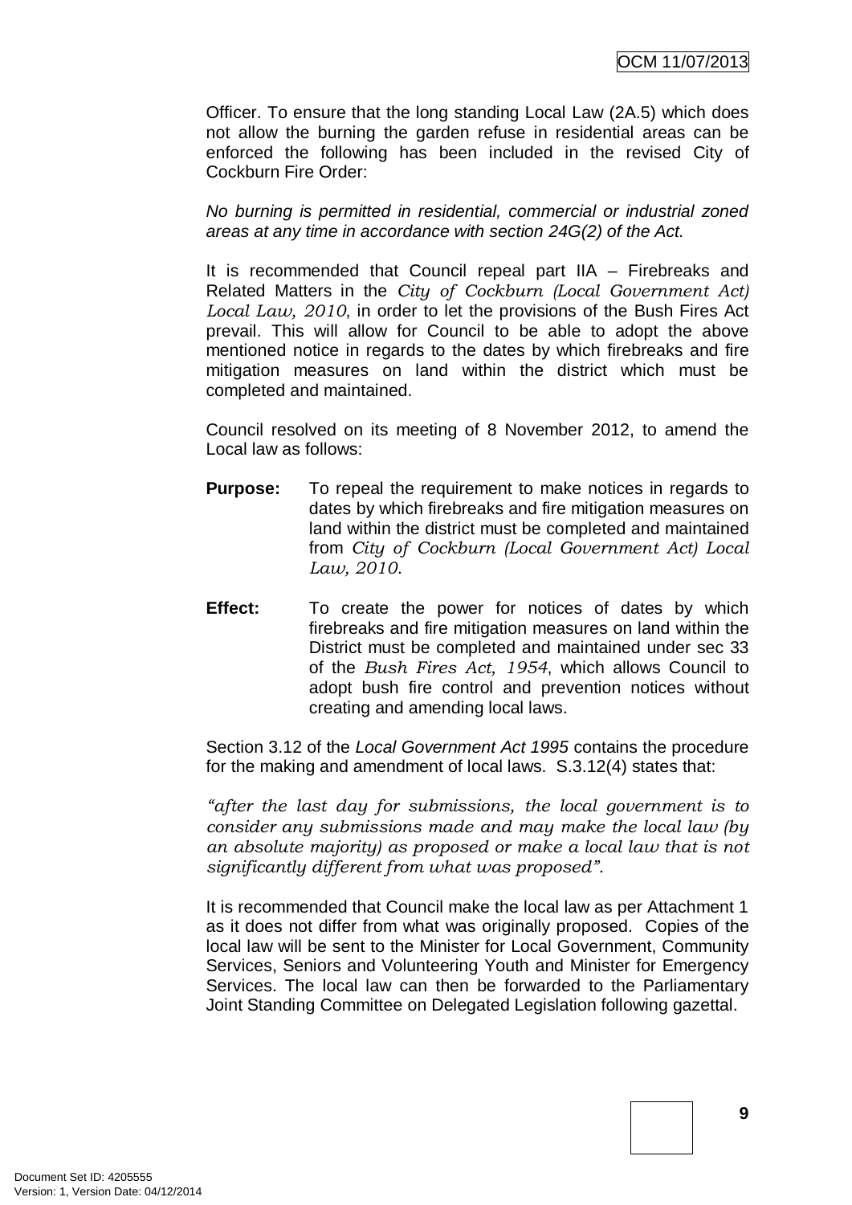Officer. To ensure that the long standing Local Law (2A.5) which does not allow the burning the garden refuse in residential areas can be enforced the following has been included in the revised City of Cockburn Fire Order:

*No burning is permitted in residential, commercial or industrial zoned areas at any time in accordance with section 24G(2) of the Act.*

It is recommended that Council repeal part IIA – Firebreaks and Related Matters in the *City of Cockburn (Local Government Act) Local Law, 2010*, in order to let the provisions of the Bush Fires Act prevail. This will allow for Council to be able to adopt the above mentioned notice in regards to the dates by which firebreaks and fire mitigation measures on land within the district which must be completed and maintained.

Council resolved on its meeting of 8 November 2012, to amend the Local law as follows:

**Purpose:** To repeal the requirement to make notices in regards to dates by which firebreaks and fire mitigation measures on land within the district must be completed and maintained from *City of Cockburn (Local Government Act) Local Law, 2010*.

**Effect:** To create the power for notices of dates by which firebreaks and fire mitigation measures on land within the District must be completed and maintained under sec 33 of the *Bush Fires Act, 1954*, which allows Council to adopt bush fire control and prevention notices without creating and amending local laws.

Section 3.12 of the *Local Government Act 1995* contains the procedure for the making and amendment of local laws. S.3.12(4) states that:

*"after the last day for submissions, the local government is to consider any submissions made and may make the local law (by an absolute majority) as proposed or make a local law that is not significantly different from what was proposed".*

It is recommended that Council make the local law as per Attachment 1 as it does not differ from what was originally proposed. Copies of the local law will be sent to the Minister for Local Government, Community Services, Seniors and Volunteering Youth and Minister for Emergency Services. The local law can then be forwarded to the Parliamentary Joint Standing Committee on Delegated Legislation following gazettal.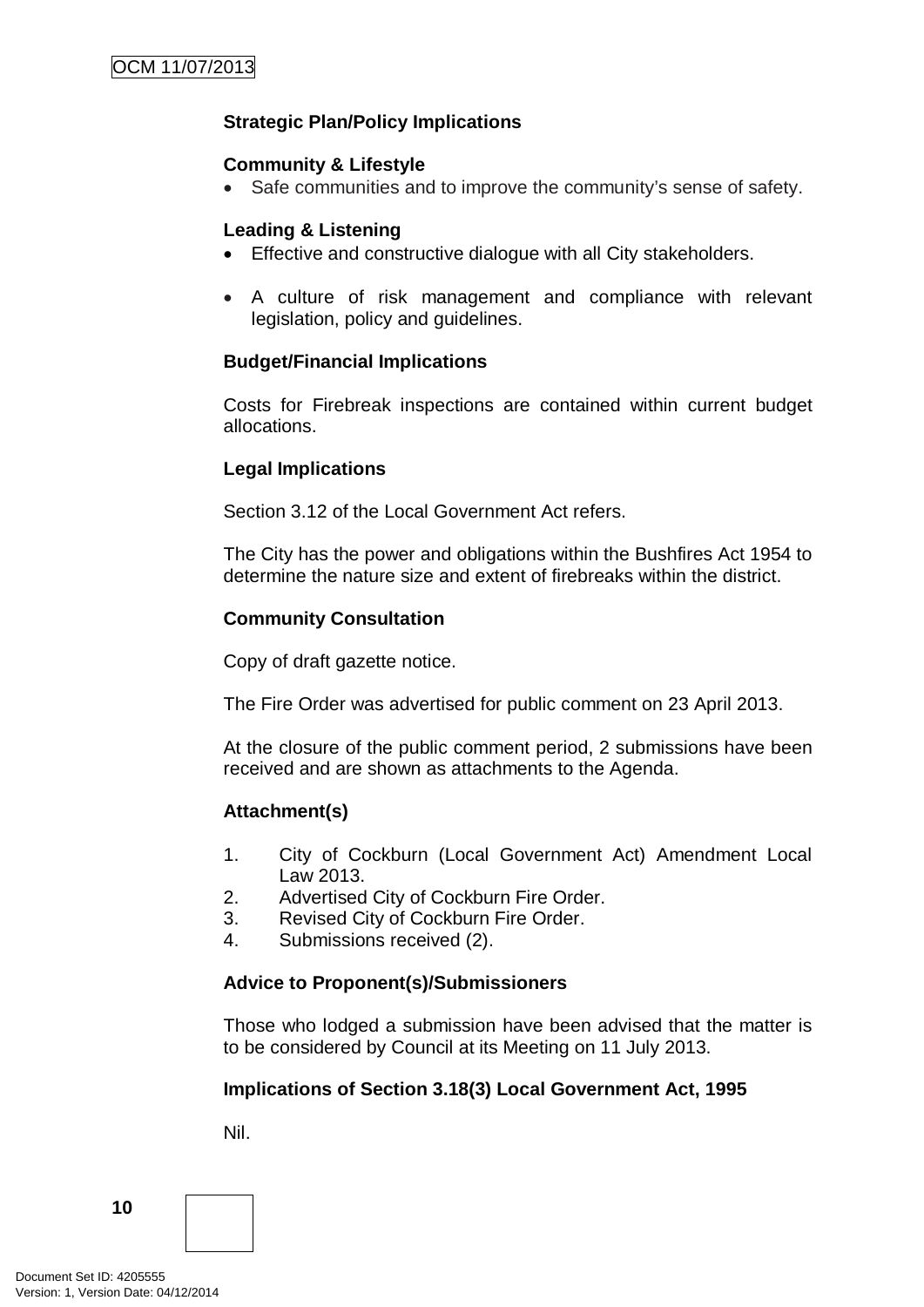**Strategic Plan/Policy Implications**

**Community & Lifestyle**

- Safe communities and to improve the community's sense of safety.

**Leading & Listening**

- Effective and constructive dialogue with all City stakeholders.
- A culture of risk management and compliance with relevant legislation, policy and guidelines.

**Budget/Financial Implications**

Costs for Firebreak inspections are contained within current budget allocations.

**Legal Implications**

Section 3.12 of the Local Government Act refers.

The City has the power and obligations within the Bushfires Act 1954 to determine the nature size and extent of firebreaks within the district.

**Community Consultation**

Copy of draft gazette notice.

The Fire Order was advertised for public comment on 23 April 2013.

At the closure of the public comment period, 2 submissions have been received and are shown as attachments to the Agenda.

**Attachment(s)**

1. City of Cockburn (Local Government Act) Amendment Local Law 2013.
2. Advertised City of Cockburn Fire Order.
3. Revised City of Cockburn Fire Order.
4. Submissions received (2).

**Advice to Proponent(s)/Submissioners**

Those who lodged a submission have been advised that the matter is to be considered by Council at its Meeting on 11 July 2013.

**Implications of Section 3.18(3) Local Government Act, 1995**

Nil.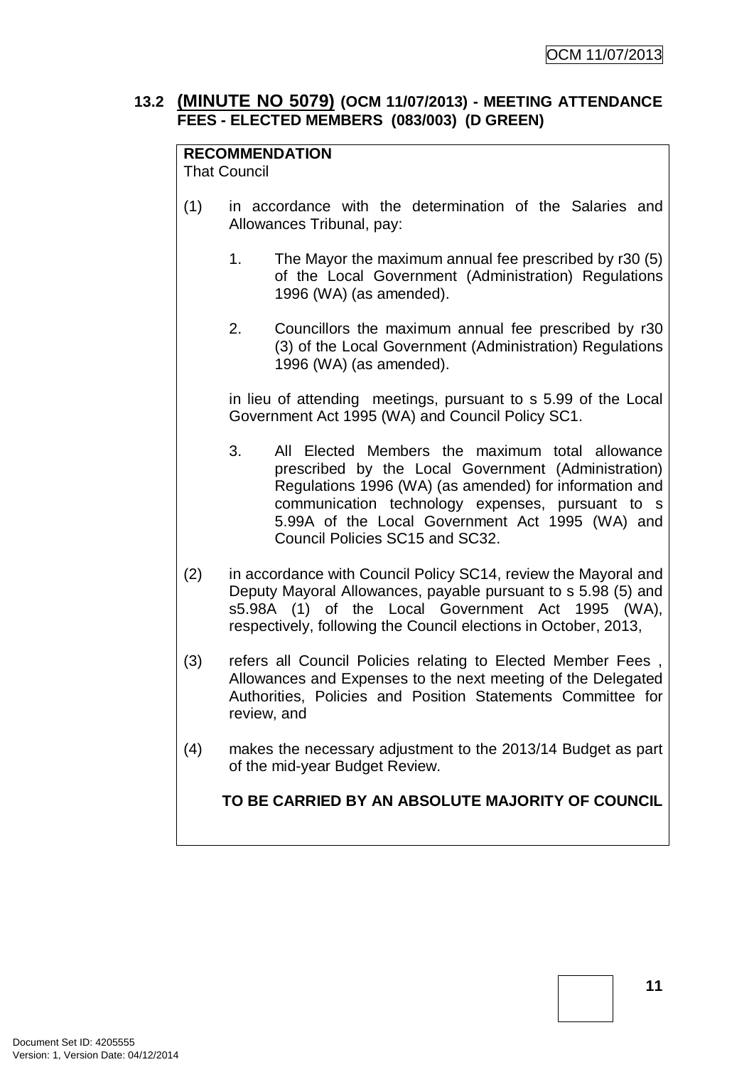### 13.2 **(MINUTE NO 5079) (OCM 11/07/2013) - MEETING ATTENDANCE FEES - ELECTED MEMBERS (083/003) (D GREEN)**

**RECOMMENDATION**

That Council

(1) in accordance with the determination of the Salaries and Allowances Tribunal, pay:

   1. The Mayor the maximum annual fee prescribed by r30 (5) of the Local Government (Administration) Regulations 1996 (WA) (as amended).

   2. Councillors the maximum annual fee prescribed by r30 (3) of the Local Government (Administration) Regulations 1996 (WA) (as amended).

   in lieu of attending meetings, pursuant to s 5.99 of the Local Government Act 1995 (WA) and Council Policy SC1.

   3. All Elected Members the maximum total allowance prescribed by the Local Government (Administration) Regulations 1996 (WA) (as amended) for information and communication technology expenses, pursuant to s 5.99A of the Local Government Act 1995 (WA) and Council Policies SC15 and SC32.

(2) in accordance with Council Policy SC14, review the Mayoral and Deputy Mayoral Allowances, payable pursuant to s 5.98 (5) and s5.98A (1) of the Local Government Act 1995 (WA), respectively, following the Council elections in October, 2013,

(3) refers all Council Policies relating to Elected Member Fees , Allowances and Expenses to the next meeting of the Delegated Authorities, Policies and Position Statements Committee for review, and

(4) makes the necessary adjustment to the 2013/14 Budget as part of the mid-year Budget Review.

**TO BE CARRIED BY AN ABSOLUTE MAJORITY OF COUNCIL**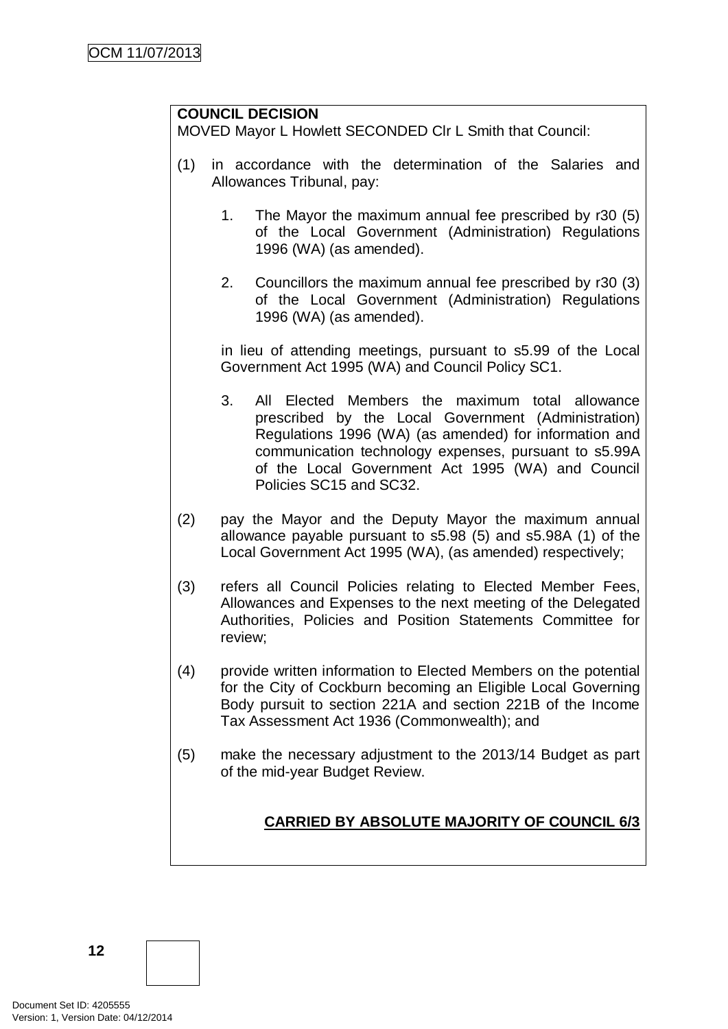**COUNCIL DECISION**

MOVED Mayor L Howlett SECONDED Clr L Smith that Council:

(1) in accordance with the determination of the Salaries and Allowances Tribunal, pay:

   1. The Mayor the maximum annual fee prescribed by r30 (5) of the Local Government (Administration) Regulations 1996 (WA) (as amended).

   2. Councillors the maximum annual fee prescribed by r30 (3) of the Local Government (Administration) Regulations 1996 (WA) (as amended).

   in lieu of attending meetings, pursuant to s5.99 of the Local Government Act 1995 (WA) and Council Policy SC1.

   3. All Elected Members the maximum total allowance prescribed by the Local Government (Administration) Regulations 1996 (WA) (as amended) for information and communication technology expenses, pursuant to s5.99A of the Local Government Act 1995 (WA) and Council Policies SC15 and SC32.

(2) pay the Mayor and the Deputy Mayor the maximum annual allowance payable pursuant to s5.98 (5) and s5.98A (1) of the Local Government Act 1995 (WA), (as amended) respectively;

(3) refers all Council Policies relating to Elected Member Fees, Allowances and Expenses to the next meeting of the Delegated Authorities, Policies and Position Statements Committee for review;

(4) provide written information to Elected Members on the potential for the City of Cockburn becoming an Eligible Local Governing Body pursuit to section 221A and section 221B of the Income Tax Assessment Act 1936 (Commonwealth); and

(5) make the necessary adjustment to the 2013/14 Budget as part of the mid-year Budget Review.

**CARRIED BY ABSOLUTE MAJORITY OF COUNCIL 6/3**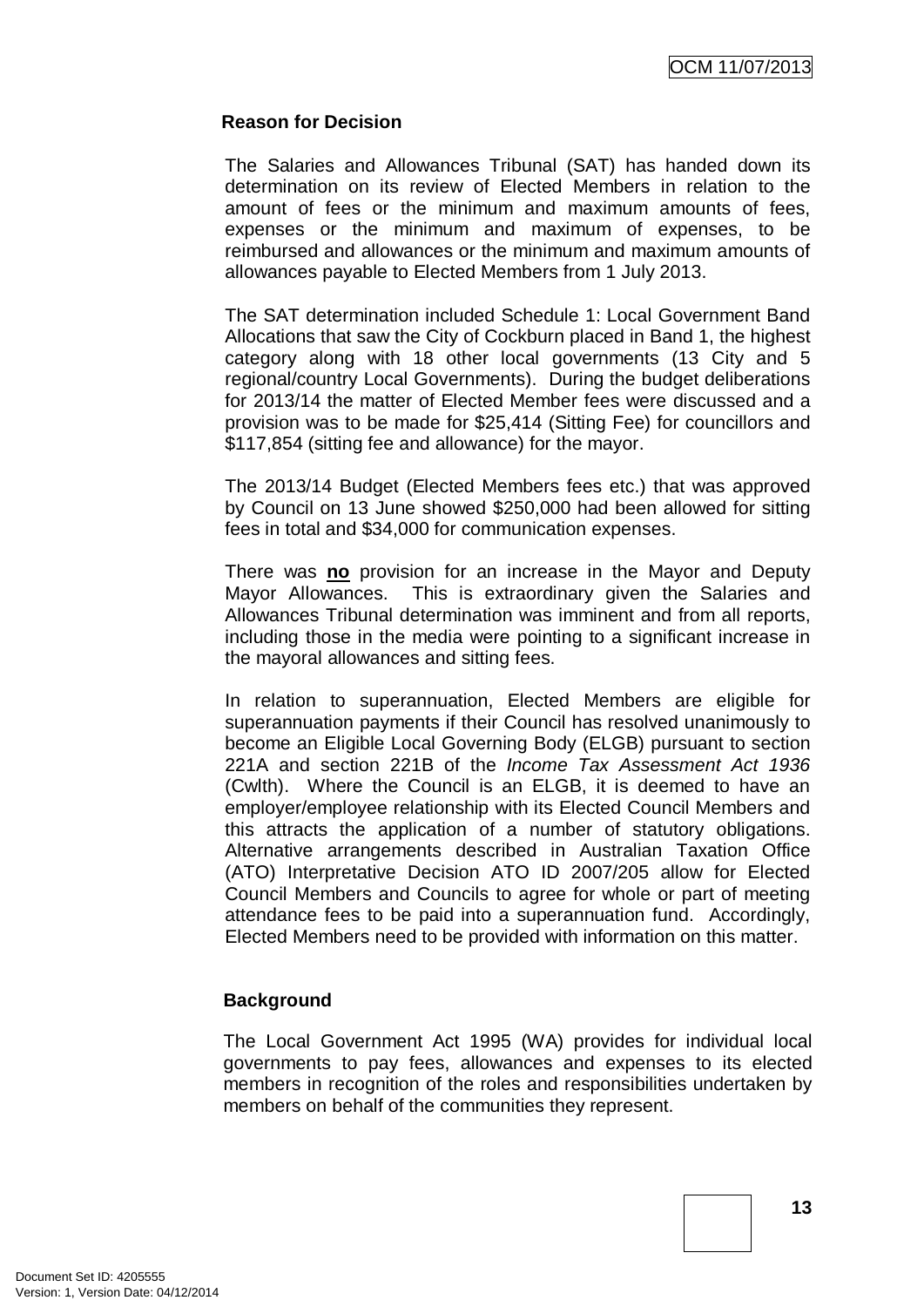**Reason for Decision**

The Salaries and Allowances Tribunal (SAT) has handed down its determination on its review of Elected Members in relation to the amount of fees or the minimum and maximum amounts of fees, expenses or the minimum and maximum of expenses, to be reimbursed and allowances or the minimum and maximum amounts of allowances payable to Elected Members from 1 July 2013.

The SAT determination included Schedule 1: Local Government Band Allocations that saw the City of Cockburn placed in Band 1, the highest category along with 18 other local governments (13 City and 5 regional/country Local Governments). During the budget deliberations for 2013/14 the matter of Elected Member fees were discussed and a provision was to be made for $25,414 (Sitting Fee) for councillors and $117,854 (sitting fee and allowance) for the mayor.

The 2013/14 Budget (Elected Members fees etc.) that was approved by Council on 13 June showed $250,000 had been allowed for sitting fees in total and $34,000 for communication expenses.

There was **no** provision for an increase in the Mayor and Deputy Mayor Allowances. This is extraordinary given the Salaries and Allowances Tribunal determination was imminent and from all reports, including those in the media were pointing to a significant increase in the mayoral allowances and sitting fees.

In relation to superannuation, Elected Members are eligible for superannuation payments if their Council has resolved unanimously to become an Eligible Local Governing Body (ELGB) pursuant to section 221A and section 221B of the *Income Tax Assessment Act 1936* (Cwlth). Where the Council is an ELGB, it is deemed to have an employer/employee relationship with its Elected Council Members and this attracts the application of a number of statutory obligations. Alternative arrangements described in Australian Taxation Office (ATO) Interpretative Decision ATO ID 2007/205 allow for Elected Council Members and Councils to agree for whole or part of meeting attendance fees to be paid into a superannuation fund. Accordingly, Elected Members need to be provided with information on this matter.

**Background**

The Local Government Act 1995 (WA) provides for individual local governments to pay fees, allowances and expenses to its elected members in recognition of the roles and responsibilities undertaken by members on behalf of the communities they represent.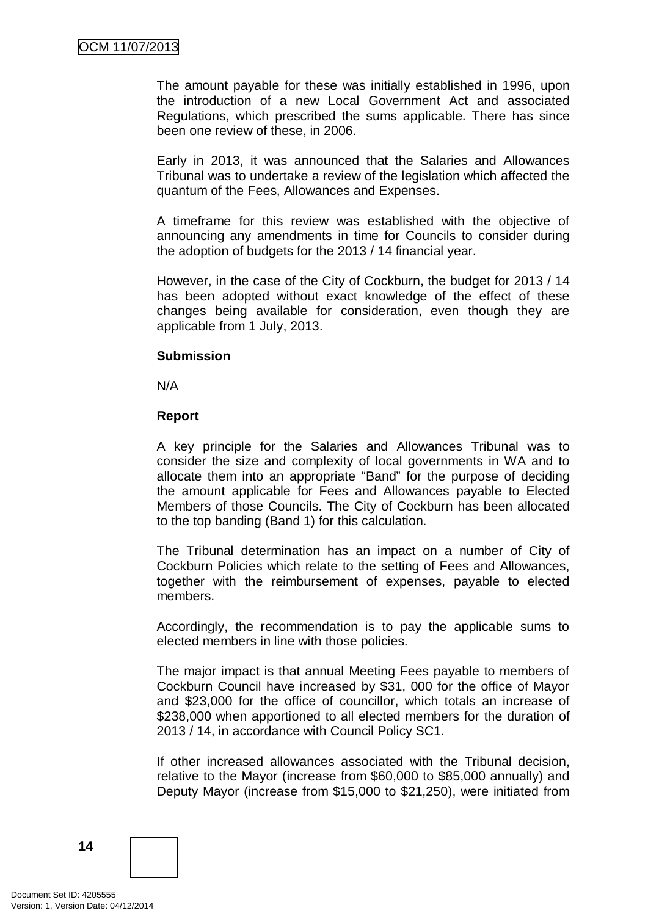The amount payable for these was initially established in 1996, upon the introduction of a new Local Government Act and associated Regulations, which prescribed the sums applicable. There has since been one review of these, in 2006.

Early in 2013, it was announced that the Salaries and Allowances Tribunal was to undertake a review of the legislation which affected the quantum of the Fees, Allowances and Expenses.

A timeframe for this review was established with the objective of announcing any amendments in time for Councils to consider during the adoption of budgets for the 2013 / 14 financial year.

However, in the case of the City of Cockburn, the budget for 2013 / 14 has been adopted without exact knowledge of the effect of these changes being available for consideration, even though they are applicable from 1 July, 2013.

**Submission**

N/A

**Report**

A key principle for the Salaries and Allowances Tribunal was to consider the size and complexity of local governments in WA and to allocate them into an appropriate "Band" for the purpose of deciding the amount applicable for Fees and Allowances payable to Elected Members of those Councils. The City of Cockburn has been allocated to the top banding (Band 1) for this calculation.

The Tribunal determination has an impact on a number of City of Cockburn Policies which relate to the setting of Fees and Allowances, together with the reimbursement of expenses, payable to elected members.

Accordingly, the recommendation is to pay the applicable sums to elected members in line with those policies.

The major impact is that annual Meeting Fees payable to members of Cockburn Council have increased by $31, 000 for the office of Mayor and $23,000 for the office of councillor, which totals an increase of $238,000 when apportioned to all elected members for the duration of 2013 / 14, in accordance with Council Policy SC1.

If other increased allowances associated with the Tribunal decision, relative to the Mayor (increase from $60,000 to $85,000 annually) and Deputy Mayor (increase from $15,000 to $21,250), were initiated from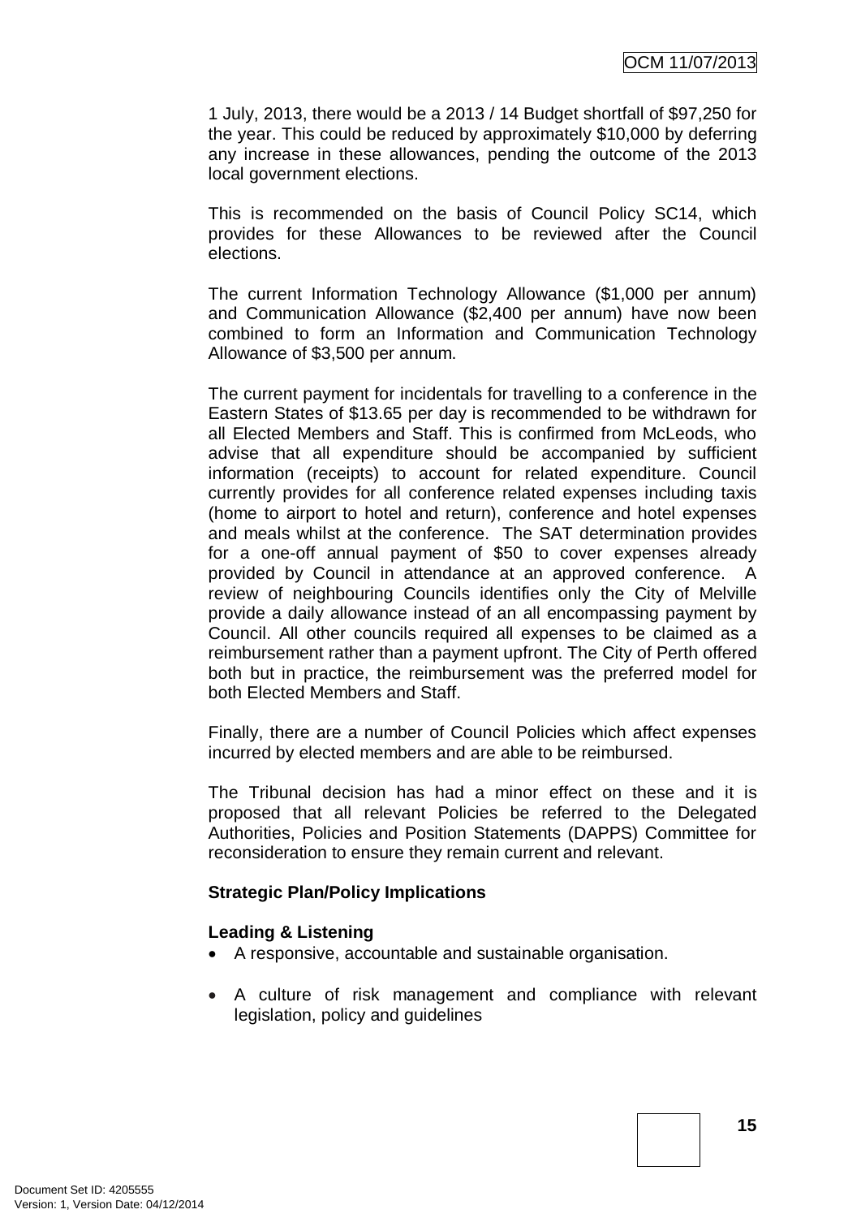1 July, 2013, there would be a 2013 / 14 Budget shortfall of $97,250 for the year. This could be reduced by approximately $10,000 by deferring any increase in these allowances, pending the outcome of the 2013 local government elections.

This is recommended on the basis of Council Policy SC14, which provides for these Allowances to be reviewed after the Council elections.

The current Information Technology Allowance ($1,000 per annum) and Communication Allowance ($2,400 per annum) have now been combined to form an Information and Communication Technology Allowance of $3,500 per annum.

The current payment for incidentals for travelling to a conference in the Eastern States of $13.65 per day is recommended to be withdrawn for all Elected Members and Staff. This is confirmed from McLeods, who advise that all expenditure should be accompanied by sufficient information (receipts) to account for related expenditure. Council currently provides for all conference related expenses including taxis (home to airport to hotel and return), conference and hotel expenses and meals whilst at the conference. The SAT determination provides for a one-off annual payment of $50 to cover expenses already provided by Council in attendance at an approved conference. A review of neighbouring Councils identifies only the City of Melville provide a daily allowance instead of an all encompassing payment by Council. All other councils required all expenses to be claimed as a reimbursement rather than a payment upfront. The City of Perth offered both but in practice, the reimbursement was the preferred model for both Elected Members and Staff.

Finally, there are a number of Council Policies which affect expenses incurred by elected members and are able to be reimbursed.

The Tribunal decision has had a minor effect on these and it is proposed that all relevant Policies be referred to the Delegated Authorities, Policies and Position Statements (DAPPS) Committee for reconsideration to ensure they remain current and relevant.

**Strategic Plan/Policy Implications**

**Leading & Listening**

- A responsive, accountable and sustainable organisation.
- A culture of risk management and compliance with relevant legislation, policy and guidelines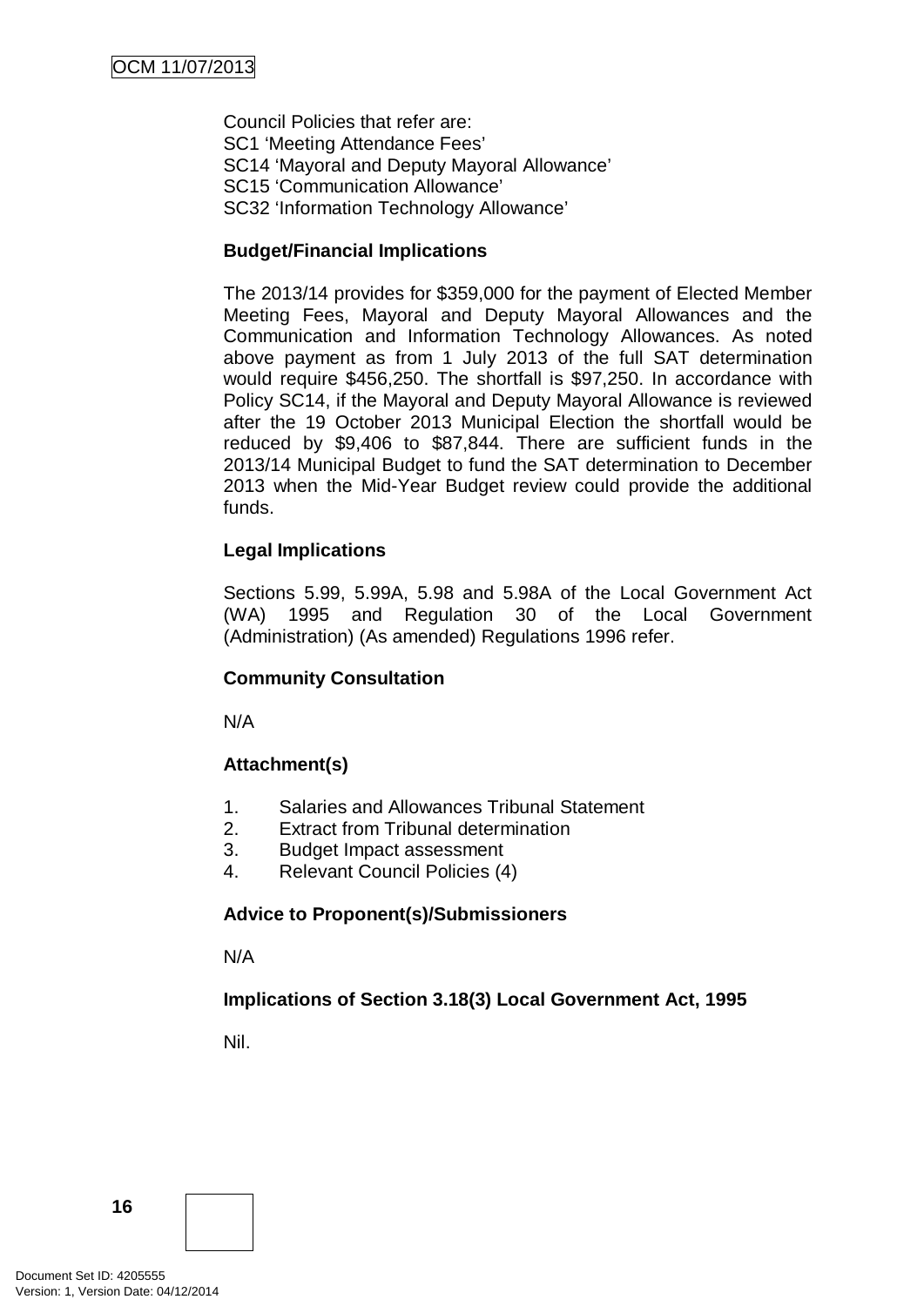Council Policies that refer are:
SC1 'Meeting Attendance Fees'
SC14 'Mayoral and Deputy Mayoral Allowance'
SC15 'Communication Allowance'
SC32 'Information Technology Allowance'

**Budget/Financial Implications**

The 2013/14 provides for $359,000 for the payment of Elected Member Meeting Fees, Mayoral and Deputy Mayoral Allowances and the Communication and Information Technology Allowances. As noted above payment as from 1 July 2013 of the full SAT determination would require $456,250. The shortfall is $97,250. In accordance with Policy SC14, if the Mayoral and Deputy Mayoral Allowance is reviewed after the 19 October 2013 Municipal Election the shortfall would be reduced by $9,406 to $87,844. There are sufficient funds in the 2013/14 Municipal Budget to fund the SAT determination to December 2013 when the Mid-Year Budget review could provide the additional funds.

**Legal Implications**

Sections 5.99, 5.99A, 5.98 and 5.98A of the Local Government Act (WA) 1995 and Regulation 30 of the Local Government (Administration) (As amended) Regulations 1996 refer.

**Community Consultation**

N/A

**Attachment(s)**

1. Salaries and Allowances Tribunal Statement
2. Extract from Tribunal determination
3. Budget Impact assessment
4. Relevant Council Policies (4)

**Advice to Proponent(s)/Submissioners**

N/A

**Implications of Section 3.18(3) Local Government Act, 1995**

Nil.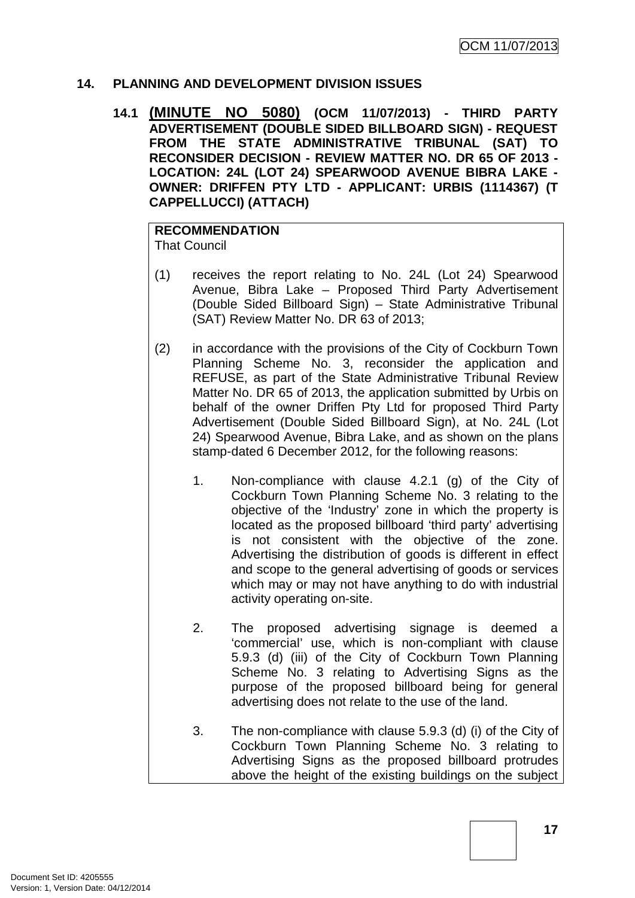## 14. PLANNING AND DEVELOPMENT DIVISION ISSUES

### 14.1 (MINUTE NO 5080) (OCM 11/07/2013) - THIRD PARTY ADVERTISEMENT (DOUBLE SIDED BILLBOARD SIGN) - REQUEST FROM THE STATE ADMINISTRATIVE TRIBUNAL (SAT) TO RECONSIDER DECISION - REVIEW MATTER NO. DR 65 OF 2013 - LOCATION: 24L (LOT 24) SPEARWOOD AVENUE BIBRA LAKE - OWNER: DRIFFEN PTY LTD - APPLICANT: URBIS (1114367) (T CAPPELLUCCI) (ATTACH)

**RECOMMENDATION**
That Council

(1) receives the report relating to No. 24L (Lot 24) Spearwood Avenue, Bibra Lake – Proposed Third Party Advertisement (Double Sided Billboard Sign) – State Administrative Tribunal (SAT) Review Matter No. DR 63 of 2013;

(2) in accordance with the provisions of the City of Cockburn Town Planning Scheme No. 3, reconsider the application and REFUSE, as part of the State Administrative Tribunal Review Matter No. DR 65 of 2013, the application submitted by Urbis on behalf of the owner Driffen Pty Ltd for proposed Third Party Advertisement (Double Sided Billboard Sign), at No. 24L (Lot 24) Spearwood Avenue, Bibra Lake, and as shown on the plans stamp-dated 6 December 2012, for the following reasons:

1. Non-compliance with clause 4.2.1 (g) of the City of Cockburn Town Planning Scheme No. 3 relating to the objective of the 'Industry' zone in which the property is located as the proposed billboard 'third party' advertising is not consistent with the objective of the zone. Advertising the distribution of goods is different in effect and scope to the general advertising of goods or services which may or may not have anything to do with industrial activity operating on-site.

2. The proposed advertising signage is deemed a 'commercial' use, which is non-compliant with clause 5.9.3 (d) (iii) of the City of Cockburn Town Planning Scheme No. 3 relating to Advertising Signs as the purpose of the proposed billboard being for general advertising does not relate to the use of the land.

3. The non-compliance with clause 5.9.3 (d) (i) of the City of Cockburn Town Planning Scheme No. 3 relating to Advertising Signs as the proposed billboard protrudes above the height of the existing buildings on the subject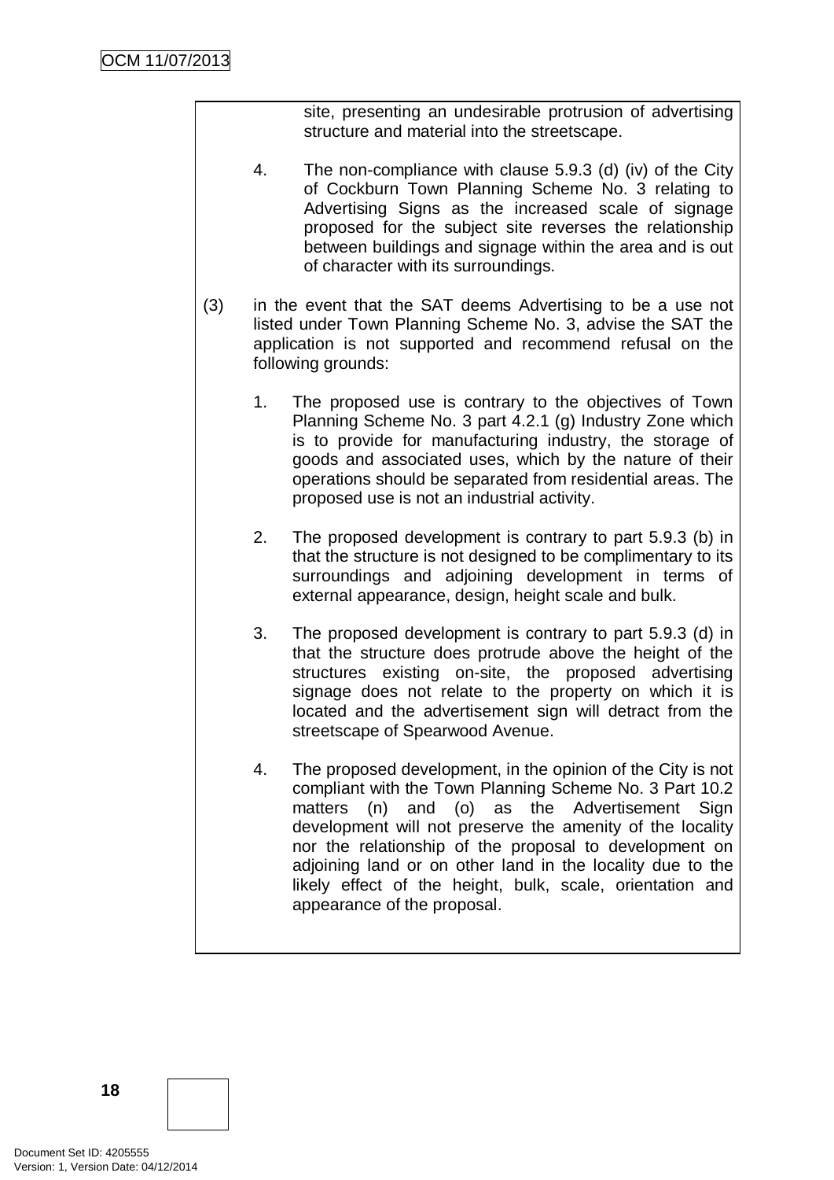site, presenting an undesirable protrusion of advertising structure and material into the streetscape.

4. The non-compliance with clause 5.9.3 (d) (iv) of the City of Cockburn Town Planning Scheme No. 3 relating to Advertising Signs as the increased scale of signage proposed for the subject site reverses the relationship between buildings and signage within the area and is out of character with its surroundings.

(3) in the event that the SAT deems Advertising to be a use not listed under Town Planning Scheme No. 3, advise the SAT the application is not supported and recommend refusal on the following grounds:

1. The proposed use is contrary to the objectives of Town Planning Scheme No. 3 part 4.2.1 (g) Industry Zone which is to provide for manufacturing industry, the storage of goods and associated uses, which by the nature of their operations should be separated from residential areas. The proposed use is not an industrial activity.

2. The proposed development is contrary to part 5.9.3 (b) in that the structure is not designed to be complimentary to its surroundings and adjoining development in terms of external appearance, design, height scale and bulk.

3. The proposed development is contrary to part 5.9.3 (d) in that the structure does protrude above the height of the structures existing on-site, the proposed advertising signage does not relate to the property on which it is located and the advertisement sign will detract from the streetscape of Spearwood Avenue.

4. The proposed development, in the opinion of the City is not compliant with the Town Planning Scheme No. 3 Part 10.2 matters (n) and (o) as the Advertisement Sign development will not preserve the amenity of the locality nor the relationship of the proposal to development on adjoining land or on other land in the locality due to the likely effect of the height, bulk, scale, orientation and appearance of the proposal.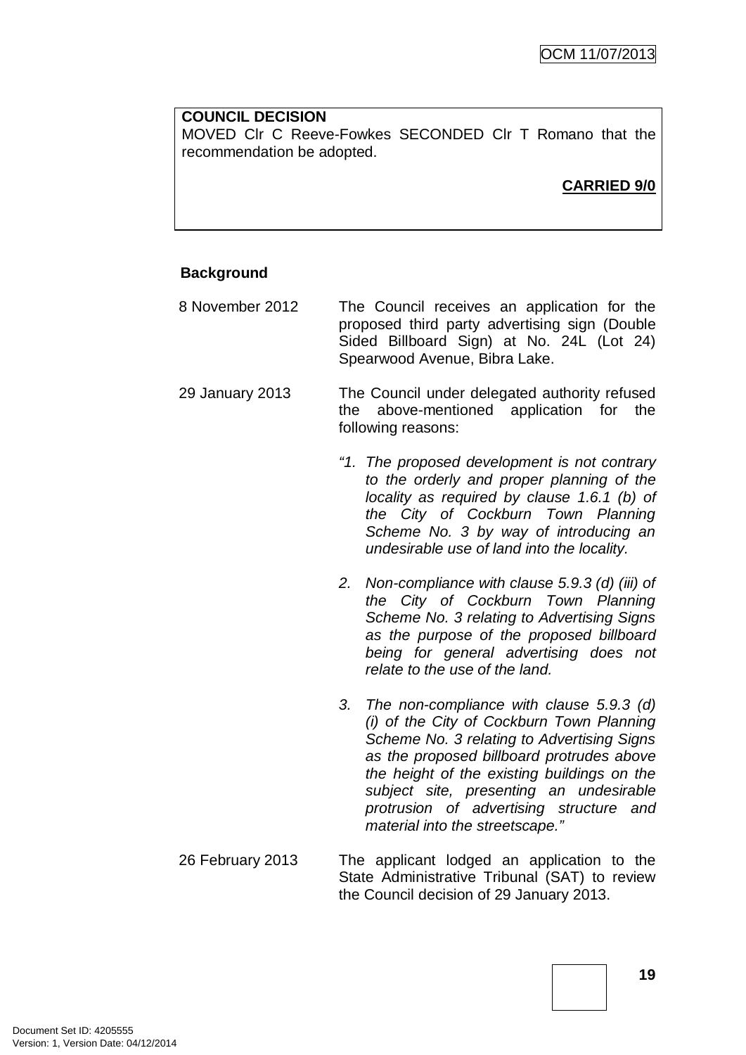**COUNCIL DECISION**
MOVED Clr C Reeve-Fowkes SECONDED Clr T Romano that the recommendation be adopted.

**CARRIED 9/0**

**Background**

8 November 2012 — The Council receives an application for the proposed third party advertising sign (Double Sided Billboard Sign) at No. 24L (Lot 24) Spearwood Avenue, Bibra Lake.

29 January 2013 — The Council under delegated authority refused the above-mentioned application for the following reasons:

*"1. The proposed development is not contrary to the orderly and proper planning of the locality as required by clause 1.6.1 (b) of the City of Cockburn Town Planning Scheme No. 3 by way of introducing an undesirable use of land into the locality.*

*2. Non-compliance with clause 5.9.3 (d) (iii) of the City of Cockburn Town Planning Scheme No. 3 relating to Advertising Signs as the purpose of the proposed billboard being for general advertising does not relate to the use of the land.*

*3. The non-compliance with clause 5.9.3 (d) (i) of the City of Cockburn Town Planning Scheme No. 3 relating to Advertising Signs as the proposed billboard protrudes above the height of the existing buildings on the subject site, presenting an undesirable protrusion of advertising structure and material into the streetscape."*

26 February 2013 — The applicant lodged an application to the State Administrative Tribunal (SAT) to review the Council decision of 29 January 2013.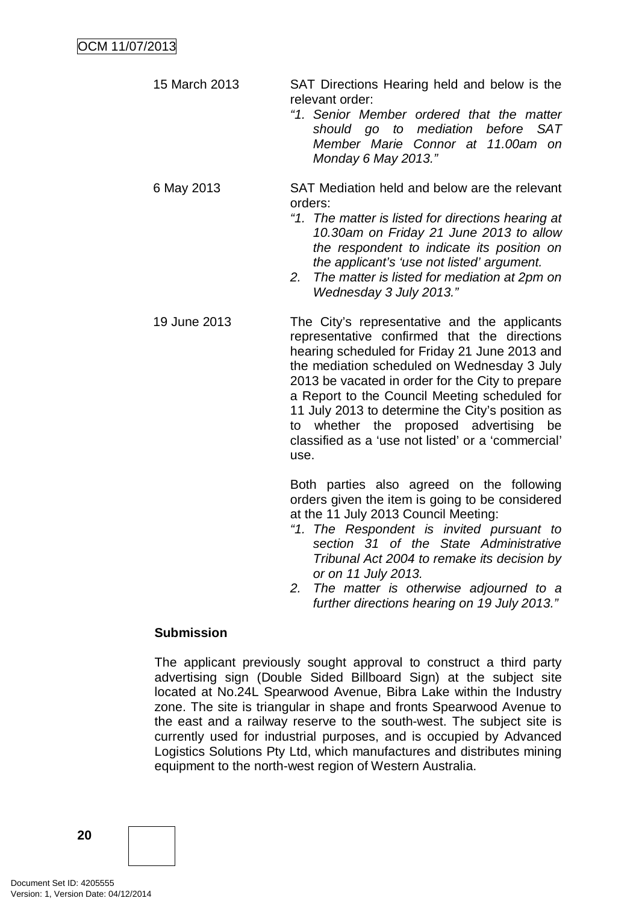15 March 2013 — SAT Directions Hearing held and below is the relevant order:

*"1. Senior Member ordered that the matter should go to mediation before SAT Member Marie Connor at 11.00am on Monday 6 May 2013."*

6 May 2013 — SAT Mediation held and below are the relevant orders:

*"1. The matter is listed for directions hearing at 10.30am on Friday 21 June 2013 to allow the respondent to indicate its position on the applicant's 'use not listed' argument.*

*2. The matter is listed for mediation at 2pm on Wednesday 3 July 2013."*

19 June 2013 — The City's representative and the applicants representative confirmed that the directions hearing scheduled for Friday 21 June 2013 and the mediation scheduled on Wednesday 3 July 2013 be vacated in order for the City to prepare a Report to the Council Meeting scheduled for 11 July 2013 to determine the City's position as to whether the proposed advertising be classified as a 'use not listed' or a 'commercial' use.

Both parties also agreed on the following orders given the item is going to be considered at the 11 July 2013 Council Meeting:

*"1. The Respondent is invited pursuant to section 31 of the State Administrative Tribunal Act 2004 to remake its decision by or on 11 July 2013.*

*2. The matter is otherwise adjourned to a further directions hearing on 19 July 2013."*

**Submission**

The applicant previously sought approval to construct a third party advertising sign (Double Sided Billboard Sign) at the subject site located at No.24L Spearwood Avenue, Bibra Lake within the Industry zone. The site is triangular in shape and fronts Spearwood Avenue to the east and a railway reserve to the south-west. The subject site is currently used for industrial purposes, and is occupied by Advanced Logistics Solutions Pty Ltd, which manufactures and distributes mining equipment to the north-west region of Western Australia.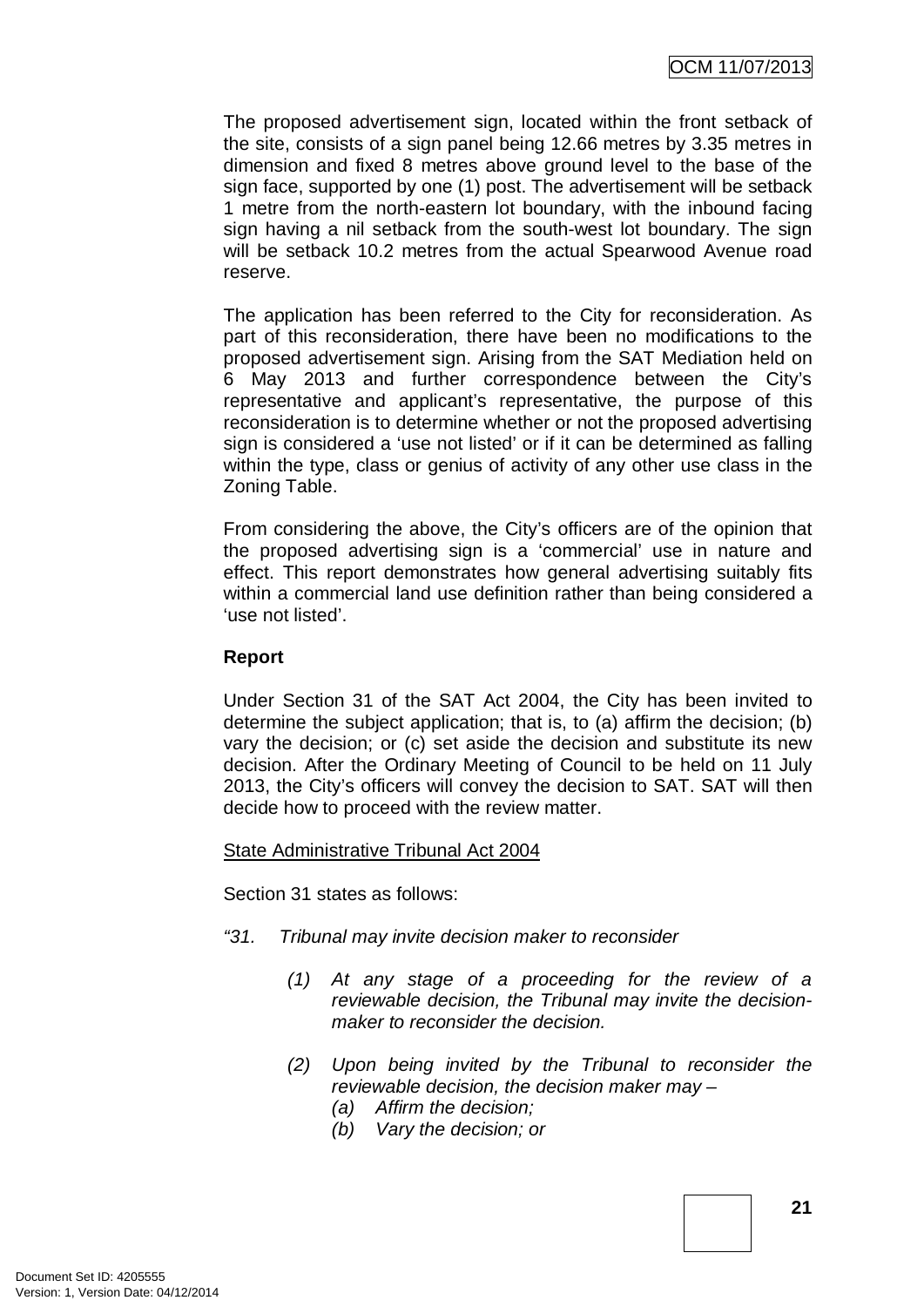The proposed advertisement sign, located within the front setback of the site, consists of a sign panel being 12.66 metres by 3.35 metres in dimension and fixed 8 metres above ground level to the base of the sign face, supported by one (1) post. The advertisement will be setback 1 metre from the north-eastern lot boundary, with the inbound facing sign having a nil setback from the south-west lot boundary. The sign will be setback 10.2 metres from the actual Spearwood Avenue road reserve.

The application has been referred to the City for reconsideration. As part of this reconsideration, there have been no modifications to the proposed advertisement sign. Arising from the SAT Mediation held on 6 May 2013 and further correspondence between the City's representative and applicant's representative, the purpose of this reconsideration is to determine whether or not the proposed advertising sign is considered a 'use not listed' or if it can be determined as falling within the type, class or genius of activity of any other use class in the Zoning Table.

From considering the above, the City's officers are of the opinion that the proposed advertising sign is a 'commercial' use in nature and effect. This report demonstrates how general advertising suitably fits within a commercial land use definition rather than being considered a 'use not listed'.

**Report**

Under Section 31 of the SAT Act 2004, the City has been invited to determine the subject application; that is, to (a) affirm the decision; (b) vary the decision; or (c) set aside the decision and substitute its new decision. After the Ordinary Meeting of Council to be held on 11 July 2013, the City's officers will convey the decision to SAT. SAT will then decide how to proceed with the review matter.

<u>State Administrative Tribunal Act 2004</u>

Section 31 states as follows:

*"31. Tribunal may invite decision maker to reconsider*

> *(1) At any stage of a proceeding for the review of a reviewable decision, the Tribunal may invite the decision-maker to reconsider the decision.*
>
> *(2) Upon being invited by the Tribunal to reconsider the reviewable decision, the decision maker may –*
> *(a) Affirm the decision;*
> *(b) Vary the decision; or*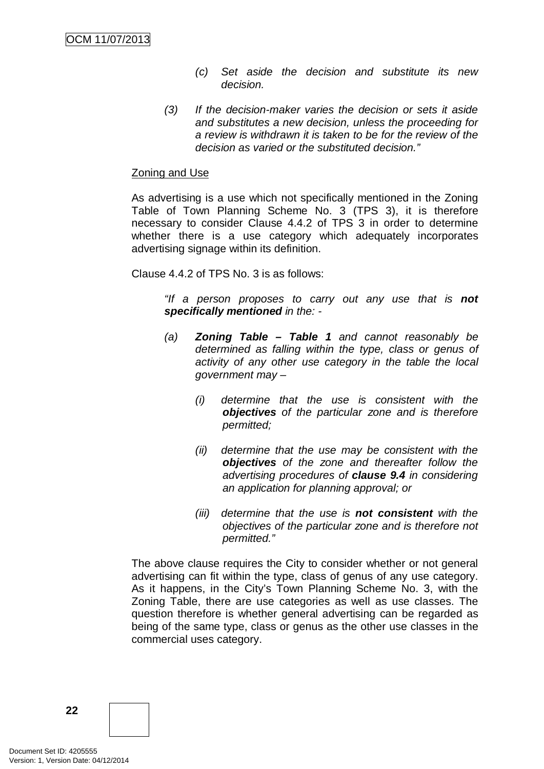> (c) *Set aside the decision and substitute its new decision.*
>
> (3) *If the decision-maker varies the decision or sets it aside and substitutes a new decision, unless the proceeding for a review is withdrawn it is taken to be for the review of the decision as varied or the substituted decision."*

Zoning and Use

As advertising is a use which not specifically mentioned in the Zoning Table of Town Planning Scheme No. 3 (TPS 3), it is therefore necessary to consider Clause 4.4.2 of TPS 3 in order to determine whether there is a use category which adequately incorporates advertising signage within its definition.

Clause 4.4.2 of TPS No. 3 is as follows:

> *"If a person proposes to carry out any use that is **not specifically mentioned** in the: -*
>
> *(a) **Zoning Table – Table 1** and cannot reasonably be determined as falling within the type, class or genus of activity of any other use category in the table the local government may –*
>
> > *(i) determine that the use is consistent with the **objectives** of the particular zone and is therefore permitted;*
> >
> > *(ii) determine that the use may be consistent with the **objectives** of the zone and thereafter follow the advertising procedures of **clause 9.4** in considering an application for planning approval; or*
> >
> > *(iii) determine that the use is **not consistent** with the objectives of the particular zone and is therefore not permitted."*

The above clause requires the City to consider whether or not general advertising can fit within the type, class of genus of any use category. As it happens, in the City's Town Planning Scheme No. 3, with the Zoning Table, there are use categories as well as use classes. The question therefore is whether general advertising can be regarded as being of the same type, class or genus as the other use classes in the commercial uses category.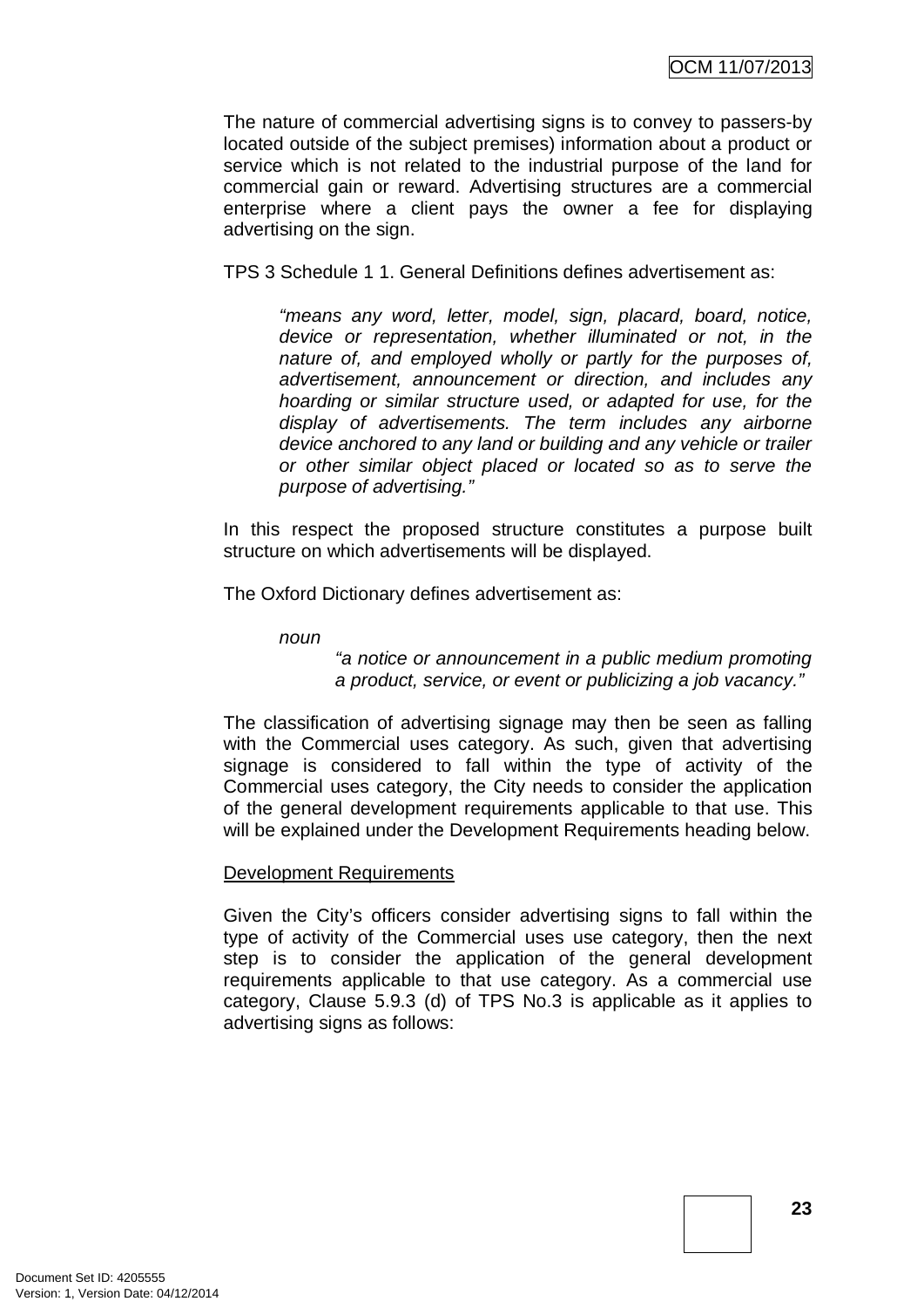The nature of commercial advertising signs is to convey to passers-by located outside of the subject premises) information about a product or service which is not related to the industrial purpose of the land for commercial gain or reward. Advertising structures are a commercial enterprise where a client pays the owner a fee for displaying advertising on the sign.

TPS 3 Schedule 1 1. General Definitions defines advertisement as:

> *"means any word, letter, model, sign, placard, board, notice, device or representation, whether illuminated or not, in the nature of, and employed wholly or partly for the purposes of, advertisement, announcement or direction, and includes any hoarding or similar structure used, or adapted for use, for the display of advertisements. The term includes any airborne device anchored to any land or building and any vehicle or trailer or other similar object placed or located so as to serve the purpose of advertising."*

In this respect the proposed structure constitutes a purpose built structure on which advertisements will be displayed.

The Oxford Dictionary defines advertisement as:

> *noun*
>
> *"a notice or announcement in a public medium promoting a product, service, or event or publicizing a job vacancy."*

The classification of advertising signage may then be seen as falling with the Commercial uses category. As such, given that advertising signage is considered to fall within the type of activity of the Commercial uses category, the City needs to consider the application of the general development requirements applicable to that use. This will be explained under the Development Requirements heading below.

<u>Development Requirements</u>

Given the City's officers consider advertising signs to fall within the type of activity of the Commercial uses use category, then the next step is to consider the application of the general development requirements applicable to that use category. As a commercial use category, Clause 5.9.3 (d) of TPS No.3 is applicable as it applies to advertising signs as follows: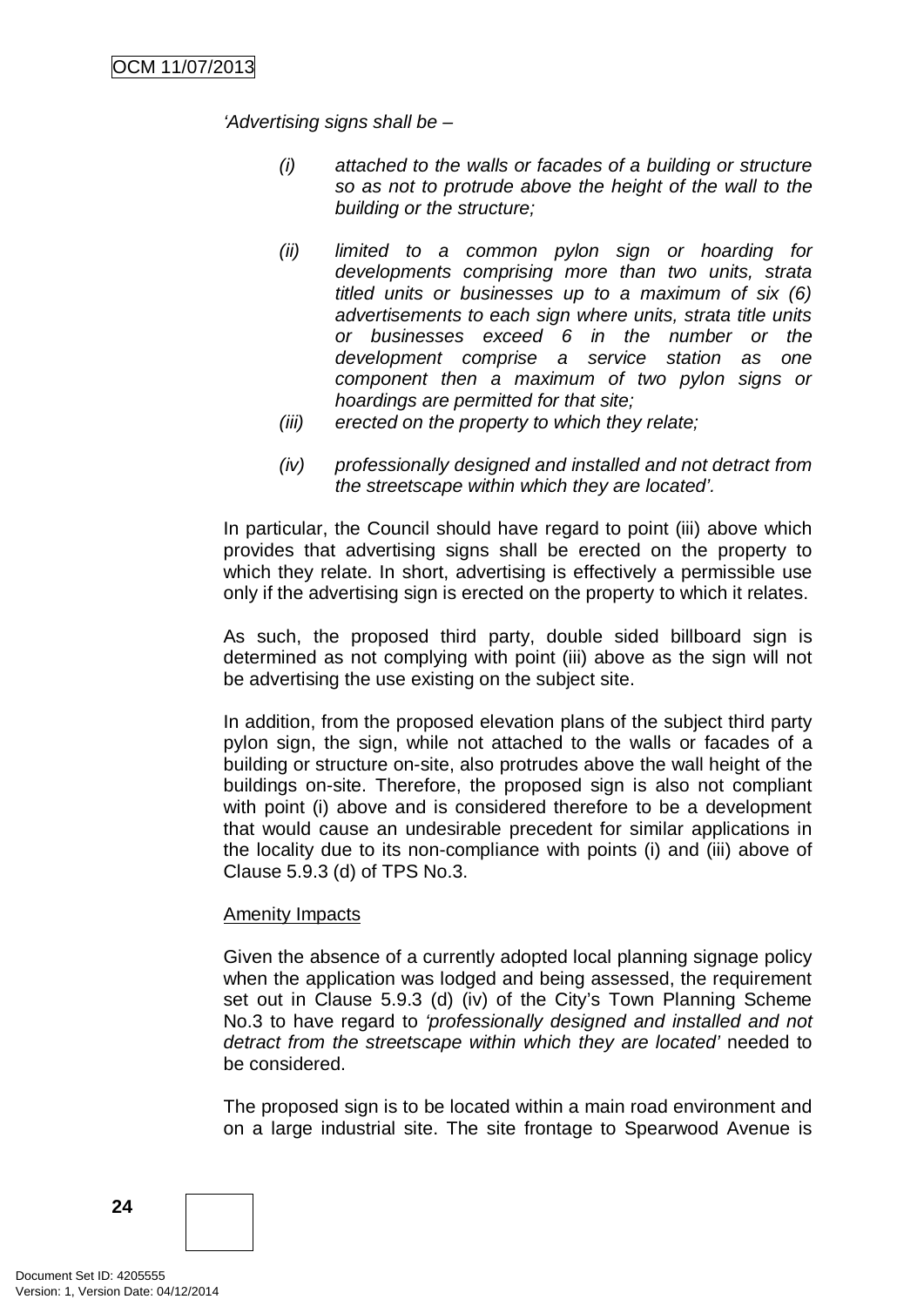*'Advertising signs shall be –*

*(i) attached to the walls or facades of a building or structure so as not to protrude above the height of the wall to the building or the structure;*

*(ii) limited to a common pylon sign or hoarding for developments comprising more than two units, strata titled units or businesses up to a maximum of six (6) advertisements to each sign where units, strata title units or businesses exceed 6 in the number or the development comprise a service station as one component then a maximum of two pylon signs or hoardings are permitted for that site;*

*(iii) erected on the property to which they relate;*

*(iv) professionally designed and installed and not detract from the streetscape within which they are located'.*

In particular, the Council should have regard to point (iii) above which provides that advertising signs shall be erected on the property to which they relate. In short, advertising is effectively a permissible use only if the advertising sign is erected on the property to which it relates.

As such, the proposed third party, double sided billboard sign is determined as not complying with point (iii) above as the sign will not be advertising the use existing on the subject site.

In addition, from the proposed elevation plans of the subject third party pylon sign, the sign, while not attached to the walls or facades of a building or structure on-site, also protrudes above the wall height of the buildings on-site. Therefore, the proposed sign is also not compliant with point (i) above and is considered therefore to be a development that would cause an undesirable precedent for similar applications in the locality due to its non-compliance with points (i) and (iii) above of Clause 5.9.3 (d) of TPS No.3.

Amenity Impacts

Given the absence of a currently adopted local planning signage policy when the application was lodged and being assessed, the requirement set out in Clause 5.9.3 (d) (iv) of the City's Town Planning Scheme No.3 to have regard to *'professionally designed and installed and not detract from the streetscape within which they are located'* needed to be considered.

The proposed sign is to be located within a main road environment and on a large industrial site. The site frontage to Spearwood Avenue is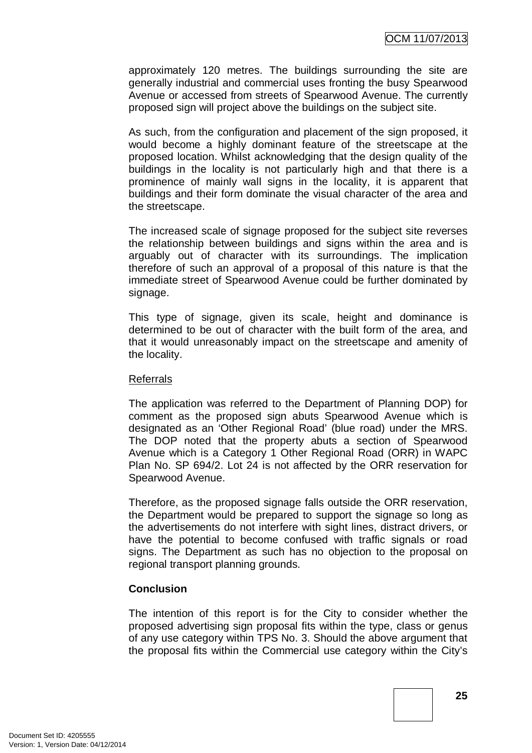approximately 120 metres. The buildings surrounding the site are generally industrial and commercial uses fronting the busy Spearwood Avenue or accessed from streets of Spearwood Avenue. The currently proposed sign will project above the buildings on the subject site.

As such, from the configuration and placement of the sign proposed, it would become a highly dominant feature of the streetscape at the proposed location. Whilst acknowledging that the design quality of the buildings in the locality is not particularly high and that there is a prominence of mainly wall signs in the locality, it is apparent that buildings and their form dominate the visual character of the area and the streetscape.

The increased scale of signage proposed for the subject site reverses the relationship between buildings and signs within the area and is arguably out of character with its surroundings. The implication therefore of such an approval of a proposal of this nature is that the immediate street of Spearwood Avenue could be further dominated by signage.

This type of signage, given its scale, height and dominance is determined to be out of character with the built form of the area, and that it would unreasonably impact on the streetscape and amenity of the locality.

Referrals

The application was referred to the Department of Planning DOP) for comment as the proposed sign abuts Spearwood Avenue which is designated as an 'Other Regional Road' (blue road) under the MRS. The DOP noted that the property abuts a section of Spearwood Avenue which is a Category 1 Other Regional Road (ORR) in WAPC Plan No. SP 694/2. Lot 24 is not affected by the ORR reservation for Spearwood Avenue.

Therefore, as the proposed signage falls outside the ORR reservation, the Department would be prepared to support the signage so long as the advertisements do not interfere with sight lines, distract drivers, or have the potential to become confused with traffic signals or road signs. The Department as such has no objection to the proposal on regional transport planning grounds.

**Conclusion**

The intention of this report is for the City to consider whether the proposed advertising sign proposal fits within the type, class or genus of any use category within TPS No. 3. Should the above argument that the proposal fits within the Commercial use category within the City's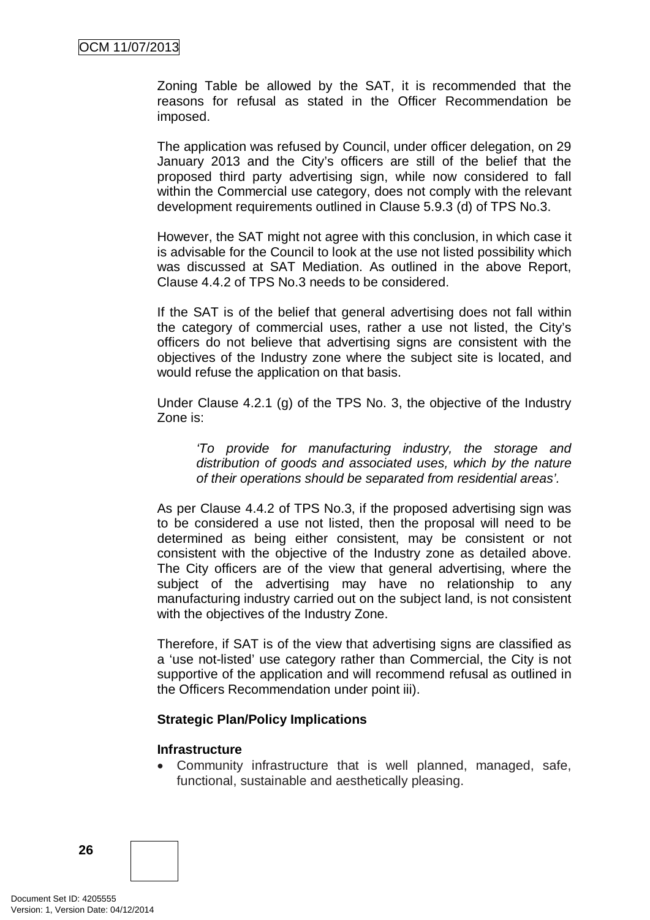Zoning Table be allowed by the SAT, it is recommended that the reasons for refusal as stated in the Officer Recommendation be imposed.

The application was refused by Council, under officer delegation, on 29 January 2013 and the City's officers are still of the belief that the proposed third party advertising sign, while now considered to fall within the Commercial use category, does not comply with the relevant development requirements outlined in Clause 5.9.3 (d) of TPS No.3.

However, the SAT might not agree with this conclusion, in which case it is advisable for the Council to look at the use not listed possibility which was discussed at SAT Mediation. As outlined in the above Report, Clause 4.4.2 of TPS No.3 needs to be considered.

If the SAT is of the belief that general advertising does not fall within the category of commercial uses, rather a use not listed, the City's officers do not believe that advertising signs are consistent with the objectives of the Industry zone where the subject site is located, and would refuse the application on that basis.

Under Clause 4.2.1 (g) of the TPS No. 3, the objective of the Industry Zone is:

> *'To provide for manufacturing industry, the storage and distribution of goods and associated uses, which by the nature of their operations should be separated from residential areas'.*

As per Clause 4.4.2 of TPS No.3, if the proposed advertising sign was to be considered a use not listed, then the proposal will need to be determined as being either consistent, may be consistent or not consistent with the objective of the Industry zone as detailed above. The City officers are of the view that general advertising, where the subject of the advertising may have no relationship to any manufacturing industry carried out on the subject land, is not consistent with the objectives of the Industry Zone.

Therefore, if SAT is of the view that advertising signs are classified as a 'use not-listed' use category rather than Commercial, the City is not supportive of the application and will recommend refusal as outlined in the Officers Recommendation under point iii).

**Strategic Plan/Policy Implications**

**Infrastructure**

- Community infrastructure that is well planned, managed, safe, functional, sustainable and aesthetically pleasing.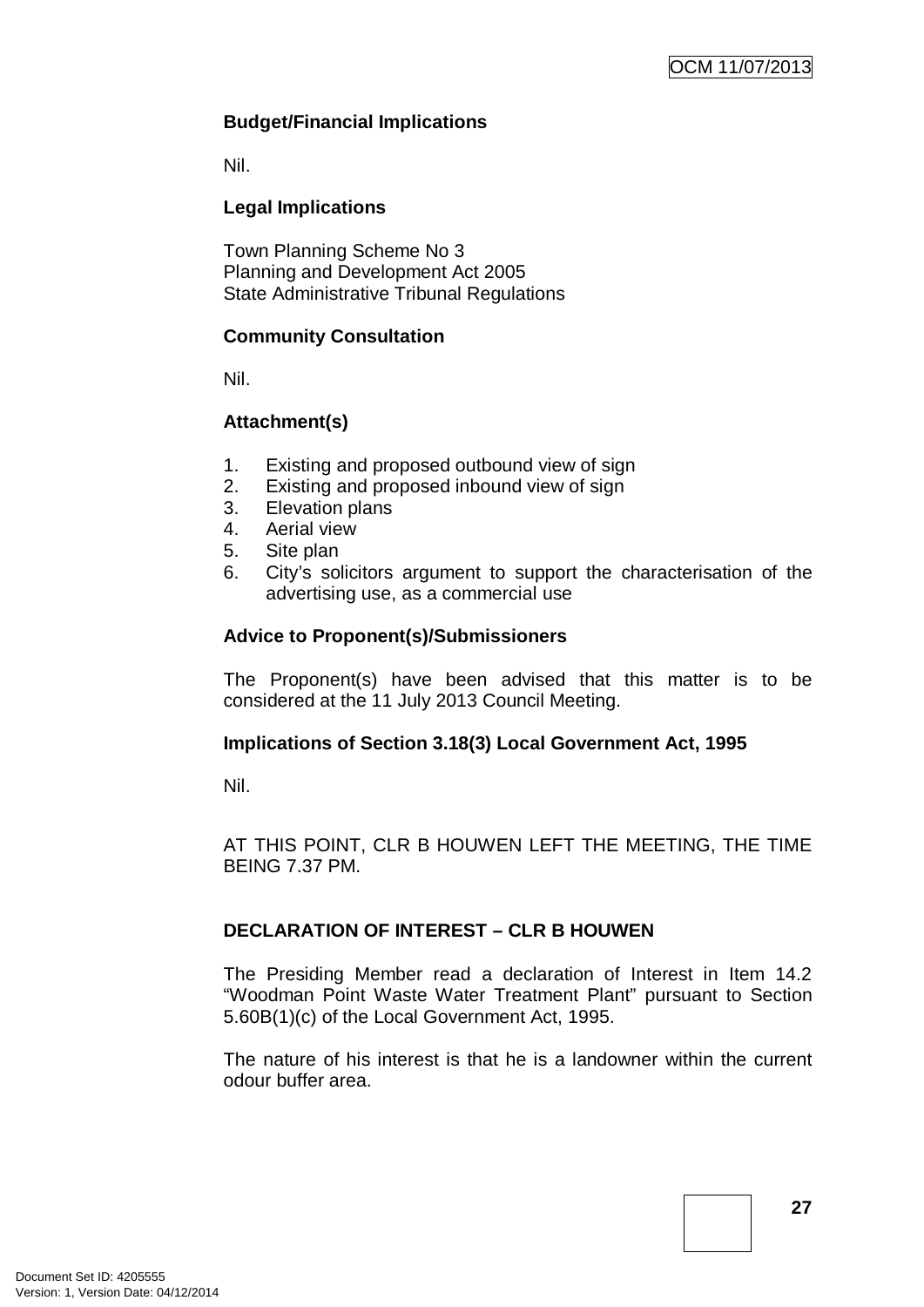**Budget/Financial Implications**

Nil.

**Legal Implications**

Town Planning Scheme No 3
Planning and Development Act 2005
State Administrative Tribunal Regulations

**Community Consultation**

Nil.

**Attachment(s)**

1. Existing and proposed outbound view of sign
2. Existing and proposed inbound view of sign
3. Elevation plans
4. Aerial view
5. Site plan
6. City's solicitors argument to support the characterisation of the advertising use, as a commercial use

**Advice to Proponent(s)/Submissioners**

The Proponent(s) have been advised that this matter is to be considered at the 11 July 2013 Council Meeting.

**Implications of Section 3.18(3) Local Government Act, 1995**

Nil.

AT THIS POINT, CLR B HOUWEN LEFT THE MEETING, THE TIME BEING 7.37 PM.

**DECLARATION OF INTEREST – CLR B HOUWEN**

The Presiding Member read a declaration of Interest in Item 14.2 "Woodman Point Waste Water Treatment Plant" pursuant to Section 5.60B(1)(c) of the Local Government Act, 1995.

The nature of his interest is that he is a landowner within the current odour buffer area.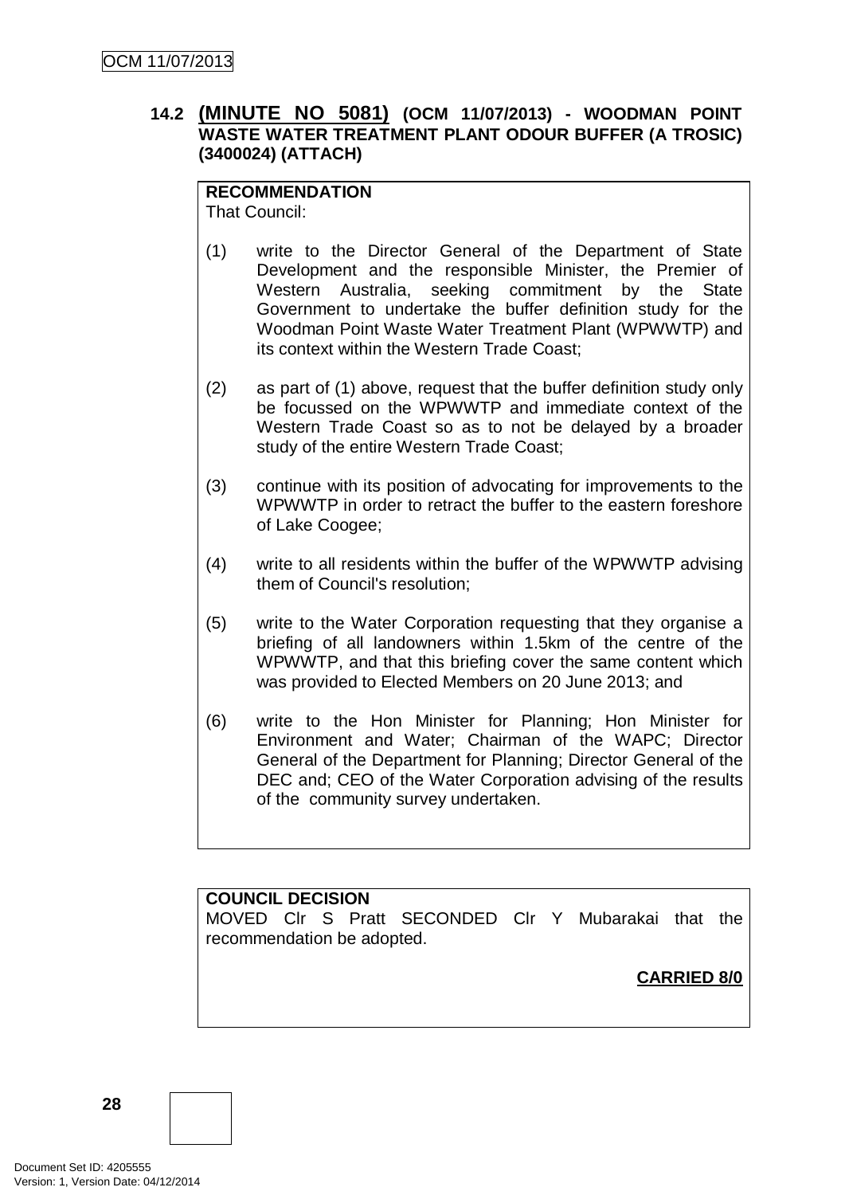### 14.2 (MINUTE NO 5081) (OCM 11/07/2013) - WOODMAN POINT WASTE WATER TREATMENT PLANT ODOUR BUFFER (A TROSIC) (3400024) (ATTACH)

**RECOMMENDATION**
That Council:

(1) write to the Director General of the Department of State Development and the responsible Minister, the Premier of Western Australia, seeking commitment by the State Government to undertake the buffer definition study for the Woodman Point Waste Water Treatment Plant (WPWWTP) and its context within the Western Trade Coast;

(2) as part of (1) above, request that the buffer definition study only be focussed on the WPWWTP and immediate context of the Western Trade Coast so as to not be delayed by a broader study of the entire Western Trade Coast;

(3) continue with its position of advocating for improvements to the WPWWTP in order to retract the buffer to the eastern foreshore of Lake Coogee;

(4) write to all residents within the buffer of the WPWWTP advising them of Council's resolution;

(5) write to the Water Corporation requesting that they organise a briefing of all landowners within 1.5km of the centre of the WPWWTP, and that this briefing cover the same content which was provided to Elected Members on 20 June 2013; and

(6) write to the Hon Minister for Planning; Hon Minister for Environment and Water; Chairman of the WAPC; Director General of the Department for Planning; Director General of the DEC and; CEO of the Water Corporation advising of the results of the community survey undertaken.

**COUNCIL DECISION**
MOVED Clr S Pratt SECONDED Clr Y Mubarakai that the recommendation be adopted.

**CARRIED 8/0**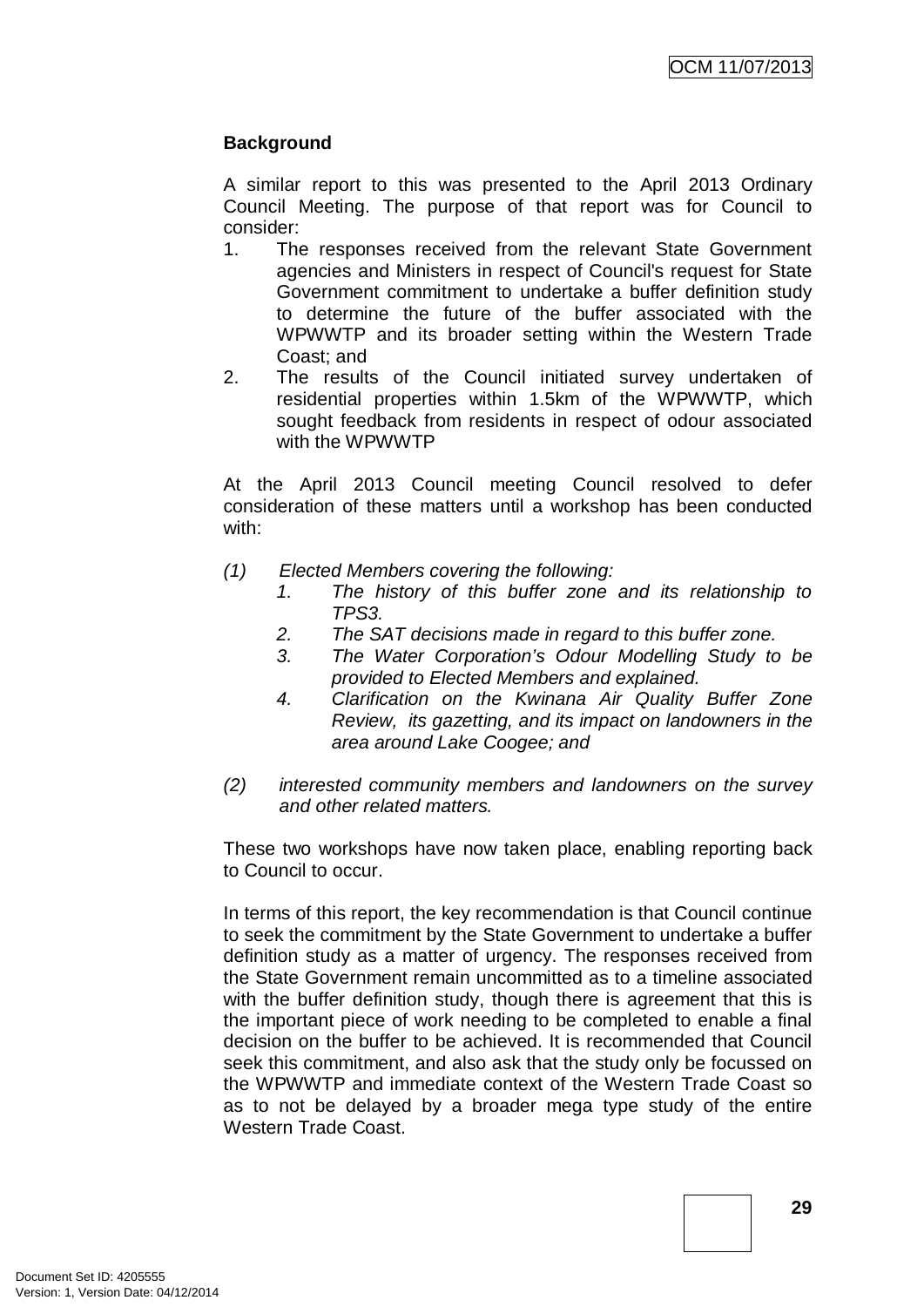**Background**

A similar report to this was presented to the April 2013 Ordinary Council Meeting. The purpose of that report was for Council to consider:

1. The responses received from the relevant State Government agencies and Ministers in respect of Council's request for State Government commitment to undertake a buffer definition study to determine the future of the buffer associated with the WPWWTP and its broader setting within the Western Trade Coast; and
2. The results of the Council initiated survey undertaken of residential properties within 1.5km of the WPWWTP, which sought feedback from residents in respect of odour associated with the WPWWTP

At the April 2013 Council meeting Council resolved to defer consideration of these matters until a workshop has been conducted with:

*(1) Elected Members covering the following:*

*1. The history of this buffer zone and its relationship to TPS3.*

*2. The SAT decisions made in regard to this buffer zone.*

*3. The Water Corporation's Odour Modelling Study to be provided to Elected Members and explained.*

*4. Clarification on the Kwinana Air Quality Buffer Zone Review, its gazetting, and its impact on landowners in the area around Lake Coogee; and*

*(2) interested community members and landowners on the survey and other related matters.*

These two workshops have now taken place, enabling reporting back to Council to occur.

In terms of this report, the key recommendation is that Council continue to seek the commitment by the State Government to undertake a buffer definition study as a matter of urgency. The responses received from the State Government remain uncommitted as to a timeline associated with the buffer definition study, though there is agreement that this is the important piece of work needing to be completed to enable a final decision on the buffer to be achieved. It is recommended that Council seek this commitment, and also ask that the study only be focussed on the WPWWTP and immediate context of the Western Trade Coast so as to not be delayed by a broader mega type study of the entire Western Trade Coast.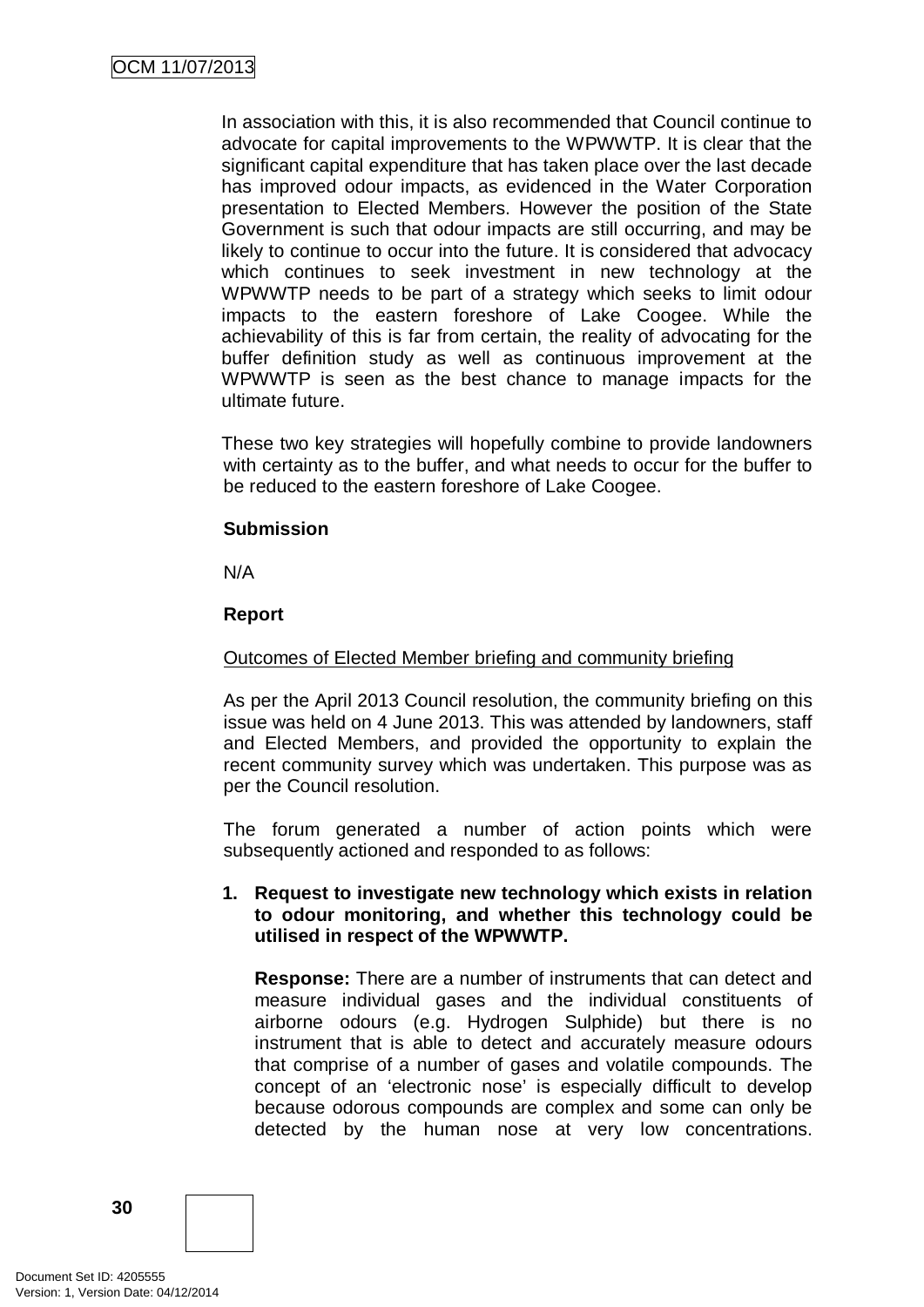In association with this, it is also recommended that Council continue to advocate for capital improvements to the WPWWTP. It is clear that the significant capital expenditure that has taken place over the last decade has improved odour impacts, as evidenced in the Water Corporation presentation to Elected Members. However the position of the State Government is such that odour impacts are still occurring, and may be likely to continue to occur into the future. It is considered that advocacy which continues to seek investment in new technology at the WPWWTP needs to be part of a strategy which seeks to limit odour impacts to the eastern foreshore of Lake Coogee. While the achievability of this is far from certain, the reality of advocating for the buffer definition study as well as continuous improvement at the WPWWTP is seen as the best chance to manage impacts for the ultimate future.

These two key strategies will hopefully combine to provide landowners with certainty as to the buffer, and what needs to occur for the buffer to be reduced to the eastern foreshore of Lake Coogee.

**Submission**

N/A

**Report**

Outcomes of Elected Member briefing and community briefing

As per the April 2013 Council resolution, the community briefing on this issue was held on 4 June 2013. This was attended by landowners, staff and Elected Members, and provided the opportunity to explain the recent community survey which was undertaken. This purpose was as per the Council resolution.

The forum generated a number of action points which were subsequently actioned and responded to as follows:

1. **Request to investigate new technology which exists in relation to odour monitoring, and whether this technology could be utilised in respect of the WPWWTP.**

   **Response:** There are a number of instruments that can detect and measure individual gases and the individual constituents of airborne odours (e.g. Hydrogen Sulphide) but there is no instrument that is able to detect and accurately measure odours that comprise of a number of gases and volatile compounds. The concept of an 'electronic nose' is especially difficult to develop because odorous compounds are complex and some can only be detected by the human nose at very low concentrations.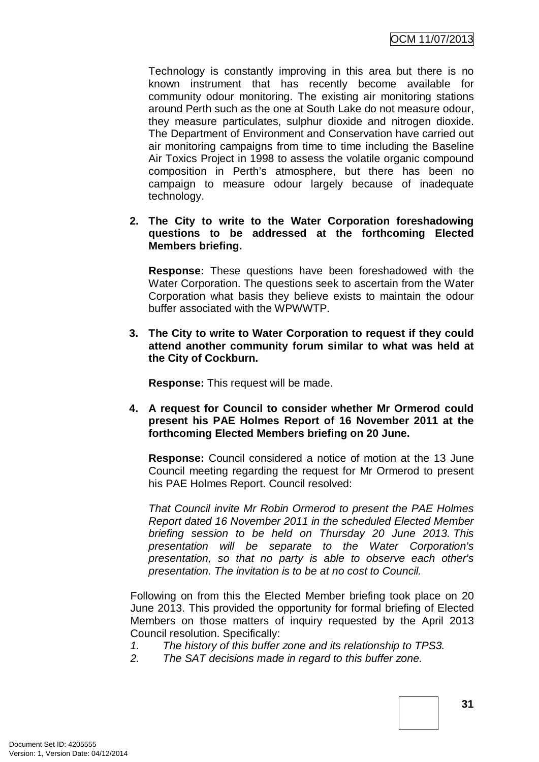Technology is constantly improving in this area but there is no known instrument that has recently become available for community odour monitoring. The existing air monitoring stations around Perth such as the one at South Lake do not measure odour, they measure particulates, sulphur dioxide and nitrogen dioxide. The Department of Environment and Conservation have carried out air monitoring campaigns from time to time including the Baseline Air Toxics Project in 1998 to assess the volatile organic compound composition in Perth's atmosphere, but there has been no campaign to measure odour largely because of inadequate technology.

2. **The City to write to the Water Corporation foreshadowing questions to be addressed at the forthcoming Elected Members briefing.**

   **Response:** These questions have been foreshadowed with the Water Corporation. The questions seek to ascertain from the Water Corporation what basis they believe exists to maintain the odour buffer associated with the WPWWTP.

3. **The City to write to Water Corporation to request if they could attend another community forum similar to what was held at the City of Cockburn.**

   **Response:** This request will be made.

4. **A request for Council to consider whether Mr Ormerod could present his PAE Holmes Report of 16 November 2011 at the forthcoming Elected Members briefing on 20 June.**

   **Response:** Council considered a notice of motion at the 13 June Council meeting regarding the request for Mr Ormerod to present his PAE Holmes Report. Council resolved:

   *That Council invite Mr Robin Ormerod to present the PAE Holmes Report dated 16 November 2011 in the scheduled Elected Member briefing session to be held on Thursday 20 June 2013. This presentation will be separate to the Water Corporation's presentation, so that no party is able to observe each other's presentation. The invitation is to be at no cost to Council.*

Following on from this the Elected Member briefing took place on 20 June 2013. This provided the opportunity for formal briefing of Elected Members on those matters of inquiry requested by the April 2013 Council resolution. Specifically:

1. *The history of this buffer zone and its relationship to TPS3.*
2. *The SAT decisions made in regard to this buffer zone.*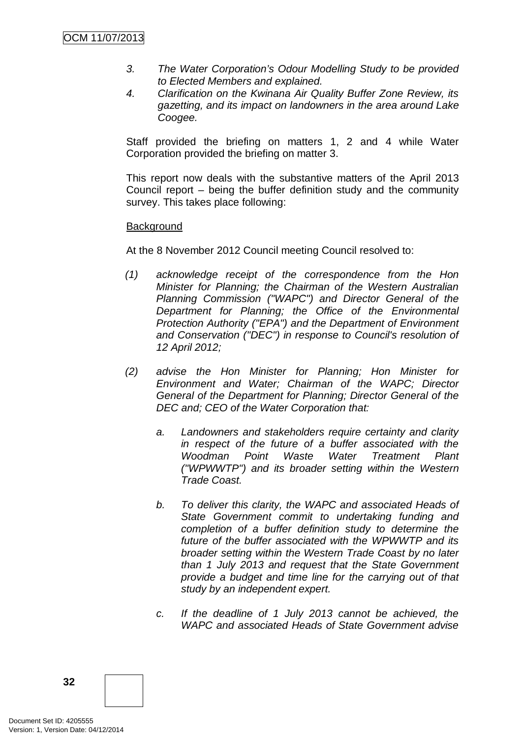*3. The Water Corporation's Odour Modelling Study to be provided to Elected Members and explained.*

*4. Clarification on the Kwinana Air Quality Buffer Zone Review, its gazetting, and its impact on landowners in the area around Lake Coogee.*

Staff provided the briefing on matters 1, 2 and 4 while Water Corporation provided the briefing on matter 3.

This report now deals with the substantive matters of the April 2013 Council report – being the buffer definition study and the community survey. This takes place following:

<u>Background</u>

At the 8 November 2012 Council meeting Council resolved to:

*(1) acknowledge receipt of the correspondence from the Hon Minister for Planning; the Chairman of the Western Australian Planning Commission ("WAPC") and Director General of the Department for Planning; the Office of the Environmental Protection Authority ("EPA") and the Department of Environment and Conservation ("DEC") in response to Council's resolution of 12 April 2012;*

*(2) advise the Hon Minister for Planning; Hon Minister for Environment and Water; Chairman of the WAPC; Director General of the Department for Planning; Director General of the DEC and; CEO of the Water Corporation that:*

*a. Landowners and stakeholders require certainty and clarity in respect of the future of a buffer associated with the Woodman Point Waste Water Treatment Plant ("WPWWTP") and its broader setting within the Western Trade Coast.*

*b. To deliver this clarity, the WAPC and associated Heads of State Government commit to undertaking funding and completion of a buffer definition study to determine the future of the buffer associated with the WPWWTP and its broader setting within the Western Trade Coast by no later than 1 July 2013 and request that the State Government provide a budget and time line for the carrying out of that study by an independent expert.*

*c. If the deadline of 1 July 2013 cannot be achieved, the WAPC and associated Heads of State Government advise*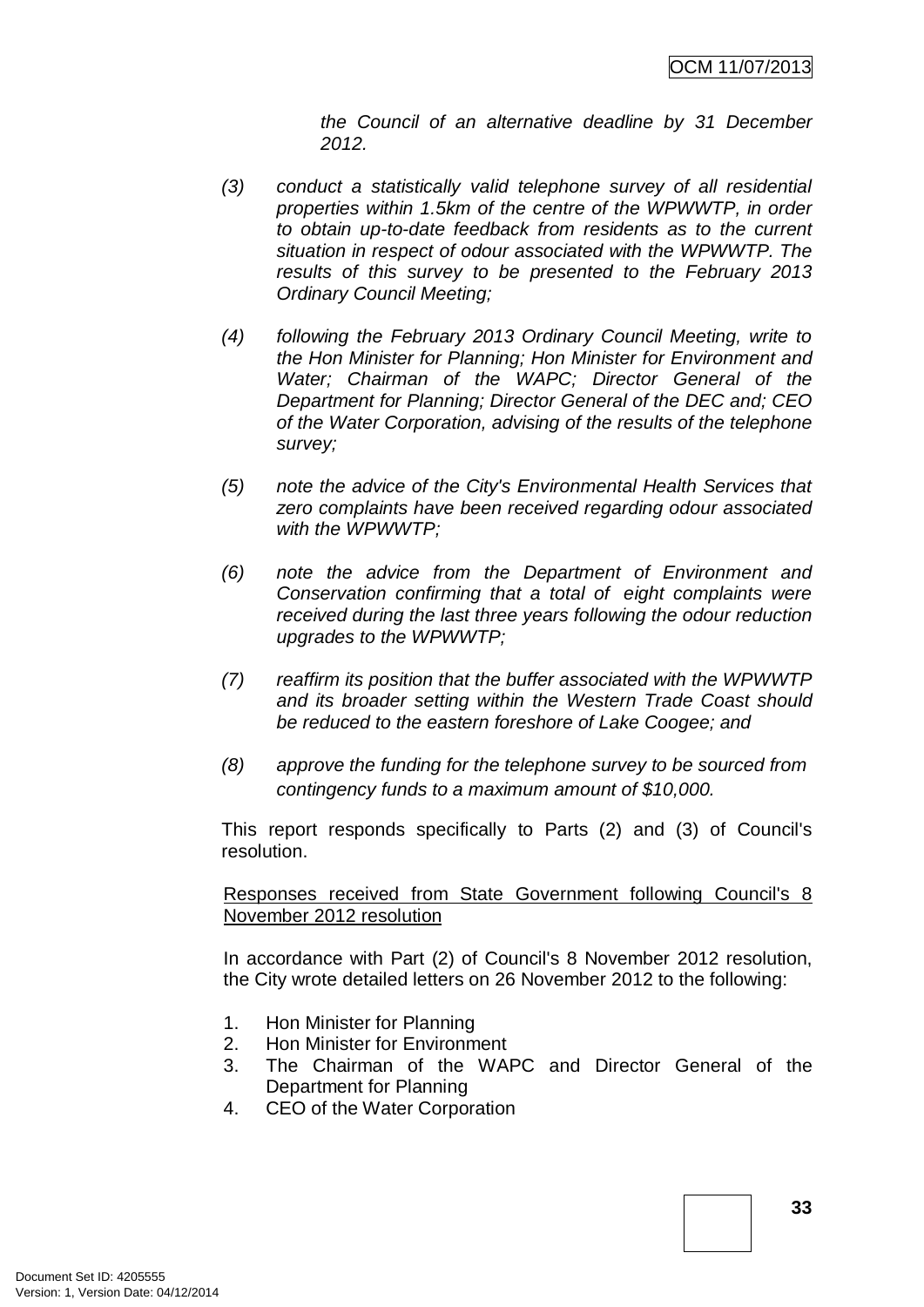*the Council of an alternative deadline by 31 December 2012.*

*(3) conduct a statistically valid telephone survey of all residential properties within 1.5km of the centre of the WPWWTP, in order to obtain up-to-date feedback from residents as to the current situation in respect of odour associated with the WPWWTP. The results of this survey to be presented to the February 2013 Ordinary Council Meeting;*

*(4) following the February 2013 Ordinary Council Meeting, write to the Hon Minister for Planning; Hon Minister for Environment and Water; Chairman of the WAPC; Director General of the Department for Planning; Director General of the DEC and; CEO of the Water Corporation, advising of the results of the telephone survey;*

*(5) note the advice of the City's Environmental Health Services that zero complaints have been received regarding odour associated with the WPWWTP;*

*(6) note the advice from the Department of Environment and Conservation confirming that a total of eight complaints were received during the last three years following the odour reduction upgrades to the WPWWTP;*

*(7) reaffirm its position that the buffer associated with the WPWWTP and its broader setting within the Western Trade Coast should be reduced to the eastern foreshore of Lake Coogee; and*

*(8) approve the funding for the telephone survey to be sourced from contingency funds to a maximum amount of $10,000.*

This report responds specifically to Parts (2) and (3) of Council's resolution.

<u>Responses received from State Government following Council's 8 November 2012 resolution</u>

In accordance with Part (2) of Council's 8 November 2012 resolution, the City wrote detailed letters on 26 November 2012 to the following:

1. Hon Minister for Planning
2. Hon Minister for Environment
3. The Chairman of the WAPC and Director General of the Department for Planning
4. CEO of the Water Corporation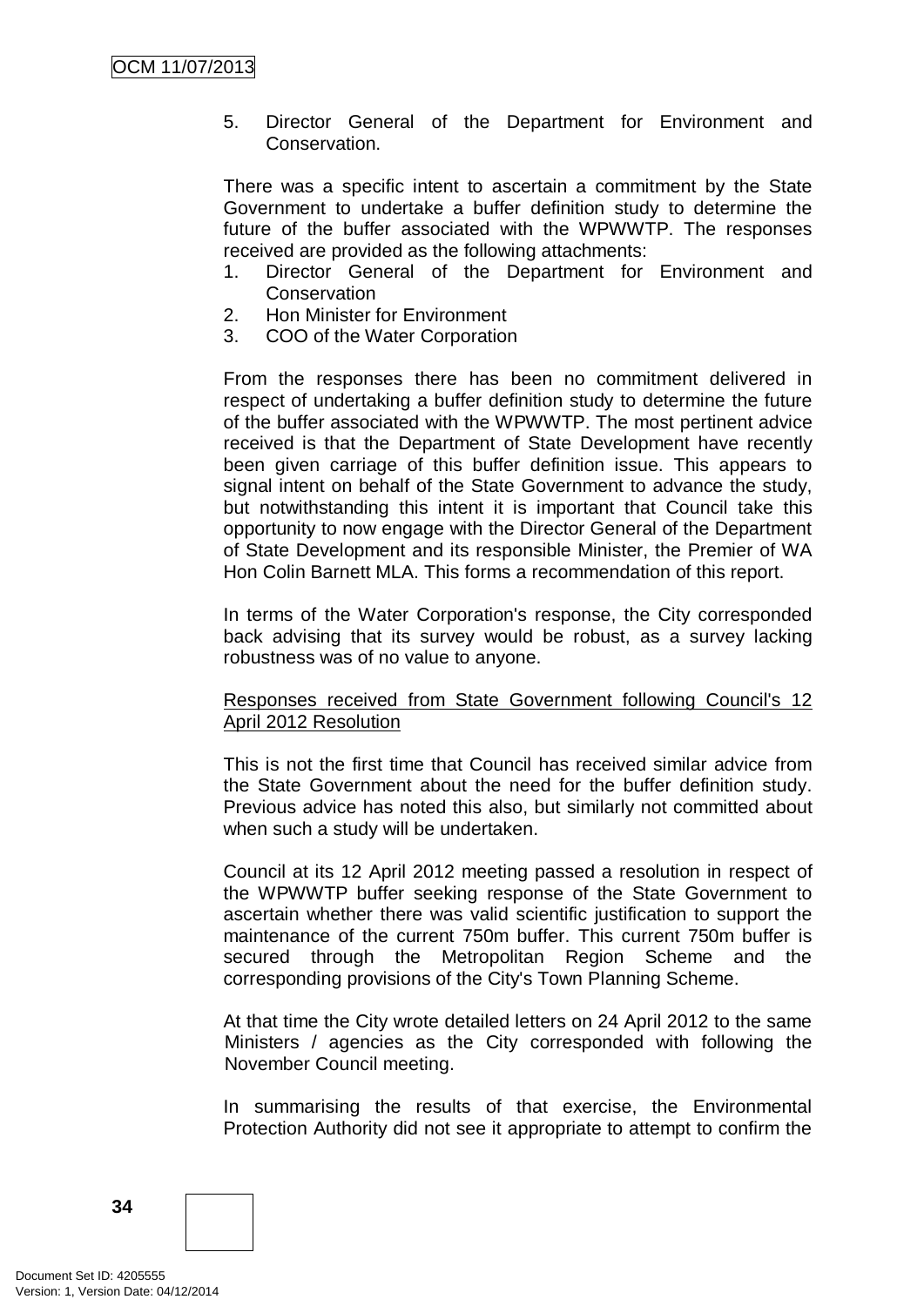5. Director General of the Department for Environment and Conservation.

There was a specific intent to ascertain a commitment by the State Government to undertake a buffer definition study to determine the future of the buffer associated with the WPWWTP. The responses received are provided as the following attachments:

1. Director General of the Department for Environment and Conservation
2. Hon Minister for Environment
3. COO of the Water Corporation

From the responses there has been no commitment delivered in respect of undertaking a buffer definition study to determine the future of the buffer associated with the WPWWTP. The most pertinent advice received is that the Department of State Development have recently been given carriage of this buffer definition issue. This appears to signal intent on behalf of the State Government to advance the study, but notwithstanding this intent it is important that Council take this opportunity to now engage with the Director General of the Department of State Development and its responsible Minister, the Premier of WA Hon Colin Barnett MLA. This forms a recommendation of this report.

In terms of the Water Corporation's response, the City corresponded back advising that its survey would be robust, as a survey lacking robustness was of no value to anyone.

<u>Responses received from State Government following Council's 12 April 2012 Resolution</u>

This is not the first time that Council has received similar advice from the State Government about the need for the buffer definition study. Previous advice has noted this also, but similarly not committed about when such a study will be undertaken.

Council at its 12 April 2012 meeting passed a resolution in respect of the WPWWTP buffer seeking response of the State Government to ascertain whether there was valid scientific justification to support the maintenance of the current 750m buffer. This current 750m buffer is secured through the Metropolitan Region Scheme and the corresponding provisions of the City's Town Planning Scheme.

At that time the City wrote detailed letters on 24 April 2012 to the same Ministers / agencies as the City corresponded with following the November Council meeting.

In summarising the results of that exercise, the Environmental Protection Authority did not see it appropriate to attempt to confirm the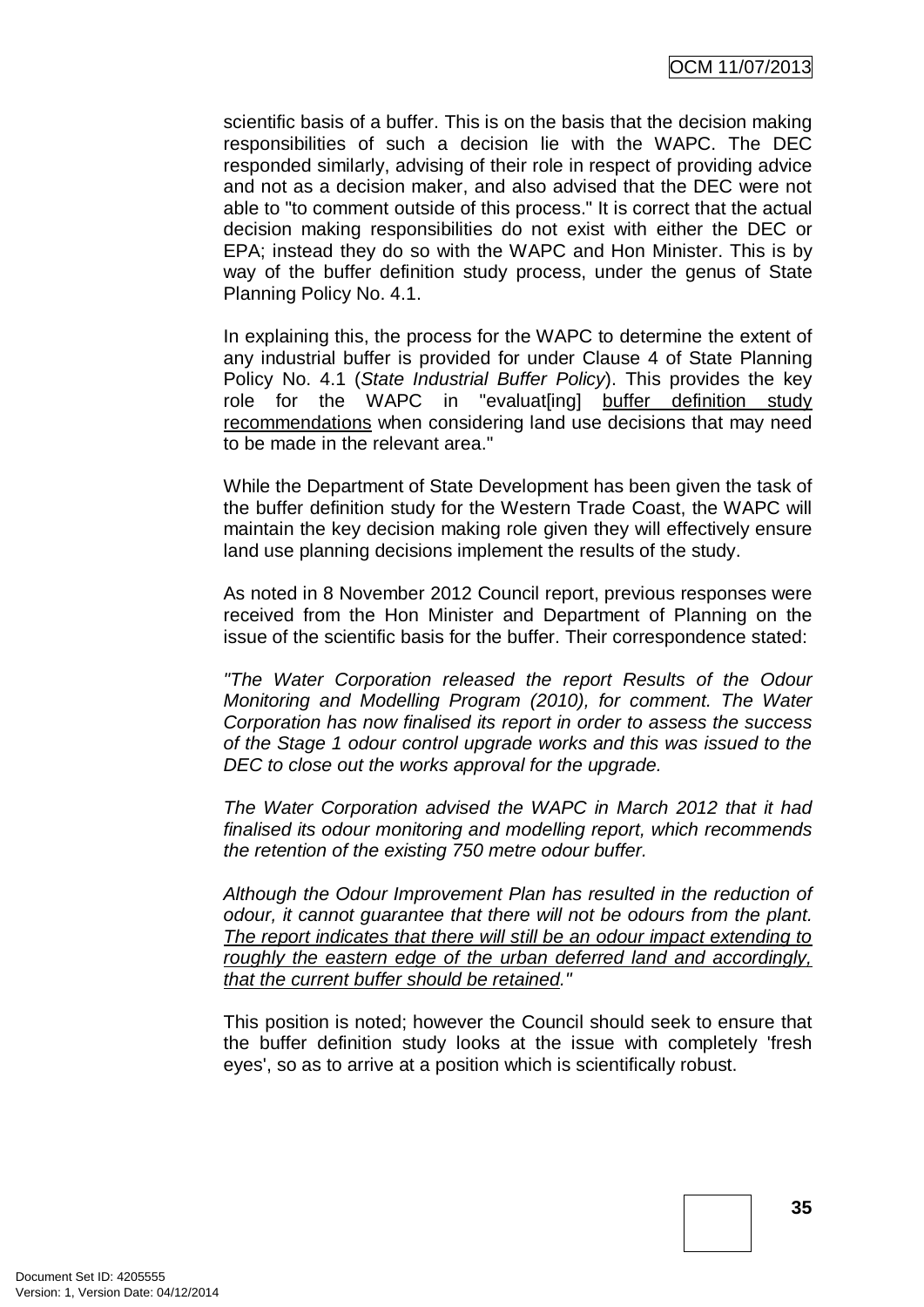scientific basis of a buffer. This is on the basis that the decision making responsibilities of such a decision lie with the WAPC. The DEC responded similarly, advising of their role in respect of providing advice and not as a decision maker, and also advised that the DEC were not able to "to comment outside of this process." It is correct that the actual decision making responsibilities do not exist with either the DEC or EPA; instead they do so with the WAPC and Hon Minister. This is by way of the buffer definition study process, under the genus of State Planning Policy No. 4.1.

In explaining this, the process for the WAPC to determine the extent of any industrial buffer is provided for under Clause 4 of State Planning Policy No. 4.1 (*State Industrial Buffer Policy*). This provides the key role for the WAPC in "evaluat[ing] <u>buffer definition study recommendations</u> when considering land use decisions that may need to be made in the relevant area."

While the Department of State Development has been given the task of the buffer definition study for the Western Trade Coast, the WAPC will maintain the key decision making role given they will effectively ensure land use planning decisions implement the results of the study.

As noted in 8 November 2012 Council report, previous responses were received from the Hon Minister and Department of Planning on the issue of the scientific basis for the buffer. Their correspondence stated:

*"The Water Corporation released the report Results of the Odour Monitoring and Modelling Program (2010), for comment. The Water Corporation has now finalised its report in order to assess the success of the Stage 1 odour control upgrade works and this was issued to the DEC to close out the works approval for the upgrade.*

*The Water Corporation advised the WAPC in March 2012 that it had finalised its odour monitoring and modelling report, which recommends the retention of the existing 750 metre odour buffer.*

*Although the Odour Improvement Plan has resulted in the reduction of odour, it cannot guarantee that there will not be odours from the plant. <u>The report indicates that there will still be an odour impact extending to roughly the eastern edge of the urban deferred land and accordingly, that the current buffer should be retained</u>."*

This position is noted; however the Council should seek to ensure that the buffer definition study looks at the issue with completely 'fresh eyes', so as to arrive at a position which is scientifically robust.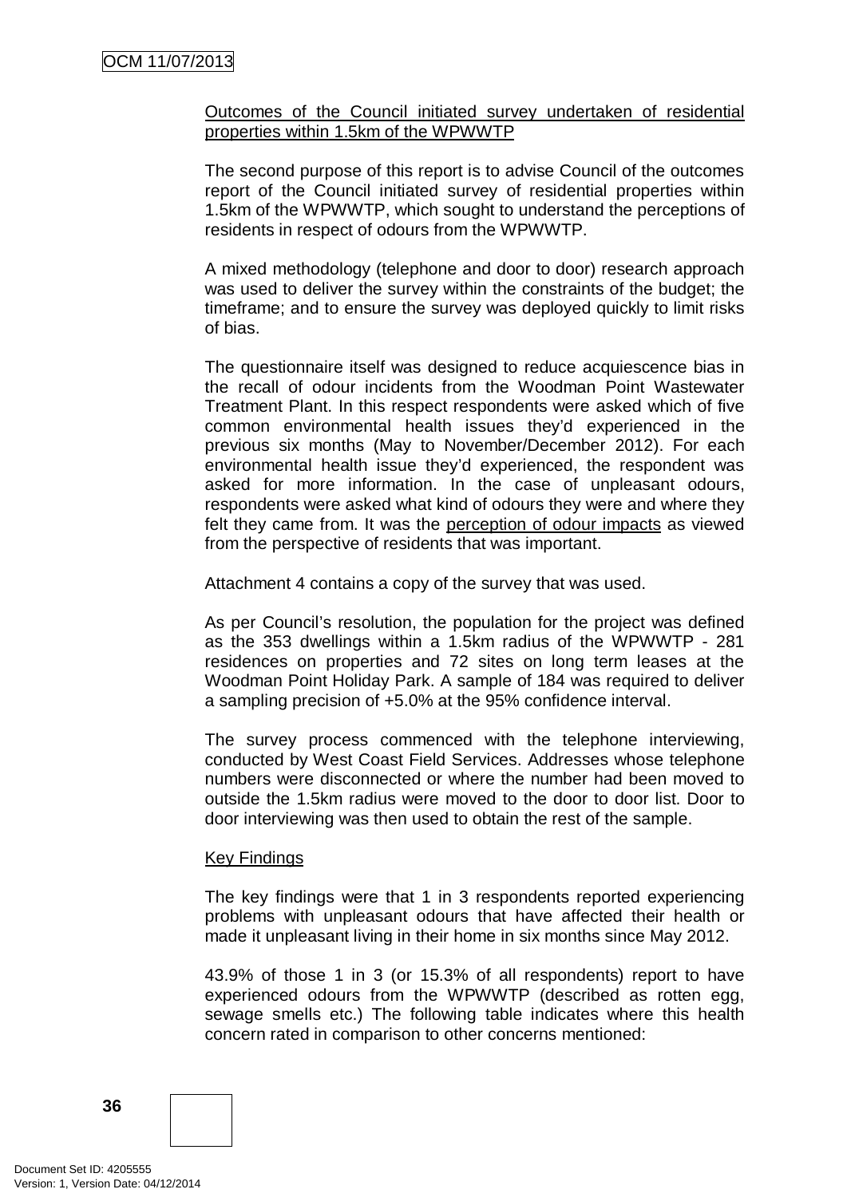Outcomes of the Council initiated survey undertaken of residential properties within 1.5km of the WPWWTP

The second purpose of this report is to advise Council of the outcomes report of the Council initiated survey of residential properties within 1.5km of the WPWWTP, which sought to understand the perceptions of residents in respect of odours from the WPWWTP.

A mixed methodology (telephone and door to door) research approach was used to deliver the survey within the constraints of the budget; the timeframe; and to ensure the survey was deployed quickly to limit risks of bias.

The questionnaire itself was designed to reduce acquiescence bias in the recall of odour incidents from the Woodman Point Wastewater Treatment Plant. In this respect respondents were asked which of five common environmental health issues they'd experienced in the previous six months (May to November/December 2012). For each environmental health issue they'd experienced, the respondent was asked for more information. In the case of unpleasant odours, respondents were asked what kind of odours they were and where they felt they came from. It was the perception of odour impacts as viewed from the perspective of residents that was important.

Attachment 4 contains a copy of the survey that was used.

As per Council's resolution, the population for the project was defined as the 353 dwellings within a 1.5km radius of the WPWWTP - 281 residences on properties and 72 sites on long term leases at the Woodman Point Holiday Park. A sample of 184 was required to deliver a sampling precision of +5.0% at the 95% confidence interval.

The survey process commenced with the telephone interviewing, conducted by West Coast Field Services. Addresses whose telephone numbers were disconnected or where the number had been moved to outside the 1.5km radius were moved to the door to door list. Door to door interviewing was then used to obtain the rest of the sample.

Key Findings

The key findings were that 1 in 3 respondents reported experiencing problems with unpleasant odours that have affected their health or made it unpleasant living in their home in six months since May 2012.

43.9% of those 1 in 3 (or 15.3% of all respondents) report to have experienced odours from the WPWWTP (described as rotten egg, sewage smells etc.) The following table indicates where this health concern rated in comparison to other concerns mentioned: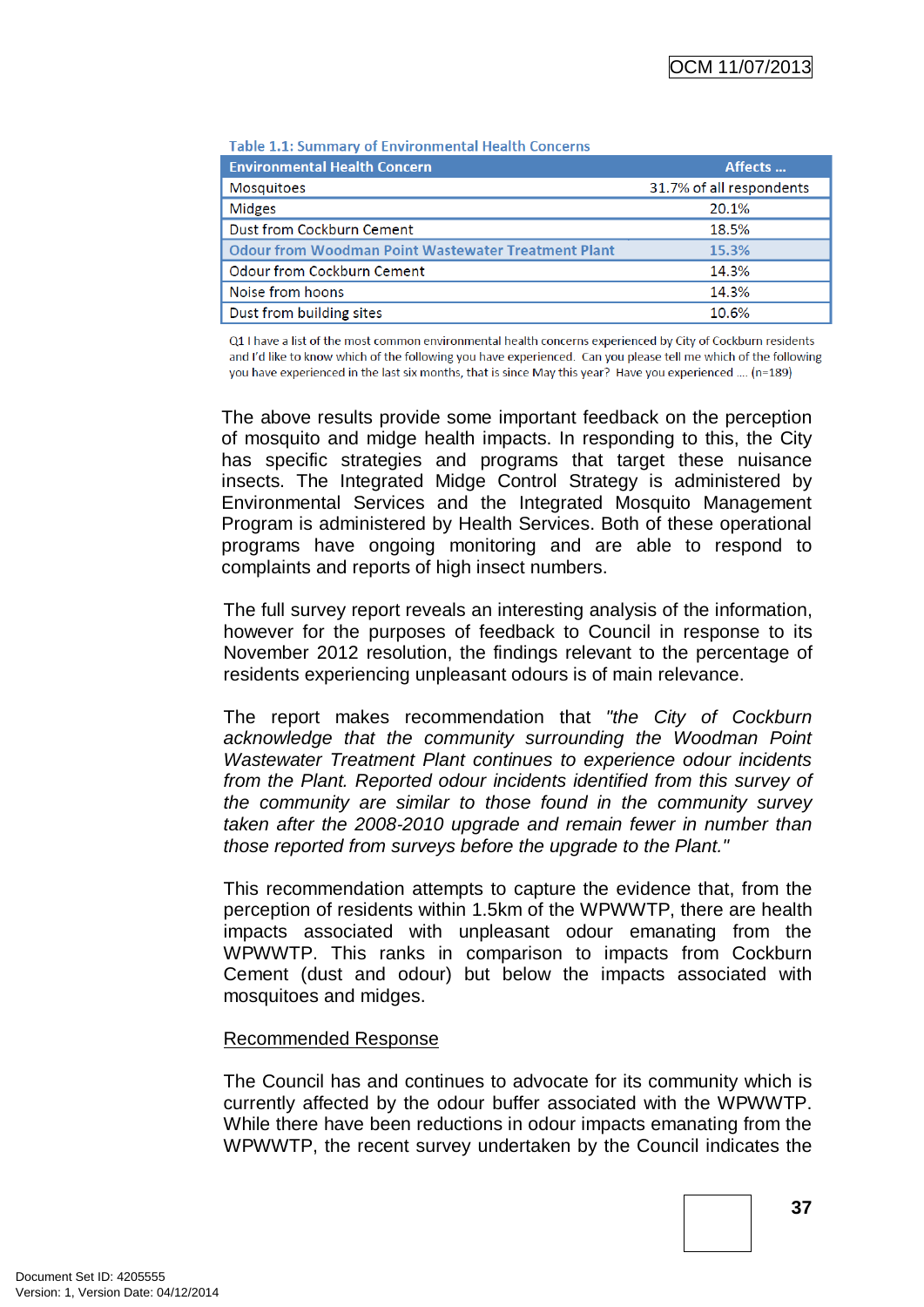**Table 1.1: Summary of Environmental Health Concerns**

| Environmental Health Concern | Affects ... |
|---|---|
| Mosquitoes | 31.7% of all respondents |
| Midges | 20.1% |
| Dust from Cockburn Cement | 18.5% |
| **Odour from Woodman Point Wastewater Treatment Plant** | **15.3%** |
| Odour from Cockburn Cement | 14.3% |
| Noise from hoons | 14.3% |
| Dust from building sites | 10.6% |

Q1 I have a list of the most common environmental health concerns experienced by City of Cockburn residents and I'd like to know which of the following you have experienced. Can you please tell me which of the following you have experienced in the last six months, that is since May this year? Have you experienced .... (n=189)

The above results provide some important feedback on the perception of mosquito and midge health impacts. In responding to this, the City has specific strategies and programs that target these nuisance insects. The Integrated Midge Control Strategy is administered by Environmental Services and the Integrated Mosquito Management Program is administered by Health Services. Both of these operational programs have ongoing monitoring and are able to respond to complaints and reports of high insect numbers.

The full survey report reveals an interesting analysis of the information, however for the purposes of feedback to Council in response to its November 2012 resolution, the findings relevant to the percentage of residents experiencing unpleasant odours is of main relevance.

The report makes recommendation that *"the City of Cockburn acknowledge that the community surrounding the Woodman Point Wastewater Treatment Plant continues to experience odour incidents from the Plant. Reported odour incidents identified from this survey of the community are similar to those found in the community survey taken after the 2008-2010 upgrade and remain fewer in number than those reported from surveys before the upgrade to the Plant."*

This recommendation attempts to capture the evidence that, from the perception of residents within 1.5km of the WPWWTP, there are health impacts associated with unpleasant odour emanating from the WPWWTP. This ranks in comparison to impacts from Cockburn Cement (dust and odour) but below the impacts associated with mosquitoes and midges.

<u>Recommended Response</u>

The Council has and continues to advocate for its community which is currently affected by the odour buffer associated with the WPWWTP. While there have been reductions in odour impacts emanating from the WPWWTP, the recent survey undertaken by the Council indicates the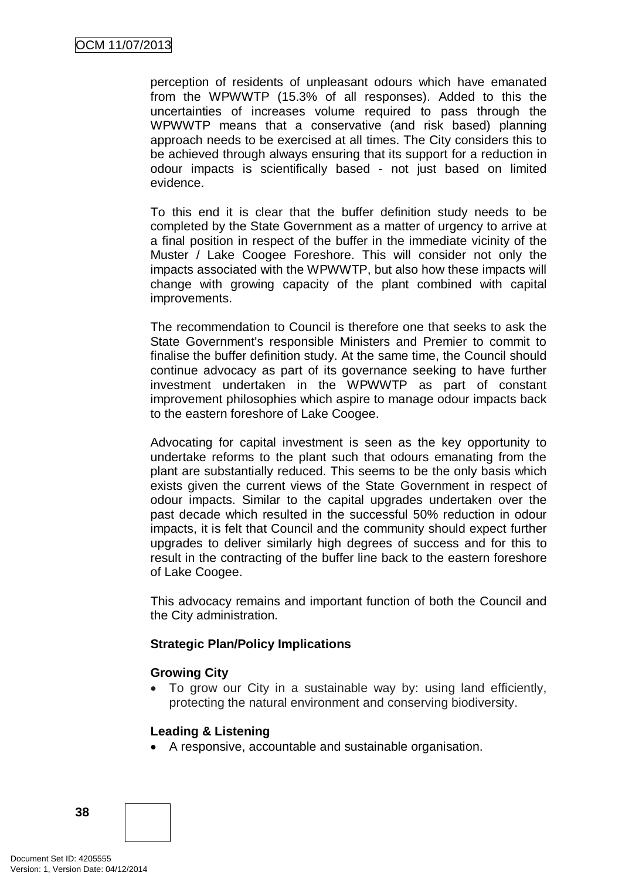perception of residents of unpleasant odours which have emanated from the WPWWTP (15.3% of all responses). Added to this the uncertainties of increases volume required to pass through the WPWWTP means that a conservative (and risk based) planning approach needs to be exercised at all times. The City considers this to be achieved through always ensuring that its support for a reduction in odour impacts is scientifically based - not just based on limited evidence.

To this end it is clear that the buffer definition study needs to be completed by the State Government as a matter of urgency to arrive at a final position in respect of the buffer in the immediate vicinity of the Muster / Lake Coogee Foreshore. This will consider not only the impacts associated with the WPWWTP, but also how these impacts will change with growing capacity of the plant combined with capital improvements.

The recommendation to Council is therefore one that seeks to ask the State Government's responsible Ministers and Premier to commit to finalise the buffer definition study. At the same time, the Council should continue advocacy as part of its governance seeking to have further investment undertaken in the WPWWTP as part of constant improvement philosophies which aspire to manage odour impacts back to the eastern foreshore of Lake Coogee.

Advocating for capital investment is seen as the key opportunity to undertake reforms to the plant such that odours emanating from the plant are substantially reduced. This seems to be the only basis which exists given the current views of the State Government in respect of odour impacts. Similar to the capital upgrades undertaken over the past decade which resulted in the successful 50% reduction in odour impacts, it is felt that Council and the community should expect further upgrades to deliver similarly high degrees of success and for this to result in the contracting of the buffer line back to the eastern foreshore of Lake Coogee.

This advocacy remains and important function of both the Council and the City administration.

**Strategic Plan/Policy Implications**

**Growing City**

- To grow our City in a sustainable way by: using land efficiently, protecting the natural environment and conserving biodiversity.

**Leading & Listening**

- A responsive, accountable and sustainable organisation.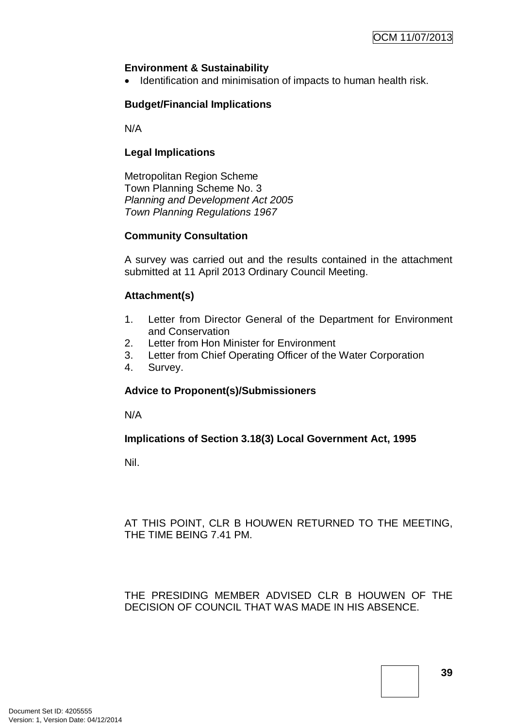**Environment & Sustainability**

- Identification and minimisation of impacts to human health risk.

**Budget/Financial Implications**

N/A

**Legal Implications**

Metropolitan Region Scheme
Town Planning Scheme No. 3
*Planning and Development Act 2005*
*Town Planning Regulations 1967*

**Community Consultation**

A survey was carried out and the results contained in the attachment submitted at 11 April 2013 Ordinary Council Meeting.

**Attachment(s)**

1. Letter from Director General of the Department for Environment and Conservation
2. Letter from Hon Minister for Environment
3. Letter from Chief Operating Officer of the Water Corporation
4. Survey.

**Advice to Proponent(s)/Submissioners**

N/A

**Implications of Section 3.18(3) Local Government Act, 1995**

Nil.

AT THIS POINT, CLR B HOUWEN RETURNED TO THE MEETING, THE TIME BEING 7.41 PM.

THE PRESIDING MEMBER ADVISED CLR B HOUWEN OF THE DECISION OF COUNCIL THAT WAS MADE IN HIS ABSENCE.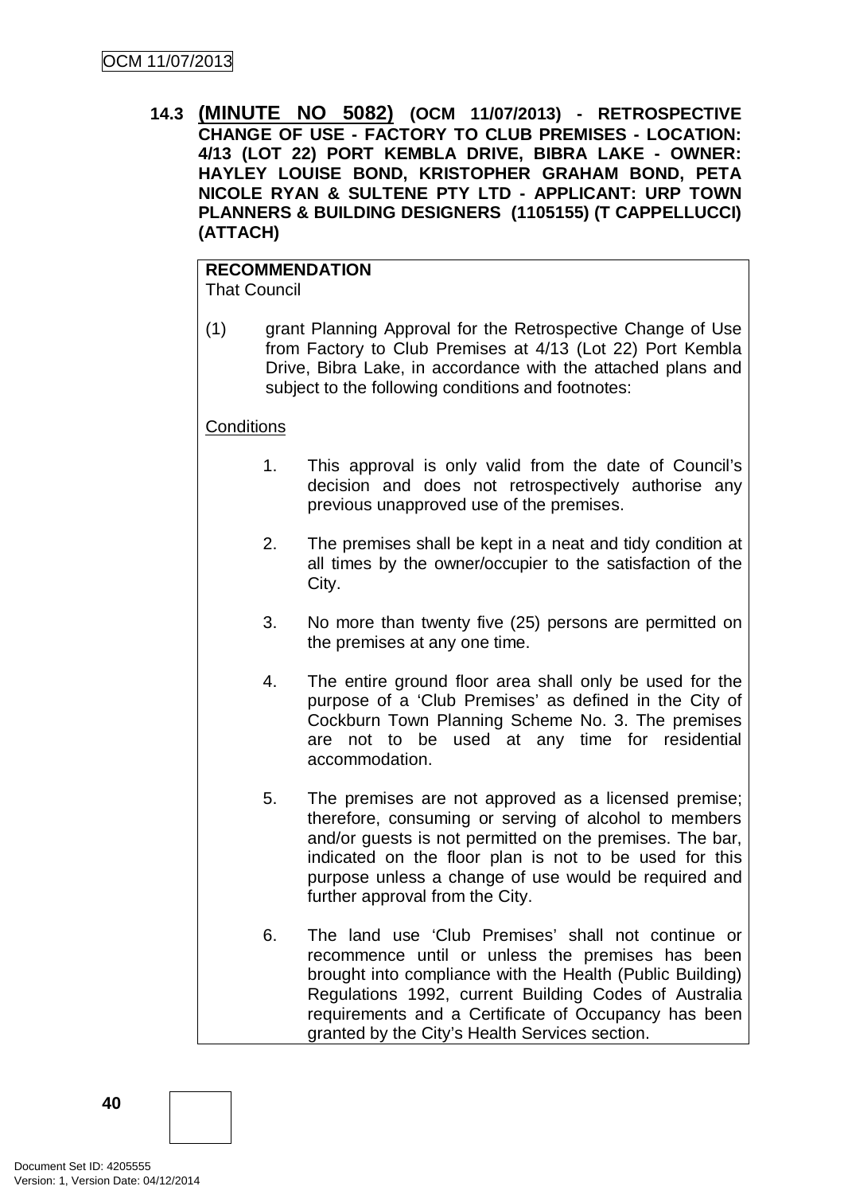**14.3 (MINUTE NO 5082) (OCM 11/07/2013) - RETROSPECTIVE CHANGE OF USE - FACTORY TO CLUB PREMISES - LOCATION: 4/13 (LOT 22) PORT KEMBLA DRIVE, BIBRA LAKE - OWNER: HAYLEY LOUISE BOND, KRISTOPHER GRAHAM BOND, PETA NICOLE RYAN & SULTENE PTY LTD - APPLICANT: URP TOWN PLANNERS & BUILDING DESIGNERS (1105155) (T CAPPELLUCCI) (ATTACH)**

**RECOMMENDATION**
That Council

(1) grant Planning Approval for the Retrospective Change of Use from Factory to Club Premises at 4/13 (Lot 22) Port Kembla Drive, Bibra Lake, in accordance with the attached plans and subject to the following conditions and footnotes:

Conditions

1. This approval is only valid from the date of Council's decision and does not retrospectively authorise any previous unapproved use of the premises.

2. The premises shall be kept in a neat and tidy condition at all times by the owner/occupier to the satisfaction of the City.

3. No more than twenty five (25) persons are permitted on the premises at any one time.

4. The entire ground floor area shall only be used for the purpose of a 'Club Premises' as defined in the City of Cockburn Town Planning Scheme No. 3. The premises are not to be used at any time for residential accommodation.

5. The premises are not approved as a licensed premise; therefore, consuming or serving of alcohol to members and/or guests is not permitted on the premises. The bar, indicated on the floor plan is not to be used for this purpose unless a change of use would be required and further approval from the City.

6. The land use 'Club Premises' shall not continue or recommence until or unless the premises has been brought into compliance with the Health (Public Building) Regulations 1992, current Building Codes of Australia requirements and a Certificate of Occupancy has been granted by the City's Health Services section.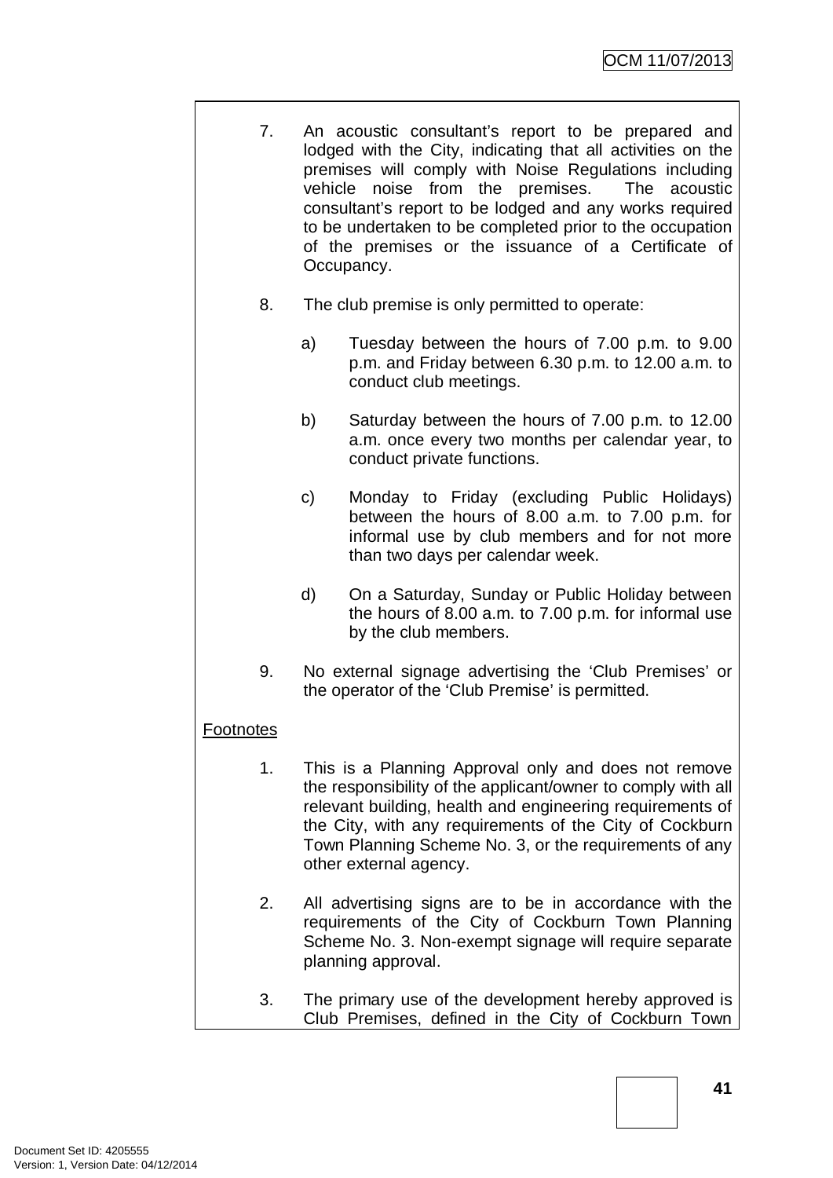7. An acoustic consultant's report to be prepared and lodged with the City, indicating that all activities on the premises will comply with Noise Regulations including vehicle noise from the premises. The acoustic consultant's report to be lodged and any works required to be undertaken to be completed prior to the occupation of the premises or the issuance of a Certificate of Occupancy.

8. The club premise is only permitted to operate:

   a) Tuesday between the hours of 7.00 p.m. to 9.00 p.m. and Friday between 6.30 p.m. to 12.00 a.m. to conduct club meetings.

   b) Saturday between the hours of 7.00 p.m. to 12.00 a.m. once every two months per calendar year, to conduct private functions.

   c) Monday to Friday (excluding Public Holidays) between the hours of 8.00 a.m. to 7.00 p.m. for informal use by club members and for not more than two days per calendar week.

   d) On a Saturday, Sunday or Public Holiday between the hours of 8.00 a.m. to 7.00 p.m. for informal use by the club members.

9. No external signage advertising the 'Club Premises' or the operator of the 'Club Premise' is permitted.

Footnotes

1. This is a Planning Approval only and does not remove the responsibility of the applicant/owner to comply with all relevant building, health and engineering requirements of the City, with any requirements of the City of Cockburn Town Planning Scheme No. 3, or the requirements of any other external agency.

2. All advertising signs are to be in accordance with the requirements of the City of Cockburn Town Planning Scheme No. 3. Non-exempt signage will require separate planning approval.

3. The primary use of the development hereby approved is Club Premises, defined in the City of Cockburn Town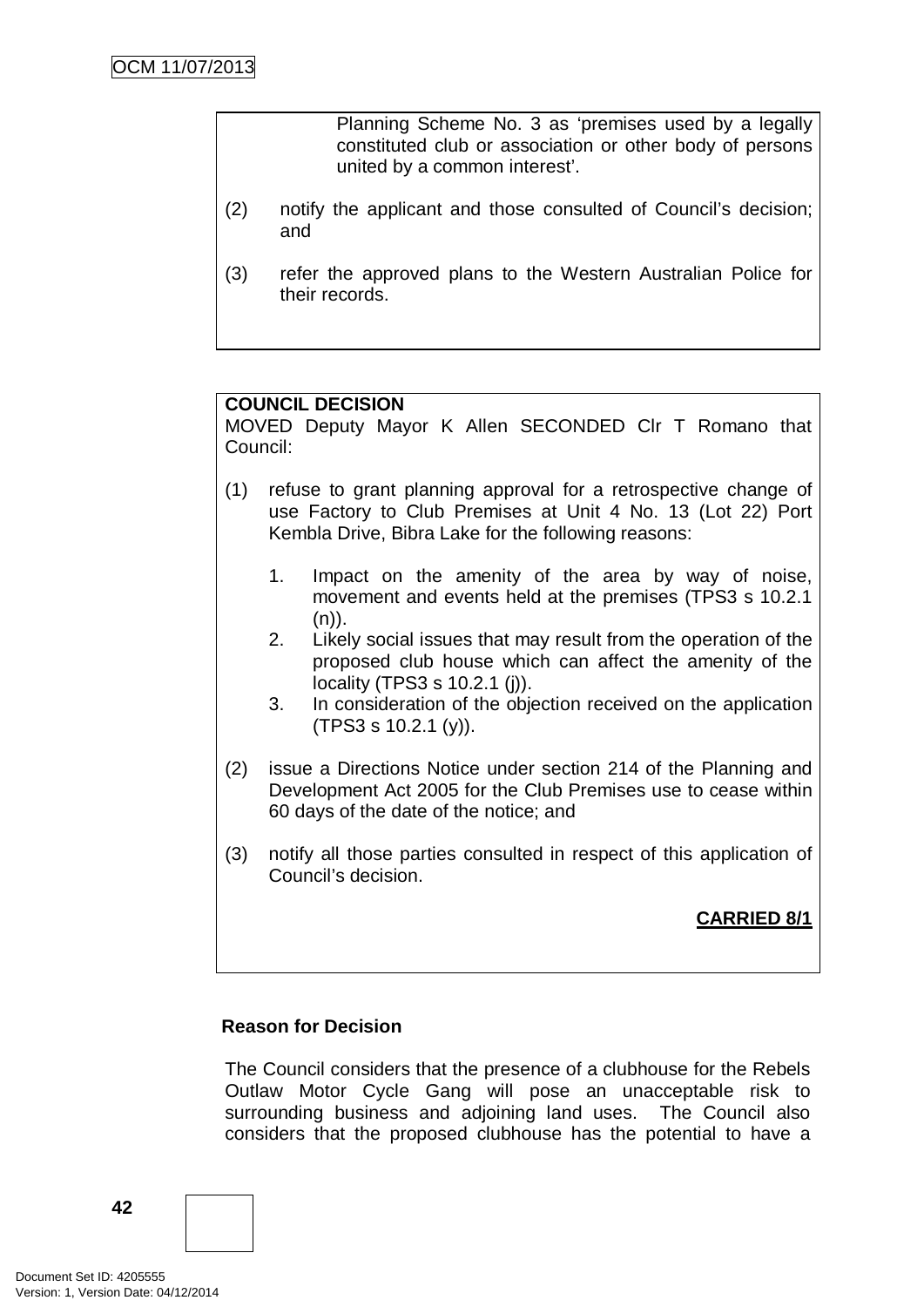Planning Scheme No. 3 as 'premises used by a legally constituted club or association or other body of persons united by a common interest'.

(2) notify the applicant and those consulted of Council's decision; and

(3) refer the approved plans to the Western Australian Police for their records.

**COUNCIL DECISION**
MOVED Deputy Mayor K Allen SECONDED Clr T Romano that Council:

(1) refuse to grant planning approval for a retrospective change of use Factory to Club Premises at Unit 4 No. 13 (Lot 22) Port Kembla Drive, Bibra Lake for the following reasons:

    1. Impact on the amenity of the area by way of noise, movement and events held at the premises (TPS3 s 10.2.1 (n)).
    2. Likely social issues that may result from the operation of the proposed club house which can affect the amenity of the locality (TPS3 s 10.2.1 (j)).
    3. In consideration of the objection received on the application (TPS3 s 10.2.1 (y)).

(2) issue a Directions Notice under section 214 of the Planning and Development Act 2005 for the Club Premises use to cease within 60 days of the date of the notice; and

(3) notify all those parties consulted in respect of this application of Council's decision.

**CARRIED 8/1**

**Reason for Decision**

The Council considers that the presence of a clubhouse for the Rebels Outlaw Motor Cycle Gang will pose an unacceptable risk to surrounding business and adjoining land uses. The Council also considers that the proposed clubhouse has the potential to have a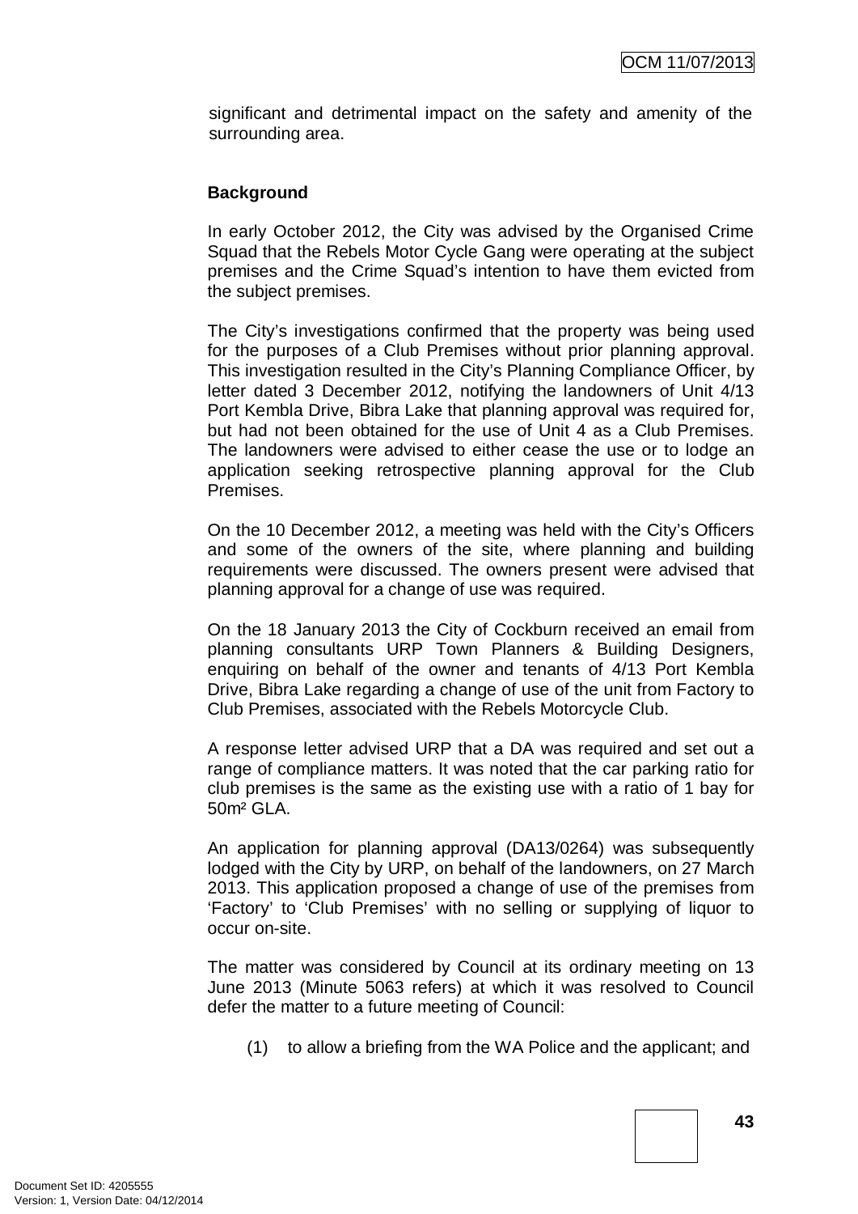significant and detrimental impact on the safety and amenity of the surrounding area.

**Background**

In early October 2012, the City was advised by the Organised Crime Squad that the Rebels Motor Cycle Gang were operating at the subject premises and the Crime Squad's intention to have them evicted from the subject premises.

The City's investigations confirmed that the property was being used for the purposes of a Club Premises without prior planning approval. This investigation resulted in the City's Planning Compliance Officer, by letter dated 3 December 2012, notifying the landowners of Unit 4/13 Port Kembla Drive, Bibra Lake that planning approval was required for, but had not been obtained for the use of Unit 4 as a Club Premises. The landowners were advised to either cease the use or to lodge an application seeking retrospective planning approval for the Club Premises.

On the 10 December 2012, a meeting was held with the City's Officers and some of the owners of the site, where planning and building requirements were discussed. The owners present were advised that planning approval for a change of use was required.

On the 18 January 2013 the City of Cockburn received an email from planning consultants URP Town Planners & Building Designers, enquiring on behalf of the owner and tenants of 4/13 Port Kembla Drive, Bibra Lake regarding a change of use of the unit from Factory to Club Premises, associated with the Rebels Motorcycle Club.

A response letter advised URP that a DA was required and set out a range of compliance matters. It was noted that the car parking ratio for club premises is the same as the existing use with a ratio of 1 bay for 50m² GLA.

An application for planning approval (DA13/0264) was subsequently lodged with the City by URP, on behalf of the landowners, on 27 March 2013. This application proposed a change of use of the premises from 'Factory' to 'Club Premises' with no selling or supplying of liquor to occur on-site.

The matter was considered by Council at its ordinary meeting on 13 June 2013 (Minute 5063 refers) at which it was resolved to Council defer the matter to a future meeting of Council:

(1) to allow a briefing from the WA Police and the applicant; and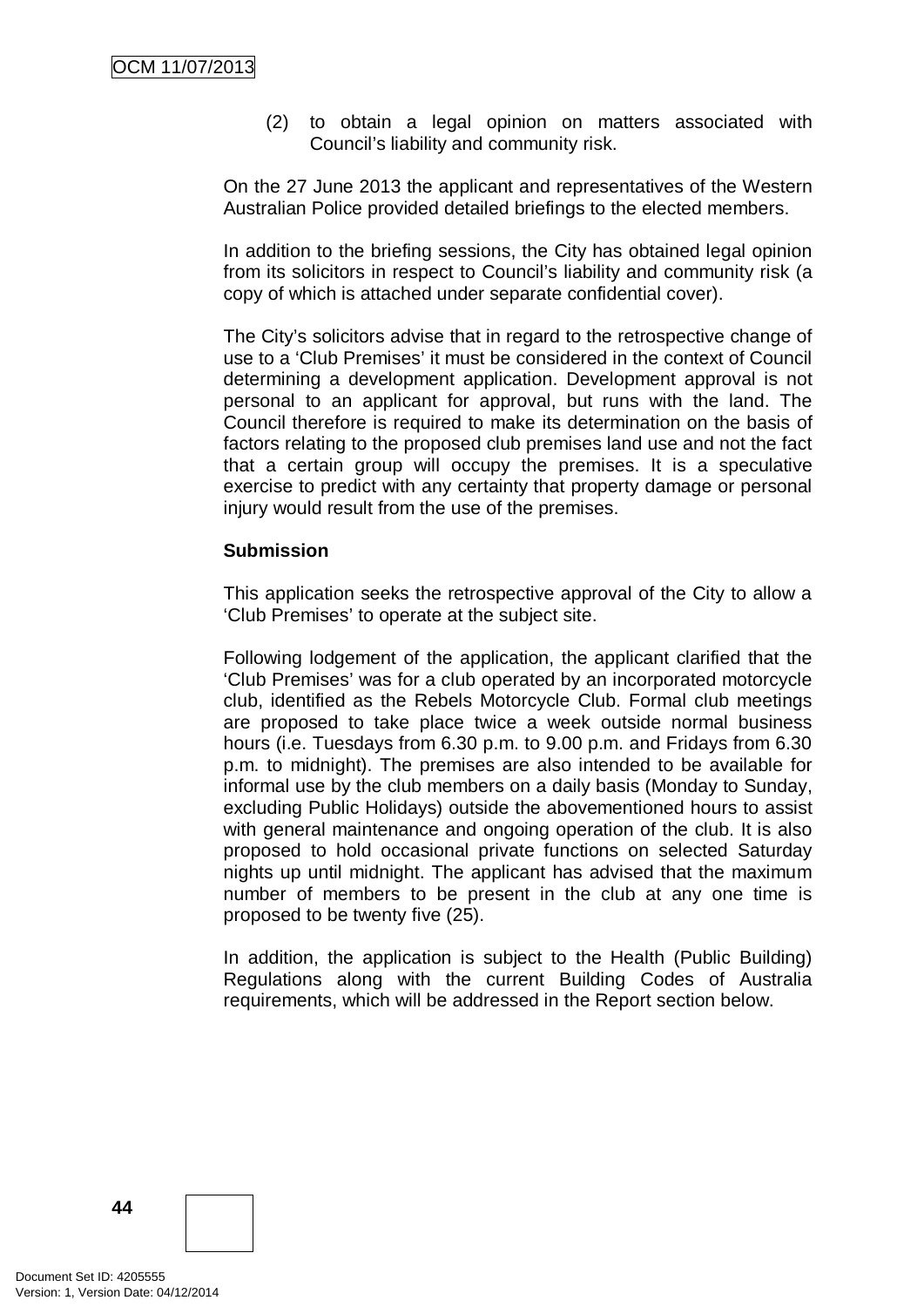(2) to obtain a legal opinion on matters associated with Council's liability and community risk.

On the 27 June 2013 the applicant and representatives of the Western Australian Police provided detailed briefings to the elected members.

In addition to the briefing sessions, the City has obtained legal opinion from its solicitors in respect to Council's liability and community risk (a copy of which is attached under separate confidential cover).

The City's solicitors advise that in regard to the retrospective change of use to a 'Club Premises' it must be considered in the context of Council determining a development application. Development approval is not personal to an applicant for approval, but runs with the land. The Council therefore is required to make its determination on the basis of factors relating to the proposed club premises land use and not the fact that a certain group will occupy the premises. It is a speculative exercise to predict with any certainty that property damage or personal injury would result from the use of the premises.

**Submission**

This application seeks the retrospective approval of the City to allow a 'Club Premises' to operate at the subject site.

Following lodgement of the application, the applicant clarified that the 'Club Premises' was for a club operated by an incorporated motorcycle club, identified as the Rebels Motorcycle Club. Formal club meetings are proposed to take place twice a week outside normal business hours (i.e. Tuesdays from 6.30 p.m. to 9.00 p.m. and Fridays from 6.30 p.m. to midnight). The premises are also intended to be available for informal use by the club members on a daily basis (Monday to Sunday, excluding Public Holidays) outside the abovementioned hours to assist with general maintenance and ongoing operation of the club. It is also proposed to hold occasional private functions on selected Saturday nights up until midnight. The applicant has advised that the maximum number of members to be present in the club at any one time is proposed to be twenty five (25).

In addition, the application is subject to the Health (Public Building) Regulations along with the current Building Codes of Australia requirements, which will be addressed in the Report section below.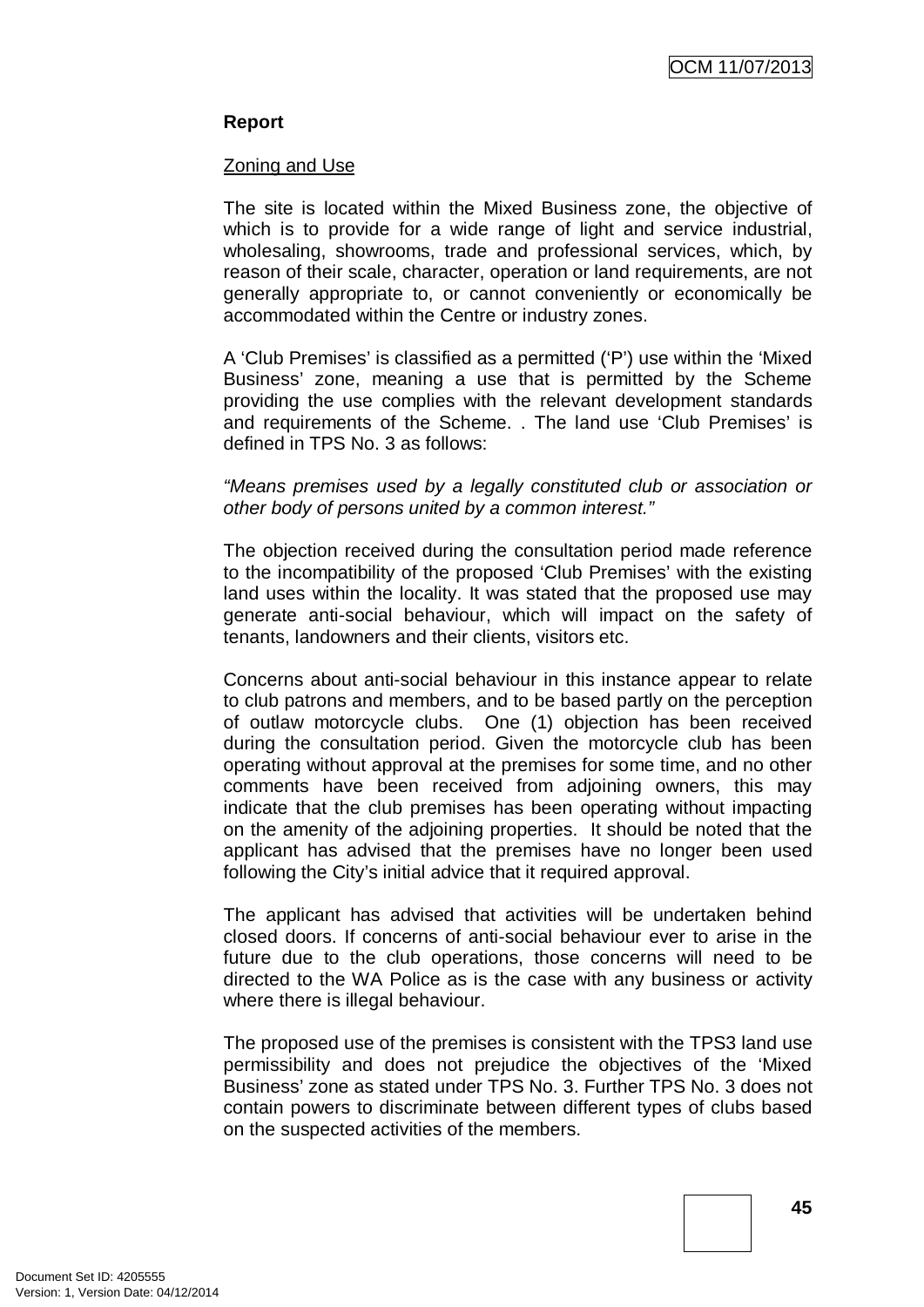**Report**

Zoning and Use

The site is located within the Mixed Business zone, the objective of which is to provide for a wide range of light and service industrial, wholesaling, showrooms, trade and professional services, which, by reason of their scale, character, operation or land requirements, are not generally appropriate to, or cannot conveniently or economically be accommodated within the Centre or industry zones.

A 'Club Premises' is classified as a permitted ('P') use within the 'Mixed Business' zone, meaning a use that is permitted by the Scheme providing the use complies with the relevant development standards and requirements of the Scheme. . The land use 'Club Premises' is defined in TPS No. 3 as follows:

*"Means premises used by a legally constituted club or association or other body of persons united by a common interest."*

The objection received during the consultation period made reference to the incompatibility of the proposed 'Club Premises' with the existing land uses within the locality. It was stated that the proposed use may generate anti-social behaviour, which will impact on the safety of tenants, landowners and their clients, visitors etc.

Concerns about anti-social behaviour in this instance appear to relate to club patrons and members, and to be based partly on the perception of outlaw motorcycle clubs. One (1) objection has been received during the consultation period. Given the motorcycle club has been operating without approval at the premises for some time, and no other comments have been received from adjoining owners, this may indicate that the club premises has been operating without impacting on the amenity of the adjoining properties. It should be noted that the applicant has advised that the premises have no longer been used following the City's initial advice that it required approval.

The applicant has advised that activities will be undertaken behind closed doors. If concerns of anti-social behaviour ever to arise in the future due to the club operations, those concerns will need to be directed to the WA Police as is the case with any business or activity where there is illegal behaviour.

The proposed use of the premises is consistent with the TPS3 land use permissibility and does not prejudice the objectives of the 'Mixed Business' zone as stated under TPS No. 3. Further TPS No. 3 does not contain powers to discriminate between different types of clubs based on the suspected activities of the members.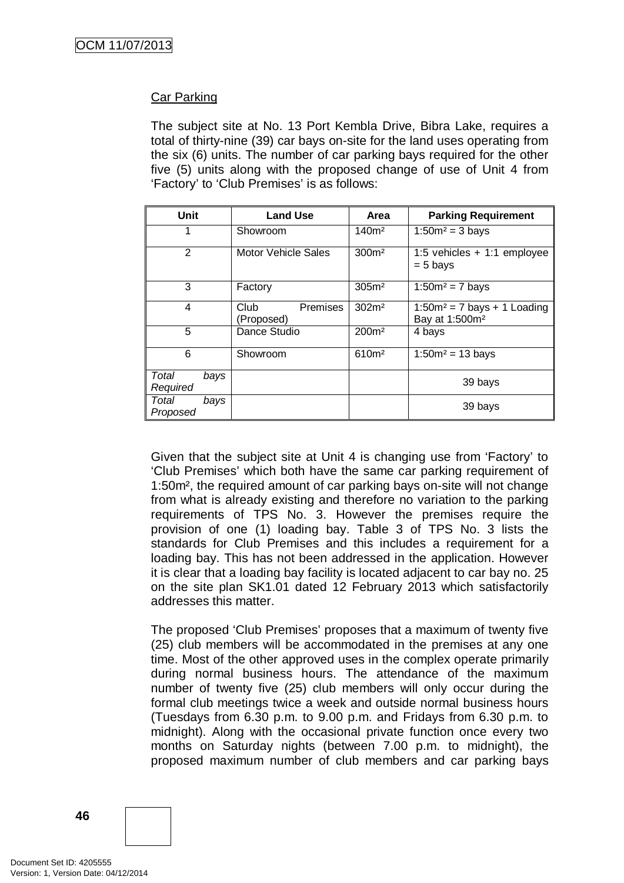Car Parking

The subject site at No. 13 Port Kembla Drive, Bibra Lake, requires a total of thirty-nine (39) car bays on-site for the land uses operating from the six (6) units. The number of car parking bays required for the other five (5) units along with the proposed change of use of Unit 4 from 'Factory' to 'Club Premises' is as follows:

| Unit | Land Use | Area | Parking Requirement |
|---|---|---|---|
| 1 | Showroom | 140m² | 1:50m² = 3 bays |
| 2 | Motor Vehicle Sales | 300m² | 1:5 vehicles + 1:1 employee = 5 bays |
| 3 | Factory | 305m² | 1:50m² = 7 bays |
| 4 | Club Premises (Proposed) | 302m² | 1:50m² = 7 bays + 1 Loading Bay at 1:500m² |
| 5 | Dance Studio | 200m² | 4 bays |
| 6 | Showroom | 610m² | 1:50m² = 13 bays |
| *Total bays Required* | | | 39 bays |
| *Total bays Proposed* | | | 39 bays |

Given that the subject site at Unit 4 is changing use from 'Factory' to 'Club Premises' which both have the same car parking requirement of 1:50m², the required amount of car parking bays on-site will not change from what is already existing and therefore no variation to the parking requirements of TPS No. 3. However the premises require the provision of one (1) loading bay. Table 3 of TPS No. 3 lists the standards for Club Premises and this includes a requirement for a loading bay. This has not been addressed in the application. However it is clear that a loading bay facility is located adjacent to car bay no. 25 on the site plan SK1.01 dated 12 February 2013 which satisfactorily addresses this matter.

The proposed 'Club Premises' proposes that a maximum of twenty five (25) club members will be accommodated in the premises at any one time. Most of the other approved uses in the complex operate primarily during normal business hours. The attendance of the maximum number of twenty five (25) club members will only occur during the formal club meetings twice a week and outside normal business hours (Tuesdays from 6.30 p.m. to 9.00 p.m. and Fridays from 6.30 p.m. to midnight). Along with the occasional private function once every two months on Saturday nights (between 7.00 p.m. to midnight), the proposed maximum number of club members and car parking bays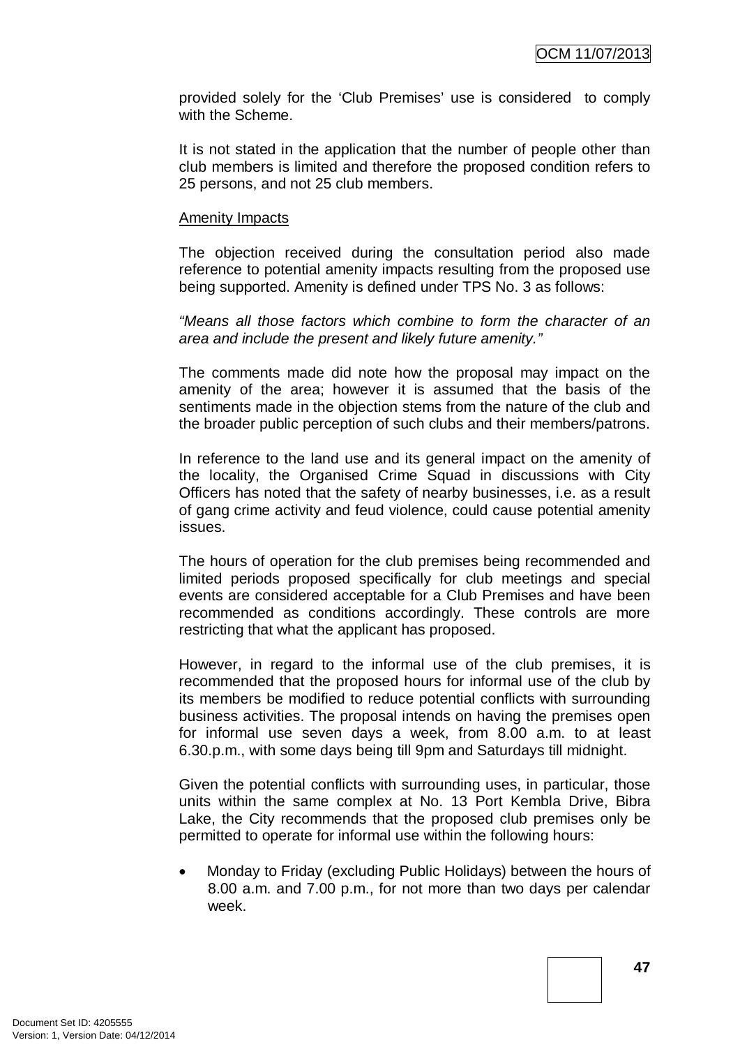provided solely for the 'Club Premises' use is considered to comply with the Scheme.

It is not stated in the application that the number of people other than club members is limited and therefore the proposed condition refers to 25 persons, and not 25 club members.

Amenity Impacts

The objection received during the consultation period also made reference to potential amenity impacts resulting from the proposed use being supported. Amenity is defined under TPS No. 3 as follows:

*"Means all those factors which combine to form the character of an area and include the present and likely future amenity."*

The comments made did note how the proposal may impact on the amenity of the area; however it is assumed that the basis of the sentiments made in the objection stems from the nature of the club and the broader public perception of such clubs and their members/patrons.

In reference to the land use and its general impact on the amenity of the locality, the Organised Crime Squad in discussions with City Officers has noted that the safety of nearby businesses, i.e. as a result of gang crime activity and feud violence, could cause potential amenity issues.

The hours of operation for the club premises being recommended and limited periods proposed specifically for club meetings and special events are considered acceptable for a Club Premises and have been recommended as conditions accordingly. These controls are more restricting that what the applicant has proposed.

However, in regard to the informal use of the club premises, it is recommended that the proposed hours for informal use of the club by its members be modified to reduce potential conflicts with surrounding business activities. The proposal intends on having the premises open for informal use seven days a week, from 8.00 a.m. to at least 6.30.p.m., with some days being till 9pm and Saturdays till midnight.

Given the potential conflicts with surrounding uses, in particular, those units within the same complex at No. 13 Port Kembla Drive, Bibra Lake, the City recommends that the proposed club premises only be permitted to operate for informal use within the following hours:

- Monday to Friday (excluding Public Holidays) between the hours of 8.00 a.m. and 7.00 p.m., for not more than two days per calendar week.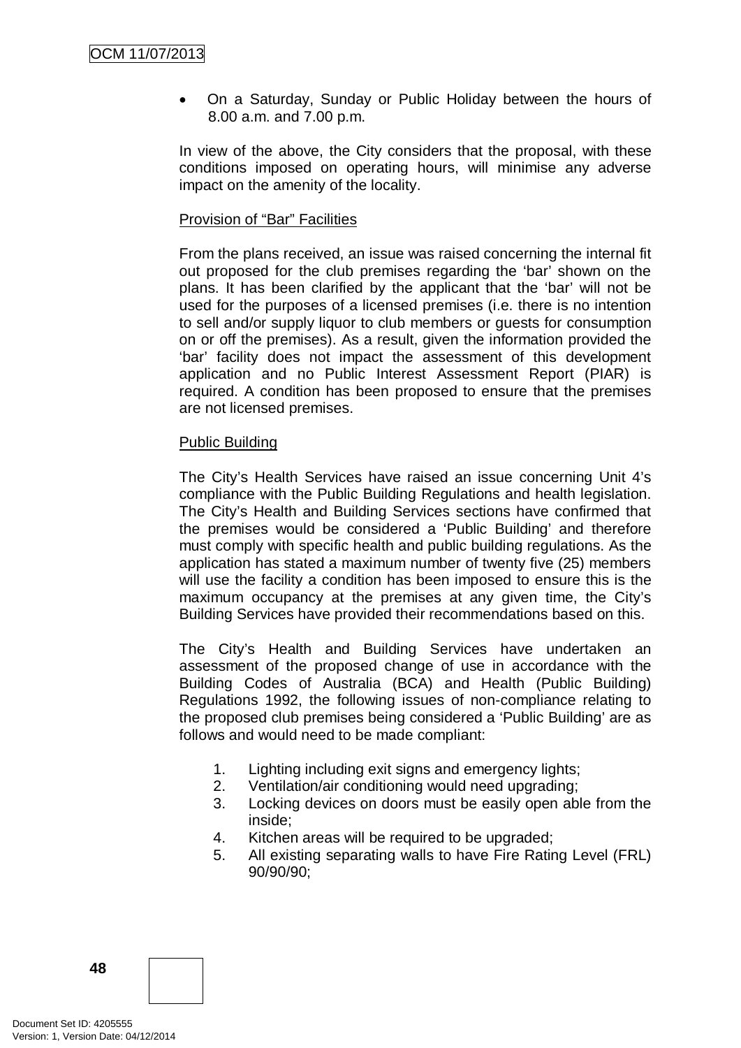- On a Saturday, Sunday or Public Holiday between the hours of 8.00 a.m. and 7.00 p.m.

In view of the above, the City considers that the proposal, with these conditions imposed on operating hours, will minimise any adverse impact on the amenity of the locality.

Provision of "Bar" Facilities

From the plans received, an issue was raised concerning the internal fit out proposed for the club premises regarding the 'bar' shown on the plans. It has been clarified by the applicant that the 'bar' will not be used for the purposes of a licensed premises (i.e. there is no intention to sell and/or supply liquor to club members or guests for consumption on or off the premises). As a result, given the information provided the 'bar' facility does not impact the assessment of this development application and no Public Interest Assessment Report (PIAR) is required. A condition has been proposed to ensure that the premises are not licensed premises.

Public Building

The City's Health Services have raised an issue concerning Unit 4's compliance with the Public Building Regulations and health legislation. The City's Health and Building Services sections have confirmed that the premises would be considered a 'Public Building' and therefore must comply with specific health and public building regulations. As the application has stated a maximum number of twenty five (25) members will use the facility a condition has been imposed to ensure this is the maximum occupancy at the premises at any given time, the City's Building Services have provided their recommendations based on this.

The City's Health and Building Services have undertaken an assessment of the proposed change of use in accordance with the Building Codes of Australia (BCA) and Health (Public Building) Regulations 1992, the following issues of non-compliance relating to the proposed club premises being considered a 'Public Building' are as follows and would need to be made compliant:

1. Lighting including exit signs and emergency lights;
2. Ventilation/air conditioning would need upgrading;
3. Locking devices on doors must be easily open able from the inside;
4. Kitchen areas will be required to be upgraded;
5. All existing separating walls to have Fire Rating Level (FRL) 90/90/90;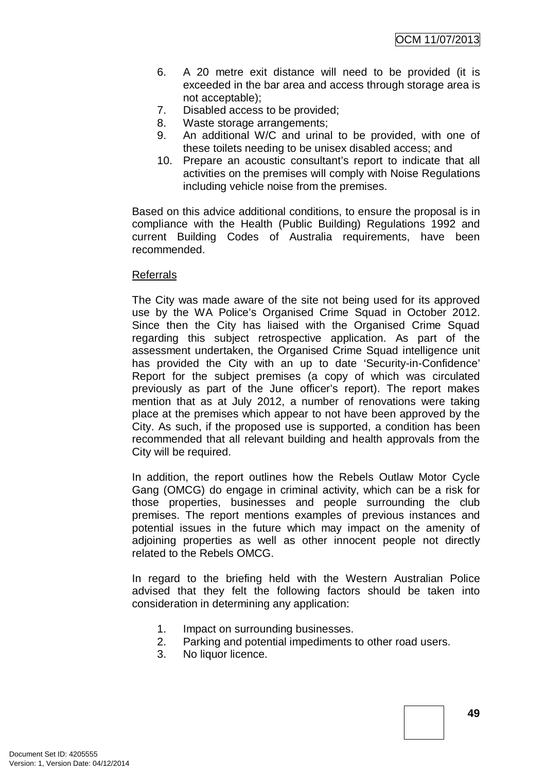6. A 20 metre exit distance will need to be provided (it is exceeded in the bar area and access through storage area is not acceptable);
7. Disabled access to be provided;
8. Waste storage arrangements;
9. An additional W/C and urinal to be provided, with one of these toilets needing to be unisex disabled access; and
10. Prepare an acoustic consultant's report to indicate that all activities on the premises will comply with Noise Regulations including vehicle noise from the premises.

Based on this advice additional conditions, to ensure the proposal is in compliance with the Health (Public Building) Regulations 1992 and current Building Codes of Australia requirements, have been recommended.

<u>Referrals</u>

The City was made aware of the site not being used for its approved use by the WA Police's Organised Crime Squad in October 2012. Since then the City has liaised with the Organised Crime Squad regarding this subject retrospective application. As part of the assessment undertaken, the Organised Crime Squad intelligence unit has provided the City with an up to date 'Security-in-Confidence' Report for the subject premises (a copy of which was circulated previously as part of the June officer's report). The report makes mention that as at July 2012, a number of renovations were taking place at the premises which appear to not have been approved by the City. As such, if the proposed use is supported, a condition has been recommended that all relevant building and health approvals from the City will be required.

In addition, the report outlines how the Rebels Outlaw Motor Cycle Gang (OMCG) do engage in criminal activity, which can be a risk for those properties, businesses and people surrounding the club premises. The report mentions examples of previous instances and potential issues in the future which may impact on the amenity of adjoining properties as well as other innocent people not directly related to the Rebels OMCG.

In regard to the briefing held with the Western Australian Police advised that they felt the following factors should be taken into consideration in determining any application:

1. Impact on surrounding businesses.
2. Parking and potential impediments to other road users.
3. No liquor licence.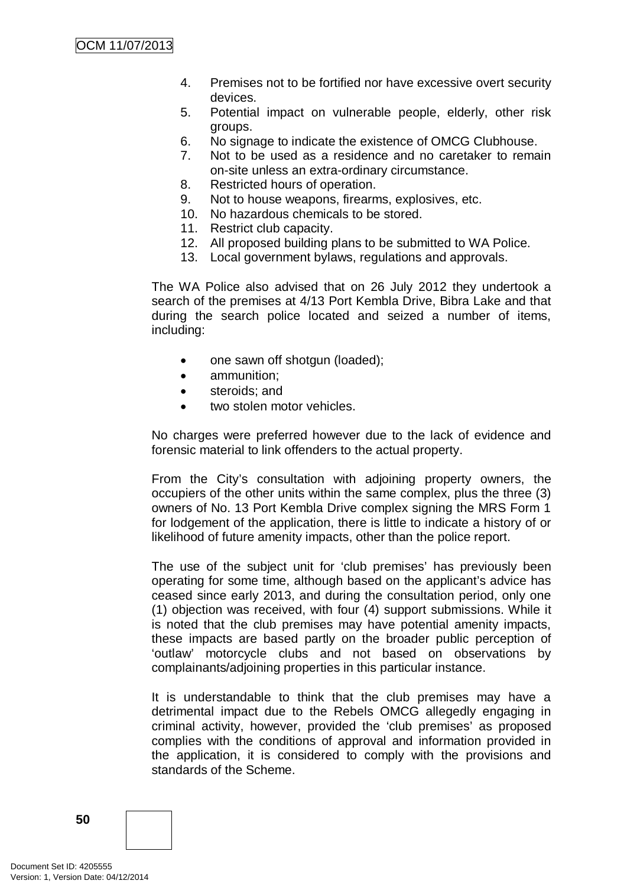4. Premises not to be fortified nor have excessive overt security devices.
5. Potential impact on vulnerable people, elderly, other risk groups.
6. No signage to indicate the existence of OMCG Clubhouse.
7. Not to be used as a residence and no caretaker to remain on-site unless an extra-ordinary circumstance.
8. Restricted hours of operation.
9. Not to house weapons, firearms, explosives, etc.
10. No hazardous chemicals to be stored.
11. Restrict club capacity.
12. All proposed building plans to be submitted to WA Police.
13. Local government bylaws, regulations and approvals.

The WA Police also advised that on 26 July 2012 they undertook a search of the premises at 4/13 Port Kembla Drive, Bibra Lake and that during the search police located and seized a number of items, including:

- one sawn off shotgun (loaded);
- ammunition;
- steroids; and
- two stolen motor vehicles.

No charges were preferred however due to the lack of evidence and forensic material to link offenders to the actual property.

From the City's consultation with adjoining property owners, the occupiers of the other units within the same complex, plus the three (3) owners of No. 13 Port Kembla Drive complex signing the MRS Form 1 for lodgement of the application, there is little to indicate a history of or likelihood of future amenity impacts, other than the police report.

The use of the subject unit for 'club premises' has previously been operating for some time, although based on the applicant's advice has ceased since early 2013, and during the consultation period, only one (1) objection was received, with four (4) support submissions. While it is noted that the club premises may have potential amenity impacts, these impacts are based partly on the broader public perception of 'outlaw' motorcycle clubs and not based on observations by complainants/adjoining properties in this particular instance.

It is understandable to think that the club premises may have a detrimental impact due to the Rebels OMCG allegedly engaging in criminal activity, however, provided the 'club premises' as proposed complies with the conditions of approval and information provided in the application, it is considered to comply with the provisions and standards of the Scheme.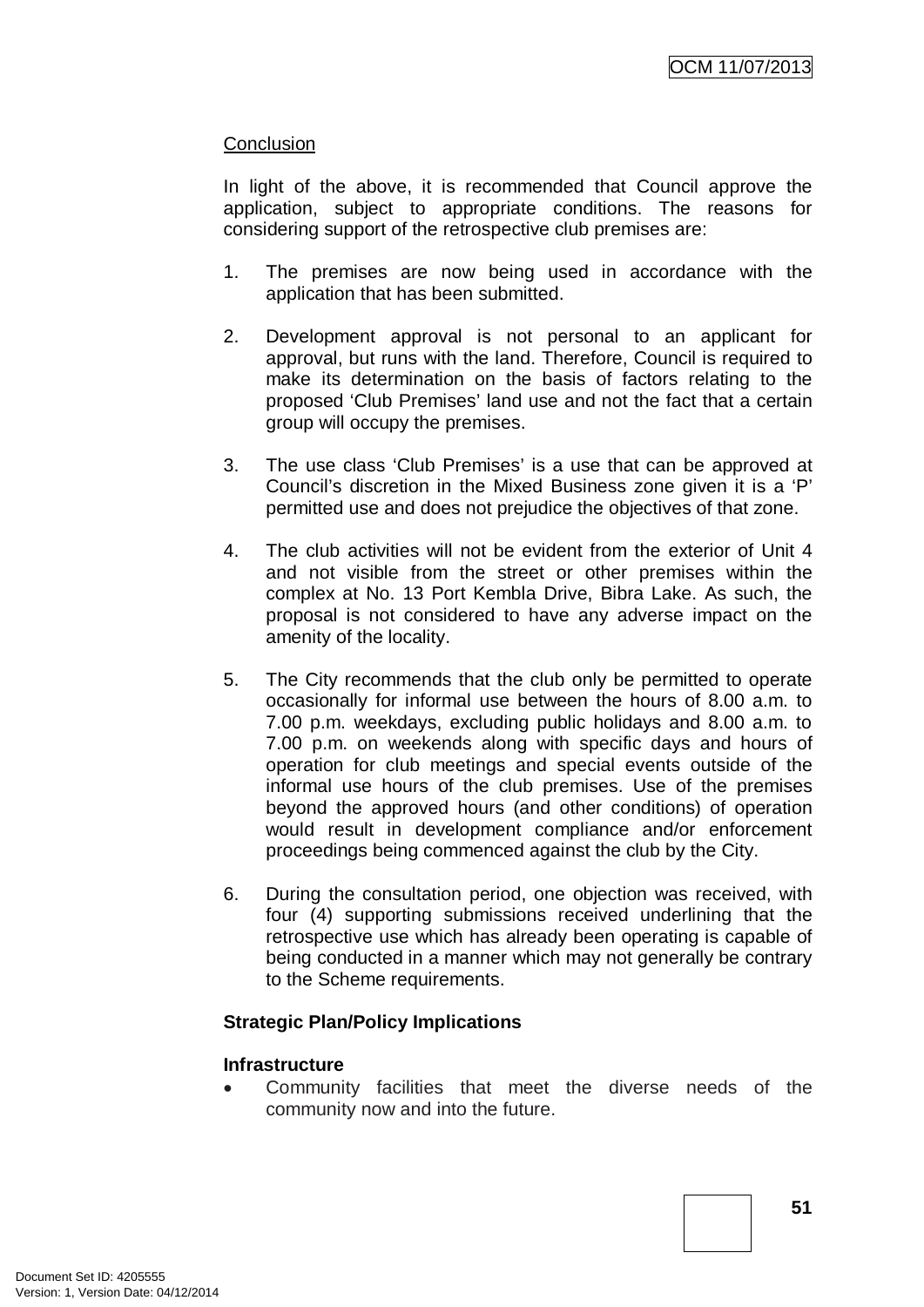Conclusion

In light of the above, it is recommended that Council approve the application, subject to appropriate conditions. The reasons for considering support of the retrospective club premises are:

1. The premises are now being used in accordance with the application that has been submitted.

2. Development approval is not personal to an applicant for approval, but runs with the land. Therefore, Council is required to make its determination on the basis of factors relating to the proposed 'Club Premises' land use and not the fact that a certain group will occupy the premises.

3. The use class 'Club Premises' is a use that can be approved at Council's discretion in the Mixed Business zone given it is a 'P' permitted use and does not prejudice the objectives of that zone.

4. The club activities will not be evident from the exterior of Unit 4 and not visible from the street or other premises within the complex at No. 13 Port Kembla Drive, Bibra Lake. As such, the proposal is not considered to have any adverse impact on the amenity of the locality.

5. The City recommends that the club only be permitted to operate occasionally for informal use between the hours of 8.00 a.m. to 7.00 p.m. weekdays, excluding public holidays and 8.00 a.m. to 7.00 p.m. on weekends along with specific days and hours of operation for club meetings and special events outside of the informal use hours of the club premises. Use of the premises beyond the approved hours (and other conditions) of operation would result in development compliance and/or enforcement proceedings being commenced against the club by the City.

6. During the consultation period, one objection was received, with four (4) supporting submissions received underlining that the retrospective use which has already been operating is capable of being conducted in a manner which may not generally be contrary to the Scheme requirements.

**Strategic Plan/Policy Implications**

**Infrastructure**

- Community facilities that meet the diverse needs of the community now and into the future.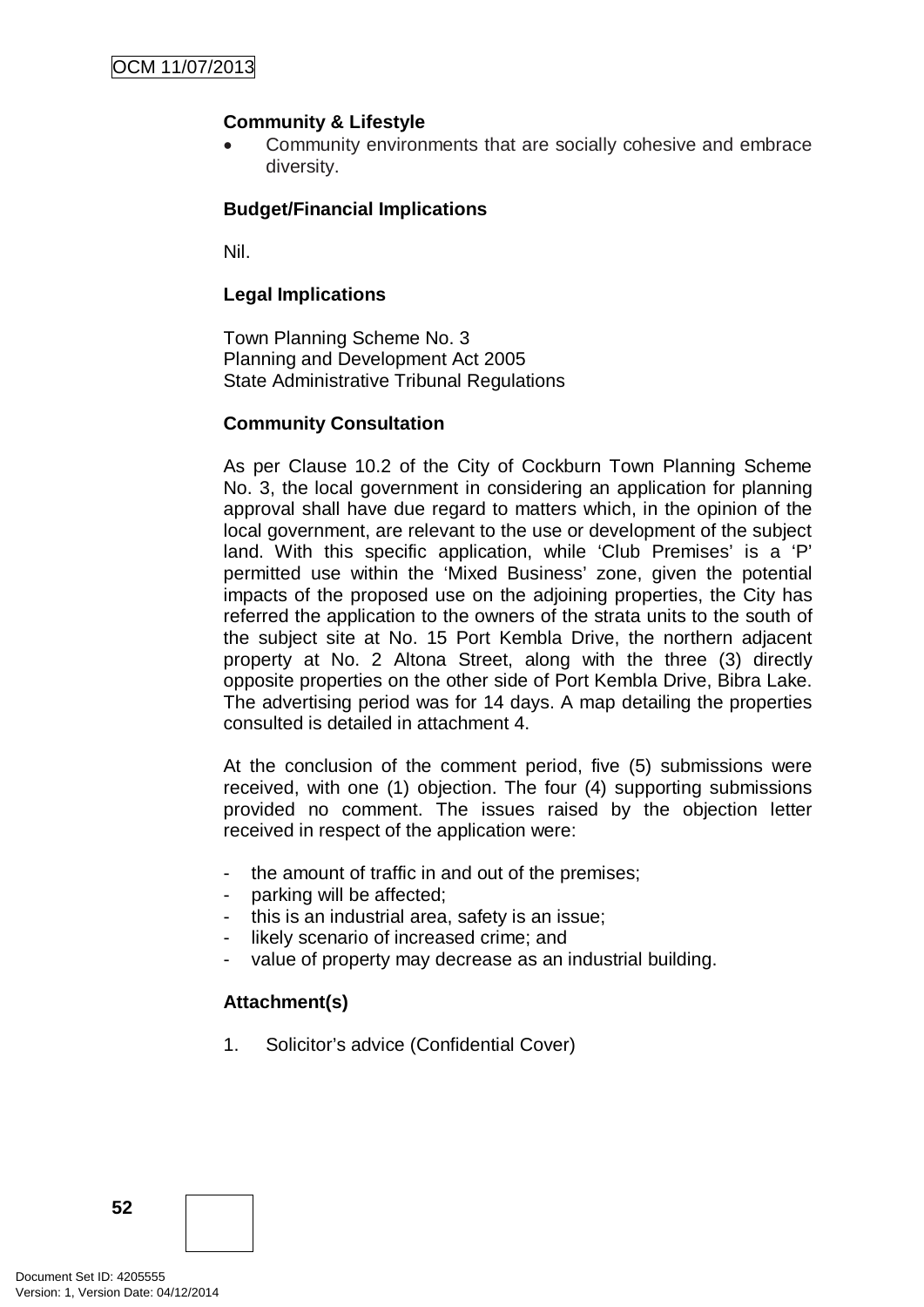**Community & Lifestyle**

- Community environments that are socially cohesive and embrace diversity.

**Budget/Financial Implications**

Nil.

**Legal Implications**

Town Planning Scheme No. 3
Planning and Development Act 2005
State Administrative Tribunal Regulations

**Community Consultation**

As per Clause 10.2 of the City of Cockburn Town Planning Scheme No. 3, the local government in considering an application for planning approval shall have due regard to matters which, in the opinion of the local government, are relevant to the use or development of the subject land. With this specific application, while 'Club Premises' is a 'P' permitted use within the 'Mixed Business' zone, given the potential impacts of the proposed use on the adjoining properties, the City has referred the application to the owners of the strata units to the south of the subject site at No. 15 Port Kembla Drive, the northern adjacent property at No. 2 Altona Street, along with the three (3) directly opposite properties on the other side of Port Kembla Drive, Bibra Lake. The advertising period was for 14 days. A map detailing the properties consulted is detailed in attachment 4.

At the conclusion of the comment period, five (5) submissions were received, with one (1) objection. The four (4) supporting submissions provided no comment. The issues raised by the objection letter received in respect of the application were:

- the amount of traffic in and out of the premises;
- parking will be affected;
- this is an industrial area, safety is an issue;
- likely scenario of increased crime; and
- value of property may decrease as an industrial building.

**Attachment(s)**

1. Solicitor's advice (Confidential Cover)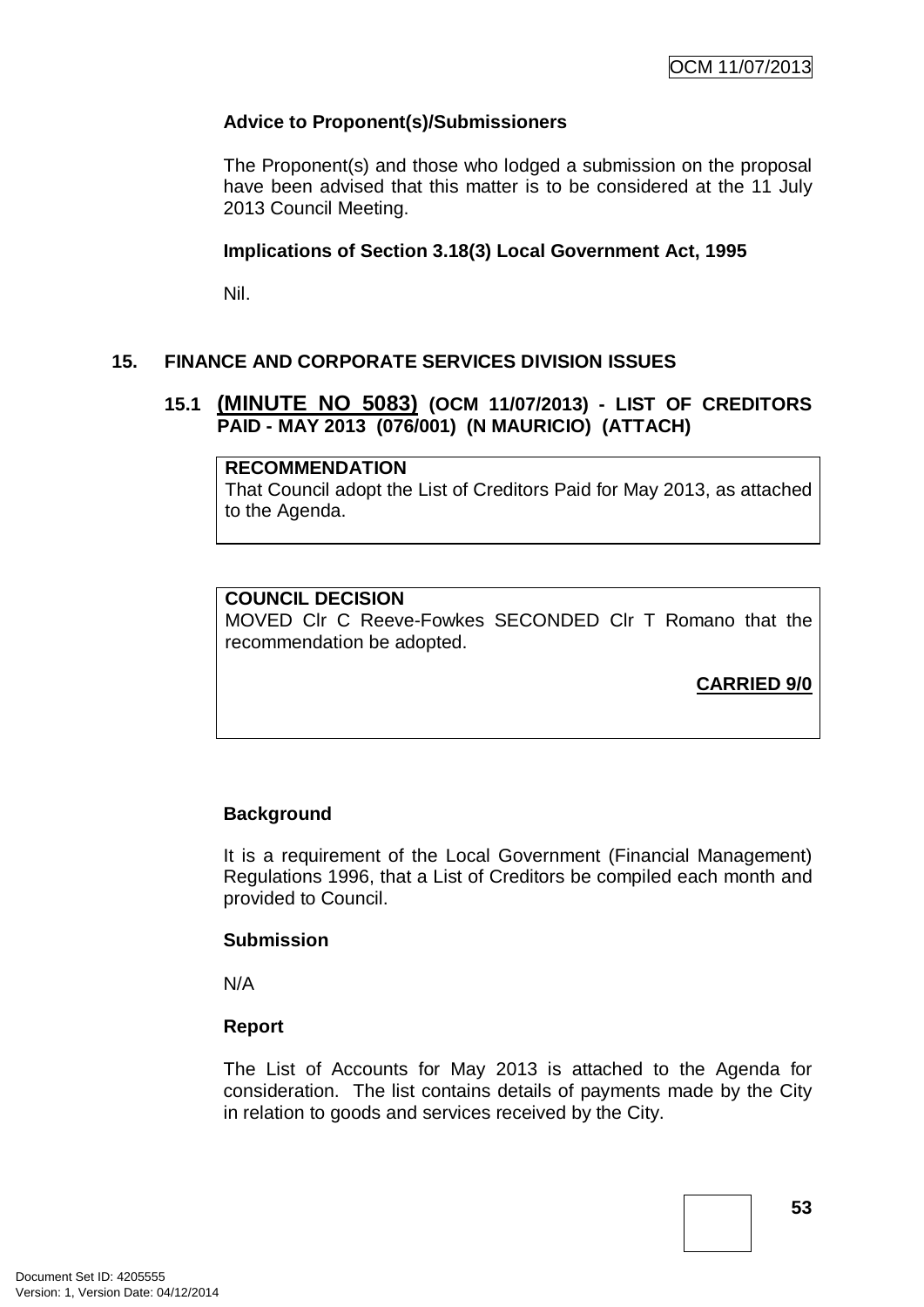**Advice to Proponent(s)/Submissioners**

The Proponent(s) and those who lodged a submission on the proposal have been advised that this matter is to be considered at the 11 July 2013 Council Meeting.

**Implications of Section 3.18(3) Local Government Act, 1995**

Nil.

## 15. FINANCE AND CORPORATE SERVICES DIVISION ISSUES

### 15.1 (MINUTE NO 5083) (OCM 11/07/2013) - LIST OF CREDITORS PAID - MAY 2013 (076/001) (N MAURICIO) (ATTACH)

**RECOMMENDATION**
That Council adopt the List of Creditors Paid for May 2013, as attached to the Agenda.

**COUNCIL DECISION**
MOVED Clr C Reeve-Fowkes SECONDED Clr T Romano that the recommendation be adopted.

**CARRIED 9/0**

**Background**

It is a requirement of the Local Government (Financial Management) Regulations 1996, that a List of Creditors be compiled each month and provided to Council.

**Submission**

N/A

**Report**

The List of Accounts for May 2013 is attached to the Agenda for consideration. The list contains details of payments made by the City in relation to goods and services received by the City.

Document Set ID: 4205555
Version: 1, Version Date: 04/12/2014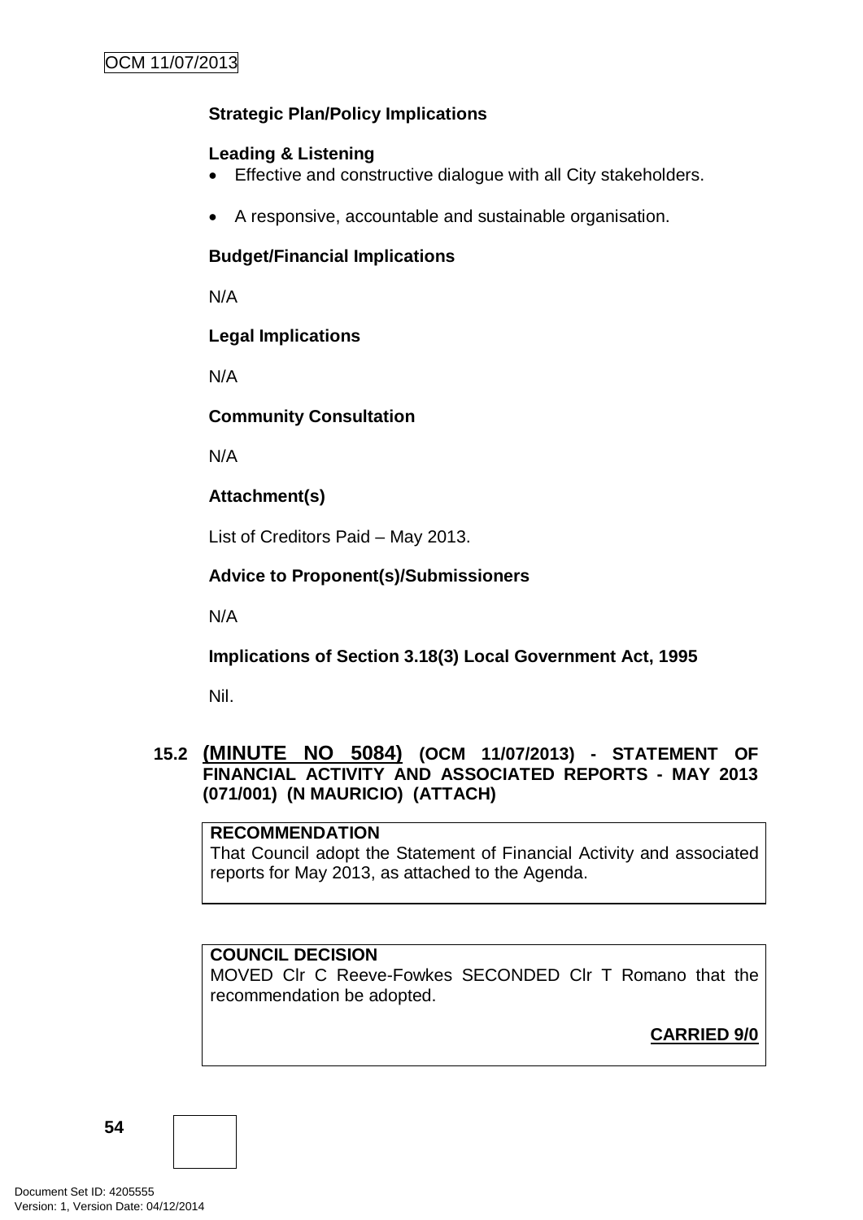**Strategic Plan/Policy Implications**

**Leading & Listening**

- Effective and constructive dialogue with all City stakeholders.
- A responsive, accountable and sustainable organisation.

**Budget/Financial Implications**

N/A

**Legal Implications**

N/A

**Community Consultation**

N/A

**Attachment(s)**

List of Creditors Paid – May 2013.

**Advice to Proponent(s)/Submissioners**

N/A

**Implications of Section 3.18(3) Local Government Act, 1995**

Nil.

## 15.2 (MINUTE NO 5084) (OCM 11/07/2013) - STATEMENT OF FINANCIAL ACTIVITY AND ASSOCIATED REPORTS - MAY 2013 (071/001) (N MAURICIO) (ATTACH)

**RECOMMENDATION**

That Council adopt the Statement of Financial Activity and associated reports for May 2013, as attached to the Agenda.

**COUNCIL DECISION**

MOVED Clr C Reeve-Fowkes SECONDED Clr T Romano that the recommendation be adopted.

**CARRIED 9/0**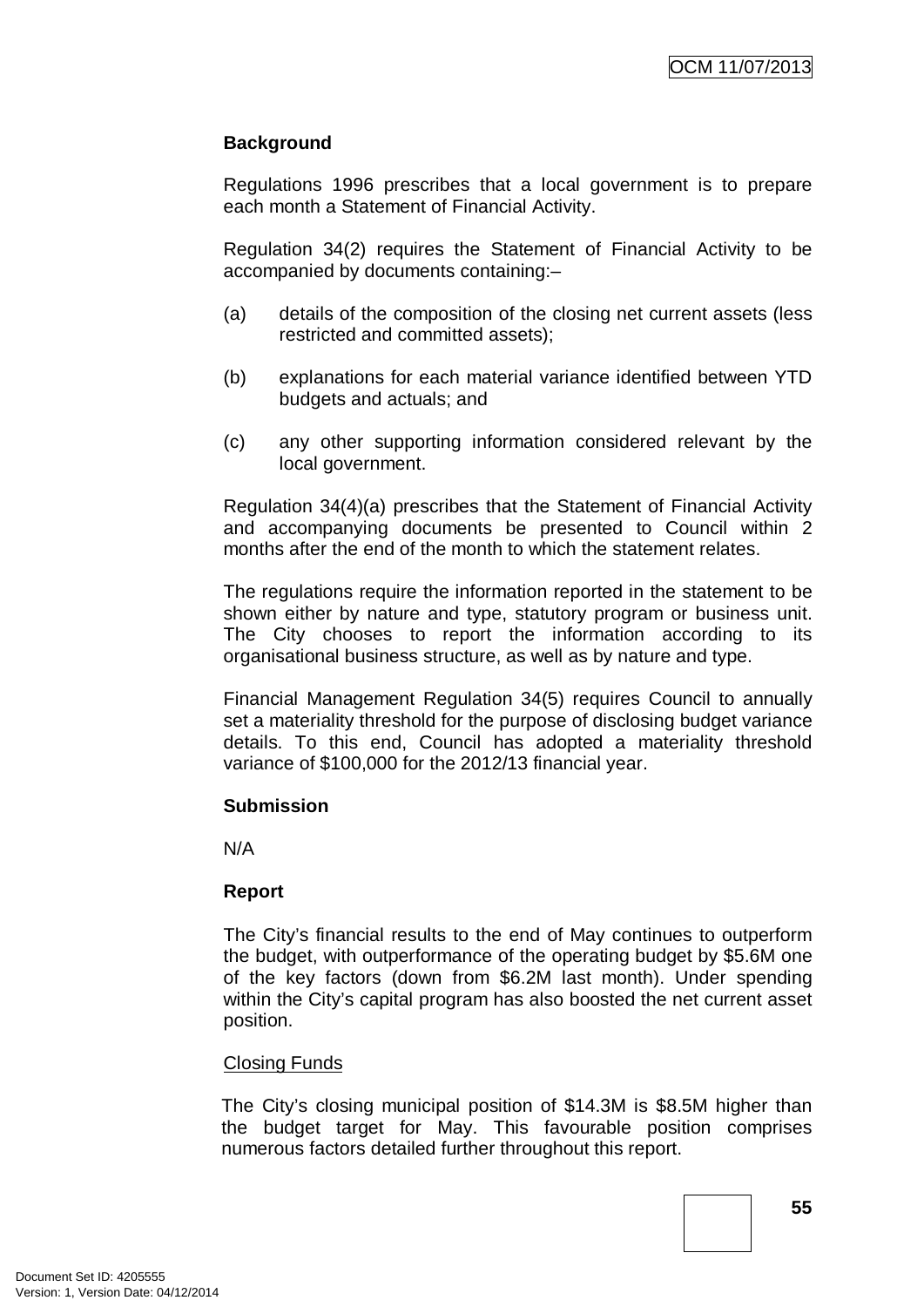### Background

Regulations 1996 prescribes that a local government is to prepare each month a Statement of Financial Activity.

Regulation 34(2) requires the Statement of Financial Activity to be accompanied by documents containing:–

(a) details of the composition of the closing net current assets (less restricted and committed assets);

(b) explanations for each material variance identified between YTD budgets and actuals; and

(c) any other supporting information considered relevant by the local government.

Regulation 34(4)(a) prescribes that the Statement of Financial Activity and accompanying documents be presented to Council within 2 months after the end of the month to which the statement relates.

The regulations require the information reported in the statement to be shown either by nature and type, statutory program or business unit. The City chooses to report the information according to its organisational business structure, as well as by nature and type.

Financial Management Regulation 34(5) requires Council to annually set a materiality threshold for the purpose of disclosing budget variance details. To this end, Council has adopted a materiality threshold variance of $100,000 for the 2012/13 financial year.

### Submission

N/A

### Report

The City's financial results to the end of May continues to outperform the budget, with outperformance of the operating budget by $5.6M one of the key factors (down from $6.2M last month). Under spending within the City's capital program has also boosted the net current asset position.

Closing Funds

The City's closing municipal position of $14.3M is $8.5M higher than the budget target for May. This favourable position comprises numerous factors detailed further throughout this report.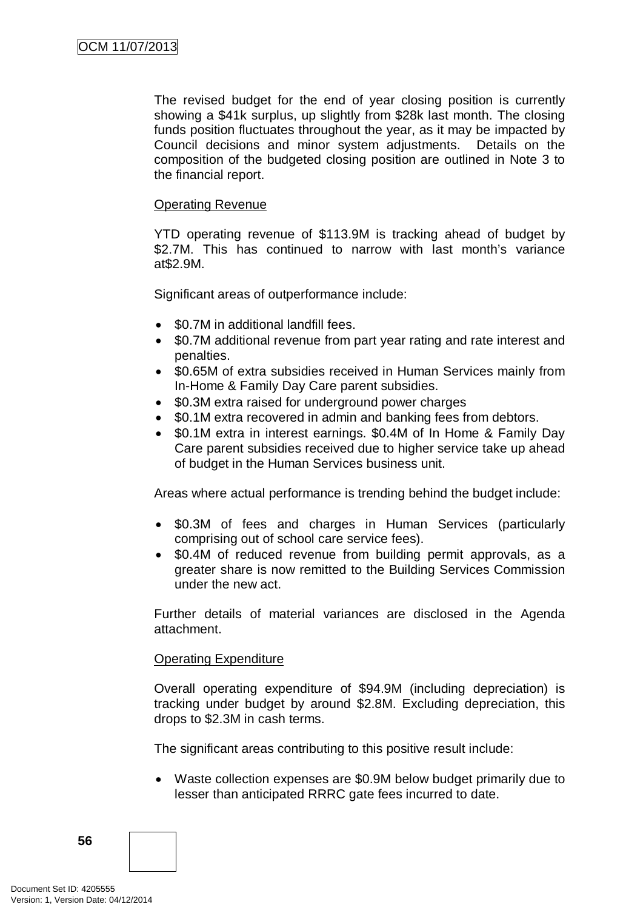The revised budget for the end of year closing position is currently showing a $41k surplus, up slightly from $28k last month. The closing funds position fluctuates throughout the year, as it may be impacted by Council decisions and minor system adjustments. Details on the composition of the budgeted closing position are outlined in Note 3 to the financial report.

Operating Revenue

YTD operating revenue of $113.9M is tracking ahead of budget by $2.7M. This has continued to narrow with last month's variance at$2.9M.

Significant areas of outperformance include:

- $0.7M in additional landfill fees.
- $0.7M additional revenue from part year rating and rate interest and penalties.
- $0.65M of extra subsidies received in Human Services mainly from In-Home & Family Day Care parent subsidies.
- $0.3M extra raised for underground power charges
- $0.1M extra recovered in admin and banking fees from debtors.
- $0.1M extra in interest earnings. $0.4M of In Home & Family Day Care parent subsidies received due to higher service take up ahead of budget in the Human Services business unit.

Areas where actual performance is trending behind the budget include:

- $0.3M of fees and charges in Human Services (particularly comprising out of school care service fees).
- $0.4M of reduced revenue from building permit approvals, as a greater share is now remitted to the Building Services Commission under the new act.

Further details of material variances are disclosed in the Agenda attachment.

Operating Expenditure

Overall operating expenditure of $94.9M (including depreciation) is tracking under budget by around $2.8M. Excluding depreciation, this drops to $2.3M in cash terms.

The significant areas contributing to this positive result include:

- Waste collection expenses are $0.9M below budget primarily due to lesser than anticipated RRRC gate fees incurred to date.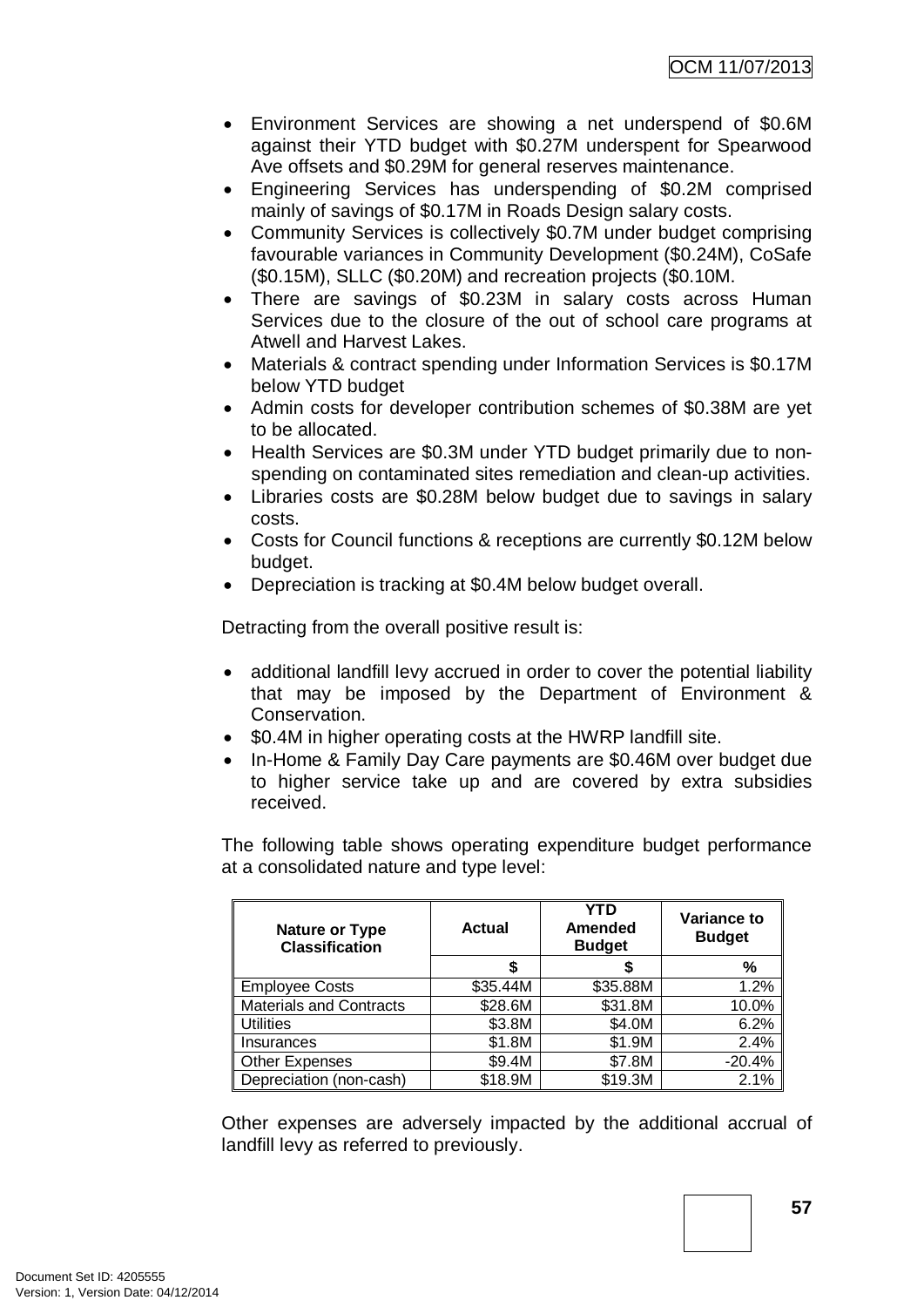- Environment Services are showing a net underspend of $0.6M against their YTD budget with $0.27M underspent for Spearwood Ave offsets and $0.29M for general reserves maintenance.
- Engineering Services has underspending of $0.2M comprised mainly of savings of $0.17M in Roads Design salary costs.
- Community Services is collectively $0.7M under budget comprising favourable variances in Community Development ($0.24M), CoSafe ($0.15M), SLLC ($0.20M) and recreation projects ($0.10M.
- There are savings of $0.23M in salary costs across Human Services due to the closure of the out of school care programs at Atwell and Harvest Lakes.
- Materials & contract spending under Information Services is $0.17M below YTD budget
- Admin costs for developer contribution schemes of $0.38M are yet to be allocated.
- Health Services are $0.3M under YTD budget primarily due to non-spending on contaminated sites remediation and clean-up activities.
- Libraries costs are $0.28M below budget due to savings in salary costs.
- Costs for Council functions & receptions are currently $0.12M below budget.
- Depreciation is tracking at $0.4M below budget overall.

Detracting from the overall positive result is:

- additional landfill levy accrued in order to cover the potential liability that may be imposed by the Department of Environment & Conservation.
- $0.4M in higher operating costs at the HWRP landfill site.
- In-Home & Family Day Care payments are $0.46M over budget due to higher service take up and are covered by extra subsidies received.

The following table shows operating expenditure budget performance at a consolidated nature and type level:

| Nature or Type Classification | Actual | YTD Amended Budget | Variance to Budget |
|---|---|---|---|
| | $ | $ | % |
| Employee Costs | $35.44M | $35.88M | 1.2% |
| Materials and Contracts | $28.6M | $31.8M | 10.0% |
| Utilities | $3.8M | $4.0M | 6.2% |
| Insurances | $1.8M | $1.9M | 2.4% |
| Other Expenses | $9.4M | $7.8M | -20.4% |
| Depreciation (non-cash) | $18.9M | $19.3M | 2.1% |

Other expenses are adversely impacted by the additional accrual of landfill levy as referred to previously.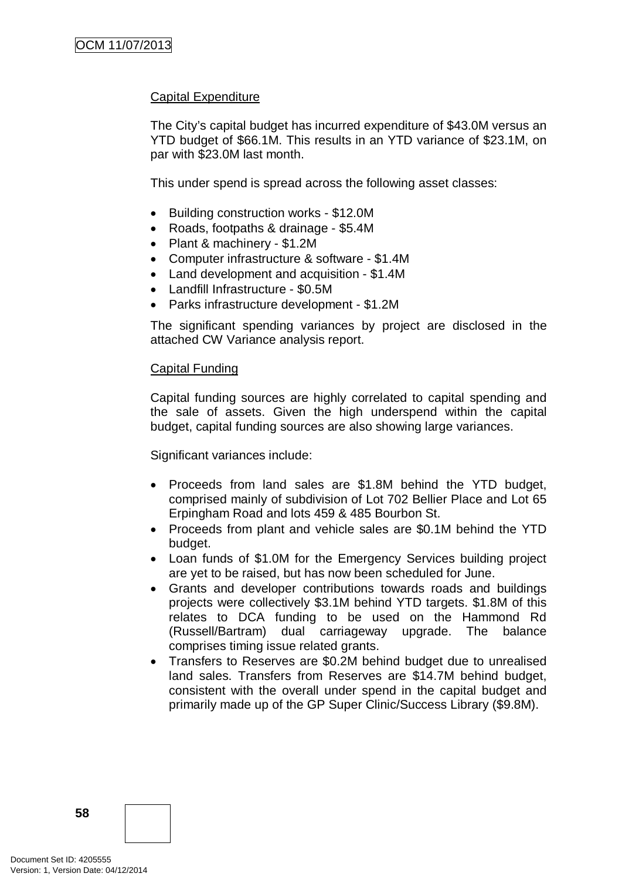Capital Expenditure

The City's capital budget has incurred expenditure of $43.0M versus an YTD budget of $66.1M. This results in an YTD variance of $23.1M, on par with $23.0M last month.

This under spend is spread across the following asset classes:

- Building construction works - $12.0M
- Roads, footpaths & drainage - $5.4M
- Plant & machinery - $1.2M
- Computer infrastructure & software - $1.4M
- Land development and acquisition - $1.4M
- Landfill Infrastructure - $0.5M
- Parks infrastructure development - $1.2M

The significant spending variances by project are disclosed in the attached CW Variance analysis report.

Capital Funding

Capital funding sources are highly correlated to capital spending and the sale of assets. Given the high underspend within the capital budget, capital funding sources are also showing large variances.

Significant variances include:

- Proceeds from land sales are $1.8M behind the YTD budget, comprised mainly of subdivision of Lot 702 Bellier Place and Lot 65 Erpingham Road and lots 459 & 485 Bourbon St.
- Proceeds from plant and vehicle sales are $0.1M behind the YTD budget.
- Loan funds of $1.0M for the Emergency Services building project are yet to be raised, but has now been scheduled for June.
- Grants and developer contributions towards roads and buildings projects were collectively $3.1M behind YTD targets. $1.8M of this relates to DCA funding to be used on the Hammond Rd (Russell/Bartram) dual carriageway upgrade. The balance comprises timing issue related grants.
- Transfers to Reserves are $0.2M behind budget due to unrealised land sales. Transfers from Reserves are $14.7M behind budget, consistent with the overall under spend in the capital budget and primarily made up of the GP Super Clinic/Success Library ($9.8M).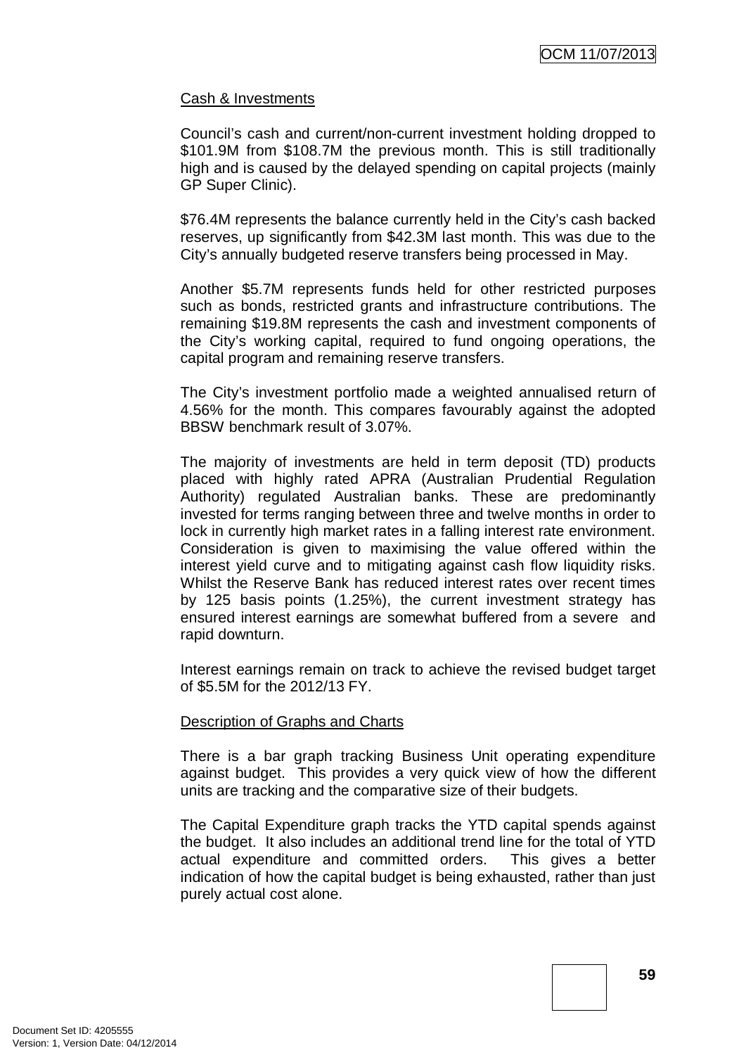Cash & Investments

Council's cash and current/non-current investment holding dropped to \$101.9M from \$108.7M the previous month. This is still traditionally high and is caused by the delayed spending on capital projects (mainly GP Super Clinic).

\$76.4M represents the balance currently held in the City's cash backed reserves, up significantly from \$42.3M last month. This was due to the City's annually budgeted reserve transfers being processed in May.

Another \$5.7M represents funds held for other restricted purposes such as bonds, restricted grants and infrastructure contributions. The remaining \$19.8M represents the cash and investment components of the City's working capital, required to fund ongoing operations, the capital program and remaining reserve transfers.

The City's investment portfolio made a weighted annualised return of 4.56% for the month. This compares favourably against the adopted BBSW benchmark result of 3.07%.

The majority of investments are held in term deposit (TD) products placed with highly rated APRA (Australian Prudential Regulation Authority) regulated Australian banks. These are predominantly invested for terms ranging between three and twelve months in order to lock in currently high market rates in a falling interest rate environment. Consideration is given to maximising the value offered within the interest yield curve and to mitigating against cash flow liquidity risks. Whilst the Reserve Bank has reduced interest rates over recent times by 125 basis points (1.25%), the current investment strategy has ensured interest earnings are somewhat buffered from a severe and rapid downturn.

Interest earnings remain on track to achieve the revised budget target of \$5.5M for the 2012/13 FY.

Description of Graphs and Charts

There is a bar graph tracking Business Unit operating expenditure against budget. This provides a very quick view of how the different units are tracking and the comparative size of their budgets.

The Capital Expenditure graph tracks the YTD capital spends against the budget. It also includes an additional trend line for the total of YTD actual expenditure and committed orders. This gives a better indication of how the capital budget is being exhausted, rather than just purely actual cost alone.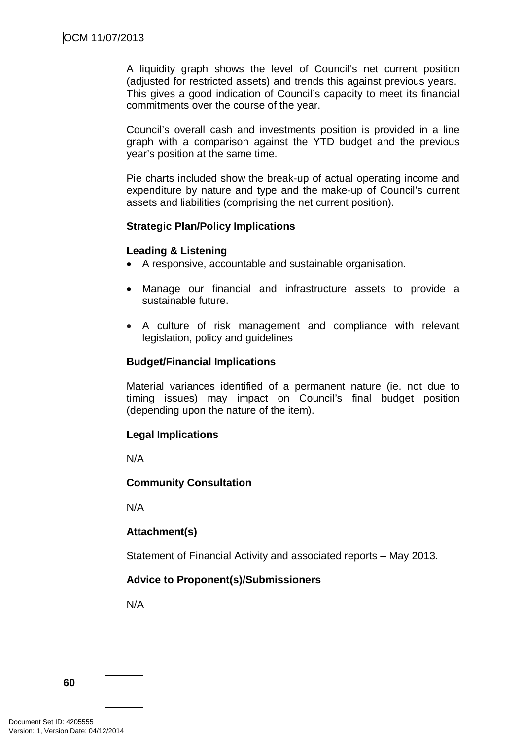A liquidity graph shows the level of Council's net current position (adjusted for restricted assets) and trends this against previous years. This gives a good indication of Council's capacity to meet its financial commitments over the course of the year.

Council's overall cash and investments position is provided in a line graph with a comparison against the YTD budget and the previous year's position at the same time.

Pie charts included show the break-up of actual operating income and expenditure by nature and type and the make-up of Council's current assets and liabilities (comprising the net current position).

**Strategic Plan/Policy Implications**

**Leading & Listening**

- A responsive, accountable and sustainable organisation.
- Manage our financial and infrastructure assets to provide a sustainable future.
- A culture of risk management and compliance with relevant legislation, policy and guidelines

**Budget/Financial Implications**

Material variances identified of a permanent nature (ie. not due to timing issues) may impact on Council's final budget position (depending upon the nature of the item).

**Legal Implications**

N/A

**Community Consultation**

N/A

**Attachment(s)**

Statement of Financial Activity and associated reports – May 2013.

**Advice to Proponent(s)/Submissioners**

N/A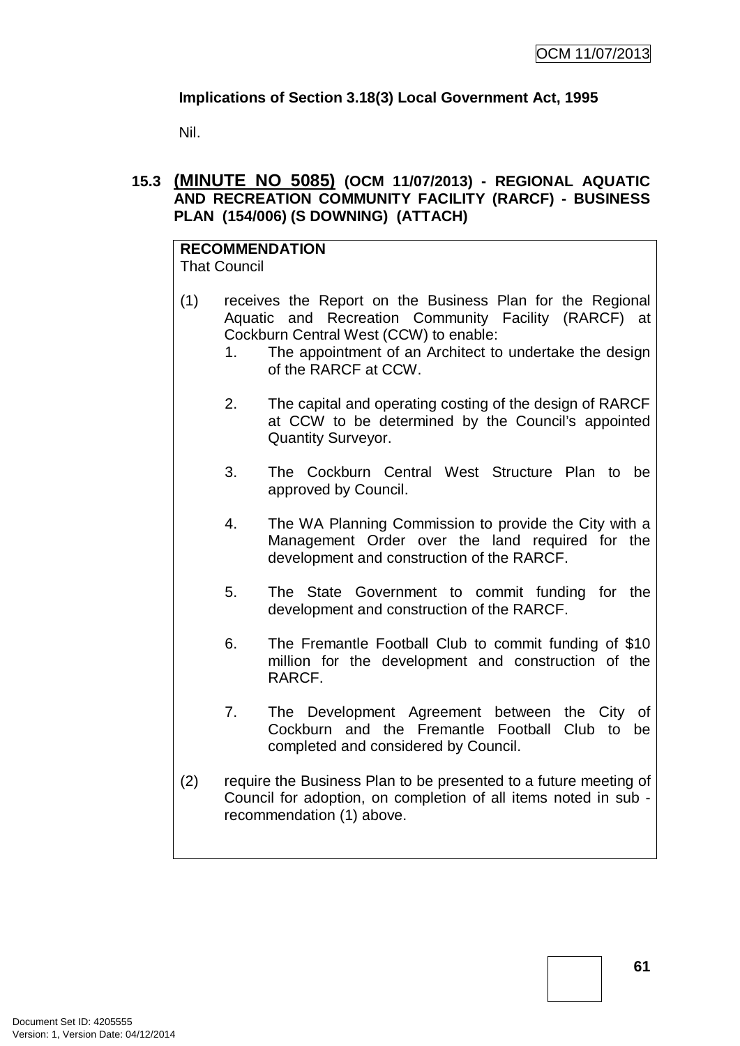**Implications of Section 3.18(3) Local Government Act, 1995**

Nil.

### 15.3 (MINUTE NO 5085) (OCM 11/07/2013) - REGIONAL AQUATIC AND RECREATION COMMUNITY FACILITY (RARCF) - BUSINESS PLAN (154/006) (S DOWNING) (ATTACH)

**RECOMMENDATION**
That Council

(1) receives the Report on the Business Plan for the Regional Aquatic and Recreation Community Facility (RARCF) at Cockburn Central West (CCW) to enable:
   1. The appointment of an Architect to undertake the design of the RARCF at CCW.
   2. The capital and operating costing of the design of RARCF at CCW to be determined by the Council's appointed Quantity Surveyor.
   3. The Cockburn Central West Structure Plan to be approved by Council.
   4. The WA Planning Commission to provide the City with a Management Order over the land required for the development and construction of the RARCF.
   5. The State Government to commit funding for the development and construction of the RARCF.
   6. The Fremantle Football Club to commit funding of $10 million for the development and construction of the RARCF.
   7. The Development Agreement between the City of Cockburn and the Fremantle Football Club to be completed and considered by Council.

(2) require the Business Plan to be presented to a future meeting of Council for adoption, on completion of all items noted in sub - recommendation (1) above.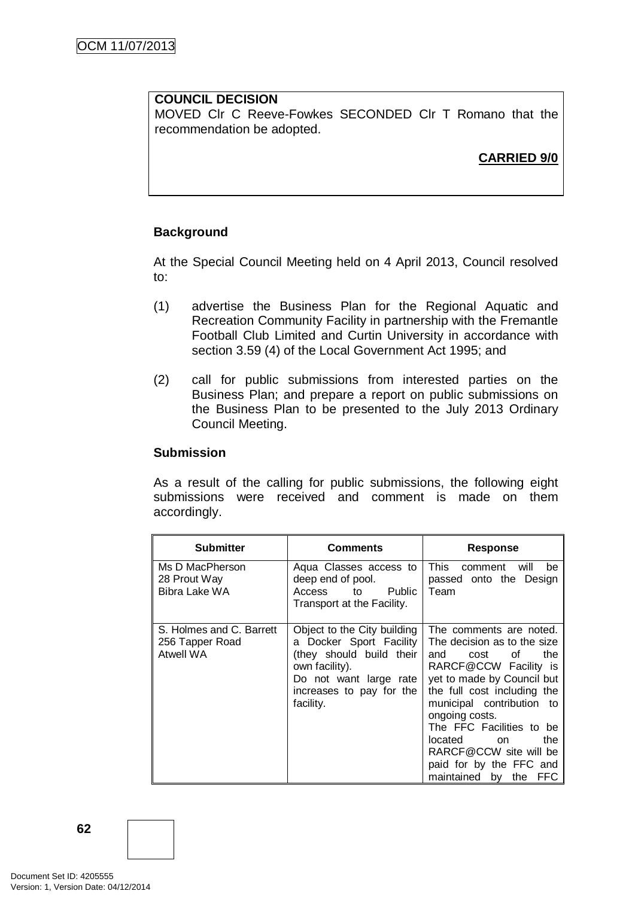**COUNCIL DECISION**
MOVED Clr C Reeve-Fowkes SECONDED Clr T Romano that the recommendation be adopted.

**CARRIED 9/0**

## Background

At the Special Council Meeting held on 4 April 2013, Council resolved to:

(1) advertise the Business Plan for the Regional Aquatic and Recreation Community Facility in partnership with the Fremantle Football Club Limited and Curtin University in accordance with section 3.59 (4) of the Local Government Act 1995; and

(2) call for public submissions from interested parties on the Business Plan; and prepare a report on public submissions on the Business Plan to be presented to the July 2013 Ordinary Council Meeting.

## Submission

As a result of the calling for public submissions, the following eight submissions were received and comment is made on them accordingly.

| Submitter | Comments | Response |
|---|---|---|
| Ms D MacPherson<br>28 Prout Way<br>Bibra Lake WA | Aqua Classes access to deep end of pool.<br>Access to Public Transport at the Facility. | This comment will be passed onto the Design Team |
| S. Holmes and C. Barrett<br>256 Tapper Road<br>Atwell WA | Object to the City building a Docker Sport Facility (they should build their own facility).<br>Do not want large rate increases to pay for the facility. | The comments are noted. The decision as to the size and cost of the RARCF@CCW Facility is yet to made by Council but the full cost including the municipal contribution to ongoing costs.<br>The FFC Facilities to be located on the RARCF@CCW site will be paid for by the FFC and maintained by the FFC |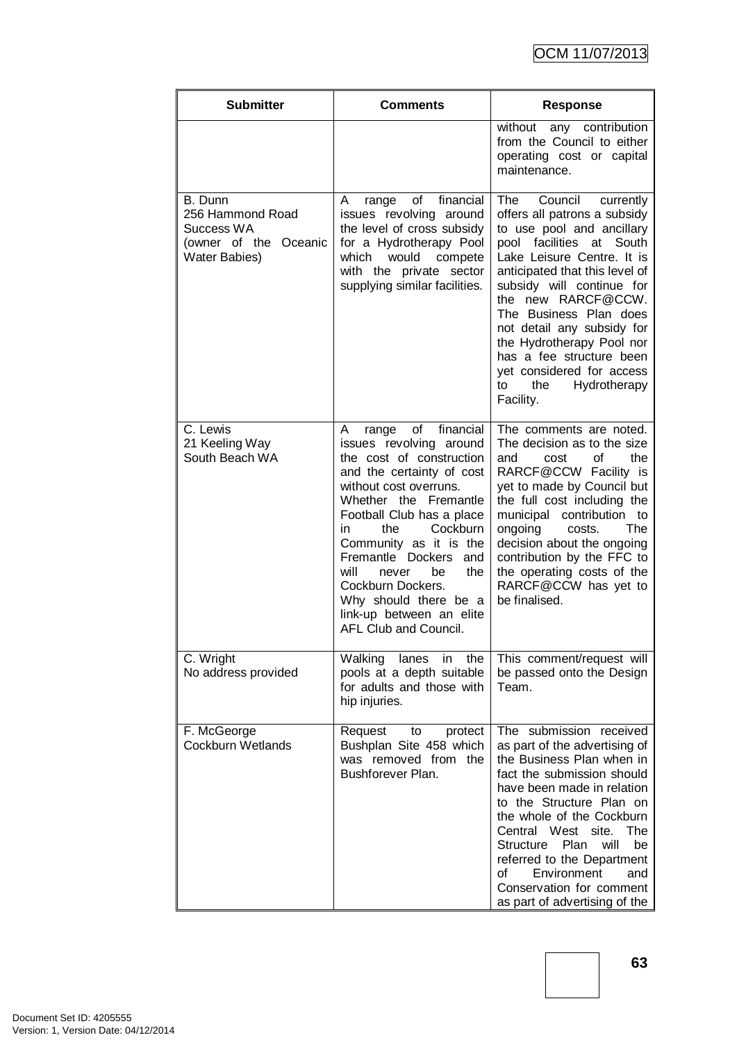| Submitter | Comments | Response |
|---|---|---|
| | | without any contribution from the Council to either operating cost or capital maintenance. |
| B. Dunn<br>256 Hammond Road<br>Success WA<br>(owner of the Oceanic Water Babies) | A range of financial issues revolving around the level of cross subsidy for a Hydrotherapy Pool which would compete with the private sector supplying similar facilities. | The Council currently offers all patrons a subsidy to use pool and ancillary pool facilities at South Lake Leisure Centre. It is anticipated that this level of subsidy will continue for the new RARCF@CCW. The Business Plan does not detail any subsidy for the Hydrotherapy Pool nor has a fee structure been yet considered for access to the Hydrotherapy Facility. |
| C. Lewis<br>21 Keeling Way<br>South Beach WA | A range of financial issues revolving around the cost of construction and the certainty of cost without cost overruns.<br>Whether the Fremantle Football Club has a place in the Cockburn Community as it is the Fremantle Dockers and will never be the Cockburn Dockers.<br>Why should there be a link-up between an elite AFL Club and Council. | The comments are noted. The decision as to the size and cost of the RARCF@CCW Facility is yet to made by Council but the full cost including the municipal contribution to ongoing costs. The decision about the ongoing contribution by the FFC to the operating costs of the RARCF@CCW has yet to be finalised. |
| C. Wright<br>No address provided | Walking lanes in the pools at a depth suitable for adults and those with hip injuries. | This comment/request will be passed onto the Design Team. |
| F. McGeorge<br>Cockburn Wetlands | Request to protect Bushplan Site 458 which was removed from the Bushforever Plan. | The submission received as part of the advertising of the Business Plan when in fact the submission should have been made in relation to the Structure Plan on the whole of the Cockburn Central West site. The Structure Plan will be referred to the Department of Environment and Conservation for comment as part of advertising of the |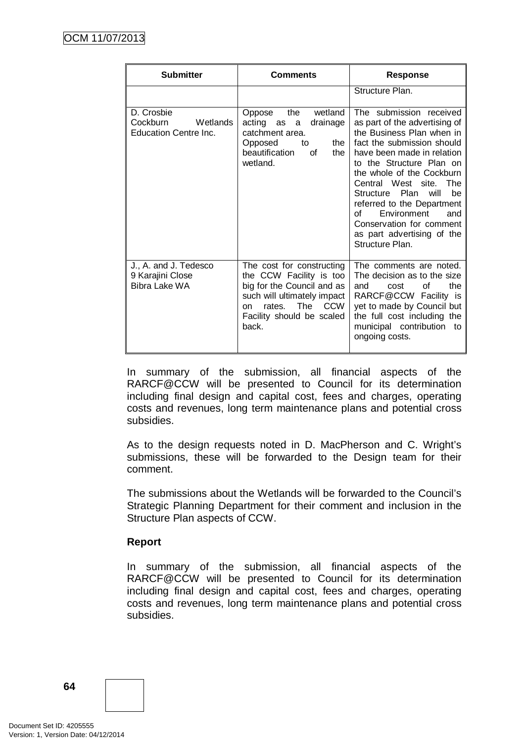| Submitter | Comments | Response |
|---|---|---|
| | | Structure Plan. |
| D. Crosbie<br>Cockburn Wetlands Education Centre Inc. | Oppose the wetland acting as a drainage catchment area.<br>Opposed to the beautification of the wetland. | The submission received as part of the advertising of the Business Plan when in fact the submission should have been made in relation to the Structure Plan on the whole of the Cockburn Central West site. The Structure Plan will be referred to the Department of Environment and Conservation for comment as part advertising of the Structure Plan. |
| J., A. and J. Tedesco<br>9 Karajini Close<br>Bibra Lake WA | The cost for constructing the CCW Facility is too big for the Council and as such will ultimately impact on rates. The CCW Facility should be scaled back. | The comments are noted. The decision as to the size and cost of the RARCF@CCW Facility is yet to made by Council but the full cost including the municipal contribution to ongoing costs. |

In summary of the submission, all financial aspects of the RARCF@CCW will be presented to Council for its determination including final design and capital cost, fees and charges, operating costs and revenues, long term maintenance plans and potential cross subsidies.

As to the design requests noted in D. MacPherson and C. Wright's submissions, these will be forwarded to the Design team for their comment.

The submissions about the Wetlands will be forwarded to the Council's Strategic Planning Department for their comment and inclusion in the Structure Plan aspects of CCW.

**Report**

In summary of the submission, all financial aspects of the RARCF@CCW will be presented to Council for its determination including final design and capital cost, fees and charges, operating costs and revenues, long term maintenance plans and potential cross subsidies.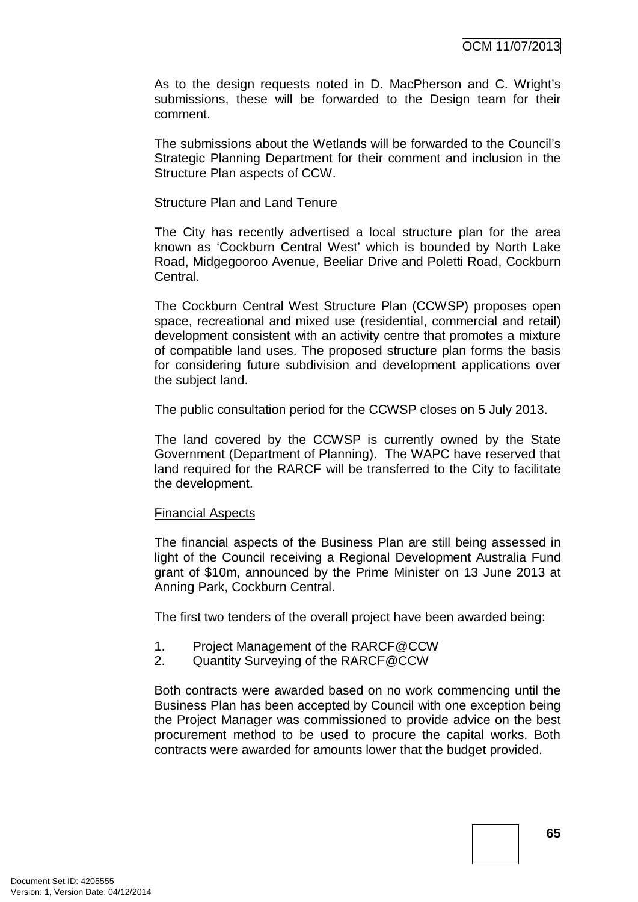As to the design requests noted in D. MacPherson and C. Wright's submissions, these will be forwarded to the Design team for their comment.

The submissions about the Wetlands will be forwarded to the Council's Strategic Planning Department for their comment and inclusion in the Structure Plan aspects of CCW.

<u>Structure Plan and Land Tenure</u>

The City has recently advertised a local structure plan for the area known as 'Cockburn Central West' which is bounded by North Lake Road, Midgegooroo Avenue, Beeliar Drive and Poletti Road, Cockburn Central.

The Cockburn Central West Structure Plan (CCWSP) proposes open space, recreational and mixed use (residential, commercial and retail) development consistent with an activity centre that promotes a mixture of compatible land uses. The proposed structure plan forms the basis for considering future subdivision and development applications over the subject land.

The public consultation period for the CCWSP closes on 5 July 2013.

The land covered by the CCWSP is currently owned by the State Government (Department of Planning). The WAPC have reserved that land required for the RARCF will be transferred to the City to facilitate the development.

<u>Financial Aspects</u>

The financial aspects of the Business Plan are still being assessed in light of the Council receiving a Regional Development Australia Fund grant of $10m, announced by the Prime Minister on 13 June 2013 at Anning Park, Cockburn Central.

The first two tenders of the overall project have been awarded being:

1. Project Management of the RARCF@CCW
2. Quantity Surveying of the RARCF@CCW

Both contracts were awarded based on no work commencing until the Business Plan has been accepted by Council with one exception being the Project Manager was commissioned to provide advice on the best procurement method to be used to procure the capital works. Both contracts were awarded for amounts lower that the budget provided.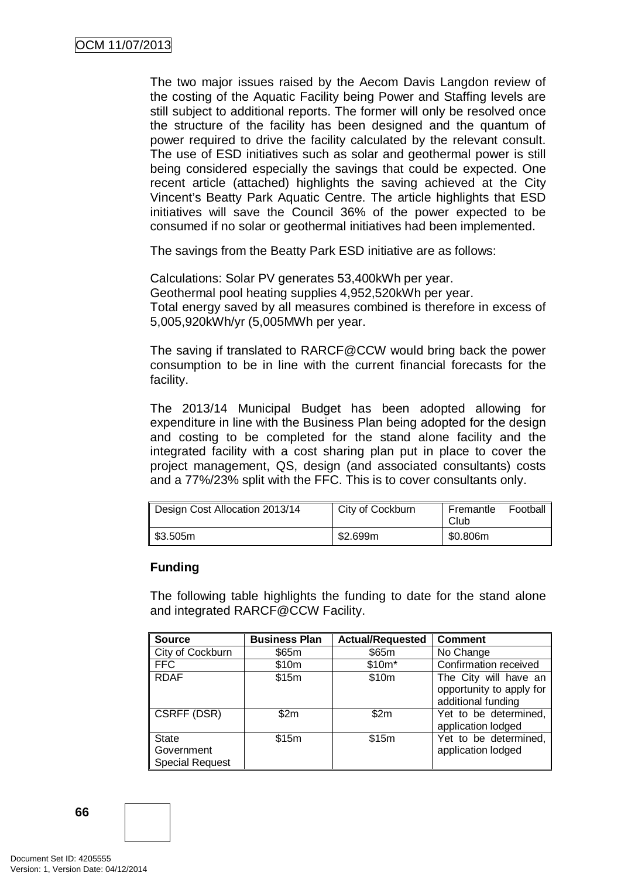The two major issues raised by the Aecom Davis Langdon review of the costing of the Aquatic Facility being Power and Staffing levels are still subject to additional reports. The former will only be resolved once the structure of the facility has been designed and the quantum of power required to drive the facility calculated by the relevant consult. The use of ESD initiatives such as solar and geothermal power is still being considered especially the savings that could be expected. One recent article (attached) highlights the saving achieved at the City Vincent's Beatty Park Aquatic Centre. The article highlights that ESD initiatives will save the Council 36% of the power expected to be consumed if no solar or geothermal initiatives had been implemented.

The savings from the Beatty Park ESD initiative are as follows:

Calculations: Solar PV generates 53,400kWh per year.
Geothermal pool heating supplies 4,952,520kWh per year.
Total energy saved by all measures combined is therefore in excess of 5,005,920kWh/yr (5,005MWh per year.

The saving if translated to RARCF@CCW would bring back the power consumption to be in line with the current financial forecasts for the facility.

The 2013/14 Municipal Budget has been adopted allowing for expenditure in line with the Business Plan being adopted for the design and costing to be completed for the stand alone facility and the integrated facility with a cost sharing plan put in place to cover the project management, QS, design (and associated consultants) costs and a 77%/23% split with the FFC. This is to cover consultants only.

| Design Cost Allocation 2013/14 | City of Cockburn | Fremantle Football Club |
|---|---|---|
| $3.505m | $2.699m | $0.806m |

**Funding**

The following table highlights the funding to date for the stand alone and integrated RARCF@CCW Facility.

| Source | Business Plan | Actual/Requested | Comment |
|---|---|---|---|
| City of Cockburn | $65m | $65m | No Change |
| FFC | $10m | $10m* | Confirmation received |
| RDAF | $15m | $10m | The City will have an opportunity to apply for additional funding |
| CSRFF (DSR) | $2m | $2m | Yet to be determined, application lodged |
| State Government Special Request | $15m | $15m | Yet to be determined, application lodged |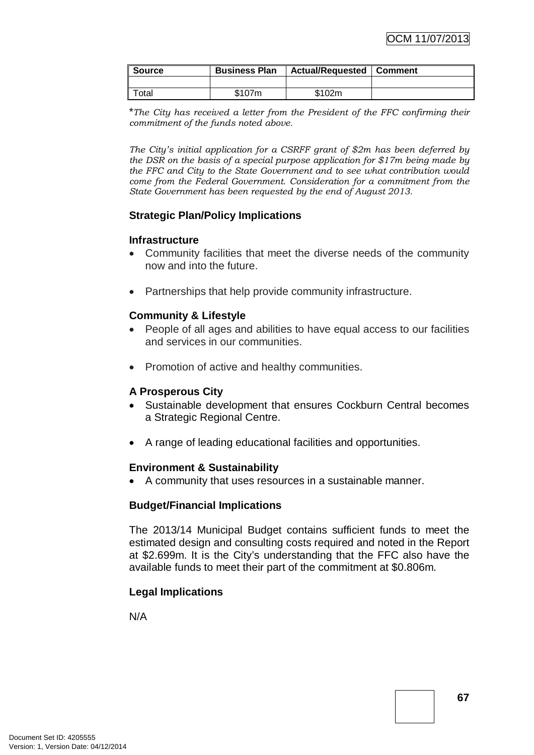| Source | Business Plan | Actual/Requested | Comment |
| --- | --- | --- | --- |
| | | | |
| Total | $107m | $102m | |

**The City has received a letter from the President of the FFC confirming their commitment of the funds noted above.*

*The City's initial application for a CSRFF grant of $2m has been deferred by the DSR on the basis of a special purpose application for $17m being made by the FFC and City to the State Government and to see what contribution would come from the Federal Government. Consideration for a commitment from the State Government has been requested by the end of August 2013.*

### Strategic Plan/Policy Implications

#### Infrastructure

- Community facilities that meet the diverse needs of the community now and into the future.
- Partnerships that help provide community infrastructure.

#### Community & Lifestyle

- People of all ages and abilities to have equal access to our facilities and services in our communities.
- Promotion of active and healthy communities.

#### A Prosperous City

- Sustainable development that ensures Cockburn Central becomes a Strategic Regional Centre.
- A range of leading educational facilities and opportunities.

#### Environment & Sustainability

- A community that uses resources in a sustainable manner.

### Budget/Financial Implications

The 2013/14 Municipal Budget contains sufficient funds to meet the estimated design and consulting costs required and noted in the Report at $2.699m. It is the City's understanding that the FFC also have the available funds to meet their part of the commitment at $0.806m.

### Legal Implications

N/A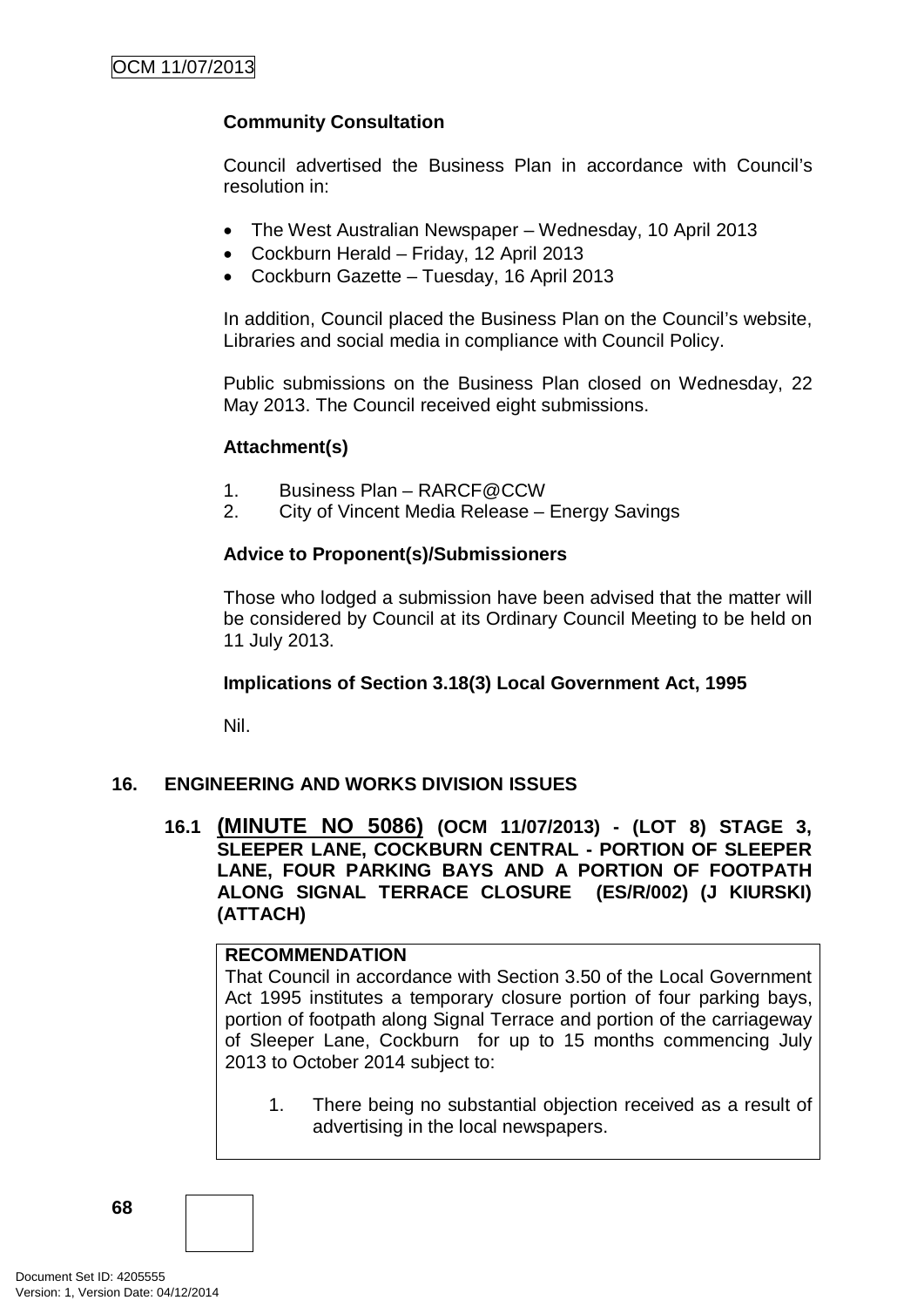**Community Consultation**

Council advertised the Business Plan in accordance with Council's resolution in:

- The West Australian Newspaper – Wednesday, 10 April 2013
- Cockburn Herald – Friday, 12 April 2013
- Cockburn Gazette – Tuesday, 16 April 2013

In addition, Council placed the Business Plan on the Council's website, Libraries and social media in compliance with Council Policy.

Public submissions on the Business Plan closed on Wednesday, 22 May 2013. The Council received eight submissions.

**Attachment(s)**

1. Business Plan – RARCF@CCW
2. City of Vincent Media Release – Energy Savings

**Advice to Proponent(s)/Submissioners**

Those who lodged a submission have been advised that the matter will be considered by Council at its Ordinary Council Meeting to be held on 11 July 2013.

**Implications of Section 3.18(3) Local Government Act, 1995**

Nil.

## 16. ENGINEERING AND WORKS DIVISION ISSUES

### 16.1 (MINUTE NO 5086) (OCM 11/07/2013) - (LOT 8) STAGE 3, SLEEPER LANE, COCKBURN CENTRAL - PORTION OF SLEEPER LANE, FOUR PARKING BAYS AND A PORTION OF FOOTPATH ALONG SIGNAL TERRACE CLOSURE (ES/R/002) (J KIURSKI) (ATTACH)

**RECOMMENDATION**

That Council in accordance with Section 3.50 of the Local Government Act 1995 institutes a temporary closure portion of four parking bays, portion of footpath along Signal Terrace and portion of the carriageway of Sleeper Lane, Cockburn for up to 15 months commencing July 2013 to October 2014 subject to:

1. There being no substantial objection received as a result of advertising in the local newspapers.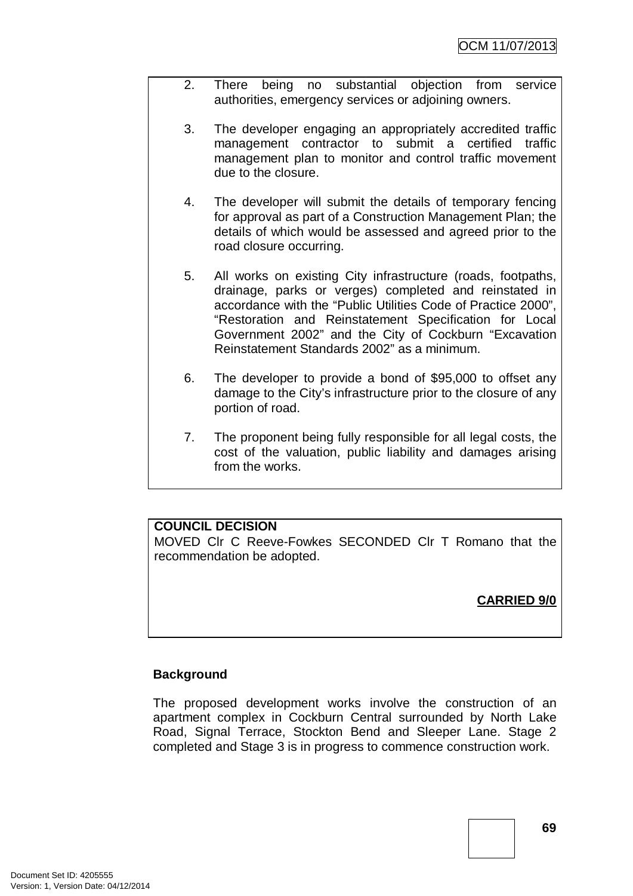2. There being no substantial objection from service authorities, emergency services or adjoining owners.

3. The developer engaging an appropriately accredited traffic management contractor to submit a certified traffic management plan to monitor and control traffic movement due to the closure.

4. The developer will submit the details of temporary fencing for approval as part of a Construction Management Plan; the details of which would be assessed and agreed prior to the road closure occurring.

5. All works on existing City infrastructure (roads, footpaths, drainage, parks or verges) completed and reinstated in accordance with the "Public Utilities Code of Practice 2000", "Restoration and Reinstatement Specification for Local Government 2002" and the City of Cockburn "Excavation Reinstatement Standards 2002" as a minimum.

6. The developer to provide a bond of $95,000 to offset any damage to the City's infrastructure prior to the closure of any portion of road.

7. The proponent being fully responsible for all legal costs, the cost of the valuation, public liability and damages arising from the works.

**COUNCIL DECISION**

MOVED Clr C Reeve-Fowkes SECONDED Clr T Romano that the recommendation be adopted.

**CARRIED 9/0**

**Background**

The proposed development works involve the construction of an apartment complex in Cockburn Central surrounded by North Lake Road, Signal Terrace, Stockton Bend and Sleeper Lane. Stage 2 completed and Stage 3 is in progress to commence construction work.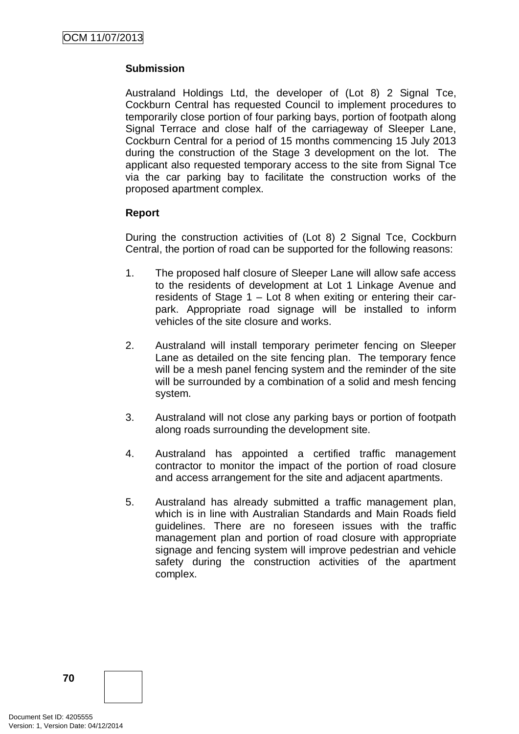**Submission**

Australand Holdings Ltd, the developer of (Lot 8) 2 Signal Tce, Cockburn Central has requested Council to implement procedures to temporarily close portion of four parking bays, portion of footpath along Signal Terrace and close half of the carriageway of Sleeper Lane, Cockburn Central for a period of 15 months commencing 15 July 2013 during the construction of the Stage 3 development on the lot. The applicant also requested temporary access to the site from Signal Tce via the car parking bay to facilitate the construction works of the proposed apartment complex.

**Report**

During the construction activities of (Lot 8) 2 Signal Tce, Cockburn Central, the portion of road can be supported for the following reasons:

1. The proposed half closure of Sleeper Lane will allow safe access to the residents of development at Lot 1 Linkage Avenue and residents of Stage 1 – Lot 8 when exiting or entering their car-park. Appropriate road signage will be installed to inform vehicles of the site closure and works.

2. Australand will install temporary perimeter fencing on Sleeper Lane as detailed on the site fencing plan. The temporary fence will be a mesh panel fencing system and the reminder of the site will be surrounded by a combination of a solid and mesh fencing system.

3. Australand will not close any parking bays or portion of footpath along roads surrounding the development site.

4. Australand has appointed a certified traffic management contractor to monitor the impact of the portion of road closure and access arrangement for the site and adjacent apartments.

5. Australand has already submitted a traffic management plan, which is in line with Australian Standards and Main Roads field guidelines. There are no foreseen issues with the traffic management plan and portion of road closure with appropriate signage and fencing system will improve pedestrian and vehicle safety during the construction activities of the apartment complex.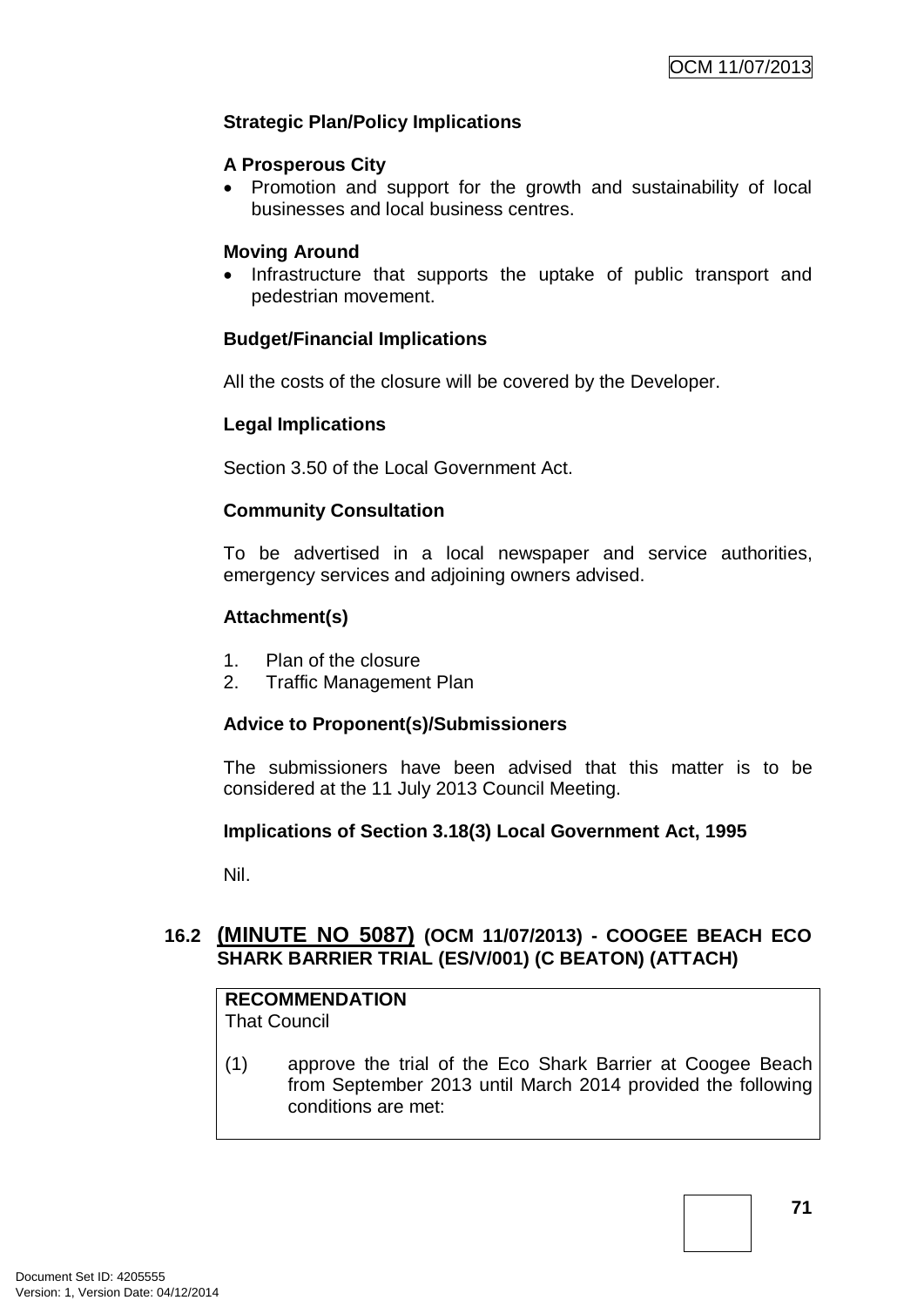**Strategic Plan/Policy Implications**

**A Prosperous City**

- Promotion and support for the growth and sustainability of local businesses and local business centres.

**Moving Around**

- Infrastructure that supports the uptake of public transport and pedestrian movement.

**Budget/Financial Implications**

All the costs of the closure will be covered by the Developer.

**Legal Implications**

Section 3.50 of the Local Government Act.

**Community Consultation**

To be advertised in a local newspaper and service authorities, emergency services and adjoining owners advised.

**Attachment(s)**

1. Plan of the closure
2. Traffic Management Plan

**Advice to Proponent(s)/Submissioners**

The submissioners have been advised that this matter is to be considered at the 11 July 2013 Council Meeting.

**Implications of Section 3.18(3) Local Government Act, 1995**

Nil.

## 16.2 (MINUTE NO 5087) (OCM 11/07/2013) - COOGEE BEACH ECO SHARK BARRIER TRIAL (ES/V/001) (C BEATON) (ATTACH)

**RECOMMENDATION**
That Council

(1) approve the trial of the Eco Shark Barrier at Coogee Beach from September 2013 until March 2014 provided the following conditions are met: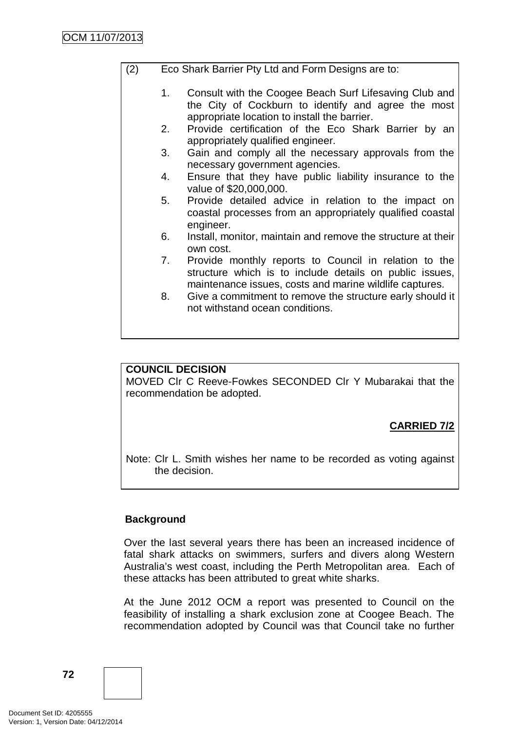(2) Eco Shark Barrier Pty Ltd and Form Designs are to:

1. Consult with the Coogee Beach Surf Lifesaving Club and the City of Cockburn to identify and agree the most appropriate location to install the barrier.
2. Provide certification of the Eco Shark Barrier by an appropriately qualified engineer.
3. Gain and comply all the necessary approvals from the necessary government agencies.
4. Ensure that they have public liability insurance to the value of $20,000,000.
5. Provide detailed advice in relation to the impact on coastal processes from an appropriately qualified coastal engineer.
6. Install, monitor, maintain and remove the structure at their own cost.
7. Provide monthly reports to Council in relation to the structure which is to include details on public issues, maintenance issues, costs and marine wildlife captures.
8. Give a commitment to remove the structure early should it not withstand ocean conditions.

**COUNCIL DECISION**

MOVED Clr C Reeve-Fowkes SECONDED Clr Y Mubarakai that the recommendation be adopted.

**CARRIED 7/2**

Note: Clr L. Smith wishes her name to be recorded as voting against the decision.

**Background**

Over the last several years there has been an increased incidence of fatal shark attacks on swimmers, surfers and divers along Western Australia's west coast, including the Perth Metropolitan area. Each of these attacks has been attributed to great white sharks.

At the June 2012 OCM a report was presented to Council on the feasibility of installing a shark exclusion zone at Coogee Beach. The recommendation adopted by Council was that Council take no further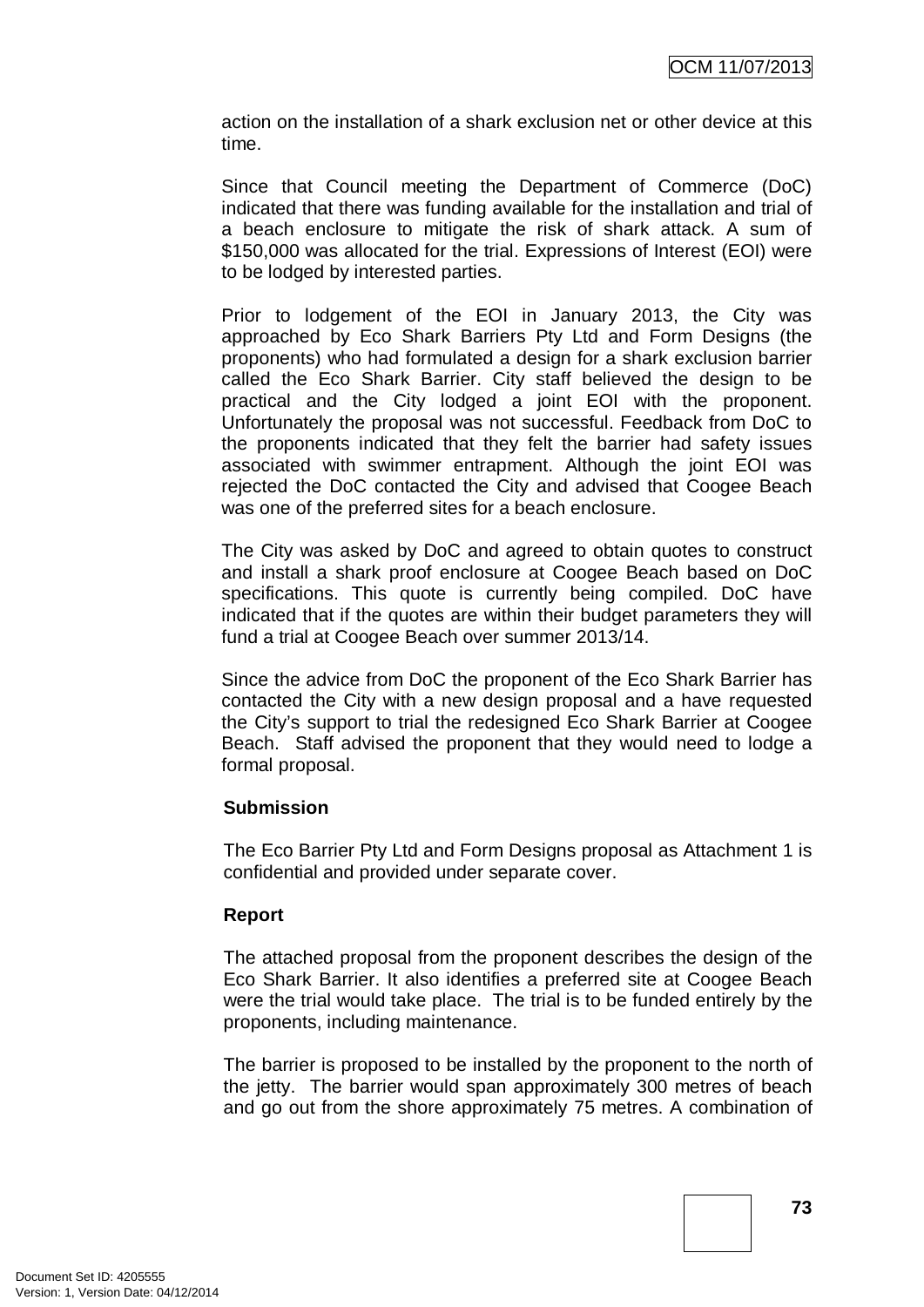action on the installation of a shark exclusion net or other device at this time.

Since that Council meeting the Department of Commerce (DoC) indicated that there was funding available for the installation and trial of a beach enclosure to mitigate the risk of shark attack. A sum of $150,000 was allocated for the trial. Expressions of Interest (EOI) were to be lodged by interested parties.

Prior to lodgement of the EOI in January 2013, the City was approached by Eco Shark Barriers Pty Ltd and Form Designs (the proponents) who had formulated a design for a shark exclusion barrier called the Eco Shark Barrier. City staff believed the design to be practical and the City lodged a joint EOI with the proponent. Unfortunately the proposal was not successful. Feedback from DoC to the proponents indicated that they felt the barrier had safety issues associated with swimmer entrapment. Although the joint EOI was rejected the DoC contacted the City and advised that Coogee Beach was one of the preferred sites for a beach enclosure.

The City was asked by DoC and agreed to obtain quotes to construct and install a shark proof enclosure at Coogee Beach based on DoC specifications. This quote is currently being compiled. DoC have indicated that if the quotes are within their budget parameters they will fund a trial at Coogee Beach over summer 2013/14.

Since the advice from DoC the proponent of the Eco Shark Barrier has contacted the City with a new design proposal and a have requested the City's support to trial the redesigned Eco Shark Barrier at Coogee Beach. Staff advised the proponent that they would need to lodge a formal proposal.

**Submission**

The Eco Barrier Pty Ltd and Form Designs proposal as Attachment 1 is confidential and provided under separate cover.

**Report**

The attached proposal from the proponent describes the design of the Eco Shark Barrier. It also identifies a preferred site at Coogee Beach were the trial would take place. The trial is to be funded entirely by the proponents, including maintenance.

The barrier is proposed to be installed by the proponent to the north of the jetty. The barrier would span approximately 300 metres of beach and go out from the shore approximately 75 metres. A combination of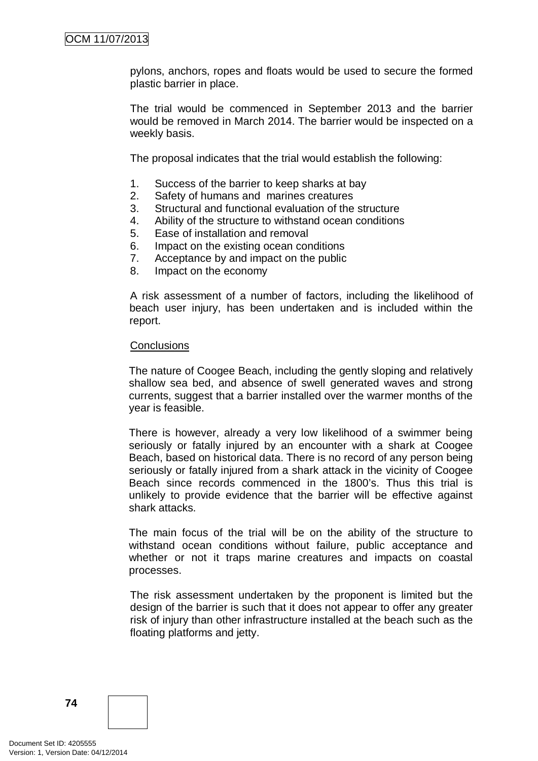pylons, anchors, ropes and floats would be used to secure the formed plastic barrier in place.

The trial would be commenced in September 2013 and the barrier would be removed in March 2014. The barrier would be inspected on a weekly basis.

The proposal indicates that the trial would establish the following:

1. Success of the barrier to keep sharks at bay
2. Safety of humans and marines creatures
3. Structural and functional evaluation of the structure
4. Ability of the structure to withstand ocean conditions
5. Ease of installation and removal
6. Impact on the existing ocean conditions
7. Acceptance by and impact on the public
8. Impact on the economy

A risk assessment of a number of factors, including the likelihood of beach user injury, has been undertaken and is included within the report.

Conclusions

The nature of Coogee Beach, including the gently sloping and relatively shallow sea bed, and absence of swell generated waves and strong currents, suggest that a barrier installed over the warmer months of the year is feasible.

There is however, already a very low likelihood of a swimmer being seriously or fatally injured by an encounter with a shark at Coogee Beach, based on historical data. There is no record of any person being seriously or fatally injured from a shark attack in the vicinity of Coogee Beach since records commenced in the 1800's. Thus this trial is unlikely to provide evidence that the barrier will be effective against shark attacks.

The main focus of the trial will be on the ability of the structure to withstand ocean conditions without failure, public acceptance and whether or not it traps marine creatures and impacts on coastal processes.

The risk assessment undertaken by the proponent is limited but the design of the barrier is such that it does not appear to offer any greater risk of injury than other infrastructure installed at the beach such as the floating platforms and jetty.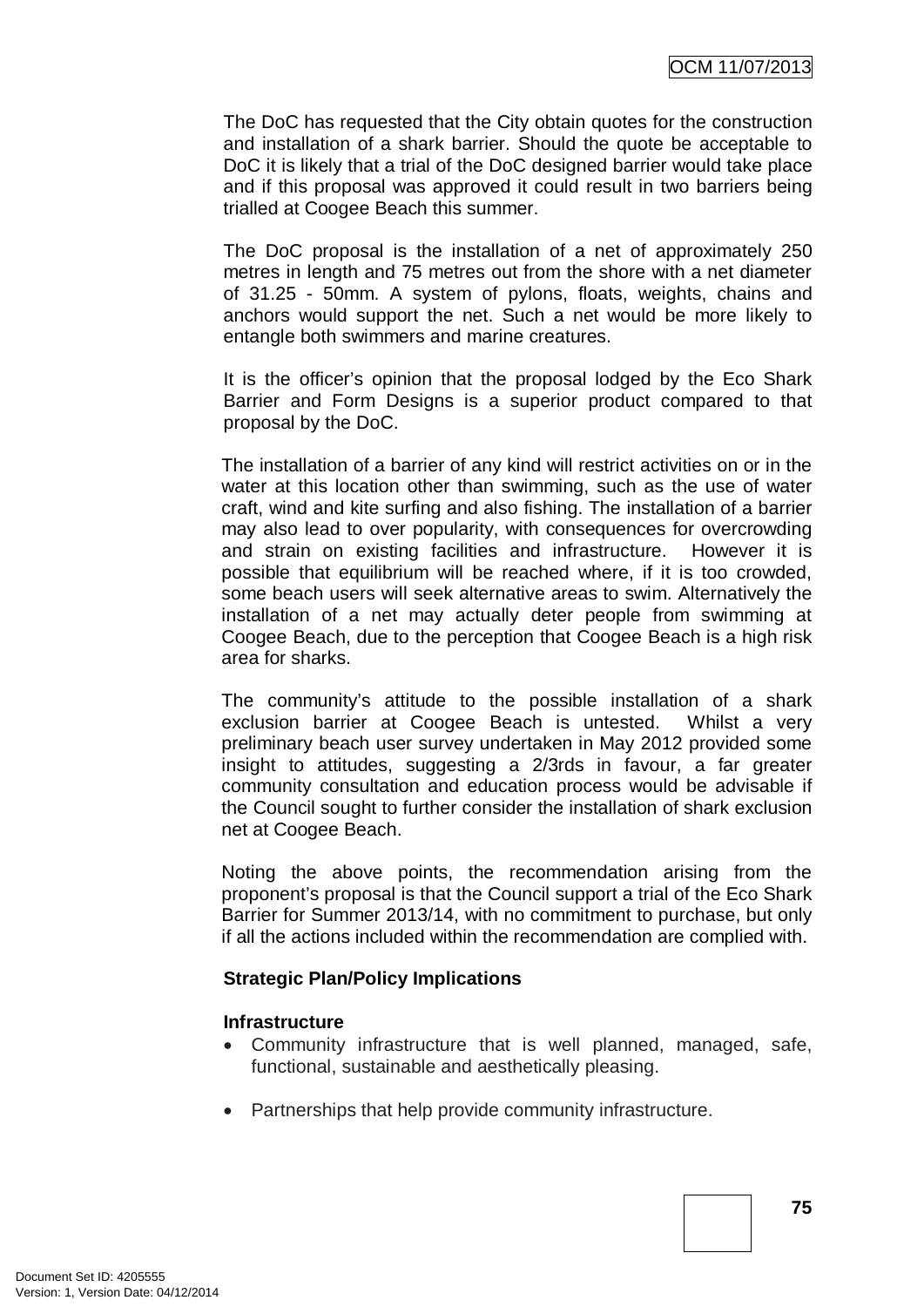The DoC has requested that the City obtain quotes for the construction and installation of a shark barrier. Should the quote be acceptable to DoC it is likely that a trial of the DoC designed barrier would take place and if this proposal was approved it could result in two barriers being trialled at Coogee Beach this summer.

The DoC proposal is the installation of a net of approximately 250 metres in length and 75 metres out from the shore with a net diameter of 31.25 - 50mm. A system of pylons, floats, weights, chains and anchors would support the net. Such a net would be more likely to entangle both swimmers and marine creatures.

It is the officer's opinion that the proposal lodged by the Eco Shark Barrier and Form Designs is a superior product compared to that proposal by the DoC.

The installation of a barrier of any kind will restrict activities on or in the water at this location other than swimming, such as the use of water craft, wind and kite surfing and also fishing. The installation of a barrier may also lead to over popularity, with consequences for overcrowding and strain on existing facilities and infrastructure. However it is possible that equilibrium will be reached where, if it is too crowded, some beach users will seek alternative areas to swim. Alternatively the installation of a net may actually deter people from swimming at Coogee Beach, due to the perception that Coogee Beach is a high risk area for sharks.

The community's attitude to the possible installation of a shark exclusion barrier at Coogee Beach is untested. Whilst a very preliminary beach user survey undertaken in May 2012 provided some insight to attitudes, suggesting a 2/3rds in favour, a far greater community consultation and education process would be advisable if the Council sought to further consider the installation of shark exclusion net at Coogee Beach.

Noting the above points, the recommendation arising from the proponent's proposal is that the Council support a trial of the Eco Shark Barrier for Summer 2013/14, with no commitment to purchase, but only if all the actions included within the recommendation are complied with.

**Strategic Plan/Policy Implications**

**Infrastructure**

- Community infrastructure that is well planned, managed, safe, functional, sustainable and aesthetically pleasing.
- Partnerships that help provide community infrastructure.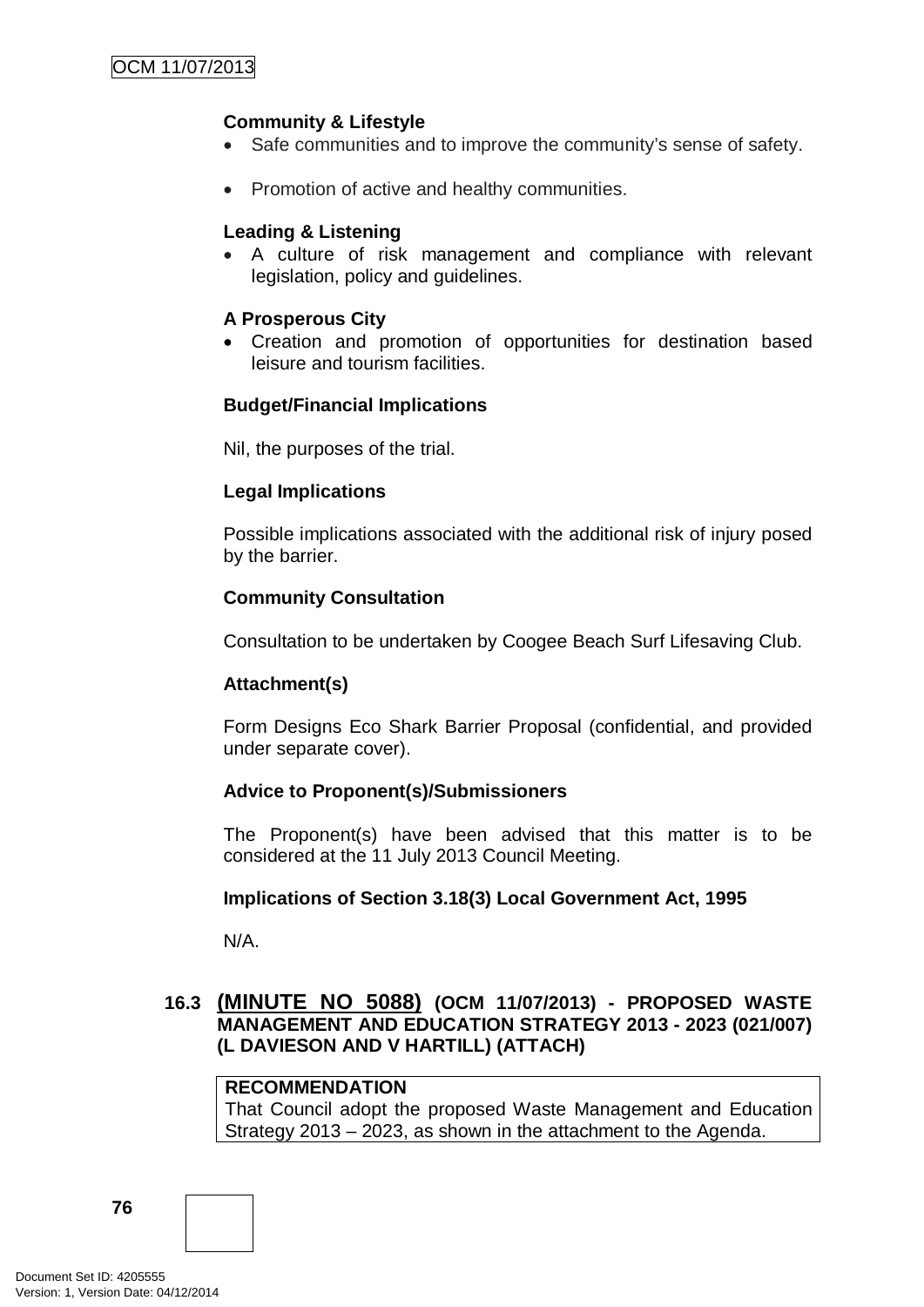**Community & Lifestyle**

- Safe communities and to improve the community's sense of safety.
- Promotion of active and healthy communities.

**Leading & Listening**

- A culture of risk management and compliance with relevant legislation, policy and guidelines.

**A Prosperous City**

- Creation and promotion of opportunities for destination based leisure and tourism facilities.

**Budget/Financial Implications**

Nil, the purposes of the trial.

**Legal Implications**

Possible implications associated with the additional risk of injury posed by the barrier.

**Community Consultation**

Consultation to be undertaken by Coogee Beach Surf Lifesaving Club.

**Attachment(s)**

Form Designs Eco Shark Barrier Proposal (confidential, and provided under separate cover).

**Advice to Proponent(s)/Submissioners**

The Proponent(s) have been advised that this matter is to be considered at the 11 July 2013 Council Meeting.

**Implications of Section 3.18(3) Local Government Act, 1995**

N/A.

## 16.3 (MINUTE NO 5088) (OCM 11/07/2013) - PROPOSED WASTE MANAGEMENT AND EDUCATION STRATEGY 2013 - 2023 (021/007) (L DAVIESON AND V HARTILL) (ATTACH)

**RECOMMENDATION**
That Council adopt the proposed Waste Management and Education Strategy 2013 – 2023, as shown in the attachment to the Agenda.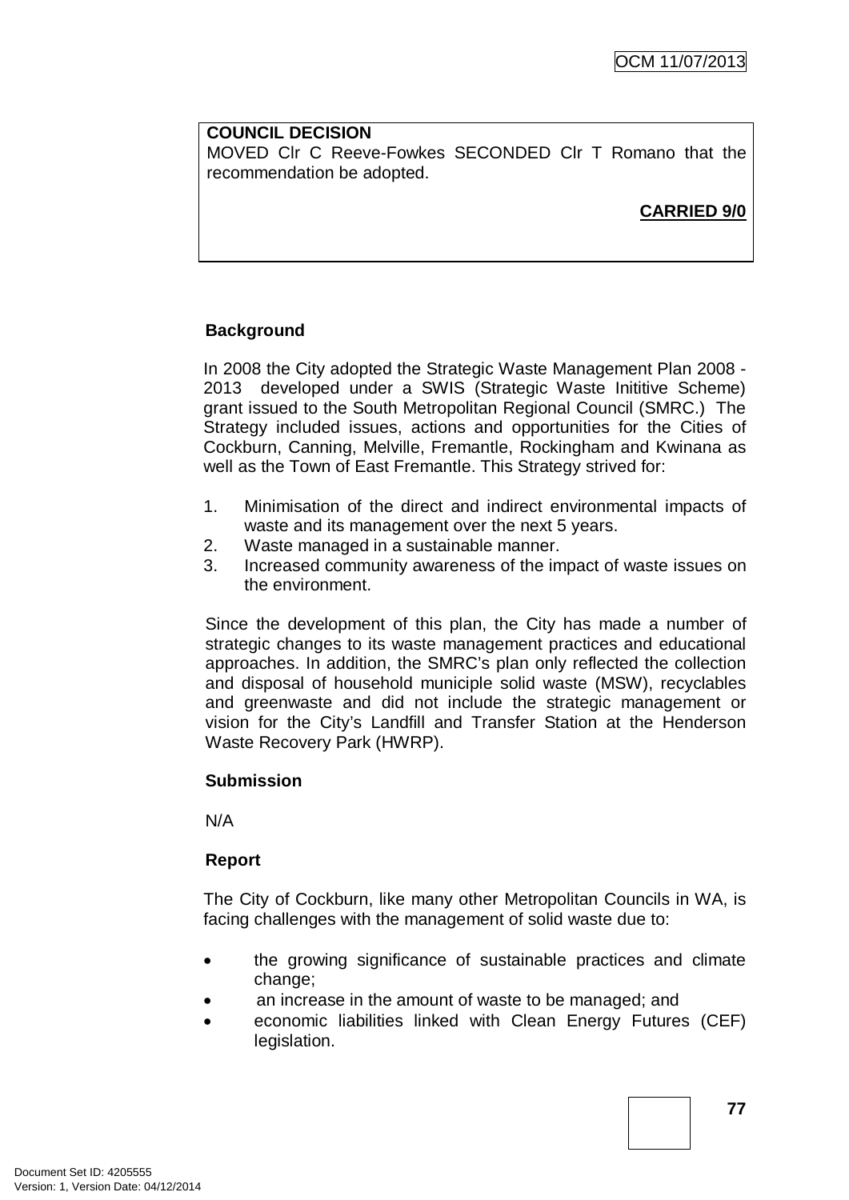**COUNCIL DECISION**
MOVED Clr C Reeve-Fowkes SECONDED Clr T Romano that the recommendation be adopted.

**CARRIED 9/0**

**Background**

In 2008 the City adopted the Strategic Waste Management Plan 2008 - 2013 developed under a SWIS (Strategic Waste Inititive Scheme) grant issued to the South Metropolitan Regional Council (SMRC.) The Strategy included issues, actions and opportunities for the Cities of Cockburn, Canning, Melville, Fremantle, Rockingham and Kwinana as well as the Town of East Fremantle. This Strategy strived for:

1. Minimisation of the direct and indirect environmental impacts of waste and its management over the next 5 years.
2. Waste managed in a sustainable manner.
3. Increased community awareness of the impact of waste issues on the environment.

Since the development of this plan, the City has made a number of strategic changes to its waste management practices and educational approaches. In addition, the SMRC's plan only reflected the collection and disposal of household municiple solid waste (MSW), recyclables and greenwaste and did not include the strategic management or vision for the City's Landfill and Transfer Station at the Henderson Waste Recovery Park (HWRP).

**Submission**

N/A

**Report**

The City of Cockburn, like many other Metropolitan Councils in WA, is facing challenges with the management of solid waste due to:

- the growing significance of sustainable practices and climate change;
- an increase in the amount of waste to be managed; and
- economic liabilities linked with Clean Energy Futures (CEF) legislation.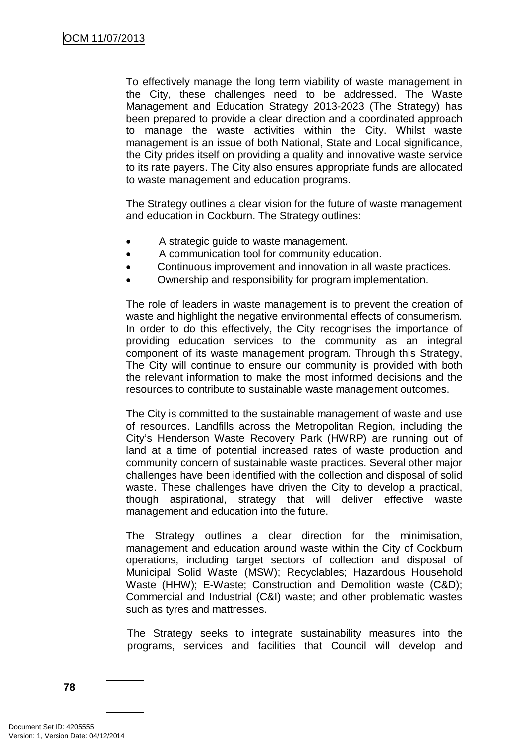To effectively manage the long term viability of waste management in the City, these challenges need to be addressed. The Waste Management and Education Strategy 2013-2023 (The Strategy) has been prepared to provide a clear direction and a coordinated approach to manage the waste activities within the City. Whilst waste management is an issue of both National, State and Local significance, the City prides itself on providing a quality and innovative waste service to its rate payers. The City also ensures appropriate funds are allocated to waste management and education programs.

The Strategy outlines a clear vision for the future of waste management and education in Cockburn. The Strategy outlines:

- A strategic guide to waste management.
- A communication tool for community education.
- Continuous improvement and innovation in all waste practices.
- Ownership and responsibility for program implementation.

The role of leaders in waste management is to prevent the creation of waste and highlight the negative environmental effects of consumerism. In order to do this effectively, the City recognises the importance of providing education services to the community as an integral component of its waste management program. Through this Strategy, The City will continue to ensure our community is provided with both the relevant information to make the most informed decisions and the resources to contribute to sustainable waste management outcomes.

The City is committed to the sustainable management of waste and use of resources. Landfills across the Metropolitan Region, including the City's Henderson Waste Recovery Park (HWRP) are running out of land at a time of potential increased rates of waste production and community concern of sustainable waste practices. Several other major challenges have been identified with the collection and disposal of solid waste. These challenges have driven the City to develop a practical, though aspirational, strategy that will deliver effective waste management and education into the future.

The Strategy outlines a clear direction for the minimisation, management and education around waste within the City of Cockburn operations, including target sectors of collection and disposal of Municipal Solid Waste (MSW); Recyclables; Hazardous Household Waste (HHW); E-Waste; Construction and Demolition waste (C&D); Commercial and Industrial (C&I) waste; and other problematic wastes such as tyres and mattresses.

The Strategy seeks to integrate sustainability measures into the programs, services and facilities that Council will develop and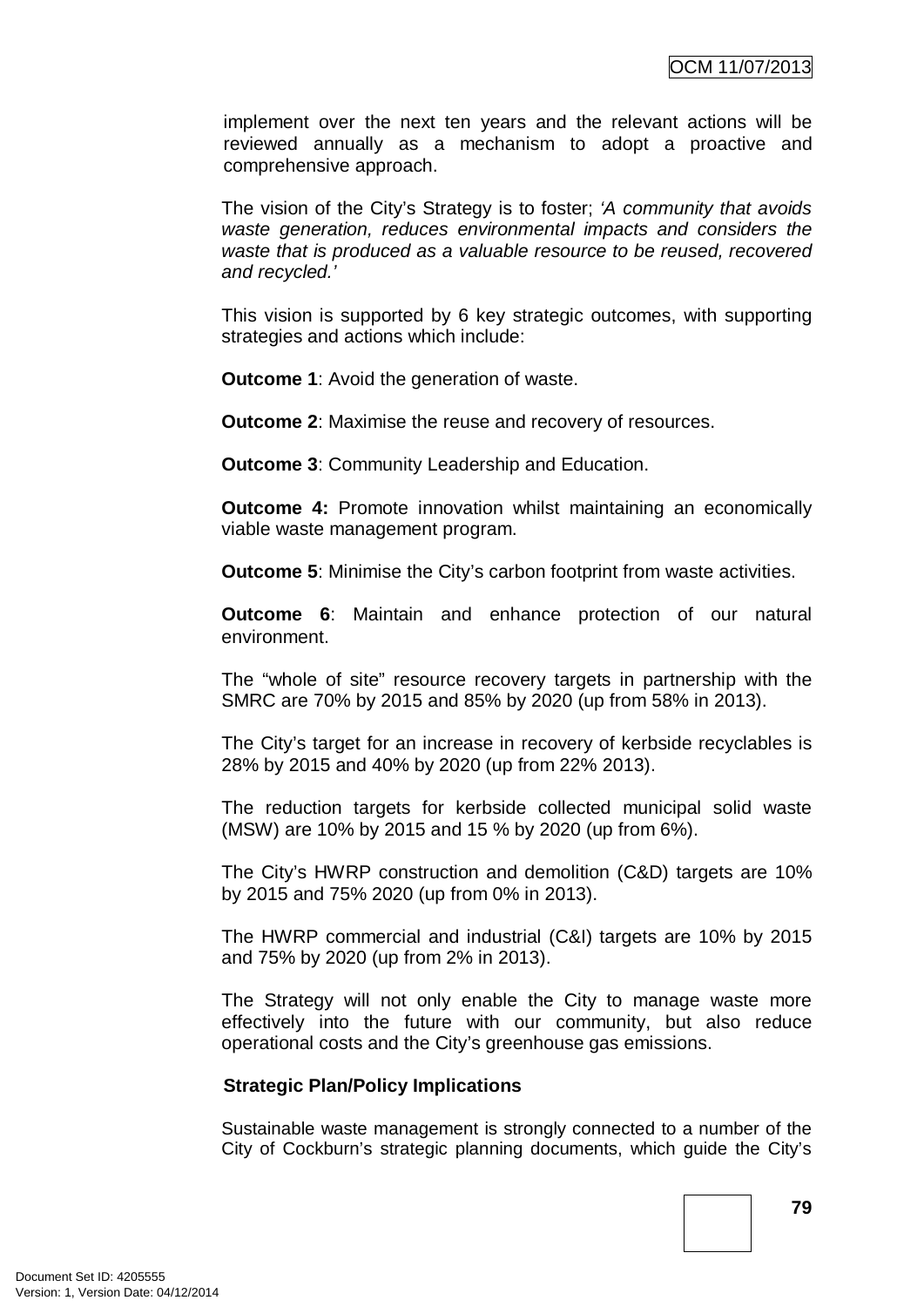implement over the next ten years and the relevant actions will be reviewed annually as a mechanism to adopt a proactive and comprehensive approach.

The vision of the City's Strategy is to foster; *'A community that avoids waste generation, reduces environmental impacts and considers the waste that is produced as a valuable resource to be reused, recovered and recycled.'*

This vision is supported by 6 key strategic outcomes, with supporting strategies and actions which include:

**Outcome 1**: Avoid the generation of waste.

**Outcome 2**: Maximise the reuse and recovery of resources.

**Outcome 3**: Community Leadership and Education.

**Outcome 4:** Promote innovation whilst maintaining an economically viable waste management program.

**Outcome 5**: Minimise the City's carbon footprint from waste activities.

**Outcome 6**: Maintain and enhance protection of our natural environment.

The "whole of site" resource recovery targets in partnership with the SMRC are 70% by 2015 and 85% by 2020 (up from 58% in 2013).

The City's target for an increase in recovery of kerbside recyclables is 28% by 2015 and 40% by 2020 (up from 22% 2013).

The reduction targets for kerbside collected municipal solid waste (MSW) are 10% by 2015 and 15 % by 2020 (up from 6%).

The City's HWRP construction and demolition (C&D) targets are 10% by 2015 and 75% 2020 (up from 0% in 2013).

The HWRP commercial and industrial (C&I) targets are 10% by 2015 and 75% by 2020 (up from 2% in 2013).

The Strategy will not only enable the City to manage waste more effectively into the future with our community, but also reduce operational costs and the City's greenhouse gas emissions.

**Strategic Plan/Policy Implications**

Sustainable waste management is strongly connected to a number of the City of Cockburn's strategic planning documents, which guide the City's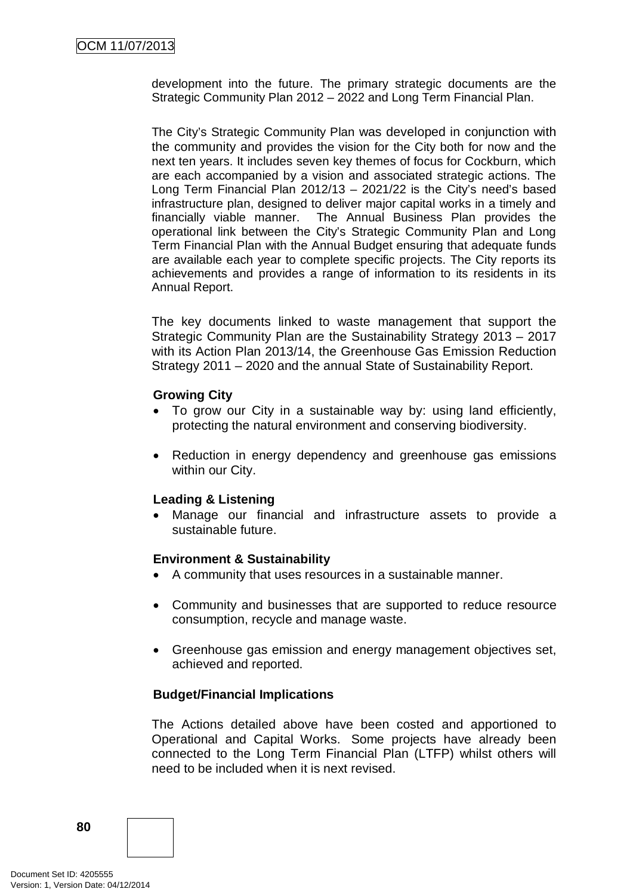development into the future. The primary strategic documents are the Strategic Community Plan 2012 – 2022 and Long Term Financial Plan.

The City's Strategic Community Plan was developed in conjunction with the community and provides the vision for the City both for now and the next ten years. It includes seven key themes of focus for Cockburn, which are each accompanied by a vision and associated strategic actions. The Long Term Financial Plan 2012/13 – 2021/22 is the City's need's based infrastructure plan, designed to deliver major capital works in a timely and financially viable manner. The Annual Business Plan provides the operational link between the City's Strategic Community Plan and Long Term Financial Plan with the Annual Budget ensuring that adequate funds are available each year to complete specific projects. The City reports its achievements and provides a range of information to its residents in its Annual Report.

The key documents linked to waste management that support the Strategic Community Plan are the Sustainability Strategy 2013 – 2017 with its Action Plan 2013/14, the Greenhouse Gas Emission Reduction Strategy 2011 – 2020 and the annual State of Sustainability Report.

**Growing City**

- To grow our City in a sustainable way by: using land efficiently, protecting the natural environment and conserving biodiversity.
- Reduction in energy dependency and greenhouse gas emissions within our City.

**Leading & Listening**

- Manage our financial and infrastructure assets to provide a sustainable future.

**Environment & Sustainability**

- A community that uses resources in a sustainable manner.
- Community and businesses that are supported to reduce resource consumption, recycle and manage waste.
- Greenhouse gas emission and energy management objectives set, achieved and reported.

**Budget/Financial Implications**

The Actions detailed above have been costed and apportioned to Operational and Capital Works. Some projects have already been connected to the Long Term Financial Plan (LTFP) whilst others will need to be included when it is next revised.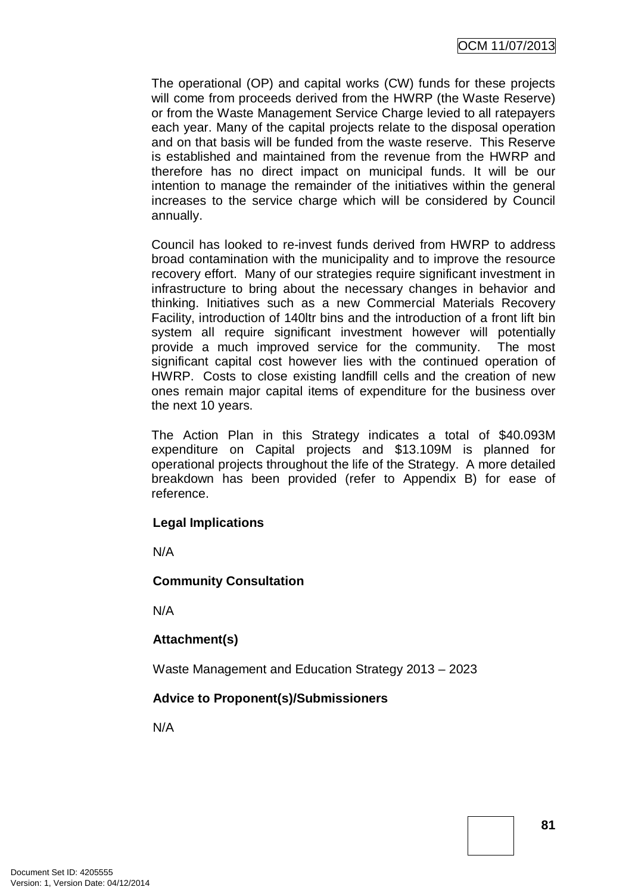The operational (OP) and capital works (CW) funds for these projects will come from proceeds derived from the HWRP (the Waste Reserve) or from the Waste Management Service Charge levied to all ratepayers each year. Many of the capital projects relate to the disposal operation and on that basis will be funded from the waste reserve. This Reserve is established and maintained from the revenue from the HWRP and therefore has no direct impact on municipal funds. It will be our intention to manage the remainder of the initiatives within the general increases to the service charge which will be considered by Council annually.

Council has looked to re-invest funds derived from HWRP to address broad contamination with the municipality and to improve the resource recovery effort. Many of our strategies require significant investment in infrastructure to bring about the necessary changes in behavior and thinking. Initiatives such as a new Commercial Materials Recovery Facility, introduction of 140ltr bins and the introduction of a front lift bin system all require significant investment however will potentially provide a much improved service for the community. The most significant capital cost however lies with the continued operation of HWRP. Costs to close existing landfill cells and the creation of new ones remain major capital items of expenditure for the business over the next 10 years.

The Action Plan in this Strategy indicates a total of $40.093M expenditure on Capital projects and $13.109M is planned for operational projects throughout the life of the Strategy. A more detailed breakdown has been provided (refer to Appendix B) for ease of reference.

**Legal Implications**

N/A

**Community Consultation**

N/A

**Attachment(s)**

Waste Management and Education Strategy 2013 – 2023

**Advice to Proponent(s)/Submissioners**

N/A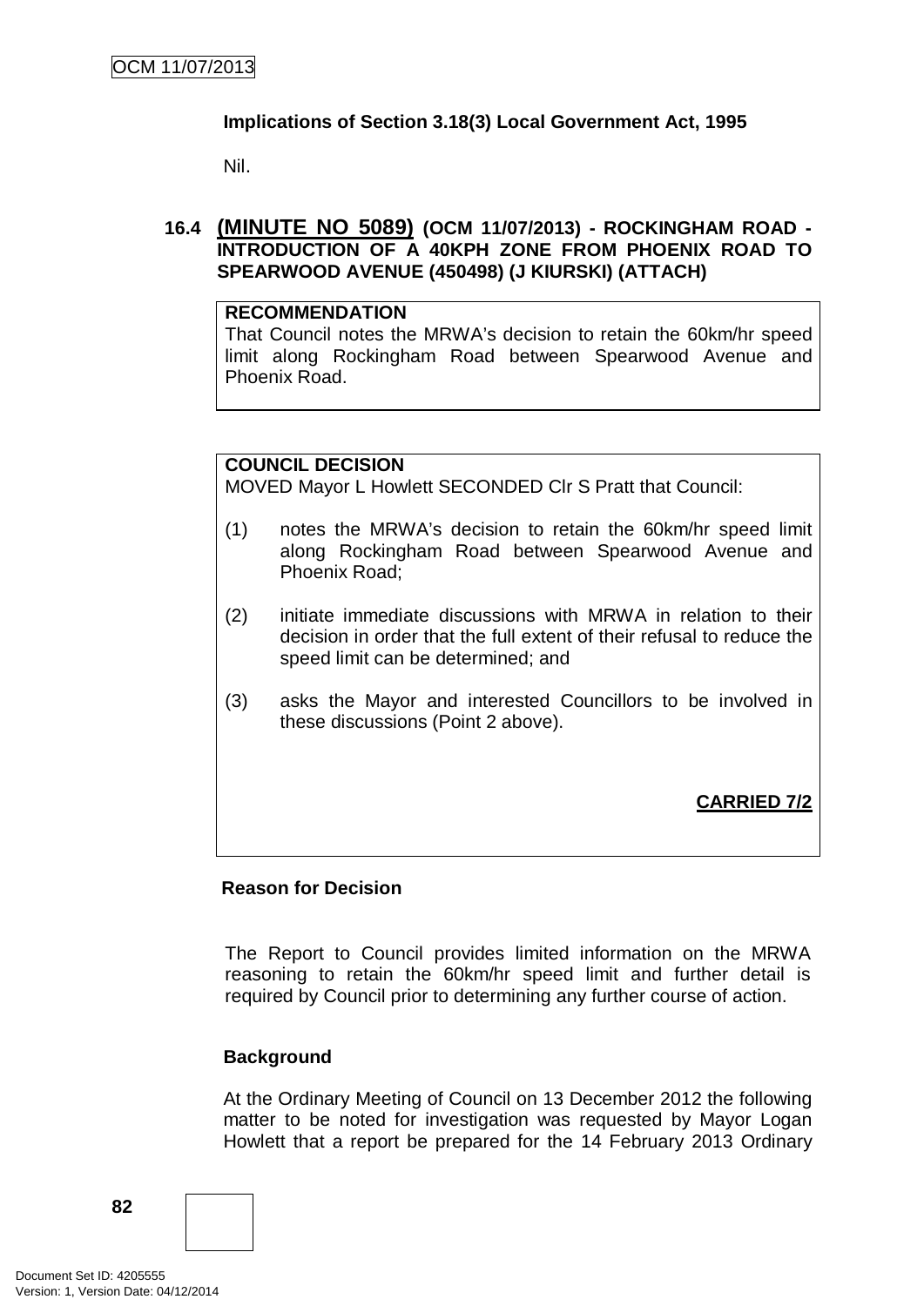**Implications of Section 3.18(3) Local Government Act, 1995**

Nil.

## 16.4 (MINUTE NO 5089) (OCM 11/07/2013) - ROCKINGHAM ROAD - INTRODUCTION OF A 40KPH ZONE FROM PHOENIX ROAD TO SPEARWOOD AVENUE (450498) (J KIURSKI) (ATTACH)

**RECOMMENDATION**

That Council notes the MRWA's decision to retain the 60km/hr speed limit along Rockingham Road between Spearwood Avenue and Phoenix Road.

**COUNCIL DECISION**

MOVED Mayor L Howlett SECONDED Clr S Pratt that Council:

(1) notes the MRWA's decision to retain the 60km/hr speed limit along Rockingham Road between Spearwood Avenue and Phoenix Road;

(2) initiate immediate discussions with MRWA in relation to their decision in order that the full extent of their refusal to reduce the speed limit can be determined; and

(3) asks the Mayor and interested Councillors to be involved in these discussions (Point 2 above).

**CARRIED 7/2**

**Reason for Decision**

The Report to Council provides limited information on the MRWA reasoning to retain the 60km/hr speed limit and further detail is required by Council prior to determining any further course of action.

**Background**

At the Ordinary Meeting of Council on 13 December 2012 the following matter to be noted for investigation was requested by Mayor Logan Howlett that a report be prepared for the 14 February 2013 Ordinary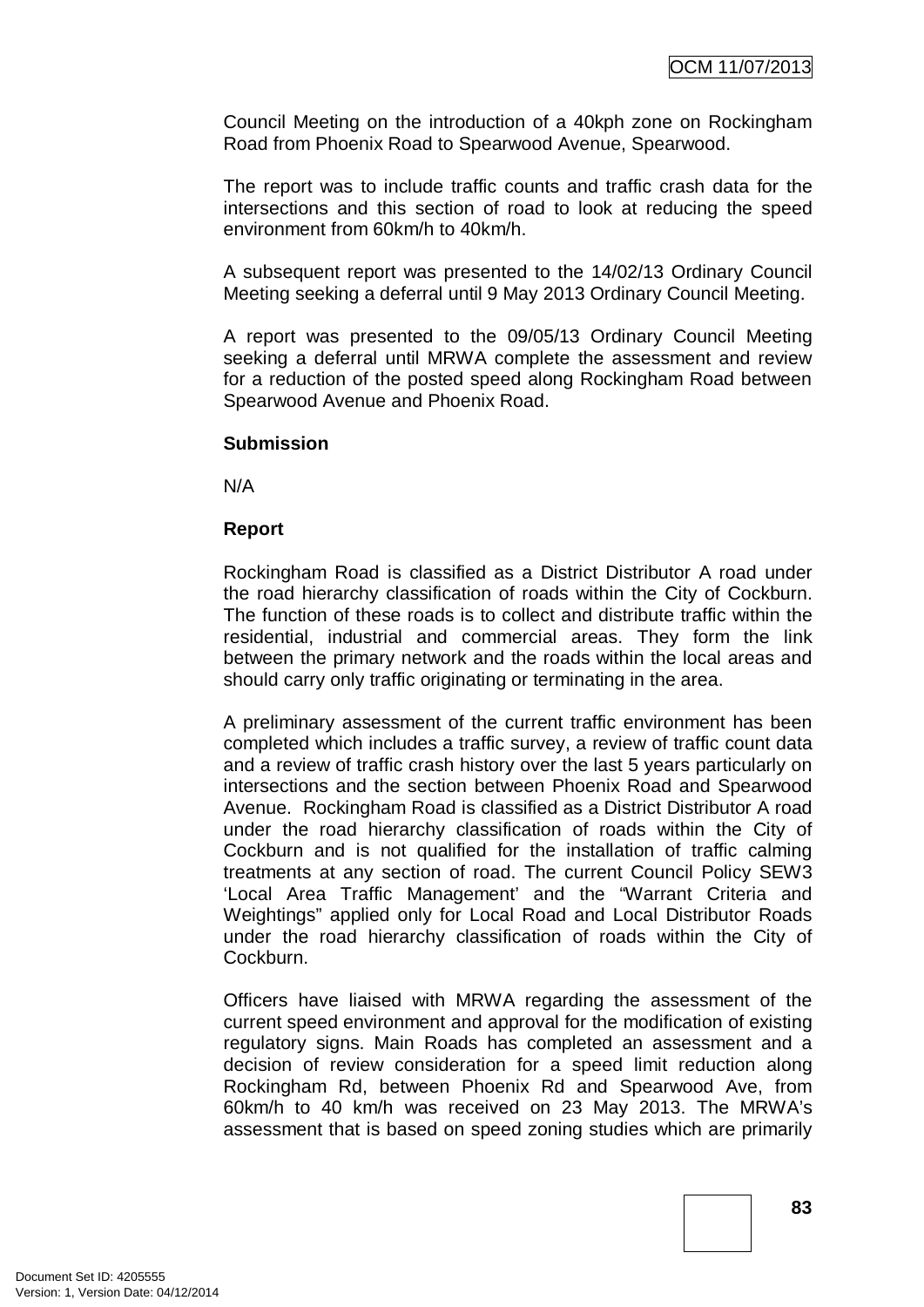Council Meeting on the introduction of a 40kph zone on Rockingham Road from Phoenix Road to Spearwood Avenue, Spearwood.

The report was to include traffic counts and traffic crash data for the intersections and this section of road to look at reducing the speed environment from 60km/h to 40km/h.

A subsequent report was presented to the 14/02/13 Ordinary Council Meeting seeking a deferral until 9 May 2013 Ordinary Council Meeting.

A report was presented to the 09/05/13 Ordinary Council Meeting seeking a deferral until MRWA complete the assessment and review for a reduction of the posted speed along Rockingham Road between Spearwood Avenue and Phoenix Road.

**Submission**

N/A

**Report**

Rockingham Road is classified as a District Distributor A road under the road hierarchy classification of roads within the City of Cockburn. The function of these roads is to collect and distribute traffic within the residential, industrial and commercial areas. They form the link between the primary network and the roads within the local areas and should carry only traffic originating or terminating in the area.

A preliminary assessment of the current traffic environment has been completed which includes a traffic survey, a review of traffic count data and a review of traffic crash history over the last 5 years particularly on intersections and the section between Phoenix Road and Spearwood Avenue. Rockingham Road is classified as a District Distributor A road under the road hierarchy classification of roads within the City of Cockburn and is not qualified for the installation of traffic calming treatments at any section of road. The current Council Policy SEW3 'Local Area Traffic Management' and the "Warrant Criteria and Weightings" applied only for Local Road and Local Distributor Roads under the road hierarchy classification of roads within the City of Cockburn.

Officers have liaised with MRWA regarding the assessment of the current speed environment and approval for the modification of existing regulatory signs. Main Roads has completed an assessment and a decision of review consideration for a speed limit reduction along Rockingham Rd, between Phoenix Rd and Spearwood Ave, from 60km/h to 40 km/h was received on 23 May 2013. The MRWA's assessment that is based on speed zoning studies which are primarily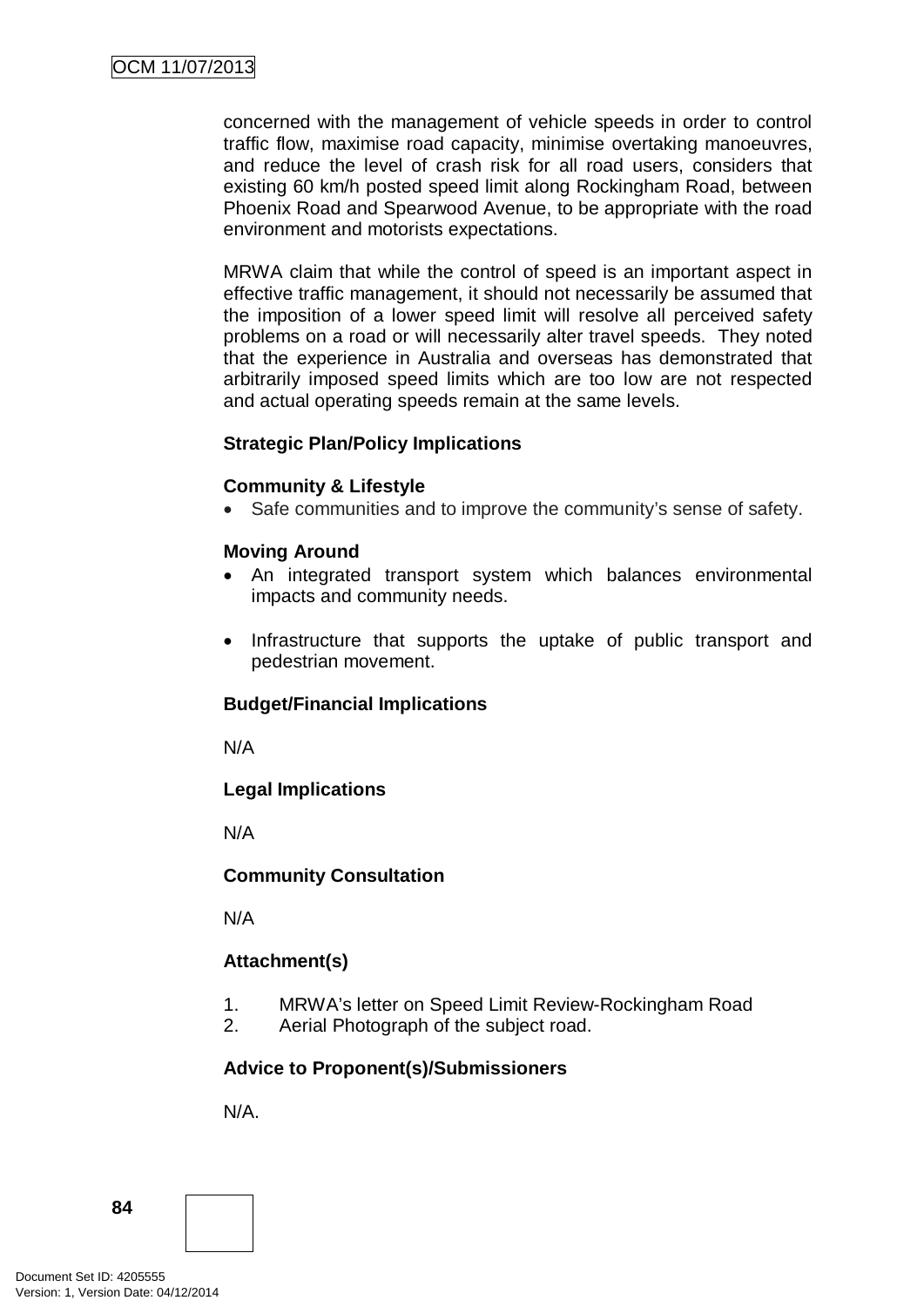concerned with the management of vehicle speeds in order to control traffic flow, maximise road capacity, minimise overtaking manoeuvres, and reduce the level of crash risk for all road users, considers that existing 60 km/h posted speed limit along Rockingham Road, between Phoenix Road and Spearwood Avenue, to be appropriate with the road environment and motorists expectations.

MRWA claim that while the control of speed is an important aspect in effective traffic management, it should not necessarily be assumed that the imposition of a lower speed limit will resolve all perceived safety problems on a road or will necessarily alter travel speeds. They noted that the experience in Australia and overseas has demonstrated that arbitrarily imposed speed limits which are too low are not respected and actual operating speeds remain at the same levels.

**Strategic Plan/Policy Implications**

**Community & Lifestyle**

- Safe communities and to improve the community's sense of safety.

**Moving Around**

- An integrated transport system which balances environmental impacts and community needs.
- Infrastructure that supports the uptake of public transport and pedestrian movement.

**Budget/Financial Implications**

N/A

**Legal Implications**

N/A

**Community Consultation**

N/A

**Attachment(s)**

1. MRWA's letter on Speed Limit Review-Rockingham Road
2. Aerial Photograph of the subject road.

**Advice to Proponent(s)/Submissioners**

N/A.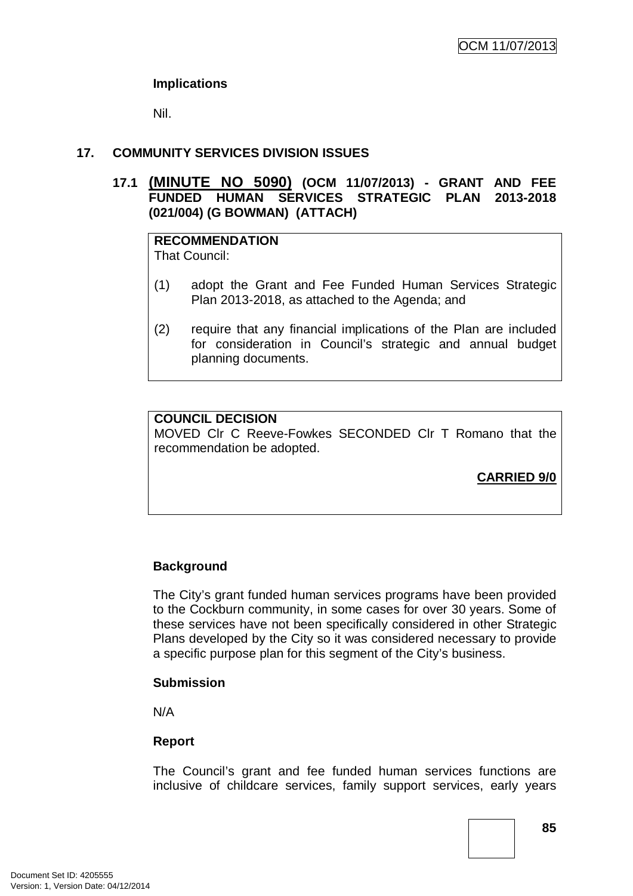### Implications

Nil.

## 17. COMMUNITY SERVICES DIVISION ISSUES

### 17.1 (MINUTE NO 5090) (OCM 11/07/2013) - GRANT AND FEE FUNDED HUMAN SERVICES STRATEGIC PLAN 2013-2018 (021/004) (G BOWMAN) (ATTACH)

**RECOMMENDATION**
That Council:

(1) adopt the Grant and Fee Funded Human Services Strategic Plan 2013-2018, as attached to the Agenda; and

(2) require that any financial implications of the Plan are included for consideration in Council's strategic and annual budget planning documents.

**COUNCIL DECISION**
MOVED Clr C Reeve-Fowkes SECONDED Clr T Romano that the recommendation be adopted.

**CARRIED 9/0**

### Background

The City's grant funded human services programs have been provided to the Cockburn community, in some cases for over 30 years. Some of these services have not been specifically considered in other Strategic Plans developed by the City so it was considered necessary to provide a specific purpose plan for this segment of the City's business.

### Submission

N/A

### Report

The Council's grant and fee funded human services functions are inclusive of childcare services, family support services, early years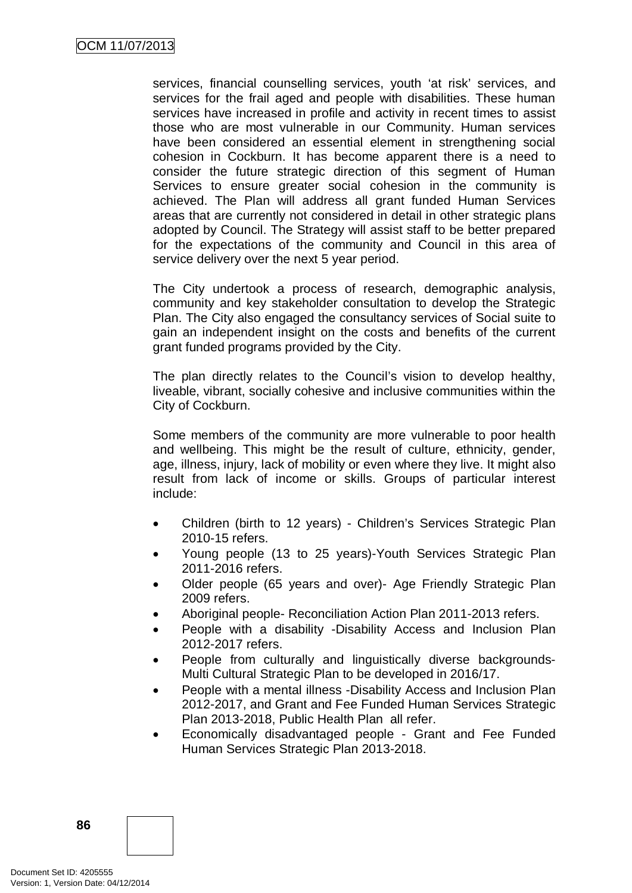services, financial counselling services, youth 'at risk' services, and services for the frail aged and people with disabilities. These human services have increased in profile and activity in recent times to assist those who are most vulnerable in our Community. Human services have been considered an essential element in strengthening social cohesion in Cockburn. It has become apparent there is a need to consider the future strategic direction of this segment of Human Services to ensure greater social cohesion in the community is achieved. The Plan will address all grant funded Human Services areas that are currently not considered in detail in other strategic plans adopted by Council. The Strategy will assist staff to be better prepared for the expectations of the community and Council in this area of service delivery over the next 5 year period.

The City undertook a process of research, demographic analysis, community and key stakeholder consultation to develop the Strategic Plan. The City also engaged the consultancy services of Social suite to gain an independent insight on the costs and benefits of the current grant funded programs provided by the City.

The plan directly relates to the Council's vision to develop healthy, liveable, vibrant, socially cohesive and inclusive communities within the City of Cockburn.

Some members of the community are more vulnerable to poor health and wellbeing. This might be the result of culture, ethnicity, gender, age, illness, injury, lack of mobility or even where they live. It might also result from lack of income or skills. Groups of particular interest include:

- Children (birth to 12 years) - Children's Services Strategic Plan 2010-15 refers.
- Young people (13 to 25 years)-Youth Services Strategic Plan 2011-2016 refers.
- Older people (65 years and over)- Age Friendly Strategic Plan 2009 refers.
- Aboriginal people- Reconciliation Action Plan 2011-2013 refers.
- People with a disability -Disability Access and Inclusion Plan 2012-2017 refers.
- People from culturally and linguistically diverse backgrounds- Multi Cultural Strategic Plan to be developed in 2016/17.
- People with a mental illness -Disability Access and Inclusion Plan 2012-2017, and Grant and Fee Funded Human Services Strategic Plan 2013-2018, Public Health Plan all refer.
- Economically disadvantaged people - Grant and Fee Funded Human Services Strategic Plan 2013-2018.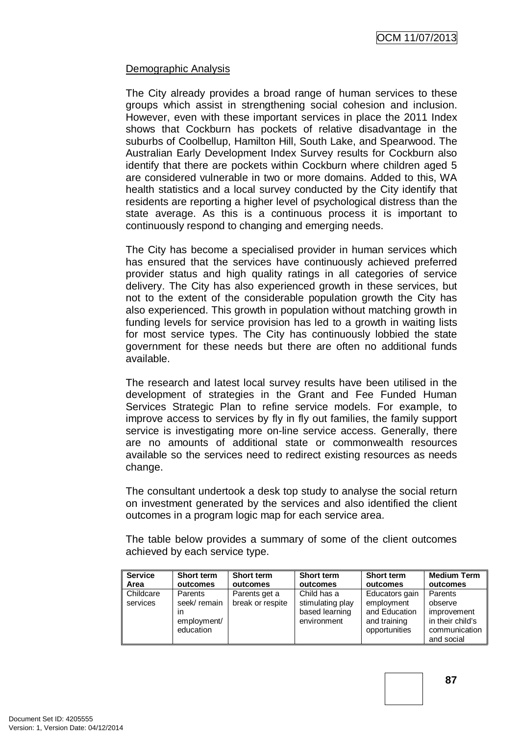Demographic Analysis

The City already provides a broad range of human services to these groups which assist in strengthening social cohesion and inclusion. However, even with these important services in place the 2011 Index shows that Cockburn has pockets of relative disadvantage in the suburbs of Coolbellup, Hamilton Hill, South Lake, and Spearwood. The Australian Early Development Index Survey results for Cockburn also identify that there are pockets within Cockburn where children aged 5 are considered vulnerable in two or more domains. Added to this, WA health statistics and a local survey conducted by the City identify that residents are reporting a higher level of psychological distress than the state average. As this is a continuous process it is important to continuously respond to changing and emerging needs.

The City has become a specialised provider in human services which has ensured that the services have continuously achieved preferred provider status and high quality ratings in all categories of service delivery. The City has also experienced growth in these services, but not to the extent of the considerable population growth the City has also experienced. This growth in population without matching growth in funding levels for service provision has led to a growth in waiting lists for most service types. The City has continuously lobbied the state government for these needs but there are often no additional funds available.

The research and latest local survey results have been utilised in the development of strategies in the Grant and Fee Funded Human Services Strategic Plan to refine service models. For example, to improve access to services by fly in fly out families, the family support service is investigating more on-line service access. Generally, there are no amounts of additional state or commonwealth resources available so the services need to redirect existing resources as needs change.

The consultant undertook a desk top study to analyse the social return on investment generated by the services and also identified the client outcomes in a program logic map for each service area.

The table below provides a summary of some of the client outcomes achieved by each service type.

| Service Area | Short term outcomes | Short term outcomes | Short term outcomes | Short term outcomes | Medium Term outcomes |
|---|---|---|---|---|---|
| Childcare services | Parents seek/ remain in employment/ education | Parents get a break or respite | Child has a stimulating play based learning environment | Educators gain employment and Education and training opportunities | Parents observe improvement in their child's communication and social |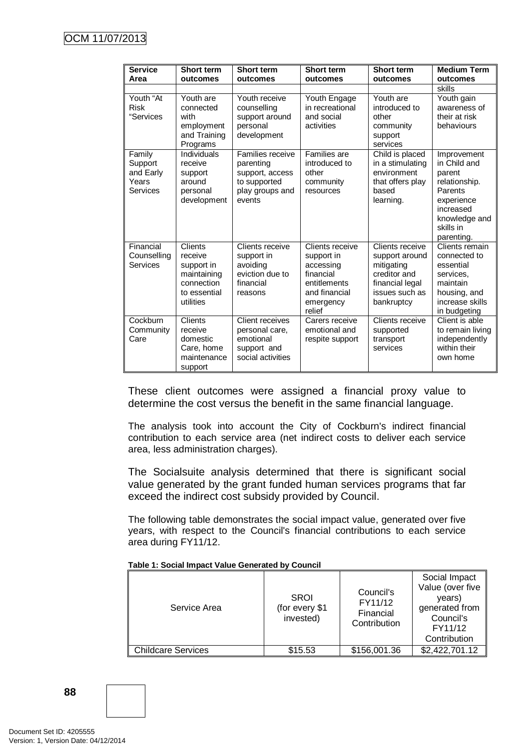| Service Area | Short term outcomes | Short term outcomes | Short term outcomes | Short term outcomes | Medium Term outcomes |
|---|---|---|---|---|---|
| | | | | | skills |
| Youth "At Risk "Services | Youth are connected with employment and Training Programs | Youth receive counselling support around personal development | Youth Engage in recreational and social activities | Youth are introduced to other community support services | Youth gain awareness of their at risk behaviours |
| Family Support and Early Years Services | Individuals receive support around personal development | Families receive parenting support, access to supported play groups and events | Families are introduced to other community resources | Child is placed in a stimulating environment that offers play based learning. | Improvement in Child and parent relationship. Parents experience increased knowledge and skills in parenting. |
| Financial Counselling Services | Clients receive support in maintaining connection to essential utilities | Clients receive support in avoiding eviction due to financial reasons | Clients receive support in accessing financial entitlements and financial emergency relief | Clients receive support around mitigating creditor and financial legal issues such as bankruptcy | Clients remain connected to essential services, maintain housing, and increase skills in budgeting |
| Cockburn Community Care | Clients receive domestic Care, home maintenance support | Client receives personal care, emotional support and social activities | Carers receive emotional and respite support | Clients receive supported transport services | Client is able to remain living independently within their own home |

These client outcomes were assigned a financial proxy value to determine the cost versus the benefit in the same financial language.

The analysis took into account the City of Cockburn's indirect financial contribution to each service area (net indirect costs to deliver each service area, less administration charges).

The Socialsuite analysis determined that there is significant social value generated by the grant funded human services programs that far exceed the indirect cost subsidy provided by Council.

The following table demonstrates the social impact value, generated over five years, with respect to the Council's financial contributions to each service area during FY11/12.

**Table 1: Social Impact Value Generated by Council**

| Service Area | SROI (for every $1 invested) | Council's FY11/12 Financial Contribution | Social Impact Value (over five years) generated from Council's FY11/12 Contribution |
|---|---|---|---|
| Childcare Services | $15.53 | $156,001.36 | $2,422,701.12 |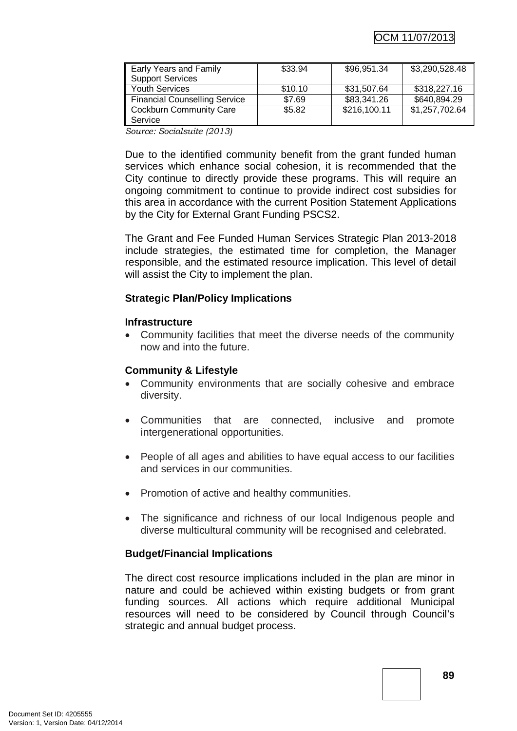| | | | |
|---|---|---|---|
| Early Years and Family Support Services | $33.94 | $96,951.34 | $3,290,528.48 |
| Youth Services | $10.10 | $31,507.64 | $318,227.16 |
| Financial Counselling Service | $7.69 | $83,341.26 | $640,894.29 |
| Cockburn Community Care Service | $5.82 | $216,100.11 | $1,257,702.64 |

*Source: Socialsuite (2013)*

Due to the identified community benefit from the grant funded human services which enhance social cohesion, it is recommended that the City continue to directly provide these programs. This will require an ongoing commitment to continue to provide indirect cost subsidies for this area in accordance with the current Position Statement Applications by the City for External Grant Funding PSCS2.

The Grant and Fee Funded Human Services Strategic Plan 2013-2018 include strategies, the estimated time for completion, the Manager responsible, and the estimated resource implication. This level of detail will assist the City to implement the plan.

**Strategic Plan/Policy Implications**

**Infrastructure**

- Community facilities that meet the diverse needs of the community now and into the future.

**Community & Lifestyle**

- Community environments that are socially cohesive and embrace diversity.
- Communities that are connected, inclusive and promote intergenerational opportunities.
- People of all ages and abilities to have equal access to our facilities and services in our communities.
- Promotion of active and healthy communities.
- The significance and richness of our local Indigenous people and diverse multicultural community will be recognised and celebrated.

**Budget/Financial Implications**

The direct cost resource implications included in the plan are minor in nature and could be achieved within existing budgets or from grant funding sources. All actions which require additional Municipal resources will need to be considered by Council through Council's strategic and annual budget process.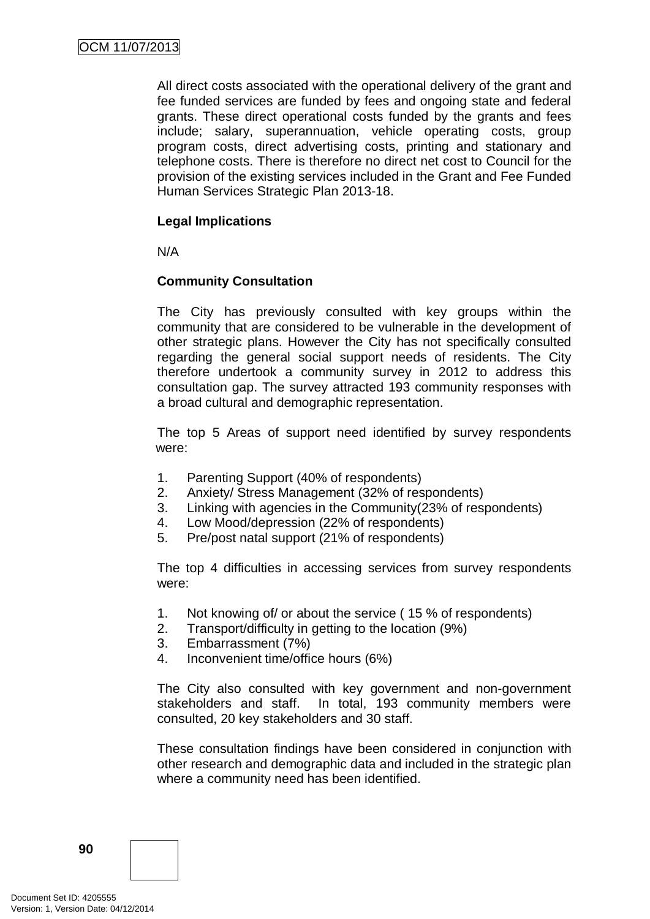All direct costs associated with the operational delivery of the grant and fee funded services are funded by fees and ongoing state and federal grants. These direct operational costs funded by the grants and fees include; salary, superannuation, vehicle operating costs, group program costs, direct advertising costs, printing and stationary and telephone costs. There is therefore no direct net cost to Council for the provision of the existing services included in the Grant and Fee Funded Human Services Strategic Plan 2013-18.

**Legal Implications**

N/A

**Community Consultation**

The City has previously consulted with key groups within the community that are considered to be vulnerable in the development of other strategic plans. However the City has not specifically consulted regarding the general social support needs of residents. The City therefore undertook a community survey in 2012 to address this consultation gap. The survey attracted 193 community responses with a broad cultural and demographic representation.

The top 5 Areas of support need identified by survey respondents were:

1. Parenting Support (40% of respondents)
2. Anxiety/ Stress Management (32% of respondents)
3. Linking with agencies in the Community(23% of respondents)
4. Low Mood/depression (22% of respondents)
5. Pre/post natal support (21% of respondents)

The top 4 difficulties in accessing services from survey respondents were:

1. Not knowing of/ or about the service ( 15 % of respondents)
2. Transport/difficulty in getting to the location (9%)
3. Embarrassment (7%)
4. Inconvenient time/office hours (6%)

The City also consulted with key government and non-government stakeholders and staff. In total, 193 community members were consulted, 20 key stakeholders and 30 staff.

These consultation findings have been considered in conjunction with other research and demographic data and included in the strategic plan where a community need has been identified.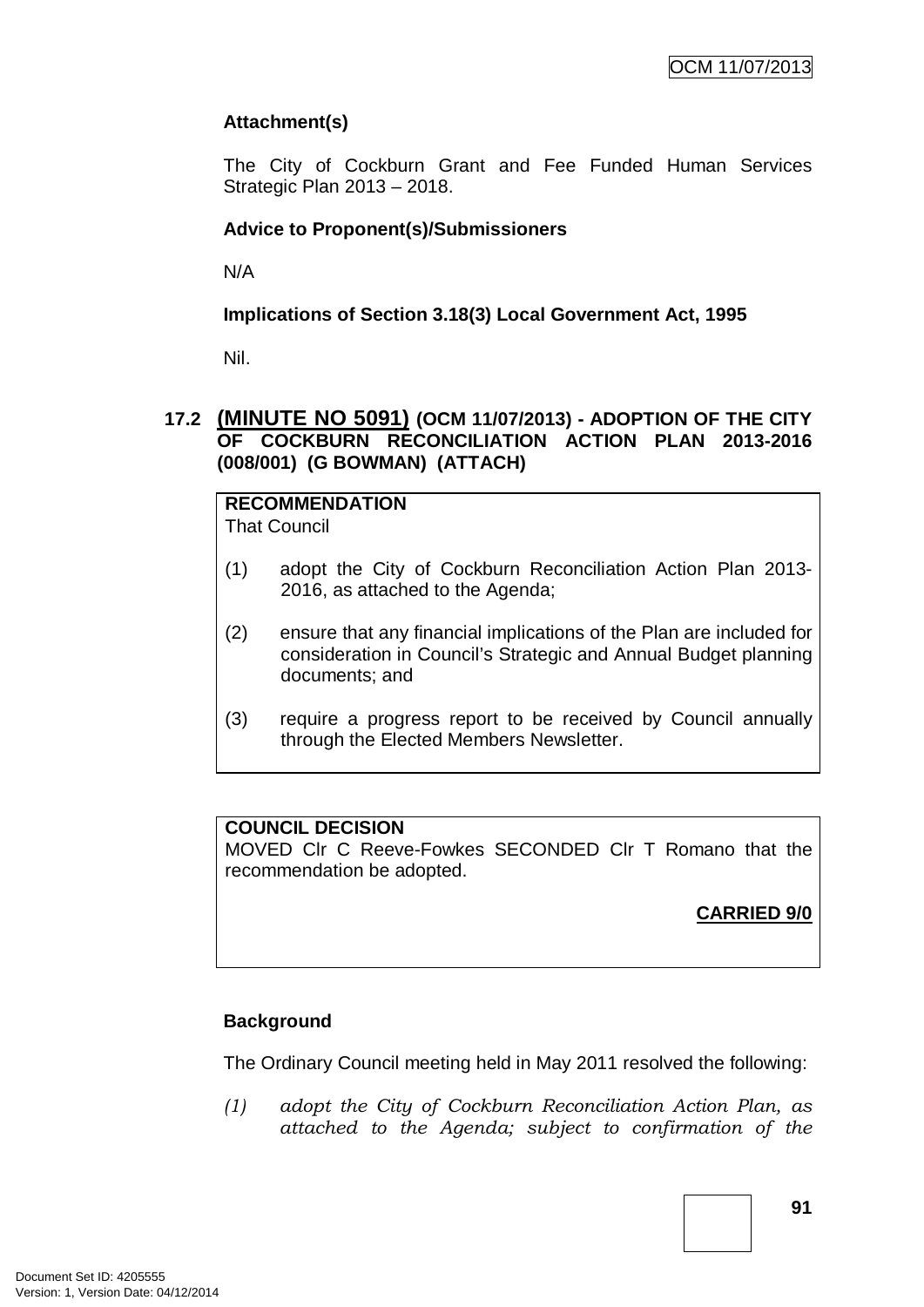**Attachment(s)**

The City of Cockburn Grant and Fee Funded Human Services Strategic Plan 2013 – 2018.

**Advice to Proponent(s)/Submissioners**

N/A

**Implications of Section 3.18(3) Local Government Act, 1995**

Nil.

## 17.2 (MINUTE NO 5091) (OCM 11/07/2013) - ADOPTION OF THE CITY OF COCKBURN RECONCILIATION ACTION PLAN 2013-2016 (008/001) (G BOWMAN) (ATTACH)

**RECOMMENDATION**
That Council

(1) adopt the City of Cockburn Reconciliation Action Plan 2013-2016, as attached to the Agenda;

(2) ensure that any financial implications of the Plan are included for consideration in Council's Strategic and Annual Budget planning documents; and

(3) require a progress report to be received by Council annually through the Elected Members Newsletter.

**COUNCIL DECISION**
MOVED Clr C Reeve-Fowkes SECONDED Clr T Romano that the recommendation be adopted.

**CARRIED 9/0**

**Background**

The Ordinary Council meeting held in May 2011 resolved the following:

*(1) adopt the City of Cockburn Reconciliation Action Plan, as attached to the Agenda; subject to confirmation of the*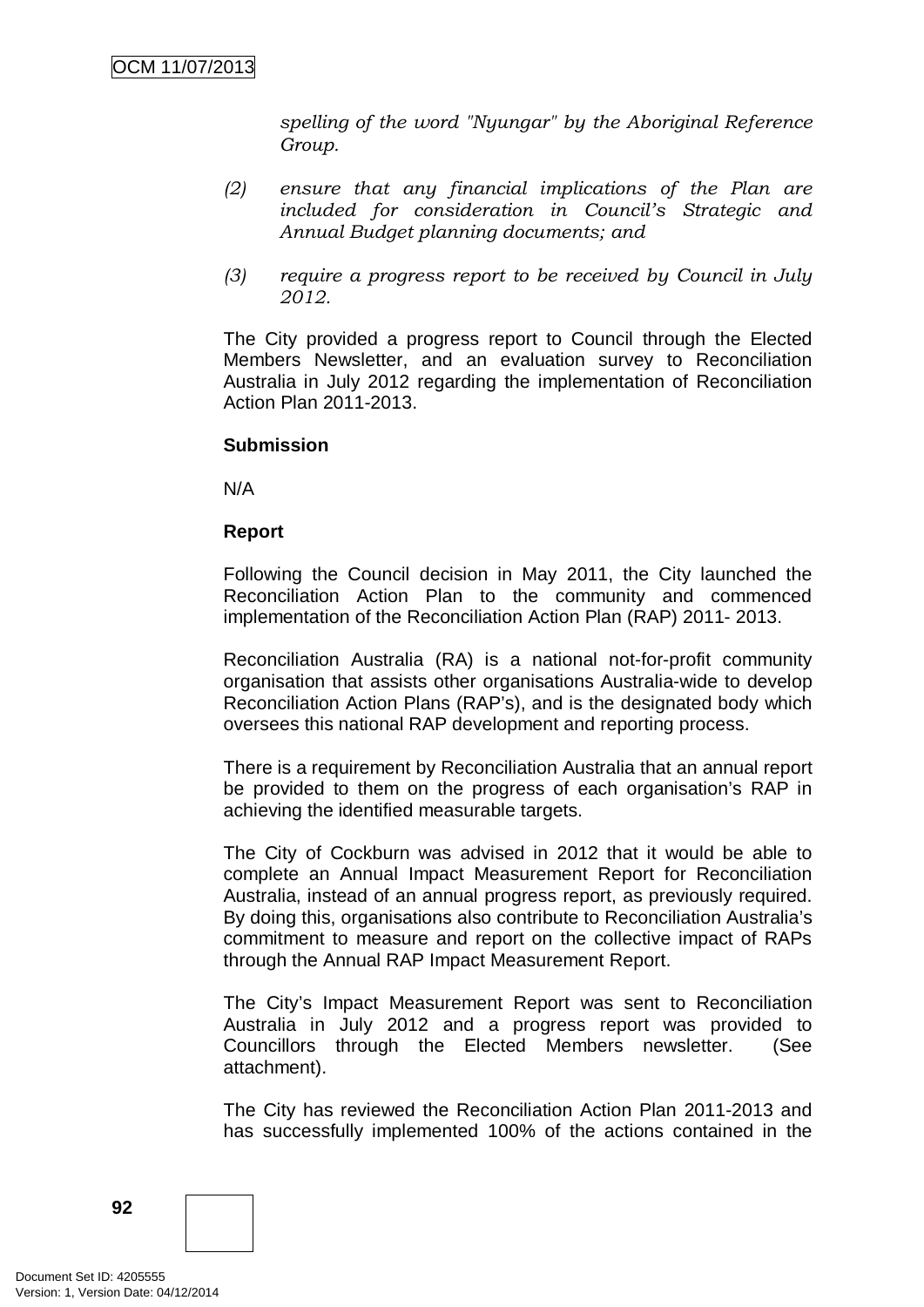*spelling of the word "Nyungar" by the Aboriginal Reference Group.*

*(2) ensure that any financial implications of the Plan are included for consideration in Council's Strategic and Annual Budget planning documents; and*

*(3) require a progress report to be received by Council in July 2012.*

The City provided a progress report to Council through the Elected Members Newsletter, and an evaluation survey to Reconciliation Australia in July 2012 regarding the implementation of Reconciliation Action Plan 2011-2013.

**Submission**

N/A

**Report**

Following the Council decision in May 2011, the City launched the Reconciliation Action Plan to the community and commenced implementation of the Reconciliation Action Plan (RAP) 2011- 2013.

Reconciliation Australia (RA) is a national not-for-profit community organisation that assists other organisations Australia-wide to develop Reconciliation Action Plans (RAP's), and is the designated body which oversees this national RAP development and reporting process.

There is a requirement by Reconciliation Australia that an annual report be provided to them on the progress of each organisation's RAP in achieving the identified measurable targets.

The City of Cockburn was advised in 2012 that it would be able to complete an Annual Impact Measurement Report for Reconciliation Australia, instead of an annual progress report, as previously required. By doing this, organisations also contribute to Reconciliation Australia's commitment to measure and report on the collective impact of RAPs through the Annual RAP Impact Measurement Report.

The City's Impact Measurement Report was sent to Reconciliation Australia in July 2012 and a progress report was provided to Councillors through the Elected Members newsletter. (See attachment).

The City has reviewed the Reconciliation Action Plan 2011-2013 and has successfully implemented 100% of the actions contained in the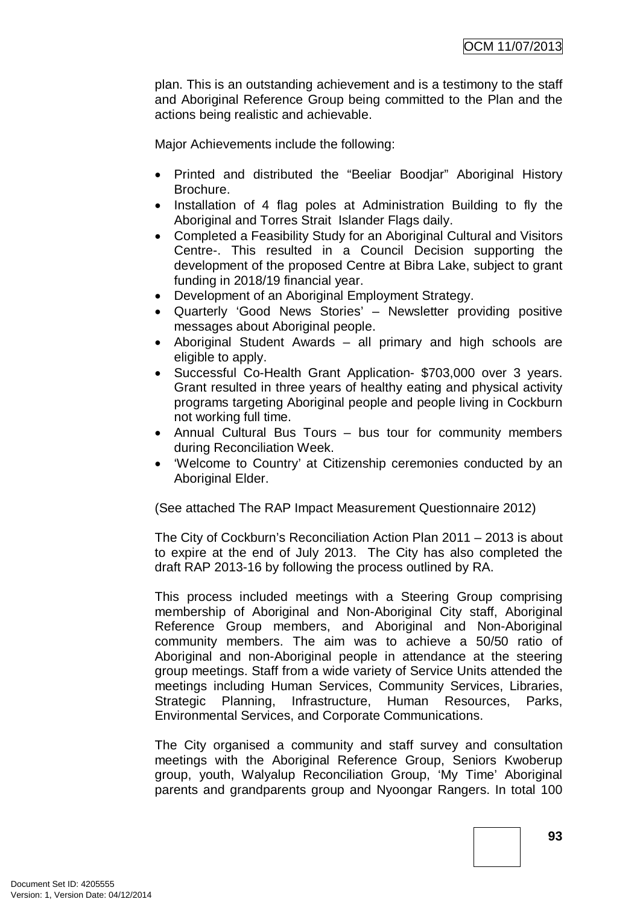plan. This is an outstanding achievement and is a testimony to the staff and Aboriginal Reference Group being committed to the Plan and the actions being realistic and achievable.

Major Achievements include the following:

- Printed and distributed the "Beeliar Boodjar" Aboriginal History Brochure.
- Installation of 4 flag poles at Administration Building to fly the Aboriginal and Torres Strait Islander Flags daily.
- Completed a Feasibility Study for an Aboriginal Cultural and Visitors Centre-. This resulted in a Council Decision supporting the development of the proposed Centre at Bibra Lake, subject to grant funding in 2018/19 financial year.
- Development of an Aboriginal Employment Strategy.
- Quarterly 'Good News Stories' – Newsletter providing positive messages about Aboriginal people.
- Aboriginal Student Awards – all primary and high schools are eligible to apply.
- Successful Co-Health Grant Application- $703,000 over 3 years. Grant resulted in three years of healthy eating and physical activity programs targeting Aboriginal people and people living in Cockburn not working full time.
- Annual Cultural Bus Tours – bus tour for community members during Reconciliation Week.
- 'Welcome to Country' at Citizenship ceremonies conducted by an Aboriginal Elder.

(See attached The RAP Impact Measurement Questionnaire 2012)

The City of Cockburn's Reconciliation Action Plan 2011 – 2013 is about to expire at the end of July 2013. The City has also completed the draft RAP 2013-16 by following the process outlined by RA.

This process included meetings with a Steering Group comprising membership of Aboriginal and Non-Aboriginal City staff, Aboriginal Reference Group members, and Aboriginal and Non-Aboriginal community members. The aim was to achieve a 50/50 ratio of Aboriginal and non-Aboriginal people in attendance at the steering group meetings. Staff from a wide variety of Service Units attended the meetings including Human Services, Community Services, Libraries, Strategic Planning, Infrastructure, Human Resources, Parks, Environmental Services, and Corporate Communications.

The City organised a community and staff survey and consultation meetings with the Aboriginal Reference Group, Seniors Kwoberup group, youth, Walyalup Reconciliation Group, 'My Time' Aboriginal parents and grandparents group and Nyoongar Rangers. In total 100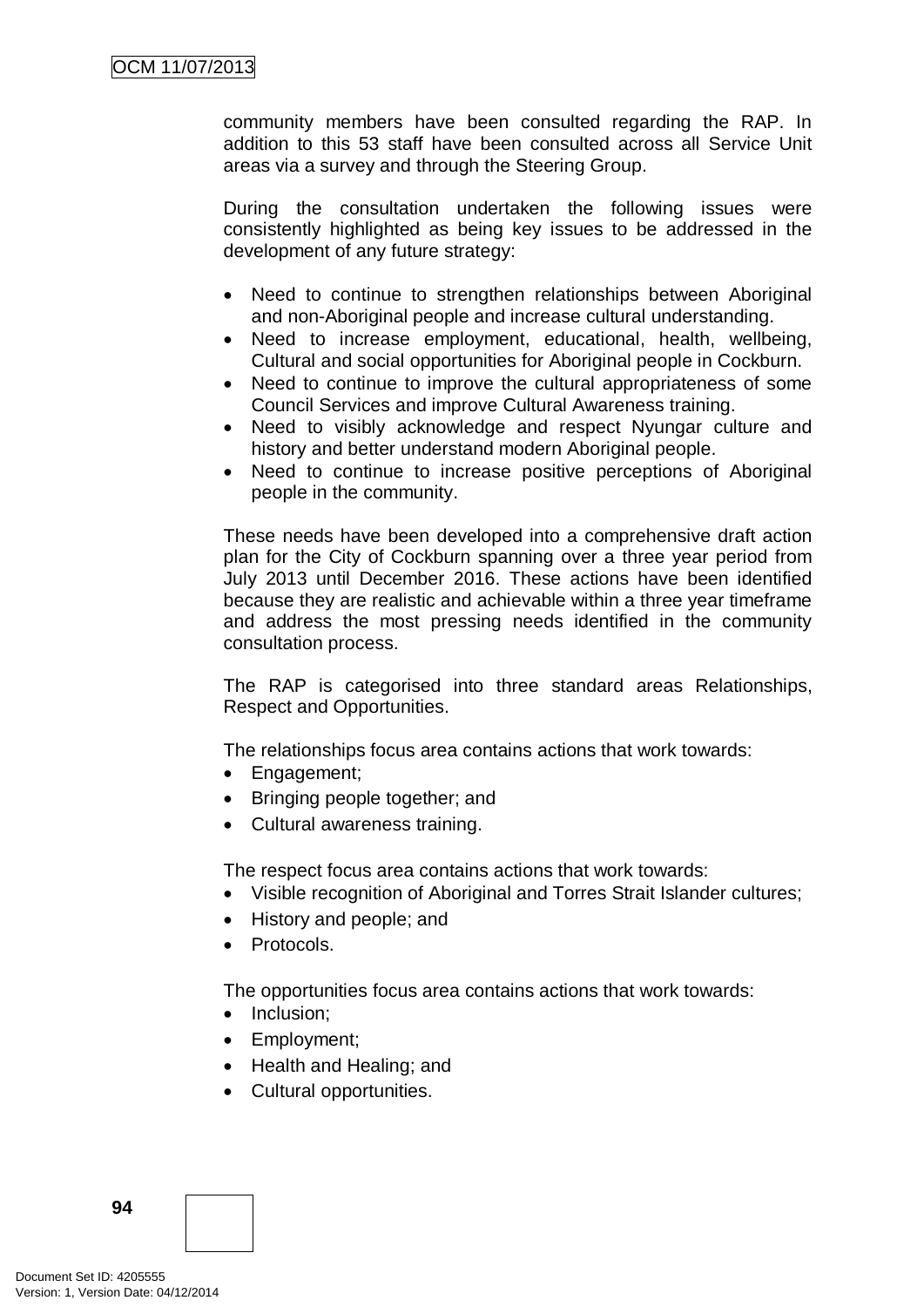community members have been consulted regarding the RAP. In addition to this 53 staff have been consulted across all Service Unit areas via a survey and through the Steering Group.

During the consultation undertaken the following issues were consistently highlighted as being key issues to be addressed in the development of any future strategy:

- Need to continue to strengthen relationships between Aboriginal and non-Aboriginal people and increase cultural understanding.
- Need to increase employment, educational, health, wellbeing, Cultural and social opportunities for Aboriginal people in Cockburn.
- Need to continue to improve the cultural appropriateness of some Council Services and improve Cultural Awareness training.
- Need to visibly acknowledge and respect Nyungar culture and history and better understand modern Aboriginal people.
- Need to continue to increase positive perceptions of Aboriginal people in the community.

These needs have been developed into a comprehensive draft action plan for the City of Cockburn spanning over a three year period from July 2013 until December 2016. These actions have been identified because they are realistic and achievable within a three year timeframe and address the most pressing needs identified in the community consultation process.

The RAP is categorised into three standard areas Relationships, Respect and Opportunities.

The relationships focus area contains actions that work towards:

- Engagement;
- Bringing people together; and
- Cultural awareness training.

The respect focus area contains actions that work towards:

- Visible recognition of Aboriginal and Torres Strait Islander cultures;
- History and people; and
- Protocols.

The opportunities focus area contains actions that work towards:

- Inclusion;
- Employment;
- Health and Healing; and
- Cultural opportunities.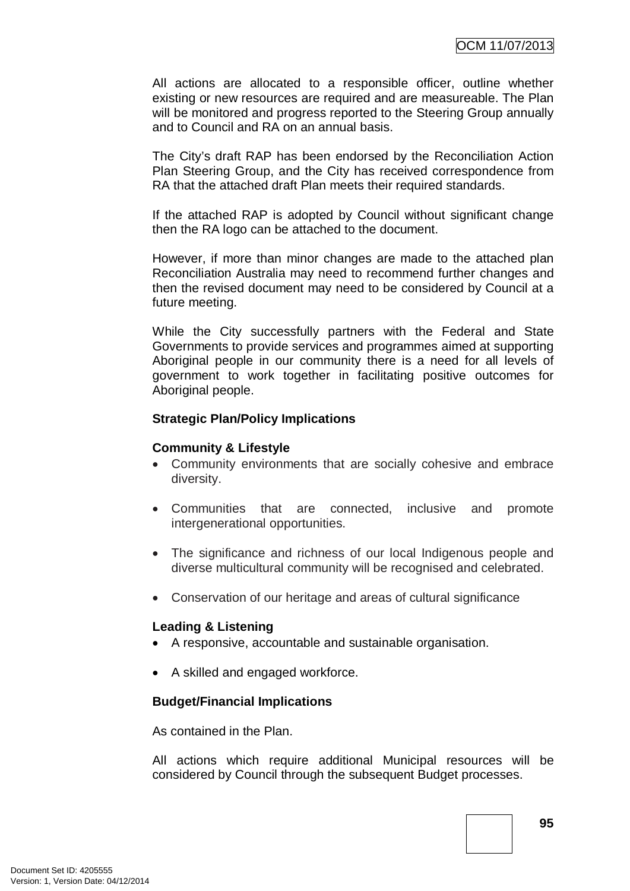All actions are allocated to a responsible officer, outline whether existing or new resources are required and are measureable. The Plan will be monitored and progress reported to the Steering Group annually and to Council and RA on an annual basis.

The City's draft RAP has been endorsed by the Reconciliation Action Plan Steering Group, and the City has received correspondence from RA that the attached draft Plan meets their required standards.

If the attached RAP is adopted by Council without significant change then the RA logo can be attached to the document.

However, if more than minor changes are made to the attached plan Reconciliation Australia may need to recommend further changes and then the revised document may need to be considered by Council at a future meeting.

While the City successfully partners with the Federal and State Governments to provide services and programmes aimed at supporting Aboriginal people in our community there is a need for all levels of government to work together in facilitating positive outcomes for Aboriginal people.

**Strategic Plan/Policy Implications**

**Community & Lifestyle**

- Community environments that are socially cohesive and embrace diversity.
- Communities that are connected, inclusive and promote intergenerational opportunities.
- The significance and richness of our local Indigenous people and diverse multicultural community will be recognised and celebrated.
- Conservation of our heritage and areas of cultural significance

**Leading & Listening**

- A responsive, accountable and sustainable organisation.
- A skilled and engaged workforce.

**Budget/Financial Implications**

As contained in the Plan.

All actions which require additional Municipal resources will be considered by Council through the subsequent Budget processes.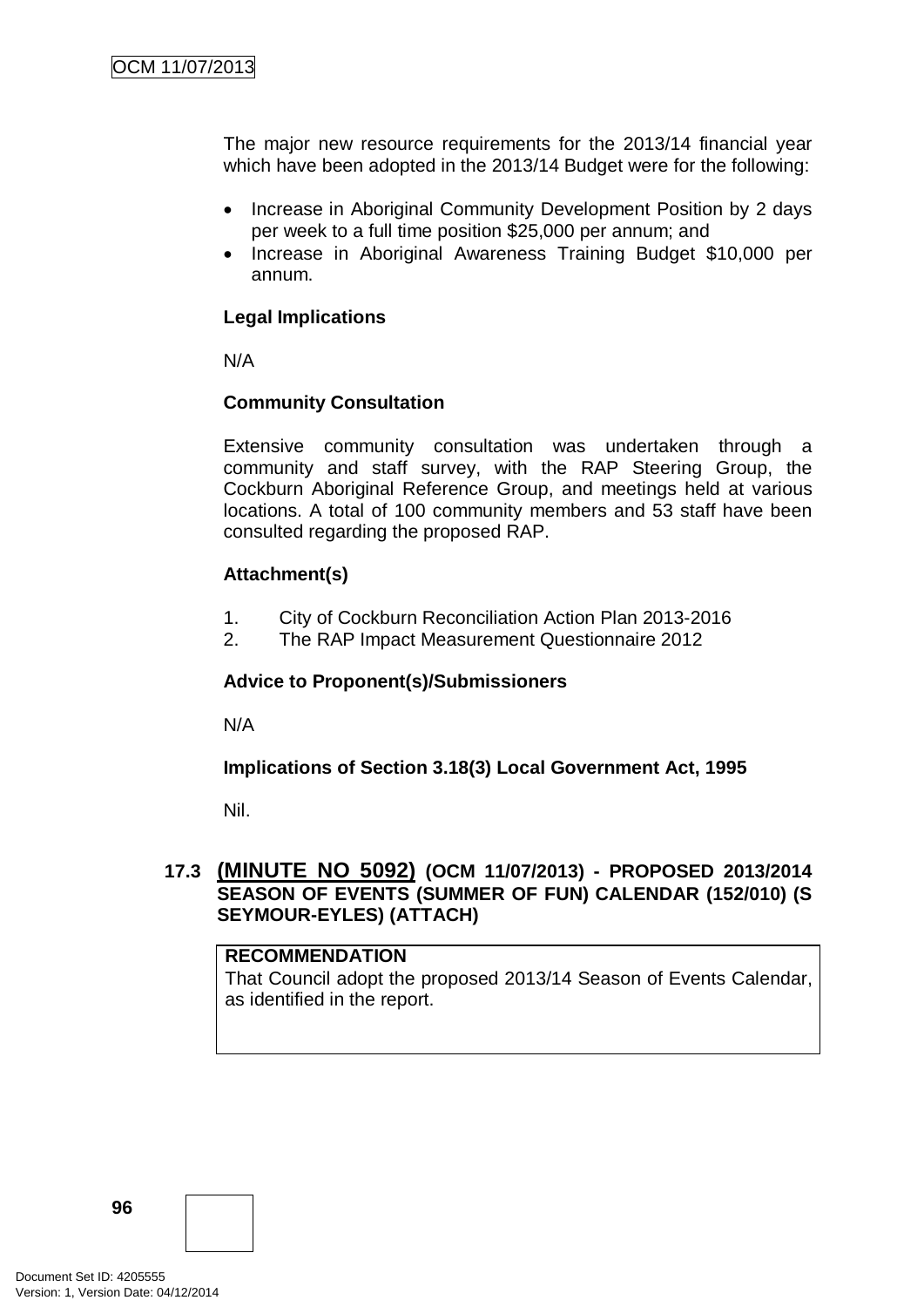The major new resource requirements for the 2013/14 financial year which have been adopted in the 2013/14 Budget were for the following:

- Increase in Aboriginal Community Development Position by 2 days per week to a full time position $25,000 per annum; and
- Increase in Aboriginal Awareness Training Budget $10,000 per annum.

**Legal Implications**

N/A

**Community Consultation**

Extensive community consultation was undertaken through a community and staff survey, with the RAP Steering Group, the Cockburn Aboriginal Reference Group, and meetings held at various locations. A total of 100 community members and 53 staff have been consulted regarding the proposed RAP.

**Attachment(s)**

1. City of Cockburn Reconciliation Action Plan 2013-2016
2. The RAP Impact Measurement Questionnaire 2012

**Advice to Proponent(s)/Submissioners**

N/A

**Implications of Section 3.18(3) Local Government Act, 1995**

Nil.

### 17.3 (MINUTE NO 5092) (OCM 11/07/2013) - PROPOSED 2013/2014 SEASON OF EVENTS (SUMMER OF FUN) CALENDAR (152/010) (S SEYMOUR-EYLES) (ATTACH)

**RECOMMENDATION**
That Council adopt the proposed 2013/14 Season of Events Calendar, as identified in the report.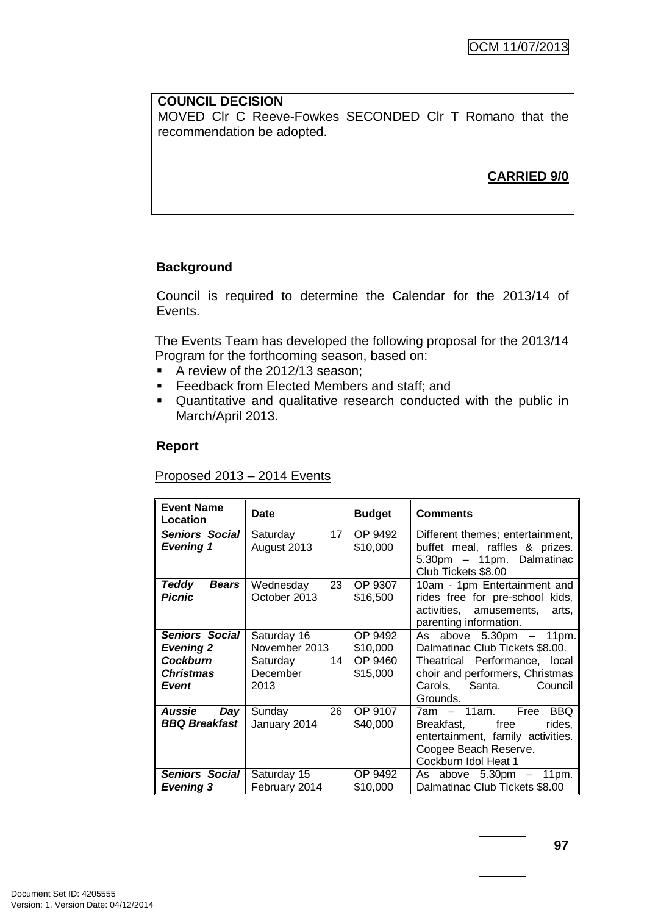**COUNCIL DECISION**

MOVED Clr C Reeve-Fowkes SECONDED Clr T Romano that the recommendation be adopted.

**CARRIED 9/0**

## Background

Council is required to determine the Calendar for the 2013/14 of Events.

The Events Team has developed the following proposal for the 2013/14 Program for the forthcoming season, based on:

- A review of the 2012/13 season;
- Feedback from Elected Members and staff; and
- Quantitative and qualitative research conducted with the public in March/April 2013.

## Report

Proposed 2013 – 2014 Events

| Event Name Location | Date | Budget | Comments |
|---|---|---|---|
| ***Seniors Social Evening 1*** | Saturday 17 August 2013 | OP 9492 $10,000 | Different themes; entertainment, buffet meal, raffles & prizes. 5.30pm – 11pm. Dalmatinac Club Tickets $8.00 |
| ***Teddy Bears Picnic*** | Wednesday 23 October 2013 | OP 9307 $16,500 | 10am - 1pm Entertainment and rides free for pre-school kids, activities, amusements, arts, parenting information. |
| ***Seniors Social Evening 2*** | Saturday 16 November 2013 | OP 9492 $10,000 | As above 5.30pm – 11pm. Dalmatinac Club Tickets $8.00. |
| ***Cockburn Christmas Event*** | Saturday 14 December 2013 | OP 9460 $15,000 | Theatrical Performance, local choir and performers, Christmas Carols, Santa. Council Grounds. |
| ***Aussie Day BBQ Breakfast*** | Sunday 26 January 2014 | OP 9107 $40,000 | 7am – 11am. Free BBQ Breakfast, free rides, entertainment, family activities. Coogee Beach Reserve. Cockburn Idol Heat 1 |
| ***Seniors Social Evening 3*** | Saturday 15 February 2014 | OP 9492 $10,000 | As above 5.30pm – 11pm. Dalmatinac Club Tickets $8.00 |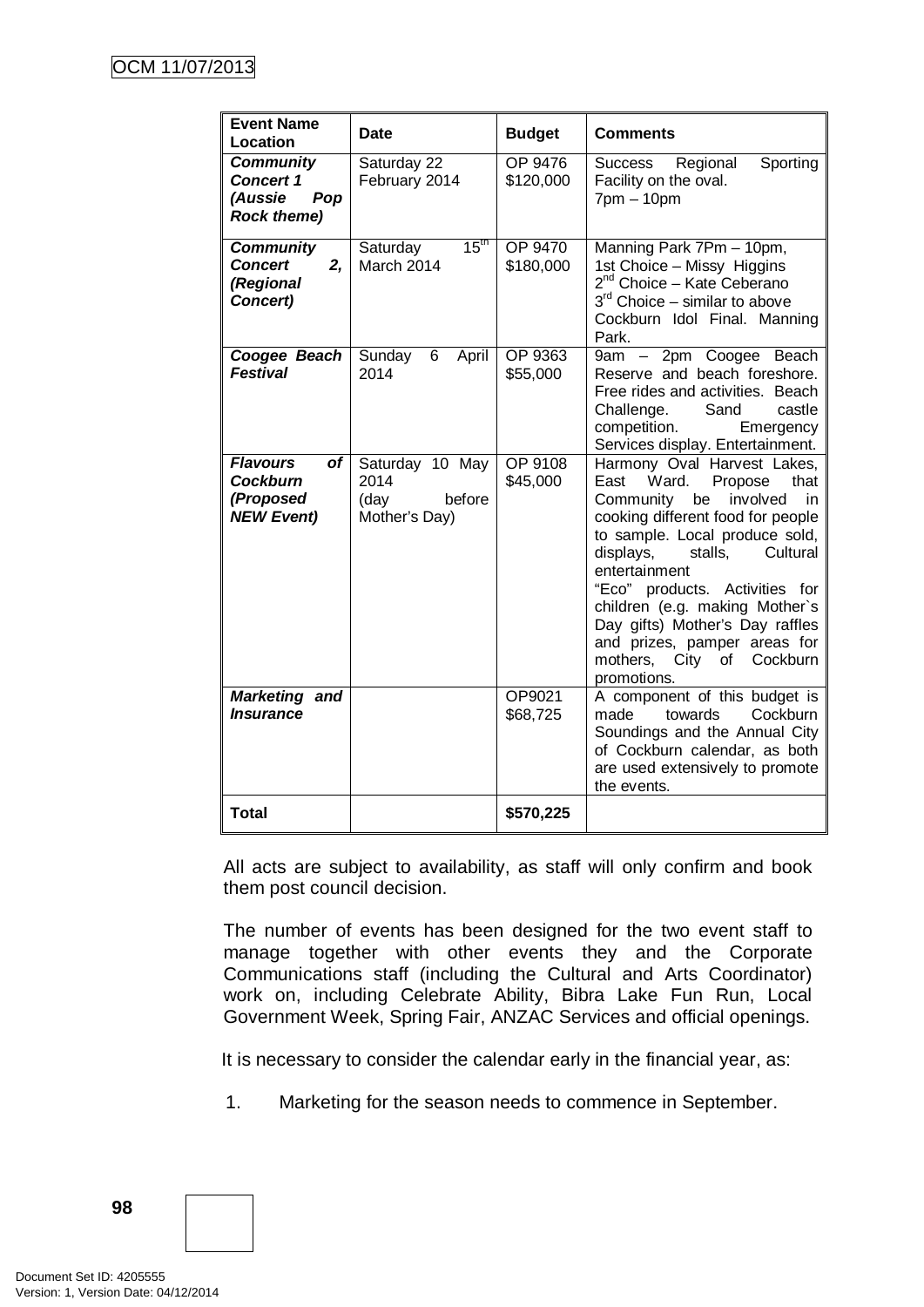| Event Name Location | Date | Budget | Comments |
|---|---|---|---|
| ***Community Concert 1 (Aussie Pop Rock theme)*** | Saturday 22 February 2014 | OP 9476 $120,000 | Success Regional Sporting Facility on the oval. 7pm – 10pm |
| ***Community Concert 2, (Regional Concert)*** | Saturday 15th March 2014 | OP 9470 $180,000 | Manning Park 7Pm – 10pm, 1st Choice – Missy Higgins 2nd Choice – Kate Ceberano 3rd Choice – similar to above Cockburn Idol Final. Manning Park. |
| ***Coogee Beach Festival*** | Sunday 6 April 2014 | OP 9363 $55,000 | 9am – 2pm Coogee Beach Reserve and beach foreshore. Free rides and activities. Beach Challenge. Sand castle competition. Emergency Services display. Entertainment. |
| ***Flavours of Cockburn (Proposed NEW Event)*** | Saturday 10 May 2014 (day before Mother's Day) | OP 9108 $45,000 | Harmony Oval Harvest Lakes, East Ward. Propose that Community be involved in cooking different food for people to sample. Local produce sold, displays, stalls, Cultural entertainment "Eco" products. Activities for children (e.g. making Mother`s Day gifts) Mother's Day raffles and prizes, pamper areas for mothers, City of Cockburn promotions. |
| ***Marketing and Insurance*** | | OP9021 $68,725 | A component of this budget is made towards Cockburn Soundings and the Annual City of Cockburn calendar, as both are used extensively to promote the events. |
| **Total** | | **$570,225** | |

All acts are subject to availability, as staff will only confirm and book them post council decision.

The number of events has been designed for the two event staff to manage together with other events they and the Corporate Communications staff (including the Cultural and Arts Coordinator) work on, including Celebrate Ability, Bibra Lake Fun Run, Local Government Week, Spring Fair, ANZAC Services and official openings.

It is necessary to consider the calendar early in the financial year, as:

1. Marketing for the season needs to commence in September.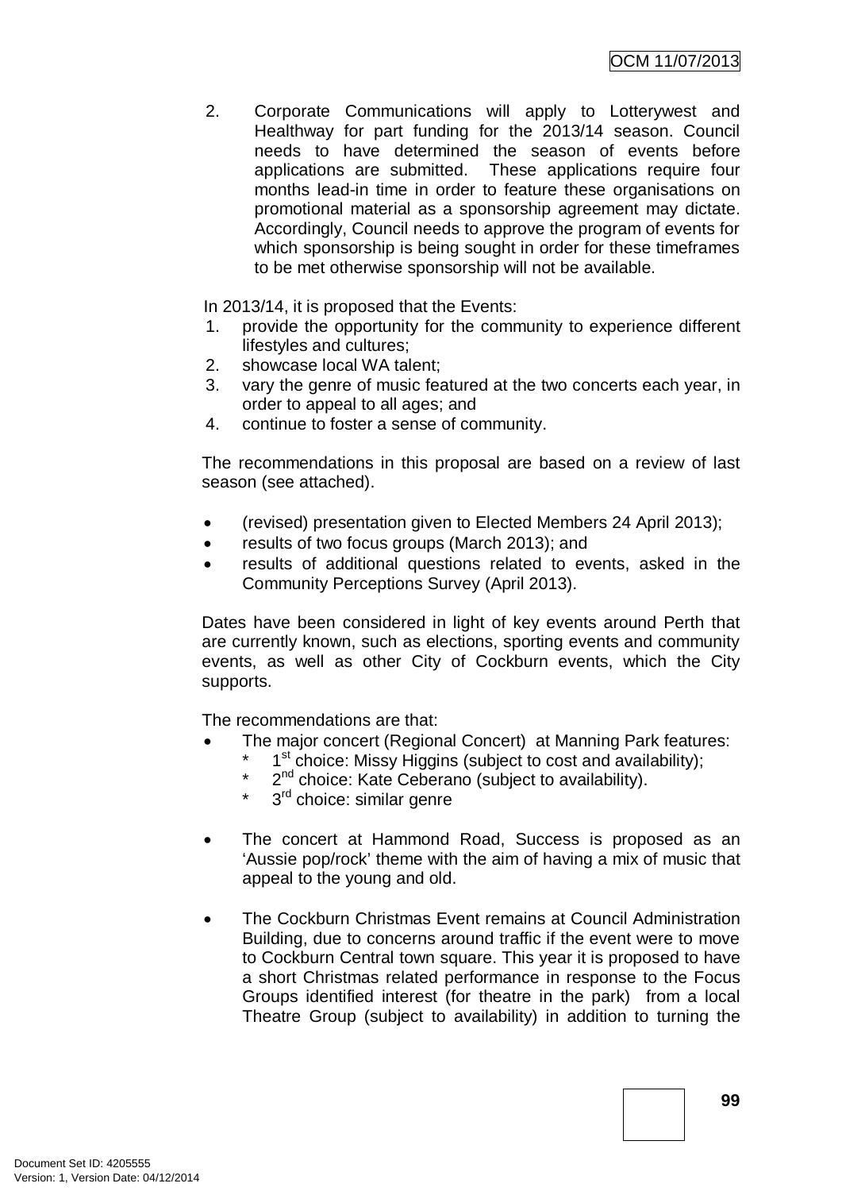2. Corporate Communications will apply to Lotterywest and Healthway for part funding for the 2013/14 season. Council needs to have determined the season of events before applications are submitted. These applications require four months lead-in time in order to feature these organisations on promotional material as a sponsorship agreement may dictate. Accordingly, Council needs to approve the program of events for which sponsorship is being sought in order for these timeframes to be met otherwise sponsorship will not be available.

In 2013/14, it is proposed that the Events:

1. provide the opportunity for the community to experience different lifestyles and cultures;
2. showcase local WA talent;
3. vary the genre of music featured at the two concerts each year, in order to appeal to all ages; and
4. continue to foster a sense of community.

The recommendations in this proposal are based on a review of last season (see attached).

- (revised) presentation given to Elected Members 24 April 2013);
- results of two focus groups (March 2013); and
- results of additional questions related to events, asked in the Community Perceptions Survey (April 2013).

Dates have been considered in light of key events around Perth that are currently known, such as elections, sporting events and community events, as well as other City of Cockburn events, which the City supports.

The recommendations are that:

- The major concert (Regional Concert) at Manning Park features:
  - 1st choice: Missy Higgins (subject to cost and availability);
  - 2nd choice: Kate Ceberano (subject to availability).
  - 3rd choice: similar genre

- The concert at Hammond Road, Success is proposed as an 'Aussie pop/rock' theme with the aim of having a mix of music that appeal to the young and old.

- The Cockburn Christmas Event remains at Council Administration Building, due to concerns around traffic if the event were to move to Cockburn Central town square. This year it is proposed to have a short Christmas related performance in response to the Focus Groups identified interest (for theatre in the park) from a local Theatre Group (subject to availability) in addition to turning the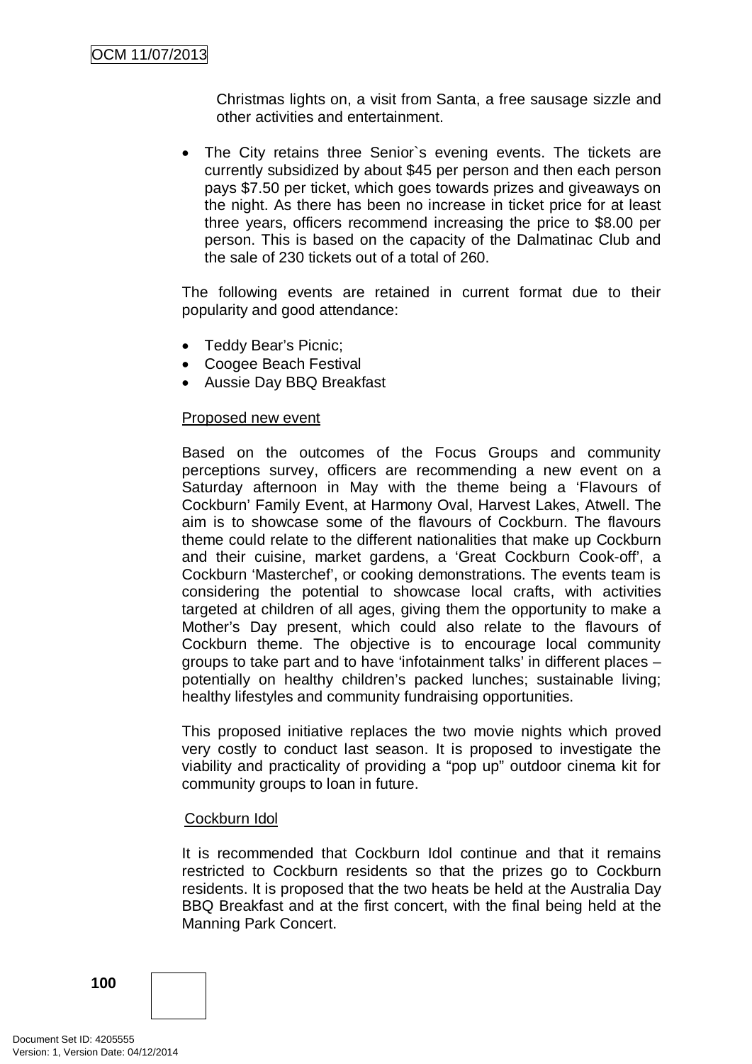Christmas lights on, a visit from Santa, a free sausage sizzle and other activities and entertainment.

- The City retains three Senior`s evening events. The tickets are currently subsidized by about $45 per person and then each person pays $7.50 per ticket, which goes towards prizes and giveaways on the night. As there has been no increase in ticket price for at least three years, officers recommend increasing the price to $8.00 per person. This is based on the capacity of the Dalmatinac Club and the sale of 230 tickets out of a total of 260.

The following events are retained in current format due to their popularity and good attendance:

- Teddy Bear's Picnic;
- Coogee Beach Festival
- Aussie Day BBQ Breakfast

Proposed new event

Based on the outcomes of the Focus Groups and community perceptions survey, officers are recommending a new event on a Saturday afternoon in May with the theme being a 'Flavours of Cockburn' Family Event, at Harmony Oval, Harvest Lakes, Atwell. The aim is to showcase some of the flavours of Cockburn. The flavours theme could relate to the different nationalities that make up Cockburn and their cuisine, market gardens, a 'Great Cockburn Cook-off', a Cockburn 'Masterchef', or cooking demonstrations. The events team is considering the potential to showcase local crafts, with activities targeted at children of all ages, giving them the opportunity to make a Mother's Day present, which could also relate to the flavours of Cockburn theme. The objective is to encourage local community groups to take part and to have 'infotainment talks' in different places – potentially on healthy children's packed lunches; sustainable living; healthy lifestyles and community fundraising opportunities.

This proposed initiative replaces the two movie nights which proved very costly to conduct last season. It is proposed to investigate the viability and practicality of providing a "pop up" outdoor cinema kit for community groups to loan in future.

Cockburn Idol

It is recommended that Cockburn Idol continue and that it remains restricted to Cockburn residents so that the prizes go to Cockburn residents. It is proposed that the two heats be held at the Australia Day BBQ Breakfast and at the first concert, with the final being held at the Manning Park Concert.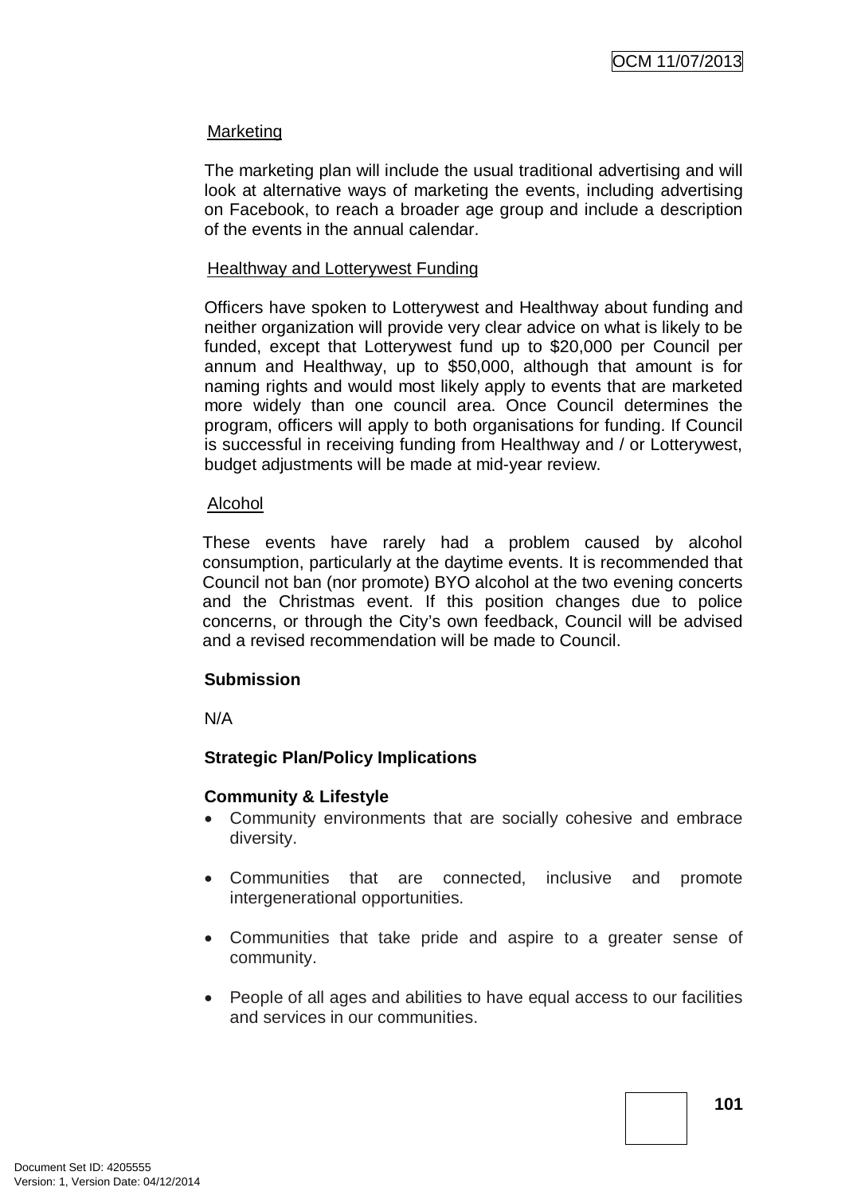Marketing

The marketing plan will include the usual traditional advertising and will look at alternative ways of marketing the events, including advertising on Facebook, to reach a broader age group and include a description of the events in the annual calendar.

Healthway and Lotterywest Funding

Officers have spoken to Lotterywest and Healthway about funding and neither organization will provide very clear advice on what is likely to be funded, except that Lotterywest fund up to $20,000 per Council per annum and Healthway, up to $50,000, although that amount is for naming rights and would most likely apply to events that are marketed more widely than one council area. Once Council determines the program, officers will apply to both organisations for funding. If Council is successful in receiving funding from Healthway and / or Lotterywest, budget adjustments will be made at mid-year review.

Alcohol

These events have rarely had a problem caused by alcohol consumption, particularly at the daytime events. It is recommended that Council not ban (nor promote) BYO alcohol at the two evening concerts and the Christmas event. If this position changes due to police concerns, or through the City's own feedback, Council will be advised and a revised recommendation will be made to Council.

**Submission**

N/A

**Strategic Plan/Policy Implications**

**Community & Lifestyle**

- Community environments that are socially cohesive and embrace diversity.
- Communities that are connected, inclusive and promote intergenerational opportunities.
- Communities that take pride and aspire to a greater sense of community.
- People of all ages and abilities to have equal access to our facilities and services in our communities.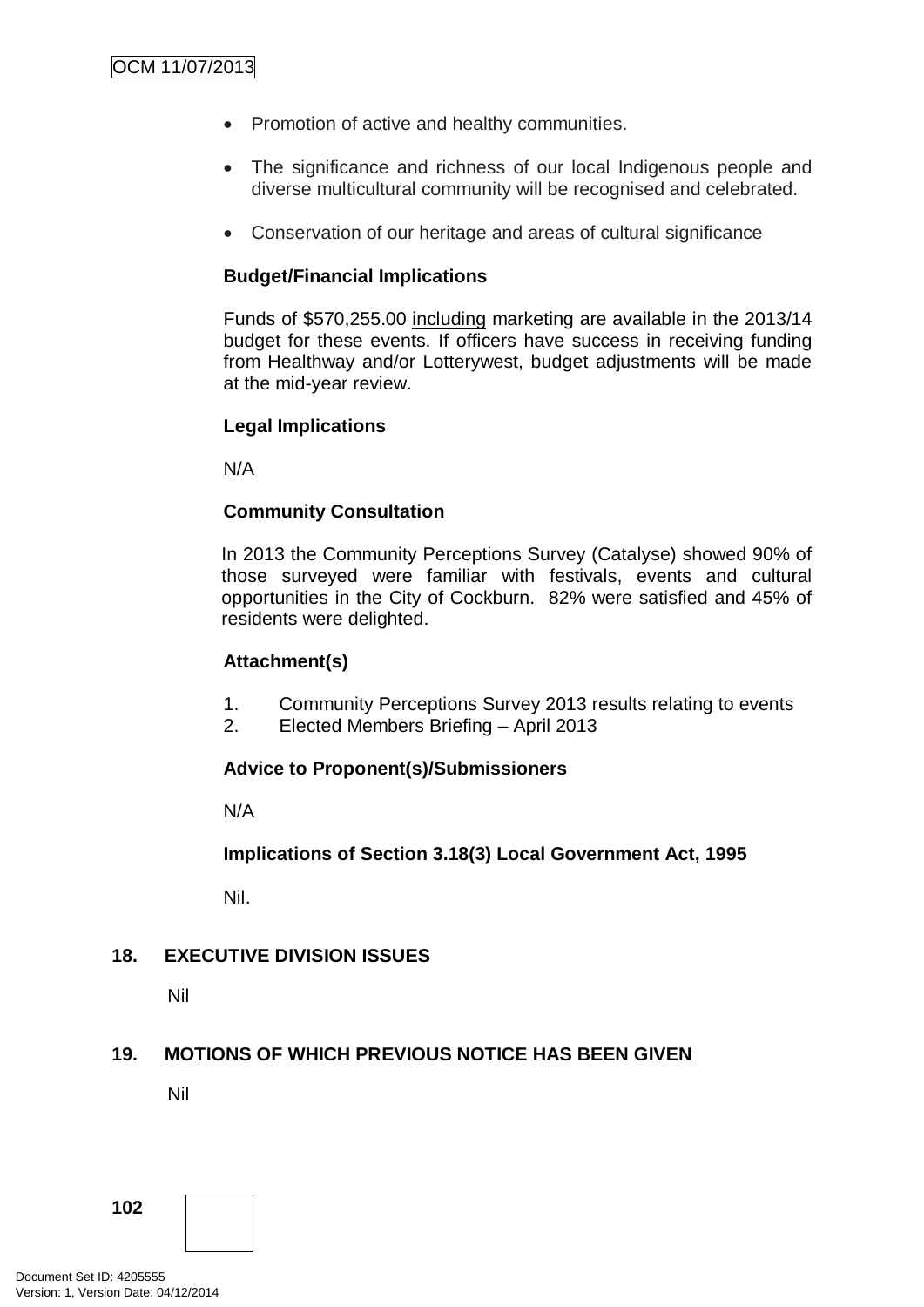- Promotion of active and healthy communities.
- The significance and richness of our local Indigenous people and diverse multicultural community will be recognised and celebrated.
- Conservation of our heritage and areas of cultural significance

**Budget/Financial Implications**

Funds of $570,255.00 including marketing are available in the 2013/14 budget for these events. If officers have success in receiving funding from Healthway and/or Lotterywest, budget adjustments will be made at the mid-year review.

**Legal Implications**

N/A

**Community Consultation**

In 2013 the Community Perceptions Survey (Catalyse) showed 90% of those surveyed were familiar with festivals, events and cultural opportunities in the City of Cockburn. 82% were satisfied and 45% of residents were delighted.

**Attachment(s)**

1. Community Perceptions Survey 2013 results relating to events
2. Elected Members Briefing – April 2013

**Advice to Proponent(s)/Submissioners**

N/A

**Implications of Section 3.18(3) Local Government Act, 1995**

Nil.

## 18. EXECUTIVE DIVISION ISSUES

Nil

## 19. MOTIONS OF WHICH PREVIOUS NOTICE HAS BEEN GIVEN

Nil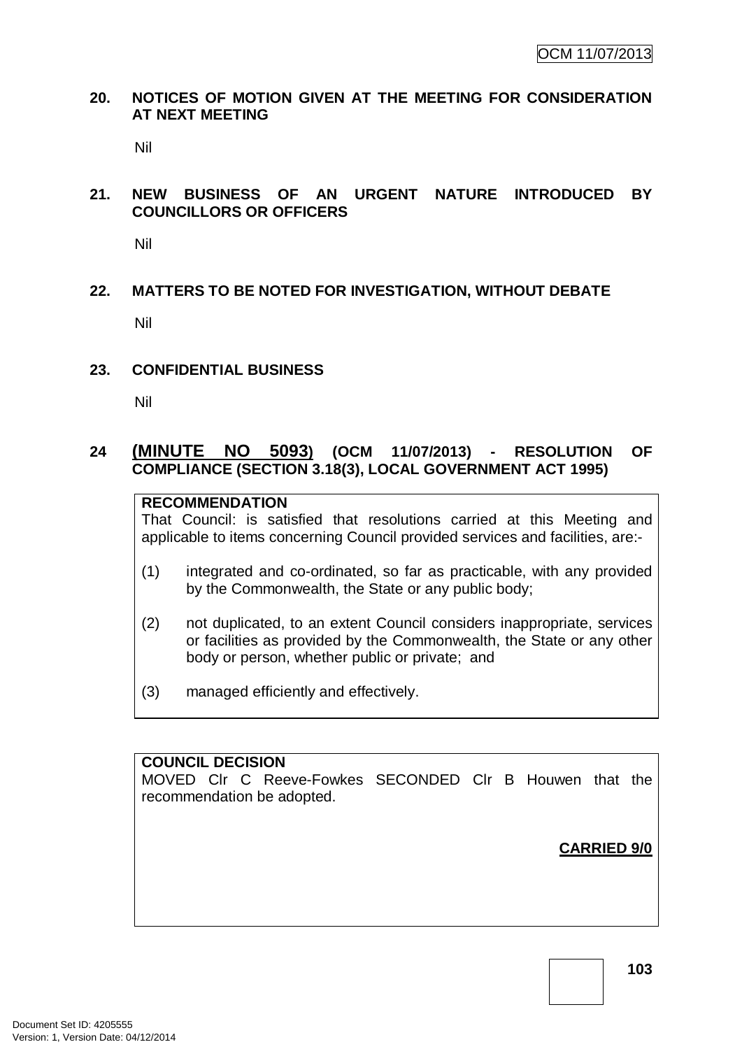## 20. NOTICES OF MOTION GIVEN AT THE MEETING FOR CONSIDERATION AT NEXT MEETING

Nil

## 21. NEW BUSINESS OF AN URGENT NATURE INTRODUCED BY COUNCILLORS OR OFFICERS

Nil

## 22. MATTERS TO BE NOTED FOR INVESTIGATION, WITHOUT DEBATE

Nil

## 23. CONFIDENTIAL BUSINESS

Nil

## 24 (MINUTE NO 5093) (OCM 11/07/2013) - RESOLUTION OF COMPLIANCE (SECTION 3.18(3), LOCAL GOVERNMENT ACT 1995)

**RECOMMENDATION**

That Council: is satisfied that resolutions carried at this Meeting and applicable to items concerning Council provided services and facilities, are:-

(1) integrated and co-ordinated, so far as practicable, with any provided by the Commonwealth, the State or any public body;

(2) not duplicated, to an extent Council considers inappropriate, services or facilities as provided by the Commonwealth, the State or any other body or person, whether public or private; and

(3) managed efficiently and effectively.

**COUNCIL DECISION**

MOVED Clr C Reeve-Fowkes SECONDED Clr B Houwen that the recommendation be adopted.

**CARRIED 9/0**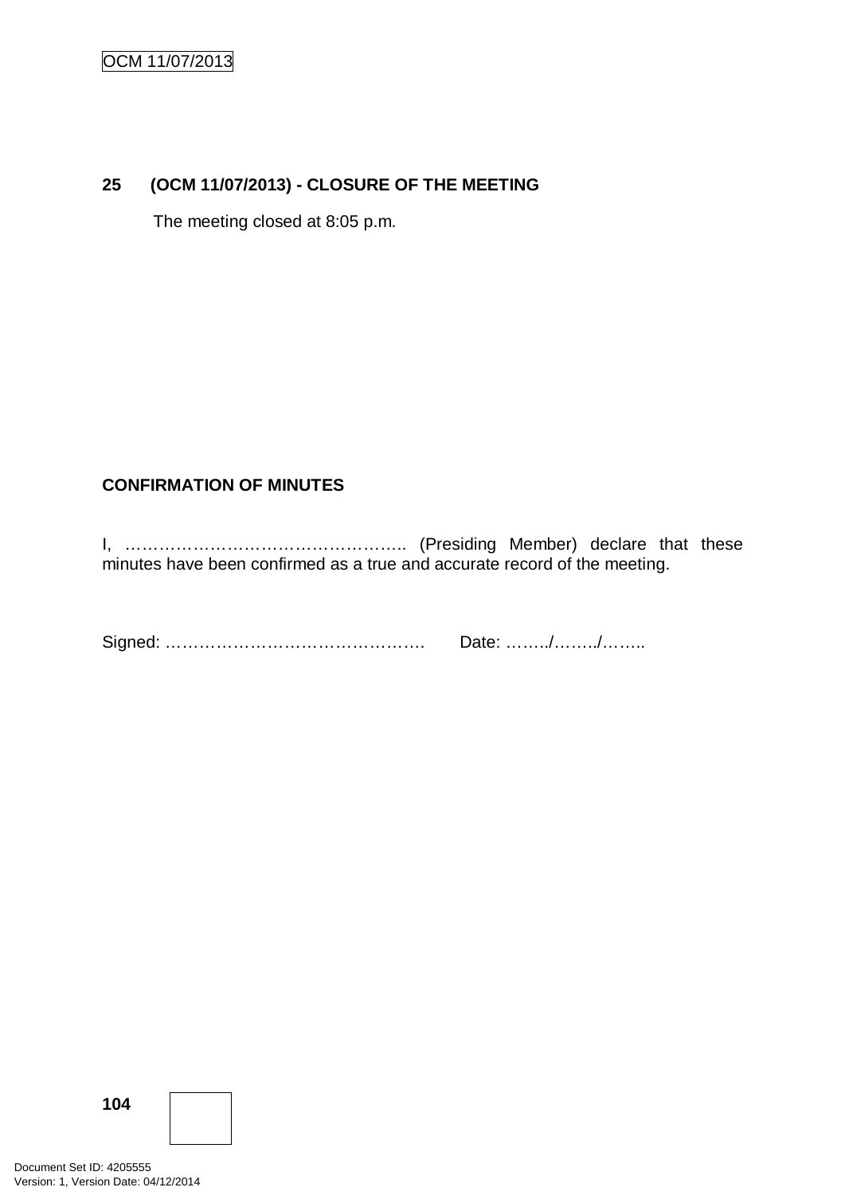## 25 (OCM 11/07/2013) - CLOSURE OF THE MEETING

The meeting closed at 8:05 p.m.

**CONFIRMATION OF MINUTES**

I, ………………………………………….. (Presiding Member) declare that these minutes have been confirmed as a true and accurate record of the meeting.

Signed: ………………………………………. Date: ……../……../……..